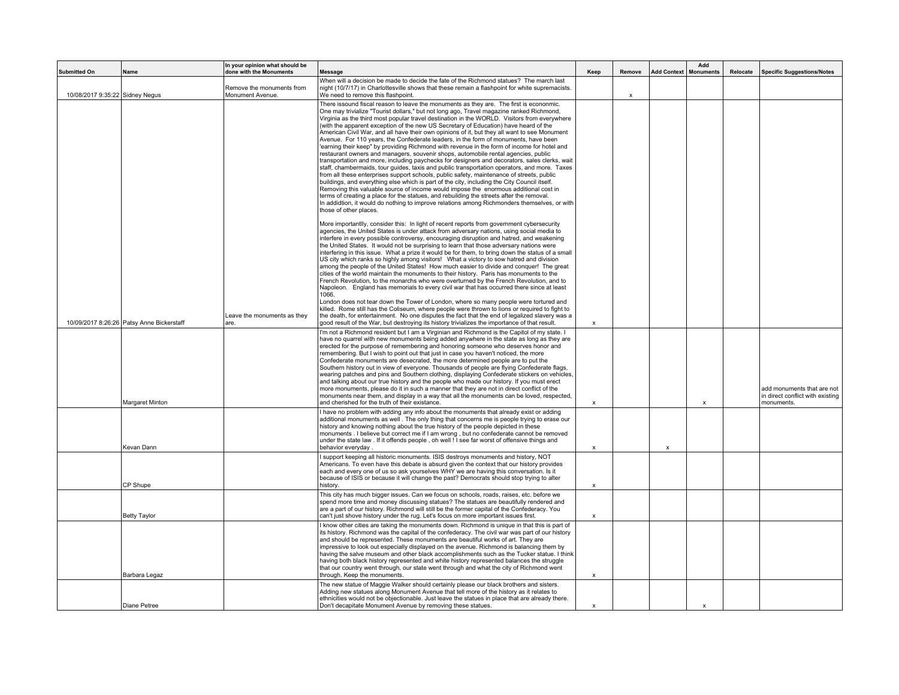| Submitted On | Name | In your opinion what should be done with the Monuments | Message | Keep | Remove | Add Context | Add Monuments | Relocate | Specific Suggestions/Notes |
|---|---|---|---|---|---|---|---|---|---|
| 10/08/2017 9:35:22 | Sidney Negus | Remove the monuments from Monument Avenue. | When will a decision be made to decide the fate of the Richmond statues? The march last night (10/7/17) in Charlottesville shows that these remain a flashpoint for white supremacists. We need to remove this flashpoint. | | x | | | | |
| 10/09/2017 8:26:26 | Patsy Anne Bickerstaff | Leave the monuments as they are. | There issound fiscal reason to leave the monuments as they are. The first is econonmic. One may trivialize "Tourist dollars," but not long ago, Travel magazine ranked Richmond, Virginia as the third most popular travel destination in the WORLD. Visitors from everywhere (with the apparent exception of the new US Secretary of Education) have heard of the American Civil War, and all have their own opinions of it, but they all want to see Monument Avenue. For 110 years, the Confederate leaders, in the form of monuments, have been 'earning their keep" by providing Richmond with revenue in the form of income for hotel and restaurant owners and managers, souvenir shops, automobile rental agencies, public transportation and more, including paychecks for designers and decorators, sales clerks, wait staff, chambermaids, tour guides, taxis and public transportation operators, and more. Taxes from all these enterprises support schools, public safety, maintenance of streets, public buildings, and everything else which is part of the city, including the City Council itself. Removing this valuable source of income would impose the enormous additional cost in terms of creating a place for the statues, and rebuilding the streets after the removal. In addidtion, it would do nothing to improve relations among Richmonders themselves, or with those of other places.<br><br>More importantlly, consider this: In light of recent reports from government cybersecurity agencies, the United States is under attack from adversary nations, using social media to interfere in every possible controversy, encouraging disruption and hatred, and weakening the United States. It would not be surprising to learn that those adversary nations were interfering in this issue. What a prize it would be for them, to bring down the status of a small US city which ranks so highly among visitors! What a victory to sow hatred and division among the people of the United States! How much easier to divide and conquer! The great cities of the world maintain the monuments to their history. Paris has monuments to the French Revolution, to the monarchs who were overturned by the French Revolution, and to Napoleon. England has memorials to every civil war that has occurred there since at least 1066.<br>London does not tear down the Tower of London, where so many people were tortured and killed. Rome still has the Coliseum, where people were thrown to lions or required to fight to the death, for entertainment. No one disputes the fact that the end of legalized slavery was a good result of the War, but destroying its history trivializes the importance of that result. | x | | | | | |
| | Margaret Minton | | I'm not a Richmond resident but I am a Virginian and Richmond is the Capitol of my state. I have no quarrel with new monuments being added anywhere in the state as long as they are erected for the purpose of remembering and honoring someone who deserves honor and remembering. But I wish to point out that just in case you haven't noticed, the more Confederate monuments are desecrated, the more determined people are to put the Southern history out in view of everyone. Thousands of people are flying Confederate flags, wearing patches and pins and Southern clothing, displaying Confederate stickers on vehicles, and talking about our true history and the people who made our history. If you must erect more monuments, please do it in such a manner that they are not in direct conflict of the monuments near them, and display in a way that all the monuments can be loved, respected, and cherished for the truth of their existance. | x | | | x | | add monuments that are not in direct conflict with existing monuments. |
| | Kevan Dann | | I have no problem with adding any info about the monuments that already exist or adding additional monuments as well . The only thing that concerns me is people trying to erase our history and knowing nothing about the true history of the people depicted in these monuments . I believe but correct me if I am wrong , but no confederate cannot be removed under the state law . If it offends people , oh well ! I see far worst of offensive things and behavior everyday . | x | | x | | | |
| | CP Shupe | | I support keeping all historic monuments. ISIS destroys monuments and history, NOT Americans. To even have this debate is absurd given the context that our history provides each and every one of us so ask yourselves WHY we are having this conversation. Is it because of ISIS or because it will change the past? Democrats should stop trying to alter history. | x | | | | | |
| | Betty Taylor | | This city has much bigger issues. Can we focus on schools, roads, raises, etc. before we spend more time and money discussing statues? The statues are beautifully rendered and are a part of our history. Richmond will still be the former capital of the Confederacy. You can't just shove history under the rug. Let's focus on more important issues first. | x | | | | | |
| | Barbara Legaz | | I know other cities are taking the monuments down. Richmond is unique in that this is part of its history. Richmond was the capital of the confederacy. The civil war was part of our history and should be represented. These monuments are beautiful works of art. They are impressive to look out especially displayed on the avenue. Richmond is balancing them by having the salve museum and other black accomplishments such as the Tucker statue. I think having both black history represented and white history represented balances the struggle that our country went through, our state went through and what the city of Richmond went through. Keep the monuments. | x | | | | | |
| | Diane Petree | | The new statue of Maggie Walker should certainly please our black brothers and sisters. Adding new statues along Monument Avenue that tell more of the history as it relates to ethnicities would not be objectionable. Just leave the statues in place that are already there. Don't decapitate Monument Avenue by removing these statues. | x | | | x | | |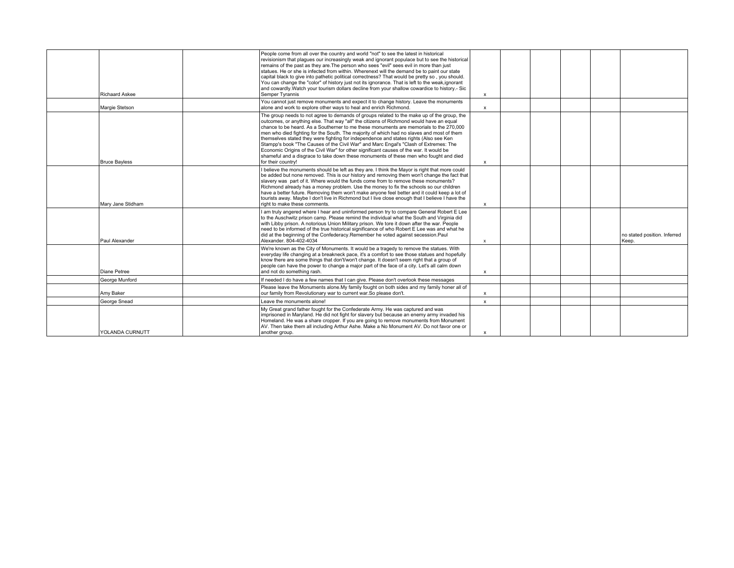| | | | | | | | | |
|---|---|---|---|---|---|---|---|---|
| | Richaard Askee | | People come from all over the country and world "not" to see the latest in historical revisionism that plagues our increasingly weak and ignorant populace but to see the historical remains of the past as they are.The person who sees "evil" sees evil in more than just statues. He or she is infected from within. Wherenext will the demand be to paint our state capital black to give into pathetic political correctness? That would be pretty so , you should. You can change the "color" of history just not its ignorance. That is left to the weak,ignorant and cowardly.Watch your tourism dollars decline from your shallow cowardice to history.- Sic Semper Tyrannis | x | | | | |
| | Margie Stetson | | You cannot just remove monuments and expect it to change history. Leave the monuments alone and work to explore other ways to heal and enrich Richmond. | x | | | | |
| | Bruce Bayless | | The group needs to not agree to demands of groups related to the make up of the group, the outcomes, or anything else. That way "all" the citizens of Richmond would have an equal chance to be heard. As a Southerner to me these monuments are memorials to the 270,000 men who died fighting for the South. The majority of which had no slaves and most of them themselves stated they were fighting for independence and states rights (Also see Ken Stampp's book "The Causes of the Civil War" and Marc Engal's "Clash of Extremes: The Economic Origins of the Civil War" for other significant causes of the war. It would be shameful and a disgrace to take down these monuments of these men who fought and died for their country! | x | | | | |
| | Mary Jane Stidham | | I believe the monuments should be left as they are. I think the Mayor is right that more could be added but none removed. This is our history and removing them won't change the fact that slavery was part of it. Where would the funds come from to remove these monuments? Richmond already has a money problem. Use the money to fix the schools so our children have a better future. Removing them won't make anyone feel better and it could keep a lot of tourists away. Maybe I don't live in Richmond but I live close enough that I believe I have the right to make these comments. | x | | | | |
| | Paul Alexander | | I am truly angered where I hear and uninformed person try to compare General Robert E Lee to the Auschwitz prison camp. Please remind the individual what the South and Virginia did with Libby prison. A notorious Union Military prison. We tore it down after the war. People need to be informed of the true historical significance of who Robert E Lee was and what he did at the beginning of the Confederacy.Remember he voted against secession.Paul Alexander. 804-402-4034 | x | | | | no stated position. Inferred Keep. |
| | Diane Petree | | We're known as the City of Monuments. It would be a tragedy to remove the statues. With everyday life changing at a breakneck pace, it's a comfort to see those statues and hopefully know there are some things that don't/won't change. It doesn't seem right that a group of people can have the power to change a major part of the face of a city. Let's all calm down and not do something rash. | x | | | | |
| | George Munford | | If needed I do have a few names that I can give. Please don't overlook these messages | | | | | |
| | Amy Baker | | Please leave the Monuments alone.My family fought on both sides and my family honer all of our family from Revolutionary war to current war.So please don't. | x | | | | |
| | George Snead | | Leave the monuments alone! | x | | | | |
| | YOLANDA CURNUTT | | My Great grand father fought for the Confederate Army. He was captured and was imprisoned in Maryland. He did not fight for slavery but because an enemy army invaded his Homeland. He was a share cropper. If you are going to remove monuments from Monument AV. Then take them all including Arthur Ashe. Make a No Monument AV. Do not favor one or another group. | x | | | | |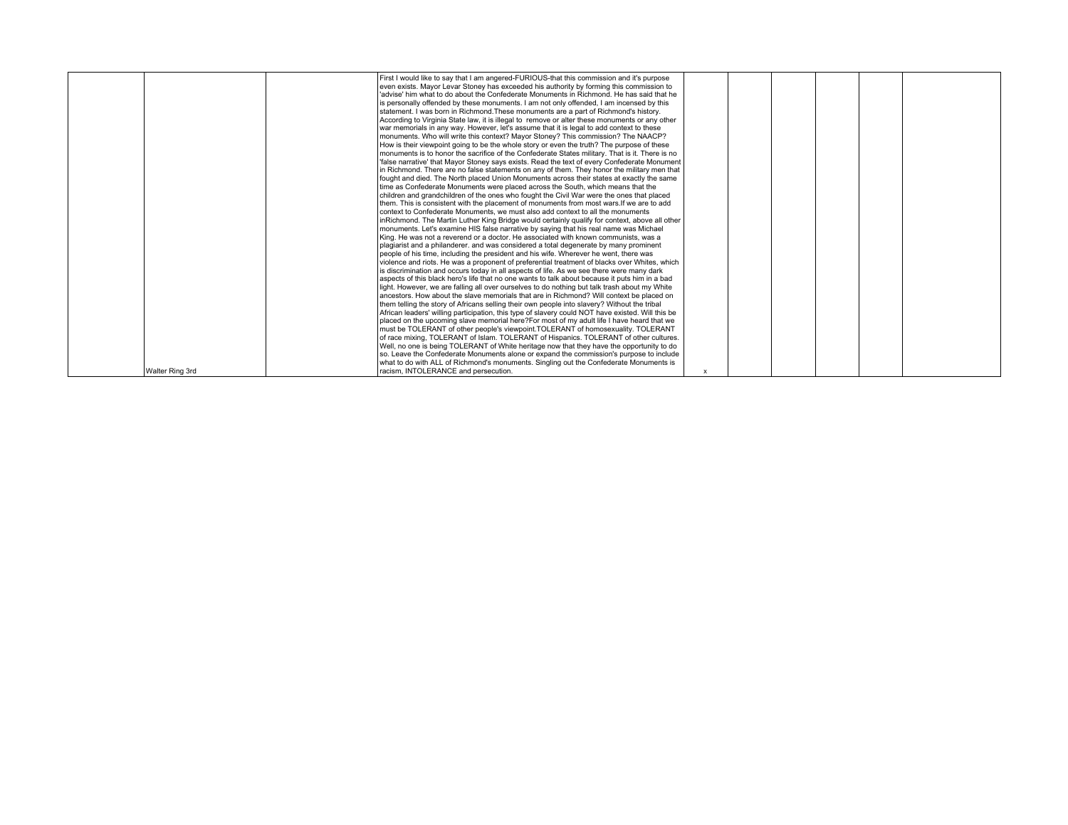|  |  |  |  |  |  |  |  |  |  |
|---|---|---|---|---|---|---|---|---|---|
|  | Walter Ring 3rd |  | First I would like to say that I am angered-FURIOUS-that this commission and it's purpose even exists. Mayor Levar Stoney has exceeded his authority by forming this commission to 'advise' him what to do about the Confederate Monuments in Richmond. He has said that he is personally offended by these monuments. I am not only offended, I am incensed by this statement. I was born in Richmond.These monuments are a part of Richmond's history. According to Virginia State law, it is illegal to remove or alter these monuments or any other war memorials in any way. However, let's assume that it is legal to add context to these monuments. Who will write this context? Mayor Stoney? This commission? The NAACP? How is their viewpoint going to be the whole story or even the truth? The purpose of these monuments is to honor the sacrifice of the Confederate States military. That is it. There is no 'false narrative' that Mayor Stoney says exists. Read the text of every Confederate Monument in Richmond. There are no false statements on any of them. They honor the military men that fought and died. The North placed Union Monuments across their states at exactly the same time as Confederate Monuments were placed across the South, which means that the children and grandchildren of the ones who fought the Civil War were the ones that placed them. This is consistent with the placement of monuments from most wars.If we are to add context to Confederate Monuments, we must also add context to all the monuments inRichmond. The Martin Luther King Bridge would certainly qualify for context, above all other monuments. Let's examine HIS false narrative by saying that his real name was Michael King. He was not a reverend or a doctor. He associated with known communists, was a plagiarist and a philanderer. and was considered a total degenerate by many prominent people of his time, including the president and his wife. Wherever he went, there was violence and riots. He was a proponent of preferential treatment of blacks over Whites, which is discrimination and occurs today in all aspects of life. As we see there were many dark aspects of this black hero's life that no one wants to talk about because it puts him in a bad light. However, we are falling all over ourselves to do nothing but talk trash about my White ancestors. How about the slave memorials that are in Richmond? Will context be placed on them telling the story of Africans selling their own people into slavery? Without the tribal African leaders' willing participation, this type of slavery could NOT have existed. Will this be placed on the upcoming slave memorial here?For most of my adult life I have heard that we must be TOLERANT of other people's viewpoint.TOLERANT of homosexuality. TOLERANT of race mixing, TOLERANT of Islam. TOLERANT of Hispanics. TOLERANT of other cultures. Well, no one is being TOLERANT of White heritage now that they have the opportunity to do so. Leave the Confederate Monuments alone or expand the commission's purpose to include what to do with ALL of Richmond's monuments. Singling out the Confederate Monuments is racism, INTOLERANCE and persecution. | x |  |  |  |  |  |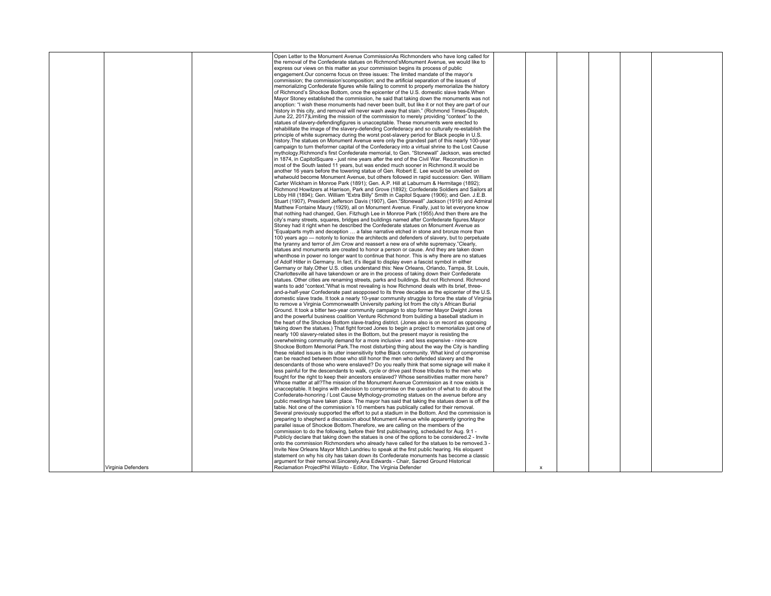| | | | | | | | | |
|---|---|---|---|---|---|---|---|---|
| Virginia Defenders | | Open Letter to the Monument Avenue CommissionAs Richmonders who have long called for the removal of the Confederate statues on Richmond'sMonument Avenue, we would like to express our views on this matter as your commission begins its process of public engagement.Our concerns focus on three issues: The limited mandate of the mayor's commission; the commission'scomposition; and the artificial separation of the issues of memorializing Confederate figures while failing to commit to properly memorialize the history of Richmond's Shockoe Bottom, once the epicenter of the U.S. domestic slave trade.When Mayor Stoney established the commission, he said that taking down the monuments was not anoption: "I wish these monuments had never been built, but like it or not they are part of our history in this city, and removal will never wash away that stain." (Richmond Times-Dispatch, June 22, 2017)Limiting the mission of the commission to merely providing "context" to the statues of slavery-defendingfigures is unacceptable. These monuments were erected to rehabilitate the image of the slavery-defending Confederacy and so culturally re-establish the principle of white supremacy during the worst post-slavery period for Black people in U.S. history.The statues on Monument Avenue were only the grandest part of this nearly 100-year campaign to turn theformer capital of the Confederacy into a virtual shrine to the Lost Cause mythology.Richmond's first Confederate memorial, to Gen. "Stonewall" Jackson, was erected in 1874, in CapitolSquare - just nine years after the end of the Civil War. Reconstruction in most of the South lasted 11 years, but was ended much sooner in Richmond.It would be another 16 years before the towering statue of Gen. Robert E. Lee would be unveiled on whatwould become Monument Avenue, but others followed in rapid succession: Gen. William Carter Wickham in Monroe Park (1891); Gen. A.P. Hill at Laburnum & Hermitage (1892); Richmond Howitzers at Harrison, Park and Grove (1892); Confederate Soldiers and Sailors at Libby Hill (1894); Gen. William "Extra Billy" Smith in Capitol Square (1906); and Gen. J.E.B. Stuart (1907), President Jefferson Davis (1907), Gen."Stonewall" Jackson (1919) and Admiral Matthew Fontaine Maury (1929), all on Monument Avenue. Finally, just to let everyone know that nothing had changed, Gen. Fitzhugh Lee in Monroe Park (1955).And then there are the city's many streets, squares, bridges and buildings named after Confederate figures.Mayor Stoney had it right when he described the Confederate statues on Monument Avenue as "Equalparts myth and deception … a false narrative etched in stone and bronze more than 100 years ago — notonly to lionize the architects and defenders of slavery, but to perpetuate the tyranny and terror of Jim Crow and reassert a new era of white supremacy."Clearly, statues and monuments are created to honor a person or cause. And they are taken down whenthose in power no longer want to continue that honor. This is why there are no statues of Adolf Hitler in Germany. In fact, it's illegal to display even a fascist symbol in either Germany or Italy.Other U.S. cities understand this: New Orleans, Orlando, Tampa, St. Louis, Charlottesville all have takendown or are in the process of taking down their Confederate statues. Other cities are renaming streets, parks and buildings. But not Richmond. Richmond wants to add "context."What is most revealing is how Richmond deals with its brief, three-and-a-half-year Confederate past asopposed to its three decades as the epicenter of the U.S. domestic slave trade. It took a nearly 10-year community struggle to force the state of Virginia to remove a Virginia Commonwealth University parking lot from the city's African Burial Ground. It took a bitter two-year community campaign to stop former Mayor Dwight Jones and the powerful business coalition Venture Richmond from building a baseball stadium in the heart of the Shockoe Bottom slave-trading district. (Jones also is on record as opposing taking down the statues.) That fight forced Jones to begin a project to memorialize just one of nearly 100 slavery-related sites in the Bottom, but the present mayor is resisting the overwhelming community demand for a more inclusive - and less expensive - nine-acre Shockoe Bottom Memorial Park.The most disturbing thing about the way the City is handling these related issues is its utter insensitivity tothe Black community. What kind of compromise can be reached between those who still honor the men who defended slavery and the descendants of those who were enslaved? Do you really think that some signage will make it less painful for the descendants to walk, cycle or drive past those tributes to the men who fought for the right to keep their ancestors enslaved? Whose sensitivities matter more here? Whose matter at all?The mission of the Monument Avenue Commission as it now exists is unacceptable. It begins with adecision to compromise on the question of what to do about the Confederate-honoring / Lost Cause Mythology-promoting statues on the avenue before any public meetings have taken place. The mayor has said that taking the statues down is off the table. Not one of the commission's 10 members has publically called for their removal. Several previously supported the effort to put a stadium in the Bottom. And the commission is preparing to shepherd a discussion about Monument Avenue while apparently ignoring the parallel issue of Shockoe Bottom.Therefore, we are calling on the members of the commission to do the following, before their first publichearing, scheduled for Aug. 9:1 - Publicly declare that taking down the statues is one of the options to be considered.2 - Invite onto the commission Richmonders who already have called for the statues to be removed.3 - Invite New Orleans Mayor Mitch Landrieu to speak at the first public hearing. His eloquent statement on why his city has taken down its Confederate monuments has become a classic argument for their removal.Sincerely,Ana Edwards - Chair, Sacred Ground Historical Reclamation ProjectPhil Wilayto - Editor, The Virginia Defender | | x | | | | |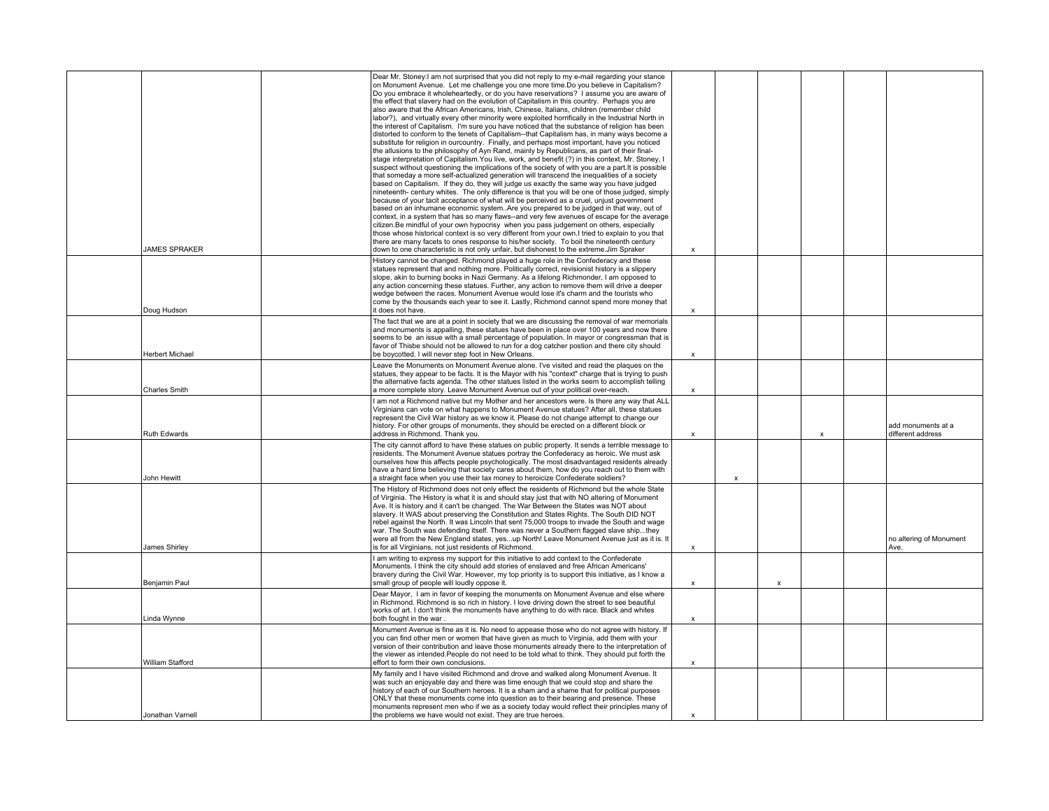| | | | | | | | | | |
|---|---|---|---|---|---|---|---|---|---|
| | JAMES SPRAKER | | Dear Mr. Stoney:I am not surprised that you did not reply to my e-mail regarding your stance on Monument Avenue. Let me challenge you one more time.Do you believe in Capitalism? Do you embrace it wholeheartedly, or do you have reservations? I assume you are aware of the effect that slavery had on the evolution of Capitalism in this country. Perhaps you are also aware that the African Americans, Irish, Chinese, Italians, children (remember child labor?), and virtually every other minority were exploited horrifically in the Industrial North in the interest of Capitalism. I'm sure you have noticed that the substance of religion has been distorted to conform to the tenets of Capitalism--that Capitalism has, in many ways become a substitute for religion in ourcountry. Finally, and perhaps most important, have you noticed the allusions to the philosophy of Ayn Rand, mainly by Republicans, as part of their final-stage interpretation of Capitalism.You live, work, and benefit (?) in this context, Mr. Stoney, I suspect without questioning the implications of the society of with you are a part.It is possible that someday a more self-actualized generation will transcend the inequalities of a society based on Capitalism. If they do, they will judge us exactly the same way you have judged nineteenth- century whites. The only difference is that you will be one of those judged, simply because of your tacit acceptance of what will be perceived as a cruel, unjust government based on an inhumane economic system..Are you prepared to be judged in that way, out of context, in a system that has so many flaws--and very few avenues of escape for the average citizen.Be mindful of your own hypocrisy when you pass judgement on others, especially those whose historical context is so very different from your own.I tried to explain to you that there are many facets to ones response to his/her society. To boil the nineteenth century down to one characteristic is not only unfair, but dishonest to the extreme.Jim Spraker | x | | | | | |
| | Doug Hudson | | History cannot be changed. Richmond played a huge role in the Confederacy and these statues represent that and nothing more. Politically correct, revisionist history is a slippery slope, akin to burning books in Nazi Germany. As a lifelong Richmonder, I am opposed to any action concerning these statues. Further, any action to remove them will drive a deeper wedge between the races. Monument Avenue would lose it's charm and the tourists who come by the thousands each year to see it. Lastly, Richmond cannot spend more money that it does not have. | x | | | | | |
| | Herbert Michael | | The fact that we are at a point in society that we are discussing the removal of war memorials and monuments is appalling, these statues have been in place over 100 years and now there seems to be an issue with a small percentage of population. In mayor or congressman that is favor of Thisbe should not be allowed to run for a dog catcher postion and there city should be boycotted. I will never step foot in New Orleans. | x | | | | | |
| | Charles Smith | | Leave the Monuments on Monument Avenue alone. I've visited and read the plaques on the statues, they appear to be facts. It is the Mayor with his "context" charge that is trying to push the alternative facts agenda. The other statues listed in the works seem to accomplish telling a more complete story. Leave Monument Avenue out of your political over-reach. | x | | | | | |
| | Ruth Edwards | | I am not a Richmond native but my Mother and her ancestors were. Is there any way that ALL Virginians can vote on what happens to Monument Avenue statues? After all, these statues represent the Civil War history as we know it. Please do not change attempt to change our history. For other groups of monuments, they should be erected on a different block or address in Richmond. Thank you. | x | | | x | | add monuments at a different address |
| | John Hewitt | | The city cannot afford to have these statues on public property. It sends a terrible message to residents. The Monument Avenue statues portray the Confederacy as heroic. We must ask ourselves how this affects people psychologically. The most disadvantaged residents already have a hard time believing that society cares about them, how do you reach out to them with a straight face when you use their tax money to heroicize Confederate soldiers? | | x | | | | |
| | James Shirley | | The History of Richmond does not only effect the residents of Richmond but the whole State of Virginia. The History is what it is and should stay just that with NO altering of Monument Ave. It is history and it can't be changed. The War Between the States was NOT about slavery. It WAS about preserving the Constitution and States Rights. The South DID NOT rebel against the North. It was Lincoln that sent 75,000 troops to invade the South and wage war. The South was defending itself. There was never a Southern flagged slave ship...they were all from the New England states, yes...up North! Leave Monument Avenue just as it is. It is for all Virginians, not just residents of Richmond. | x | | | | | no altering of Monument Ave. |
| | Benjamin Paul | | I am writing to express my support for this initiative to add context to the Confederate Monuments. I think the city should add stories of enslaved and free African Americans' bravery during the Civil War. However, my top priority is to support this initiative, as I know a small group of people will loudly oppose it. | x | | x | | | |
| | Linda Wynne | | Dear Mayor, I am in favor of keeping the monuments on Monument Avenue and else where in Richmond. Richmond is so rich in history. I love driving down the street to see beautiful works of art. I don't think the monuments have anything to do with race. Black and whites both fought in the war . | x | | | | | |
| | William Stafford | | Monument Avenue is fine as it is. No need to appease those who do not agree with history. If you can find other men or women that have given as much to Virginia, add them with your version of their contribution and leave those monuments already there to the interpretation of the viewer as intended.People do not need to be told what to think. They should put forth the effort to form their own conclusions. | x | | | | | |
| | Jonathan Varnell | | My family and I have visited Richmond and drove and walked along Monument Avenue. It was such an enjoyable day and there was time enough that we could stop and share the history of each of our Southern heroes. It is a sham and a shame that for political purposes ONLY that these monuments come into question as to their bearing and presence. These monuments represent men who if we as a society today would reflect their principles many of the problems we have would not exist. They are true heroes. | x | | | | | |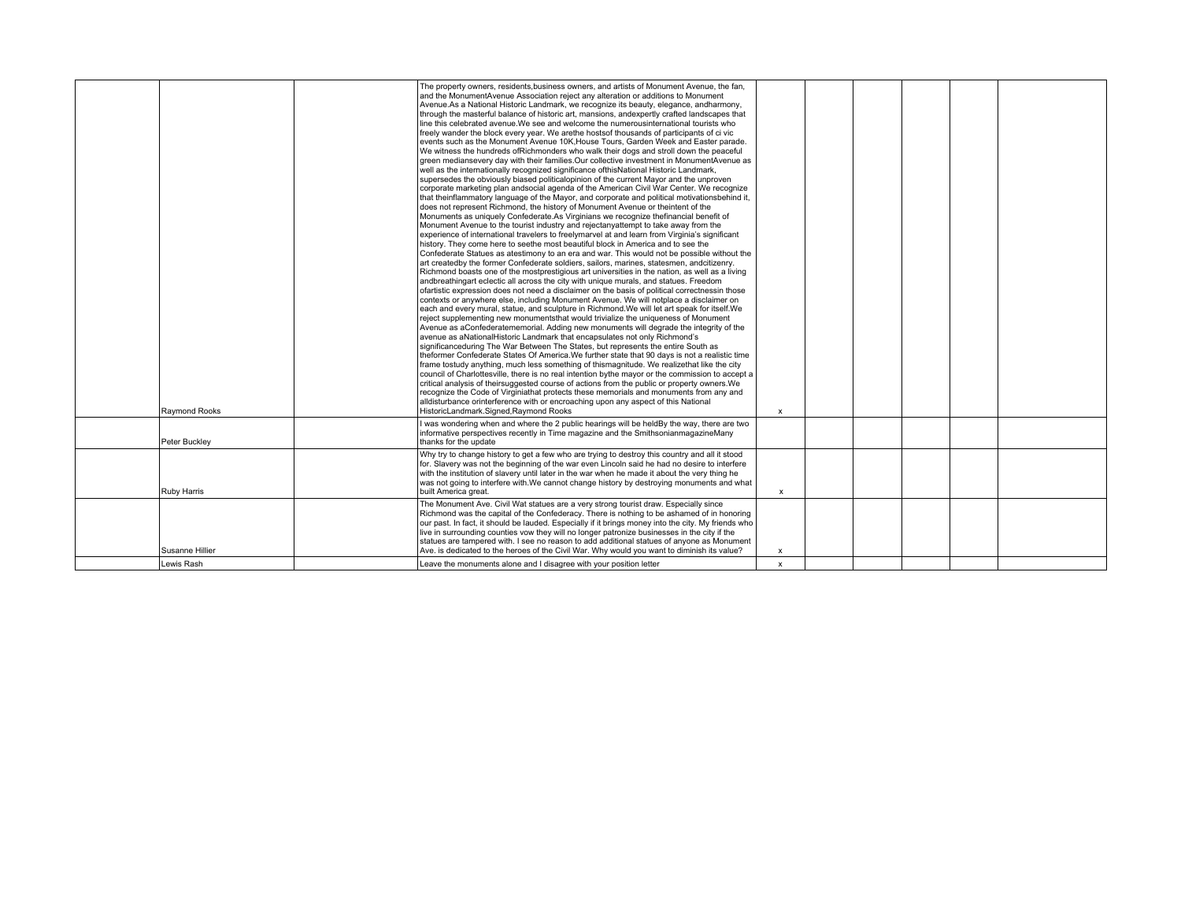| | | | | | | | | | |
|---|---|---|---|---|---|---|---|---|---|
| | Raymond Rooks | | The property owners, residents,business owners, and artists of Monument Avenue, the fan, and the MonumentAvenue Association reject any alteration or additions to Monument Avenue.As a National Historic Landmark, we recognize its beauty, elegance, andharmony, through the masterful balance of historic art, mansions, andexpertly crafted landscapes that line this celebrated avenue.We see and welcome the numerousinternational tourists who freely wander the block every year. We arethe hostsof thousands of participants of ci vic events such as the Monument Avenue 10K.House Tours, Garden Week and Easter parade. We witness the hundreds ofRichmonders who walk their dogs and stroll down the peaceful green mediansevery day with their families.Our collective investment in MonumentAvenue as well as the internationally recognized significance ofthisNational Historic Landmark, supersedes the obviously biased politicalopinion of the current Mayor and the unproven corporate marketing plan andsocial agenda of the American Civil War Center. We recognize that theinflammatory language of the Mayor, and corporate and political motivationsbehind it, does not represent Richmond, the history of Monument Avenue or theintent of the Monuments as uniquely Confederate.As Virginians we recognize thefinancial benefit of Monument Avenue to the tourist industry and rejectanyattempt to take away from the experience of international travelers to freelymarvel at and learn from Virginia's significant history. They come here to seethe most beautiful block in America and to see the Confederate Statues as atestimony to an era and war. This would not be possible without the art createdby the former Confederate soldiers, sailors, marines, statesmen, andcitizenry. Richmond boasts one of the mostprestigious art universities in the nation, as well as a living andbreathingart eclectic all across the city with unique murals, and statues. Freedom ofartistic expression does not need a disclaimer on the basis of political correctnessin those contexts or anywhere else, including Monument Avenue. We will notplace a disclaimer on each and every mural, statue, and sculpture in Richmond.We will let art speak for itself.We reject supplementing new monumentsthat would trivialize the uniqueness of Monument Avenue as aConfederatememorial. Adding new monuments will degrade the integrity of the avenue as aNationalHistoric Landmark that encapsulates not only Richmond's significanceduring The War Between The States, but represents the entire South as theformer Confederate States Of America.We further state that 90 days is not a realistic time frame tostudy anything, much less something of thismagnitude. We realizethat like the city council of Charlottesville, there is no real intention bythe mayor or the commission to accept a critical analysis of theirsuggested course of actions from the public or property owners.We recognize the Code of Virginiathat protects these memorials and monuments from any and alldisturbance orinterference with or encroaching upon any aspect of this National HistoricLandmark.Signed,Raymond Rooks | x | | | | | |
| | Peter Buckley | | I was wondering when and where the 2 public hearings will be heldBy the way, there are two informative perspectives recently in Time magazine and the SmithsonianmagazineMany thanks for the update | | | | | | |
| | Ruby Harris | | Why try to change history to get a few who are trying to destroy this country and all it stood for. Slavery was not the beginning of the war even Lincoln said he had no desire to interfere with the institution of slavery until later in the war when he made it about the very thing he was not going to interfere with.We cannot change history by destroying monuments and what built America great. | x | | | | | |
| | Susanne Hillier | | The Monument Ave. Civil Wat statues are a very strong tourist draw. Especially since Richmond was the capital of the Confederacy. There is nothing to be ashamed of in honoring our past. In fact, it should be lauded. Especially if it brings money into the city. My friends who live in surrounding counties vow they will no longer patronize businesses in the city if the statues are tampered with. I see no reason to add additional statues of anyone as Monument Ave. is dedicated to the heroes of the Civil War. Why would you want to diminish its value? | x | | | | | |
| | Lewis Rash | | Leave the monuments alone and I disagree with your position letter | x | | | | | |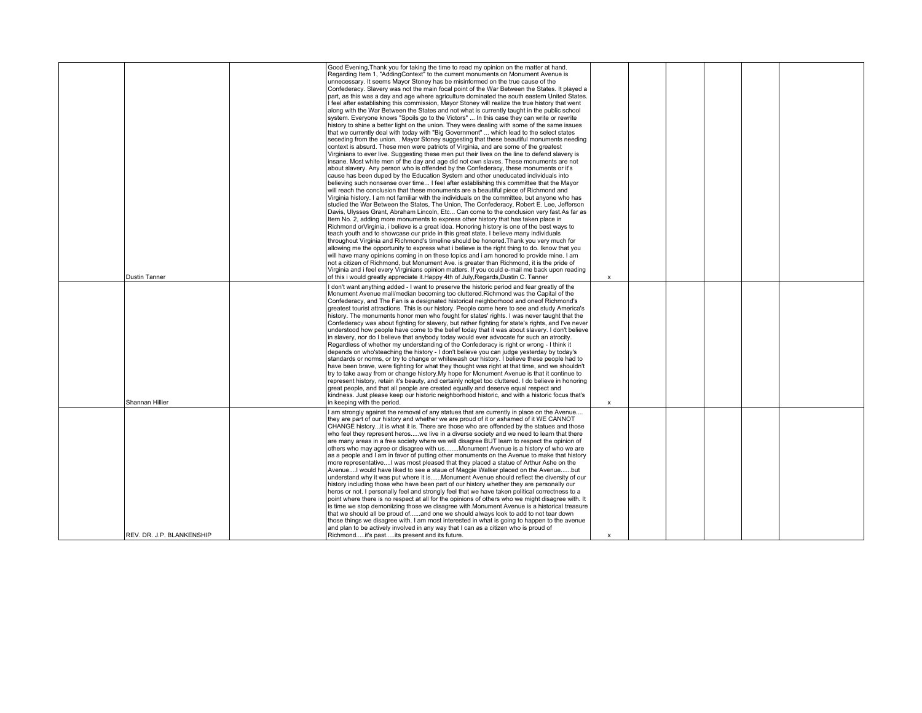|  |  |  |  |  |  |  |  |  |  |
|---|---|---|---|---|---|---|---|---|---|
|  | Dustin Tanner |  | Good Evening,Thank you for taking the time to read my opinion on the matter at hand. Regarding Item 1, "AddingContext" to the current monuments on Monument Avenue is unnecessary. It seems Mayor Stoney has be misinformed on the true cause of the Confederacy. Slavery was not the main focal point of the War Between the States. It played a part, as this was a day and age where agriculture dominated the south eastern United States. I feel after establishing this commission, Mayor Stoney will realize the true history that went along with the War Between the States and not what is currently taught in the public school system. Everyone knows "Spoils go to the Victors" ... In this case they can write or rewrite history to shine a better light on the union. They were dealing with some of the same issues that we currently deal with today with "Big Government" ... which lead to the select states seceding from the union. . Mayor Stoney suggesting that these beautiful monuments needing context is absurd. These men were patriots of Virginia, and are some of the greatest Virginians to ever live. Suggesting these men put their lives on the line to defend slavery is insane. Most white men of the day and age did not own slaves. These monuments are not about slavery. Any person who is offended by the Confederacy, these monuments or it's cause has been duped by the Education System and other uneducated individuals into believing such nonsense over time... I feel after establishing this committee that the Mayor will reach the conclusion that these monuments are a beautiful piece of Richmond and Virginia history. I am not familiar with the individuals on the committee, but anyone who has studied the War Between the States, The Union, The Confederacy, Robert E. Lee, Jefferson Davis, Ulysses Grant, Abraham Lincoln, Etc... Can come to the conclusion very fast.As far as Item No. 2, adding more monuments to express other history that has taken place in Richmond orVirginia, i believe is a great idea. Honoring history is one of the best ways to teach youth and to showcase our pride in this great state. I believe many individuals throughout Virginia and Richmond's timeline should be honored.Thank you very much for allowing me the opportunity to express what i believe is the right thing to do. Iknow that you will have many opinions coming in on these topics and i am honored to provide mine. I am not a citizen of Richmond, but Monument Ave. is greater than Richmond, it is the pride of Virginia and i feel every Virginians opinion matters. If you could e-mail me back upon reading of this i would greatly appreciate it.Happy 4th of July,Regards,Dustin C. Tanner | x |  |  |  |  |  |
|  | Shannan Hillier |  | I don't want anything added - I want to preserve the historic period and fear greatly of the Monument Avenue mall/median becoming too cluttered.Richmond was the Capital of the Confederacy, and The Fan is a designated historical neighborhood and oneof Richmond's greatest tourist attractions. This is our history. People come here to see and study America's history. The monuments honor men who fought for states' rights. I was never taught that the Confederacy was about fighting for slavery, but rather fighting for state's rights, and I've never understood how people have come to the belief today that it was about slavery. I don't believe in slavery, nor do I believe that anybody today would ever advocate for such an atrocity. Regardless of whether my understanding of the Confederacy is right or wrong - I think it depends on who'steaching the history - I don't believe you can judge yesterday by today's standards or norms, or try to change or whitewash our history. I believe these people had to have been brave, were fighting for what they thought was right at that time, and we shouldn't try to take away from or change history.My hope for Monument Avenue is that it continue to represent history, retain it's beauty, and certainly notget too cluttered. I do believe in honoring great people, and that all people are created equally and deserve equal respect and kindness. Just please keep our historic neighborhood historic, and with a historic focus that's in keeping with the period. | x |  |  |  |  |  |
|  | REV. DR. J.P. BLANKENSHIP |  | I am strongly against the removal of any statues that are currently in place on the Avenue.... they are part of our history and whether we are proud of it or ashamed of it WE CANNOT CHANGE history...it is what it is. There are those who are offended by the statues and those who feel they represent heros.....we live in a diverse society and we need to learn that there are many areas in a free society where we will disagree BUT learn to respect the opinion of others who may agree or disagree with us........Monument Avenue is a history of who we are as a people and I am in favor of putting other monuments on the Avenue to make that history more representative....I was most pleased that they placed a statue of Arthur Ashe on the Avenue....I would have liked to see a staue of Maggie Walker placed on the Avenue......but understand why it was put where it is......Monument Avenue should reflect the diversity of our history including those who have been part of our history whether they are personally our heros or not. I personally feel and strongly feel that we have taken political correctness to a point where there is no respect at all for the opinions of others who we might disagree with. It is time we stop demoniizing those we disagree with.Monument Avenue is a historical treasure that we should all be proud of......and one we should always look to add to not tear down those things we disagree with. I am most interested in what is going to happen to the avenue and plan to be actively involved in any way that I can as a citizen who is proud of Richmond.....it's past.....its present and its future. | x |  |  |  |  |  |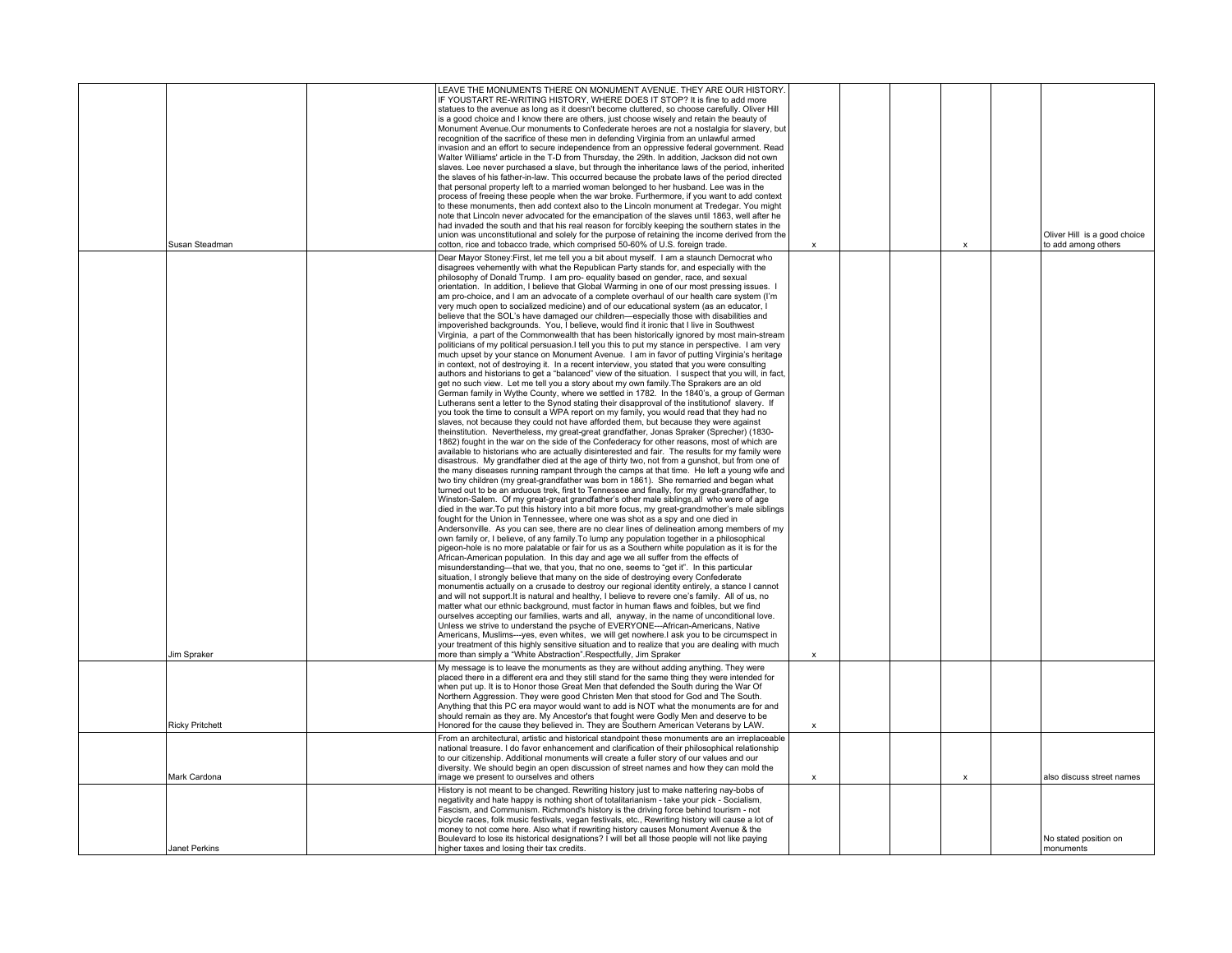| | | | | | | | | | |
|---|---|---|---|---|---|---|---|---|---|
| Susan Steadman | | LEAVE THE MONUMENTS THERE ON MONUMENT AVENUE. THEY ARE OUR HISTORY. IF YOUSTART RE-WRITING HISTORY, WHERE DOES IT STOP? It is fine to add more statues to the avenue as long as it doesn't become cluttered, so choose carefully. Oliver Hill is a good choice and I know there are others, just choose wisely and retain the beauty of Monument Avenue.Our monuments to Confederate heroes are not a nostalgia for slavery, but recognition of the sacrifice of these men in defending Virginia from an unlawful armed invasion and an effort to secure independence from an oppressive federal government. Read Walter Williams' article in the T-D from Thursday, the 29th. In addition, Jackson did not own slaves. Lee never purchased a slave, but through the inheritance laws of the period, inherited the slaves of his father-in-law. This occurred because the probate laws of the period directed that personal property left to a married woman belonged to her husband. Lee was in the process of freeing these people when the war broke. Furthermore, if you want to add context to these monuments, then add context also to the Lincoln monument at Tredegar. You might note that Lincoln never advocated for the emancipation of the slaves until 1863, well after he had invaded the south and that his real reason for forcibly keeping the southern states in the union was unconstitutional and solely for the purpose of retaining the income derived from the cotton, rice and tobacco trade, which comprised 50-60% of U.S. foreign trade. | x | | | x | | Oliver Hill is a good choice to add among others |
| Jim Spraker | | Dear Mayor Stoney:First, let me tell you a bit about myself. I am a staunch Democrat who disagrees vehemently with what the Republican Party stands for, and especially with the philosophy of Donald Trump. I am pro- equality based on gender, race, and sexual orientation. In addition, I believe that Global Warming in one of our most pressing issues. I am pro-choice, and I am an advocate of a complete overhaul of our health care system (I'm very much open to socialized medicine) and of our educational system (as an educator, I believe that the SOL's have damaged our children—especially those with disabilities and impoverished backgrounds. You, I believe, would find it ironic that I live in Southwest Virginia, a part of the Commonwealth that has been historically ignored by most main-stream politicians of my political persuasion.I tell you this to put my stance in perspective. I am very much upset by your stance on Monument Avenue. I am in favor of putting Virginia's heritage in context, not of destroying it. In a recent interview, you stated that you were consulting authors and historians to get a "balanced" view of the situation. I suspect that you will, in fact, get no such view. Let me tell you a story about my own family.The Sprakers are an old German family in Wythe County, where we settled in 1782. In the 1840's, a group of German Lutherans sent a letter to the Synod stating their disapproval of the institutionof slavery. If you took the time to consult a WPA report on my family, you would read that they had no slaves, not because they could not have afforded them, but because they were against theinstitution. Nevertheless, my great-great grandfather, Jonas Spraker (Sprecher) (1830-1862) fought in the war on the side of the Confederacy for other reasons, most of which are available to historians who are actually disinterested and fair. The results for my family were disastrous. My grandfather died at the age of thirty two, not from a gunshot, but from one of the many diseases running rampant through the camps at that time. He left a young wife and two tiny children (my great-grandfather was born in 1861). She remarried and began what turned out to be an arduous trek, first to Tennessee and finally, for my great-grandfather, to Winston-Salem. Of my great-great grandfather's other male siblings,all who were of age died in the war.To put this history into a bit more focus, my great-grandmother's male siblings fought for the Union in Tennessee, where one was shot as a spy and one died in Andersonville. As you can see, there are no clear lines of delineation among members of my own family or, I believe, of any family.To lump any population together in a philosophical pigeon-hole is no more palatable or fair for us as a Southern white population as it is for the African-American population. In this day and age we all suffer from the effects of misunderstanding—that we, that you, that no one, seems to "get it". In this particular situation, I strongly believe that many on the side of destroying every Confederate monumentis actually on a crusade to destroy our regional identity entirely, a stance I cannot and will not support.It is natural and healthy, I believe to revere one's family. All of us, no matter what our ethnic background, must factor in human flaws and foibles, but we find ourselves accepting our families, warts and all, anyway, in the name of unconditional love. Unless we strive to understand the psyche of EVERYONE---African-Americans, Native Americans, Muslims---yes, even whites, we will get nowhere.I ask you to be circumspect in your treatment of this highly sensitive situation and to realize that you are dealing with much more than simply a "White Abstraction".Respectfully, Jim Spraker | x | | | | | |
| Ricky Pritchett | | My message is to leave the monuments as they are without adding anything. They were placed there in a different era and they still stand for the same thing they were intended for when put up. It is to Honor those Great Men that defended the South during the War Of Northern Aggression. They were good Christen Men that stood for God and The South. Anything that this PC era mayor would want to add is NOT what the monuments are for and should remain as they are. My Ancestor's that fought were Godly Men and deserve to be Honored for the cause they believed in. They are Southern American Veterans by LAW. | x | | | | | |
| Mark Cardona | | From an architectural, artistic and historical standpoint these monuments are an irreplaceable national treasure. I do favor enhancement and clarification of their philosophical relationship to our citizenship. Additional monuments will create a fuller story of our values and our diversity. We should begin an open discussion of street names and how they can mold the image we present to ourselves and others | x | | | x | | also discuss street names |
| Janet Perkins | | History is not meant to be changed. Rewriting history just to make nattering nay-bobs of negativity and hate happy is nothing short of totalitarianism - take your pick - Socialism, Fascism, and Communism. Richmond's history is the driving force behind tourism - not bicycle races, folk music festivals, vegan festivals, etc., Rewriting history will cause a lot of money to not come here. Also what if rewriting history causes Monument Avenue & the Boulevard to lose its historical designations? I will bet all those people will not like paying higher taxes and losing their tax credits. | | | | | | No stated position on monuments |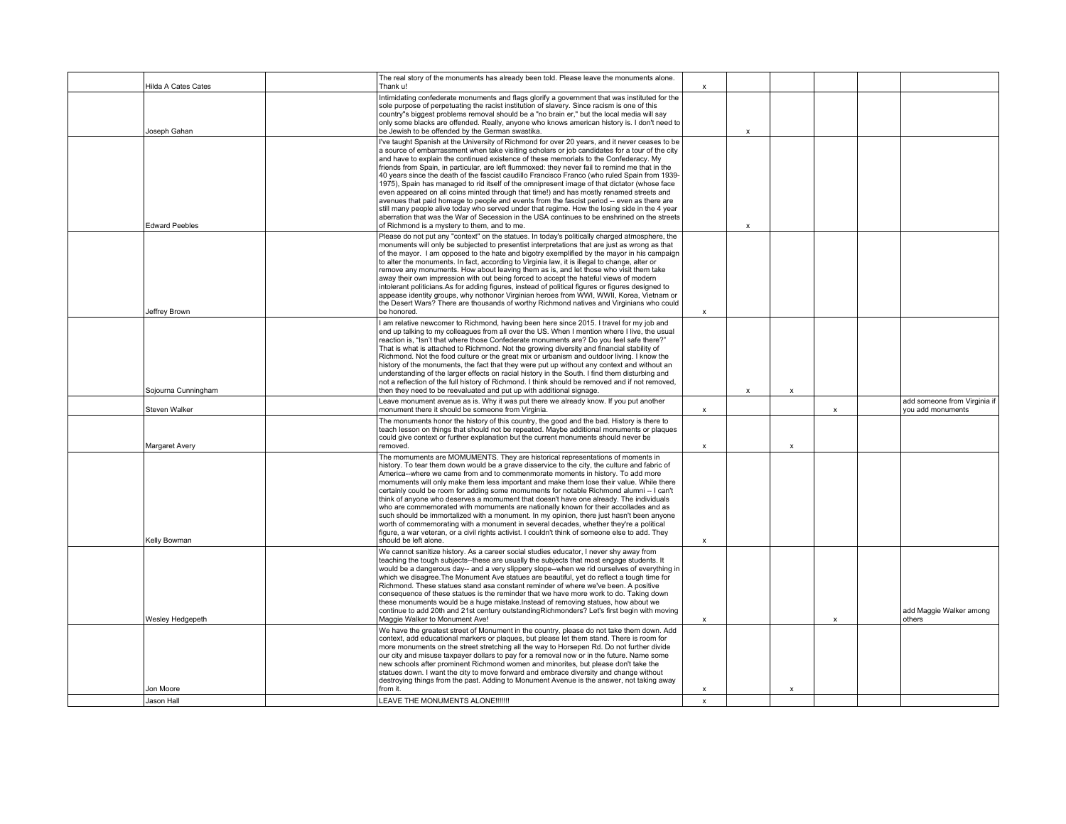| | | | | | | | | | |
|---|---|---|---|---|---|---|---|---|---|
| | Hilda A Cates Cates | | The real story of the monuments has already been told. Please leave the monuments alone. Thank u! | x | | | | | |
| | Joseph Gahan | | Intimidating confederate monuments and flags glorify a government that was instituted for the sole purpose of perpetuating the racist institution of slavery. Since racism is one of this country"s biggest problems removal should be a "no brain er," but the local media will say only some blacks are offended. Really, anyone who knows american history is. I don't need to be Jewish to be offended by the German swastika. | | x | | | | |
| | Edward Peebles | | I've taught Spanish at the University of Richmond for over 20 years, and it never ceases to be a source of embarrassment when take visiting scholars or job candidates for a tour of the city and have to explain the continued existence of these memorials to the Confederacy. My friends from Spain, in particular, are left flummoxed: they never fail to remind me that in the 40 years since the death of the fascist caudillo Francisco Franco (who ruled Spain from 1939-1975), Spain has managed to rid itself of the omnipresent image of that dictator (whose face even appeared on all coins minted through that time!) and has mostly renamed streets and avenues that paid homage to people and events from the fascist period -- even as there are still many people alive today who served under that regime. How the losing side in the 4 year aberration that was the War of Secession in the USA continues to be enshrined on the streets of Richmond is a mystery to them, and to me. | | x | | | | |
| | Jeffrey Brown | | Please do not put any "context" on the statues. In today's politically charged atmosphere, the monuments will only be subjected to presentist interpretations that are just as wrong as that of the mayor. I am opposed to the hate and bigotry exemplified by the mayor in his campaign to alter the monuments. In fact, according to Virginia law, it is illegal to change, alter or remove any monuments. How about leaving them as is, and let those who visit them take away their own impression with out being forced to accept the hateful views of modern intolerant politicians.As for adding figures, instead of political figures or figures designed to appease identity groups, why nothonor Virginian heroes from WWI, WWII, Korea, Vietnam or the Desert Wars? There are thousands of worthy Richmond natives and Virginians who could be honored. | x | | | | | |
| | Sojourna Cunningham | | I am relative newcomer to Richmond, having been here since 2015. I travel for my job and end up talking to my colleagues from all over the US. When I mention where I live, the usual reaction is, "Isn't that where those Confederate monuments are? Do you feel safe there?" That is what is attached to Richmond. Not the growing diversity and financial stability of Richmond. Not the food culture or the great mix or urbanism and outdoor living. I know the history of the monuments, the fact that they were put up without any context and without an understanding of the larger effects on racial history in the South. I find them disturbing and not a reflection of the full history of Richmond. I think should be removed and if not removed, then they need to be reevaluated and put up with additional signage. | | x | x | | | |
| | Steven Walker | | Leave monument avenue as is. Why it was put there we already know. If you put another monument there it should be someone from Virginia. | x | | | x | | add someone from Virginia if you add monuments |
| | Margaret Avery | | The monuments honor the history of this country, the good and the bad. History is there to teach lesson on things that should not be repeated. Maybe additional monuments or plaques could give context or further explanation but the current monuments should never be removed. | x | | x | | | |
| | Kelly Bowman | | The momuments are MOMUMENTS. They are historical representations of moments in history. To tear them down would be a grave disservice to the city, the culture and fabric of America--where we came from and to commenmorate moments in history. To add more momuments will only make them less important and make them lose their value. While there certainly could be room for adding some momuments for notable Richmond alumni -- I can't think of anyone who deserves a momument that doesn't have one already. The individuals who are commemorated with momuments are nationally known for their accollades and as such should be immortalized with a monument. In my opinion, there just hasn't been anyone worth of commemorating with a monument in several decades, whether they're a political figure, a war veteran, or a civil rights activist. I couldn't think of someone else to add. They should be left alone. | x | | | | | |
| | Wesley Hedgepeth | | We cannot sanitize history. As a career social studies educator, I never shy away from teaching the tough subjects--these are usually the subjects that most engage students. It would be a dangerous day-- and a very slippery slope--when we rid ourselves of everything in which we disagree.The Monument Ave statues are beautiful, yet do reflect a tough time for Richmond. These statues stand asa constant reminder of where we've been. A positive consequence of these statues is the reminder that we have more work to do. Taking down these monuments would be a huge mistake.Instead of removing statues, how about we continue to add 20th and 21st century outstandingRichmonders? Let's first begin with moving Maggie Walker to Monument Ave! | x | | | x | | add Maggie Walker among others |
| | Jon Moore | | We have the greatest street of Monument in the country, please do not take them down. Add context, add educational markers or plaques, but please let them stand. There is room for more monuments on the street stretching all the way to Horsepen Rd. Do not further divide our city and misuse taxpayer dollars to pay for a removal now or in the future. Name some new schools after prominent Richmond women and minorites, but please don't take the statues down. I want the city to move forward and embrace diversity and change without destroying things from the past. Adding to Monument Avenue is the answer, not taking away from it. | x | | x | | | |
| | Jason Hall | | LEAVE THE MONUMENTS ALONE!!!!!! | x | | | | | |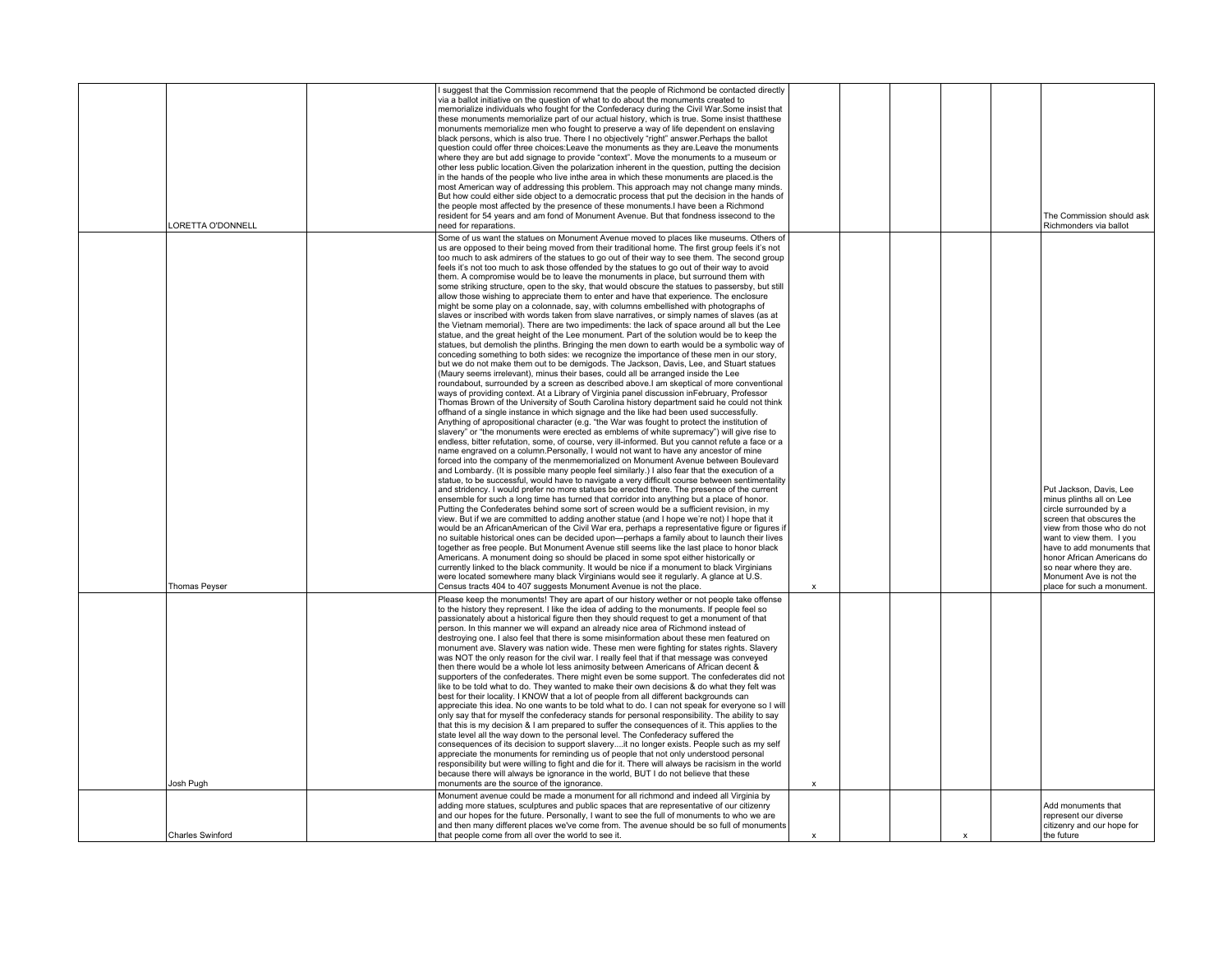| | | | | | | | | | |
|---|---|---|---|---|---|---|---|---|---|
| | LORETTA O'DONNELL | | I suggest that the Commission recommend that the people of Richmond be contacted directly via a ballot initiative on the question of what to do about the monuments created to memorialize individuals who fought for the Confederacy during the Civil War.Some insist that these monuments memorialize part of our actual history, which is true. Some insist thatthese monuments memorialize men who fought to preserve a way of life dependent on enslaving black persons, which is also true. There I no objectively "right" answer.Perhaps the ballot question could offer three choices:Leave the monuments as they are.Leave the monuments where they are but add signage to provide "context". Move the monuments to a museum or other less public location.Given the polarization inherent in the question, putting the decision in the hands of the people who live inthe area in which these monuments are placed.is the most American way of addressing this problem. This approach may not change many minds. But how could either side object to a democratic process that put the decision in the hands of the people most affected by the presence of these monuments.I have been a Richmond resident for 54 years and am fond of Monument Avenue. But that fondness issecond to the need for reparations. | | | | | | The Commission should ask Richmonders via ballot |
| | Thomas Peyser | | Some of us want the statues on Monument Avenue moved to places like museums. Others of us are opposed to their being moved from their traditional home. The first group feels it's not too much to ask admirers of the statues to go out of their way to see them. The second group feels it's not too much to ask those offended by the statues to go out of their way to avoid them. A compromise would be to leave the monuments in place, but surround them with some striking structure, open to the sky, that would obscure the statues to passersby, but still allow those wishing to appreciate them to enter and have that experience. The enclosure might be some play on a colonnade, say, with columns embellished with photographs of slaves or inscribed with words taken from slave narratives, or simply names of slaves (as at the Vietnam memorial). There are two impediments: the lack of space around all but the Lee statue, and the great height of the Lee monument. Part of the solution would be to keep the statues, but demolish the plinths. Bringing the men down to earth would be a symbolic way of conceding something to both sides: we recognize the importance of these men in our story, but we do not make them out to be demigods. The Jackson, Davis, Lee, and Stuart statues (Maury seems irrelevant), minus their bases, could all be arranged inside the Lee roundabout, surrounded by a screen as described above.I am skeptical of more conventional ways of providing context. At a Library of Virginia panel discussion inFebruary, Professor Thomas Brown of the University of South Carolina history department said he could not think offhand of a single instance in which signage and the like had been used successfully. Anything of apropositional character (e.g. "the War was fought to protect the institution of slavery" or "the monuments were erected as emblems of white supremacy") will give rise to endless, bitter refutation, some, of course, very ill-informed. But you cannot refute a face or a name engraved on a column.Personally, I would not want to have any ancestor of mine forced into the company of the menmemorialized on Monument Avenue between Boulevard and Lombardy. (It is possible many people feel similarly.) I also fear that the execution of a statue, to be successful, would have to navigate a very difficult course between sentimentality and stridency. I would prefer no more statues be erected there. The presence of the current ensemble for such a long time has turned that corridor into anything but a place of honor. Putting the Confederates behind some sort of screen would be a sufficient revision, in my view. But if we are committed to adding another statue (and I hope we're not) I hope that it would be an AfricanAmerican of the Civil War era, perhaps a representative figure or figures if no suitable historical ones can be decided upon—perhaps a family about to launch their lives together as free people. But Monument Avenue still seems like the last place to honor black Americans. A monument doing so should be placed in some spot either historically or currently linked to the black community. It would be nice if a monument to black Virginians were located somewhere many black Virginians would see it regularly. A glance at U.S. Census tracts 404 to 407 suggests Monument Avenue is not the place. | x | | | | | Put Jackson, Davis, Lee minus plinths all on Lee circle surrounded by a screen that obscures the view from those who do not want to view them. I you have to add monuments that honor African Americans do so near where they are. Monument Ave is not the place for such a monument. |
| | Josh Pugh | | Please keep the monuments! They are apart of our history wether or not people take offense to the history they represent. I like the idea of adding to the monuments. If people feel so passionately about a historical figure then they should request to get a monument of that person. In this manner we will expand an already nice area of Richmond instead of destroying one. I also feel that there is some misinformation about these men featured on monument ave. Slavery was nation wide. These men were fighting for states rights. Slavery was NOT the only reason for the civil war. I really feel that if that message was conveyed then there would be a whole lot less animosity between Americans of African decent & supporters of the confederates. There might even be some support. The confederates did not like to be told what to do. They wanted to make their own decisions & do what they felt was best for their locality. I KNOW that a lot of people from all different backgrounds can appreciate this idea. No one wants to be told what to do. I can not speak for everyone so I will only say that for myself the confederacy stands for personal responsibility. The ability to say that this is my decision & I am prepared to suffer the consequences of it. This applies to the state level all the way down to the personal level. The Confederacy suffered the consequences of its decision to support slavery....it no longer exists. People such as my self appreciate the monuments for reminding us of people that not only understood personal responsibility but were willing to fight and die for it. There will always be racisim in the world because there will always be ignorance in the world, BUT I do not believe that these monuments are the source of the ignorance. | x | | | | | |
| | Charles Swinford | | Monument avenue could be made a monument for all richmond and indeed all Virginia by adding more statues, sculptures and public spaces that are representative of our citizenry and our hopes for the future. Personally, I want to see the full of monuments to who we are and then many different places we've come from. The avenue should be so full of monuments that people come from all over the world to see it. | x | | | x | | Add monuments that represent our diverse citizenry and our hope for the future |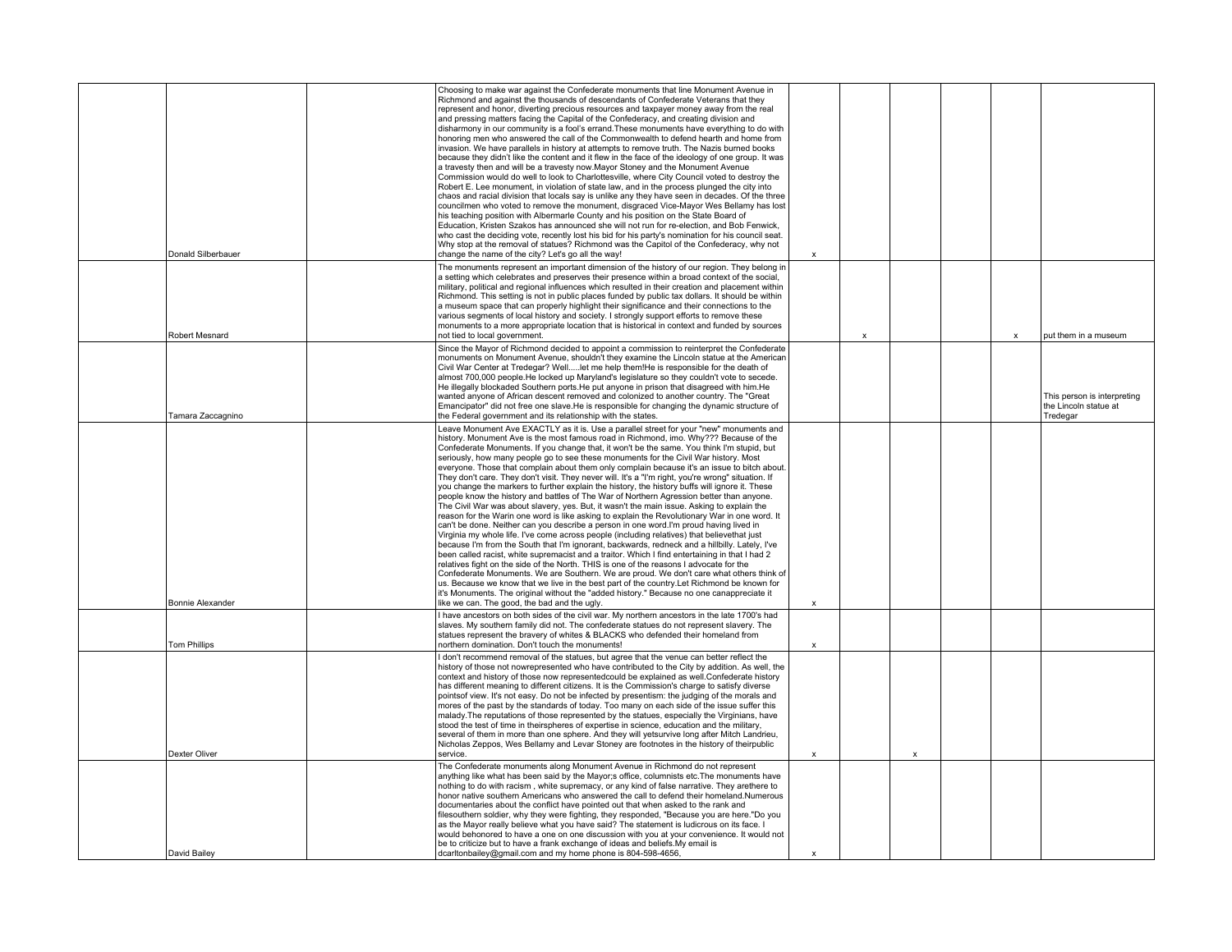| | | | | | | | | | |
|---|---|---|---|---|---|---|---|---|---|
| | Donald Silberbauer | | Choosing to make war against the Confederate monuments that line Monument Avenue in Richmond and against the thousands of descendants of Confederate Veterans that they represent and honor, diverting precious resources and taxpayer money away from the real and pressing matters facing the Capital of the Confederacy, and creating division and disharmony in our community is a fool's errand.These monuments have everything to do with honoring men who answered the call of the Commonwealth to defend hearth and home from invasion. We have parallels in history at attempts to remove truth. The Nazis burned books because they didn't like the content and it flew in the face of the ideology of one group. It was a travesty then and will be a travesty now.Mayor Stoney and the Monument Avenue Commission would do well to look to Charlottesville, where City Council voted to destroy the Robert E. Lee monument, in violation of state law, and in the process plunged the city into chaos and racial division that locals say is unlike any they have seen in decades. Of the three councilmen who voted to remove the monument, disgraced Vice-Mayor Wes Bellamy has lost his teaching position with Albermarle County and his position on the State Board of Education, Kristen Szakos has announced she will not run for re-election, and Bob Fenwick, who cast the deciding vote, recently lost his bid for his party's nomination for his council seat. Why stop at the removal of statues? Richmond was the Capitol of the Confederacy, why not change the name of the city? Let's go all the way! | x | | | | | |
| | Robert Mesnard | | The monuments represent an important dimension of the history of our region. They belong in a setting which celebrates and preserves their presence within a broad context of the social, military, political and regional influences which resulted in their creation and placement within Richmond. This setting is not in public places funded by public tax dollars. It should be within a museum space that can properly highlight their significance and their connections to the various segments of local history and society. I strongly support efforts to remove these monuments to a more appropriate location that is historical in context and funded by sources not tied to local government. | | x | | | x | put them in a museum |
| | Tamara Zaccagnino | | Since the Mayor of Richmond decided to appoint a commission to reinterpret the Confederate monuments on Monument Avenue, shouldn't they examine the Lincoln statue at the American Civil War Center at Tredegar? Well.....let me help them!He is responsible for the death of almost 700,000 people.He locked up Maryland's legislature so they couldn't vote to secede. He illegally blockaded Southern ports.He put anyone in prison that disagreed with him.He wanted anyone of African descent removed and colonized to another country. The "Great Emancipator" did not free one slave.He is responsible for changing the dynamic structure of the Federal government and its relationship with the states. | | | | | | This person is interpreting the Lincoln statue at Tredegar |
| | Bonnie Alexander | | Leave Monument Ave EXACTLY as it is. Use a parallel street for your "new" monuments and history. Monument Ave is the most famous road in Richmond, imo. Why??? Because of the Confederate Monuments. If you change that, it won't be the same. You think I'm stupid, but seriously, how many people go to see these monuments for the Civil War history. Most everyone. Those that complain about them only complain because it's an issue to bitch about. They don't care. They don't visit. They never will. It's a "I'm right, you're wrong" situation. If you change the markers to further explain the history, the history buffs will ignore it. These people know the history and battles of The War of Northern Agression better than anyone. The Civil War was about slavery, yes. But, it wasn't the main issue. Asking to explain the reason for the Warin one word is like asking to explain the Revolutionary War in one word. It can't be done. Neither can you describe a person in one word.I'm proud having lived in Virginia my whole life. I've come across people (including relatives) that believethat just because I'm from the South that I'm ignorant, backwards, redneck and a hillbilly. Lately, I've been called racist, white supremacist and a traitor. Which I find entertaining in that I had 2 relatives fight on the side of the North. THIS is one of the reasons I advocate for the Confederate Monuments. We are Southern. We are proud. We don't care what others think of us. Because we know that we live in the best part of the country.Let Richmond be known for it's Monuments. The original without the "added history." Because no one canappreciate it like we can. The good, the bad and the ugly. | x | | | | | |
| | Tom Phillips | | I have ancestors on both sides of the civil war. My northern ancestors in the late 1700's had slaves. My southern family did not. The confederate statues do not represent slavery. The statues represent the bravery of whites & BLACKS who defended their homeland from northern domination. Don't touch the monuments! | x | | | | | |
| | Dexter Oliver | | I don't recommend removal of the statues, but agree that the venue can better reflect the history of those not nowrepresented who have contributed to the City by addition. As well, the context and history of those now representedcould be explained as well.Confederate history has different meaning to different citizens. It is the Commission's charge to satisfy diverse pointsof view. It's not easy. Do not be infected by presentism: the judging of the morals and mores of the past by the standards of today. Too many on each side of the issue suffer this malady.The reputations of those represented by the statues, especially the Virginians, have stood the test of time in theirspheres of expertise in science, education and the military, several of them in more than one sphere. And they will yetsurvive long after Mitch Landrieu, Nicholas Zeppos, Wes Bellamy and Levar Stoney are footnotes in the history of theirpublic service. | x | | x | | | |
| | David Bailey | | The Confederate monuments along Monument Avenue in Richmond do not represent anything like what has been said by the Mayor;s office, columnists etc.The monuments have nothing to do with racism , white supremacy, or any kind of false narrative. They arethere to honor native southern Americans who answered the call to defend their homeland.Numerous documentaries about the conflict have pointed out that when asked to the rank and filesouthern soldier, why they were fighting, they responded, "Because you are here."Do you as the Mayor really believe what you have said? The statement is ludicrous on its face. I would behonored to have a one on one discussion with you at your convenience. It would not be to criticize but to have a frank exchange of ideas and beliefs.My email is dcarltonbailey@gmail.com and my home phone is 804-598-4656, | x | | | | | |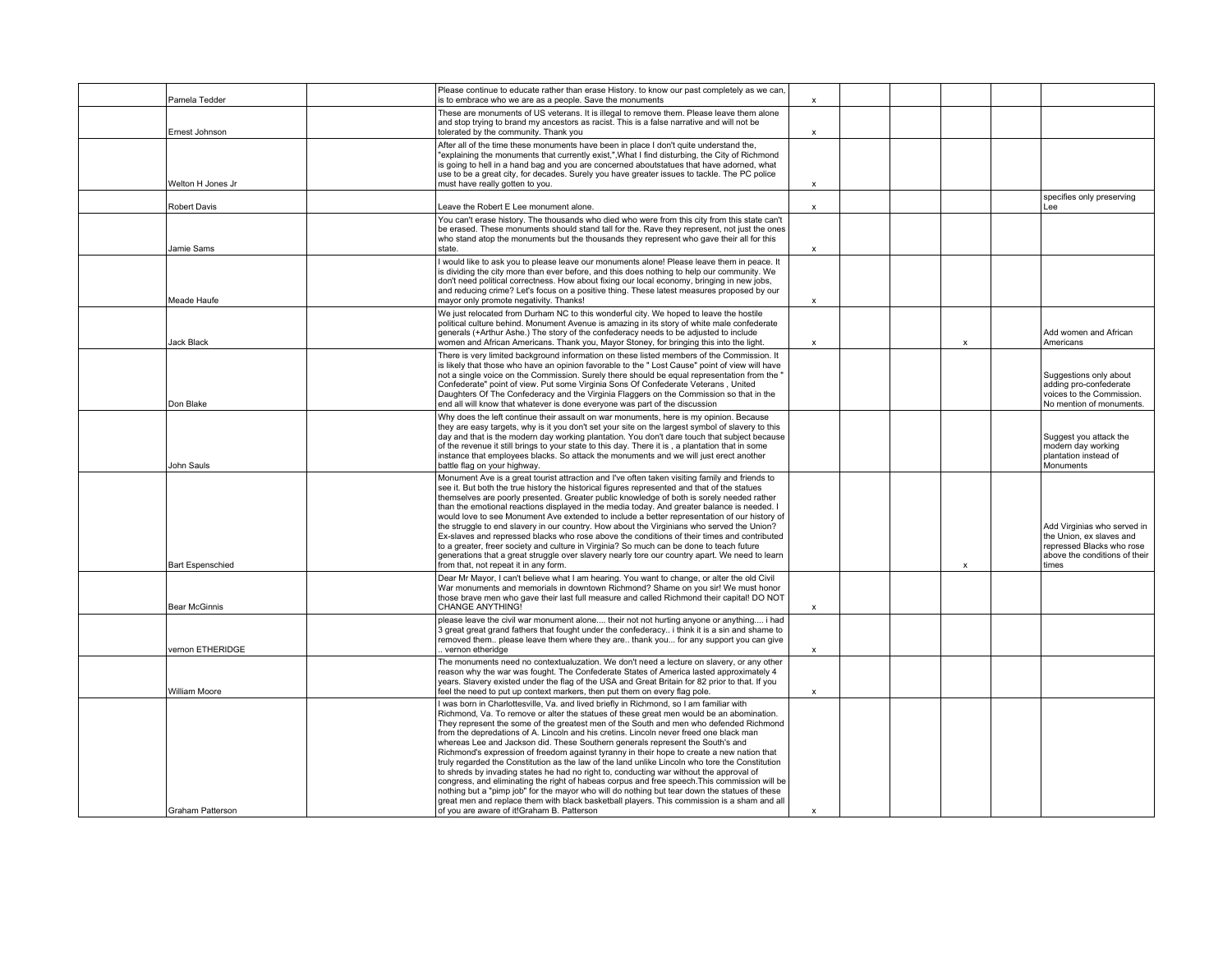| | | | | | | | | | |
|---|---|---|---|---|---|---|---|---|---|
| | Pamela Tedder | | Please continue to educate rather than erase History. to know our past completely as we can, is to embrace who we are as a people. Save the monuments | x | | | | | |
| | Ernest Johnson | | These are monuments of US veterans. It is illegal to remove them. Please leave them alone and stop trying to brand my ancestors as racist. This is a false narrative and will not be tolerated by the community. Thank you | x | | | | | |
| | Welton H Jones Jr | | After all of the time these monuments have been in place I don't quite understand the, "explaining the monuments that currently exist,",What I find disturbing, the City of Richmond is going to hell in a hand bag and you are concerned aboutstatues that have adorned, what use to be a great city, for decades. Surely you have greater issues to tackle. The PC police must have really gotten to you. | x | | | | | |
| | Robert Davis | | Leave the Robert E Lee monument alone. | x | | | | | specifies only preserving Lee |
| | Jamie Sams | | You can't erase history. The thousands who died who were from this city from this state can't be erased. These monuments should stand tall for the. Rave they represent, not just the ones who stand atop the monuments but the thousands they represent who gave their all for this state. | x | | | | | |
| | Meade Haufe | | I would like to ask you to please leave our monuments alone! Please leave them in peace. It is dividing the city more than ever before, and this does nothing to help our community. We don't need political correctness. How about fixing our local economy, bringing in new jobs, and reducing crime? Let's focus on a positive thing. These latest measures proposed by our mayor only promote negativity. Thanks! | x | | | | | |
| | Jack Black | | We just relocated from Durham NC to this wonderful city. We hoped to leave the hostile political culture behind. Monument Avenue is amazing in its story of white male confederate generals (+Arthur Ashe.) The story of the confederacy needs to be adjusted to include women and African Americans. Thank you, Mayor Stoney, for bringing this into the light. | x | | | x | | Add women and African Americans |
| | Don Blake | | There is very limited background information on these listed members of the Commission. It is likely that those who have an opinion favorable to the " Lost Cause" point of view will have not a single voice on the Commission. Surely there should be equal representation from the " Confederate" point of view. Put some Virginia Sons Of Confederate Veterans , United Daughters Of The Confederacy and the Virginia Flaggers on the Commission so that in the end all will know that whatever is done everyone was part of the discussion | | | | | | Suggestions only about adding pro-confederate voices to the Commission. No mention of monuments. |
| | John Sauls | | Why does the left continue their assault on war monuments, here is my opinion. Because they are easy targets, why is it you don't set your site on the largest symbol of slavery to this day and that is the modern day working plantation. You don't dare touch that subject because of the revenue it still brings to your state to this day. There it is , a plantation that in some instance that employees blacks. So attack the monuments and we will just erect another battle flag on your highway. | | | | | | Suggest you attack the modern day working plantation instead of Monuments |
| | Bart Espenschied | | Monument Ave is a great tourist attraction and I've often taken visiting family and friends to see it. But both the true history the historical figures represented and that of the statues themselves are poorly presented. Greater public knowledge of both is sorely needed rather than the emotional reactions displayed in the media today. And greater balance is needed. I would love to see Monument Ave extended to include a better representation of our history of the struggle to end slavery in our country. How about the Virginians who served the Union? Ex-slaves and repressed blacks who rose above the conditions of their times and contributed to a greater, freer society and culture in Virginia? So much can be done to teach future generations that a great struggle over slavery nearly tore our country apart. We need to learn from that, not repeat it in any form. | | | | x | | Add Virginias who served in the Union, ex slaves and repressed Blacks who rose above the conditions of their times |
| | Bear McGinnis | | Dear Mr Mayor, I can't believe what I am hearing. You want to change, or alter the old Civil War monuments and memorials in downtown Richmond? Shame on you sir! We must honor those brave men who gave their last full measure and called Richmond their capital! DO NOT CHANGE ANYTHING! | x | | | | | |
| | vernon ETHERIDGE | | please leave the civil war monument alone.... their not hurting anyone or anything.... i had 3 great great grand fathers that fought under the confederacy.. i think it is a sin and shame to removed them.. please leave them where they are.. thank you... for any support you can give .. vernon etheridge | x | | | | | |
| | William Moore | | The monuments need no contextualuzation. We don't need a lecture on slavery, or any other reason why the war was fought. The Confederate States of America lasted approximately 4 years. Slavery existed under the flag of the USA and Great Britain for 82 prior to that. If you feel the need to put up context markers, then put them on every flag pole. | x | | | | | |
| | Graham Patterson | | I was born in Charlottesville, Va. and lived briefly in Richmond, so I am familiar with Richmond, Va. To remove or alter the statues of these great men would be an abomination. They represent the some of the greatest men of the South and men who defended Richmond from the depredations of A. Lincoln and his cretins. Lincoln never freed one black man whereas Lee and Jackson did. These Southern generals represent the South's and Richmond's expression of freedom against tyranny in their hope to create a new nation that truly regarded the Constitution as the law of the land unlike Lincoln who tore the Constitution to shreds by invading states he had no right to, conducting war without the approval of congress, and eliminating the right of habeas corpus and free speech.This commission will be nothing but a "pimp job" for the mayor who will do nothing but tear down the statues of these great men and replace them with black basketball players. This commission is a sham and all of you are aware of it!Graham B. Patterson | x | | | | | |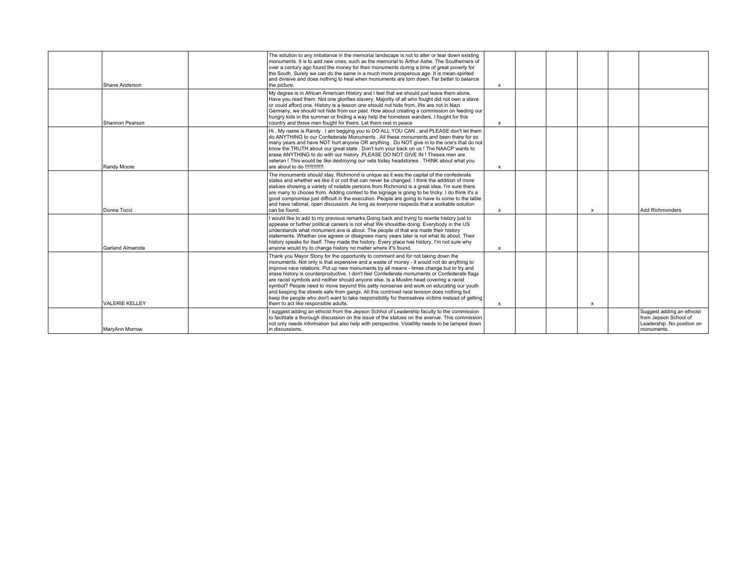| | | | | | | | | | |
|---|---|---|---|---|---|---|---|---|---|
| | Shane Anderson | | The solution to any imbalance in the memorial landscape is not to alter or tear down existing monuments. It is to add new ones, such as the memorial to Arthur Ashe. The Southerners of over a century ago found the money for their monuments during a time of great poverty for the South. Surely we can do the same in a much more prosperous age. It is mean-spirited and divisive and does nothing to heal when monuments are torn down. Far better to balance the picture. | x | | | | | |
| | Shannon Pearson | | My degree is in African American History and I feel that we should just leave them alone. Have you read them. Not one glorifies slavery. Majority of all who fought did not own a slave or could afford one. History is a lesson one should not hide from..We are not in Nazi Germany, we should not hide from our past. How about creating a commission on feeding our hungry kids in the summer or finding a way help the homeless wanders. I fought for this country and those men fought for theirs. Let them rest in peace | x | | | | | |
| | Randy Moore | | Hi , My name is Randy . I am begging you to DO ALL YOU CAN , and PLEASE don't let them do ANYTHING to our Confederate Monuments . All these monuments and been there for so many years and have NOT hurt anyone OR anything . Do NOT give in to the one's that do not know the TRUTH about our great state . Don't turn your back on us ! The NAACP wants to erase ANYTHING to do with our history .PLEASE DO NOT GIVE IN ! Theses men are veteran ! This would be like destroying our vets today headstones . THINK about what you are about to do !!!!!!!!!!!! | x | | | | | |
| | Donna Tocci | | The monuments should stay. Richmond is unique as it was the capital of the confederate states and whether we like it or not that can never be changed. I think the addition of more statues showing a variety of notable persons from Richmond is a great idea. I'm sure there are many to choose from. Adding context to the signage is going to be tricky. I do think it's a good compromise just difficult in the execution. People are going to have to come to the table and have rational, open discussion. As long as everyone respects that a workable solution can be found. | x | | | x | | Add Richmonders |
| | Garland Almarode | | I would like to add to my previous remarks.Going back and trying to rewrite history just to appease or further political careers is not what We shouldbe doing. Everybody in the US understands what monument ave is about. The people of that era made their history statements. Whether one agrees or disagrees many years later is not what its about. Their history speaks for itself. They made the history. Every place has history. I'm not sure why anyone would try to change history no matter where it"s found. | x | | | | | |
| | VALERIE KELLEY | | Thank you Mayor Stony for the opportunity to comment and for not taking down the monuments. Not only is that expensive and a waste of money - it would not do anything to improve race relations. Put up new monuments by all means - times change but to try and erase history is counterproductive. I don't feel Confederate monuments or Confederate flags are racist symbols and neither should anyone else. Is a Muslim head covering a racist symbol? People need to move beyond this petty nonsense and work on educating our youth and keeping the streets safe from gangs. All this contrived race tension does nothing but keep the people who don't want to take responsibility for themselves victims instead of getting them to act like responsible adults. | x | | | x | | |
| | MaryAnn Morrow | | I suggest adding an ethicist from the Jepson Schhol of Leadership faculty to the commission to facilitate a thorough discussion on the issue of the statues on the avenue. This commission not only needs information but also help with perspective. Volatility needs to be tamped down in discussions. | | | | | | Suggest adding an ethicist from Jepson School of Leadership. No position on monuments. |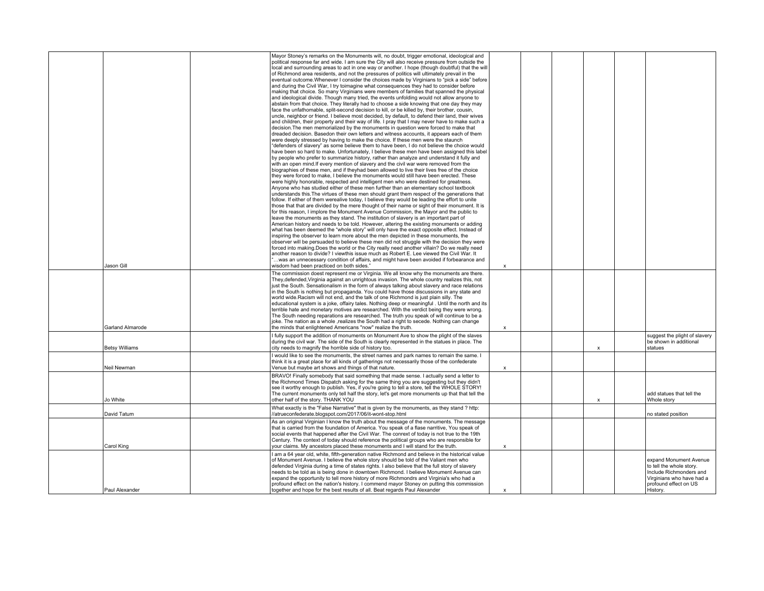| | | | | | | | | | |
|---|---|---|---|---|---|---|---|---|---|
| | Jason Gill | | Mayor Stoney's remarks on the Monuments will, no doubt, trigger emotional, ideological and political response far and wide. I am sure the City will also receive pressure from outside the local and surrounding areas to act in one way or another. I hope (though doubtful) that the will of Richmond area residents, and not the pressures of politics will ultimately prevail in the eventual outcome.Whenever I consider the choices made by Virginians to "pick a side" before and during the Civil War, I try toimagine what consequences they had to consider before making that choice. So many Virginians were members of families that spanned the physical and ideological divide. Though many tried, the events unfolding would not allow anyone to abstain from that choice. They literally had to choose a side knowing that one day they may face the unfathomable, split-second decision to kill, or be killed by, their brother, cousin, uncle, neighbor or friend. I believe most decided, by default, to defend their land, their wives and children, their property and their way of life. I pray that I may never have to make such a decision.The men memorialized by the monuments in question were forced to make that dreaded decision. Basedon their own letters and witness accounts, it appears each of them were deeply stressed by having to make the choice. If these men were the staunch "defenders of slavery" as some believe them to have been, I do not believe the choice would have been so hard to make. Unfortunately, I believe these men have been assigned this label by people who prefer to summarize history, rather than analyze and understand it fully and with an open mind.If every mention of slavery and the civil war were removed from the biographies of these men, and if theyhad been allowed to live their lives free of the choice they were forced to make, I believe the monuments would still have been erected. These were highly honorable, respected and intelligent men who were destined for greatness. Anyone who has studied either of these men further than an elementary school textbook understands this.The virtues of these men should grant them respect of the generations that follow. If either of them werealive today, I believe they would be leading the effort to unite those that are divided by the mere thought of their name or sight of their monument. It is for this reason, I implore the Monument Avenue Commission, the Mayor and the public to leave the monuments as they stand. The institution of slavery is an important part of American history and needs to be told. However, altering the existing monuments or adding what has been deemed the "whole story" will only have the exact opposite effect. Instead of inspiring the observer to learn more about the men depicted in these monuments, the observer will be persuaded to believe these men did not struggle with the decision they were forced into making.Does the world or the City really need another villain? Do we really need another reason to divide? I viewthis issue much as Robert E. Lee viewed the Civil War. It "…was an unnecessary condition of affairs, and might have been avoided if forbearance and wisdom had been practiced on both sides." | x | | | | | |
| | Garland Almarode | | The commission doest represent me or Virginia. We all know why the monuments are there. They,defended,Virginia against an unrightous invasion. The whole country realizes this, not just the South. Sensationalism in the form of always talking about slavery and race relations in the South is nothing but propaganda. You could have those discussions in any state and world wide.Racism will not end, and the talk of one Richmond is just plain silly. The educational system is a joke, offairy tales. Nothing deep or meaningful . Until the north and its terrible hate and monetary motives are researched. With the verdict being they were wrong. The South needing reparations are researched. The truth you speak of will continue to be a joke. The nation as a whole ,realizes the South had a right to secede. Nothing can change the minds that enlightened Americans "now" realize the truth. | x | | | | | |
| | Betsy Williams | | I fully support the addition of monuments on Monument Ave to show the plight of the slaves during the civil war. The side of the South is clearly represented in the statues in place. The city needs to magnify the horrible side of history too. | | | | x | | suggest the plight of slavery be shown in additional statues |
| | Neil Newman | | I would like to see the monuments, the street names and park names to remain the same. I think it is a great place for all kinds of gatherings not necessarily those of the confederate Venue but maybe art shows and things of that nature. | x | | | | | |
| | Jo White | | BRAVO! Finally somebody that said something that made sense. I actually send a letter to the Richmond Times Dispatch asking for the same thing you are suggesting but they didn't see it worthy enough to publish. Yes, if you're going to tell a store, tell the WHOLE STORY! The current monuments only tell half the story, let's get more monuments up that that tell the other half of the story. THANK YOU | | | | x | | add statues that tell the Whole story |
| | David Tatum | | What exactly is the "False Narrative" that is given by the monuments, as they stand ? http://atrueconfederate.blogspot.com/2017/06/it-wont-stop.html | | | | | | no stated position |
| | Carol King | | As an original Virginian I know the truth about the message of the monuments. The message that is carried from the foundation of America. You speak of a flase narritive, You speak of social events that happened after the Civil War. The conrext of today is not true to the 19th Century. The context of today should reference the political groups who are responsible for your claims. My ancestors placed these monuments and I will stand for the truth. | x | | | | | |
| | Paul Alexander | | I am a 64 year old, white, fifth-generation native Richmond and believe in the historical value of Monument Avenue. I believe the whole story should be told of the Valiant men who defended Virginia during a time of states rights. I also believe that the full story of slavery needs to be told as is being done in downtown Richmond. I believe Monument Avenue can expand the opportunity to tell more history of more Richmondrs and Virginia's who had a profound effect on the nation's history. I commend mayor Stoney on putting this commission together and hope for the best results of all. Beat regards Paul Alexander | x | | | | | expand Monument Avenue to tell the whole story. Include Richmonders and Virginians who have had a profound effect on US History. |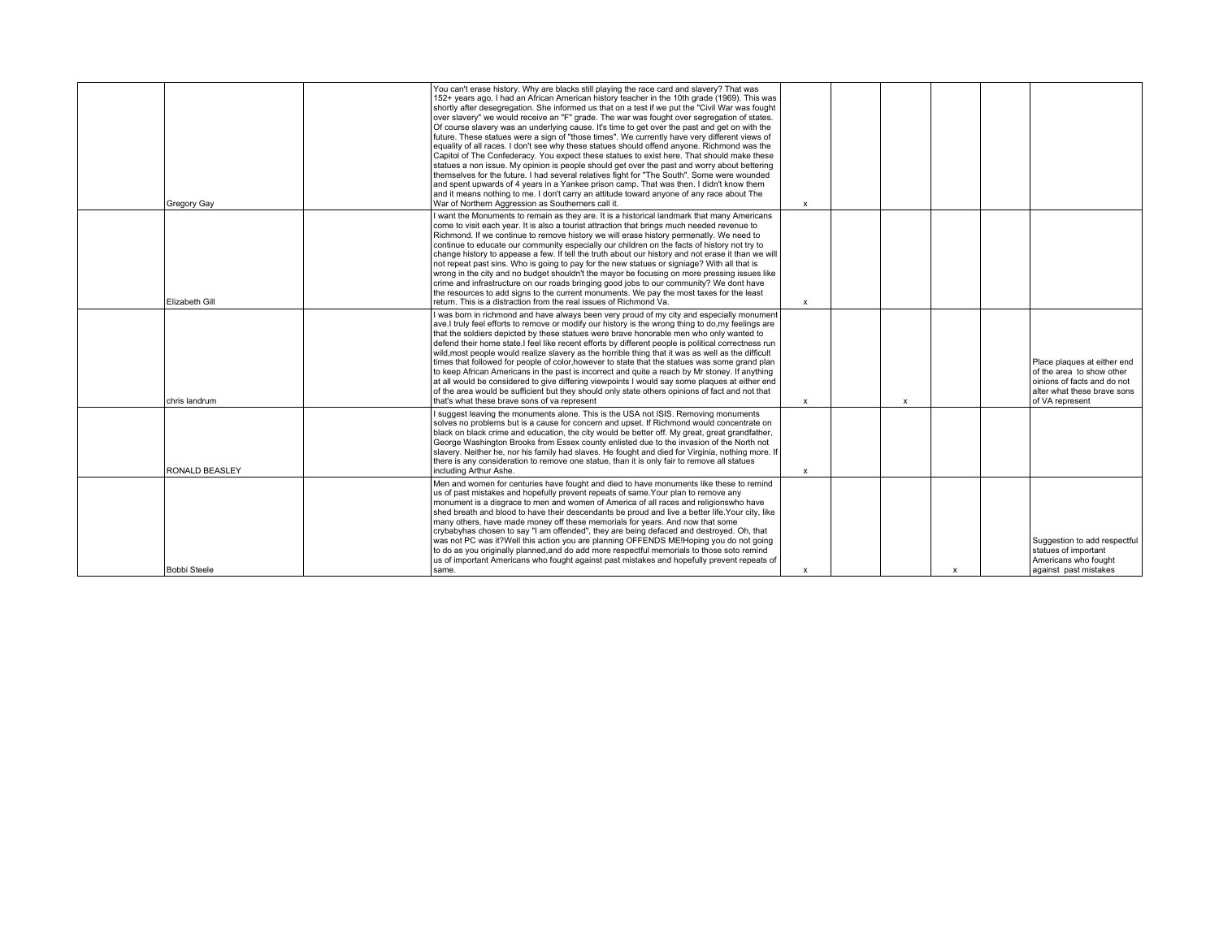| | | | | | | | | | |
|---|---|---|---|---|---|---|---|---|---|
| | Gregory Gay | | You can't erase history. Why are blacks still playing the race card and slavery? That was 152+ years ago. I had an African American history teacher in the 10th grade (1969). This was shortly after desegregation. She informed us that on a test if we put the "Civil War was fought over slavery" we would receive an "F" grade. The war was fought over segregation of states. Of course slavery was an underlying cause. It's time to get over the past and get on with the future. These statues were a sign of "those times". We currently have very different views of equality of all races. I don't see why these statues should offend anyone. Richmond was the Capitol of The Confederacy. You expect these statues to exist here. That should make these statues a non issue. My opinion is people should get over the past and worry about bettering themselves for the future. I had several relatives fight for "The South". Some were wounded and spent upwards of 4 years in a Yankee prison camp. That was then. I didn't know them and it means nothing to me. I don't carry an attitude toward anyone of any race about The War of Northern Aggression as Southerners call it. | x | | | | | |
| | Elizabeth Gill | | I want the Monuments to remain as they are. It is a historical landmark that many Americans come to visit each year. It is also a tourist attraction that brings much needed revenue to Richmond. If we continue to remove history we will erase history permenatly. We need to continue to educate our community especially our children on the facts of history not try to change history to appease a few. If tell the truth about our history and not erase it than we will not repeat past sins. Who is going to pay for the new statues or signiage? With all that is wrong in the city and no budget shouldn't the mayor be focusing on more pressing issues like crime and infrastructure on our roads bringing good jobs to our community? We dont have the resources to add signs to the current monuments. We pay the most taxes for the least return. This is a distraction from the real issues of Richmond Va. | x | | | | | |
| | chris landrum | | I was born in richmond and have always been very proud of my city and especially monument ave.I truly feel efforts to remove or modify our history is the wrong thing to do,my feelings are that the soldiers depicted by these statues were brave honorable men who only wanted to defend their home state.I feel like recent efforts by different people is political correctness run wild,most people would realize slavery as the horrible thing that it was as well as the difficult times that followed for people of color,however to state that the statues was some grand plan to keep African Americans in the past is incorrect and quite a reach by Mr stoney. If anything at all would be considered to give differing viewpoints I would say some plaques at either end of the area would be sufficient but they should only state others opinions of fact and not that that's what these brave sons of va represent | x | | x | | | Place plaques at either end of the area to show other oinions of facts and do not alter what these brave sons of VA represent |
| | RONALD BEASLEY | | I suggest leaving the monuments alone. This is the USA not ISIS. Removing monuments solves no problems but is a cause for concern and upset. If Richmond would concentrate on black on black crime and education, the city would be better off. My great, great grandfather, George Washington Brooks from Essex county enlisted due to the invasion of the North not slavery. Neither he, nor his family had slaves. He fought and died for Virginia, nothing more. If there is any consideration to remove one statue, than it is only fair to remove all statues including Arthur Ashe. | x | | | | | |
| | Bobbi Steele | | Men and women for centuries have fought and died to have monuments like these to remind us of past mistakes and hopefully prevent repeats of same.Your plan to remove any monument is a disgrace to men and women of America of all races and religionswho have shed breath and blood to have their descendants be proud and live a better life.Your city, like many others, have made money off these memorials for years. And now that some crybabyhas chosen to say "I am offended", they are being defaced and destroyed. Oh, that was not PC was it?Well this action you are planning OFFENDS ME!Hoping you do not going to do as you originally planned,and do add more respectful memorials to those soto remind us of important Americans who fought against past mistakes and hopefully prevent repeats of same. | x | | | x | | Suggestion to add respectful statues of important Americans who fought against past mistakes |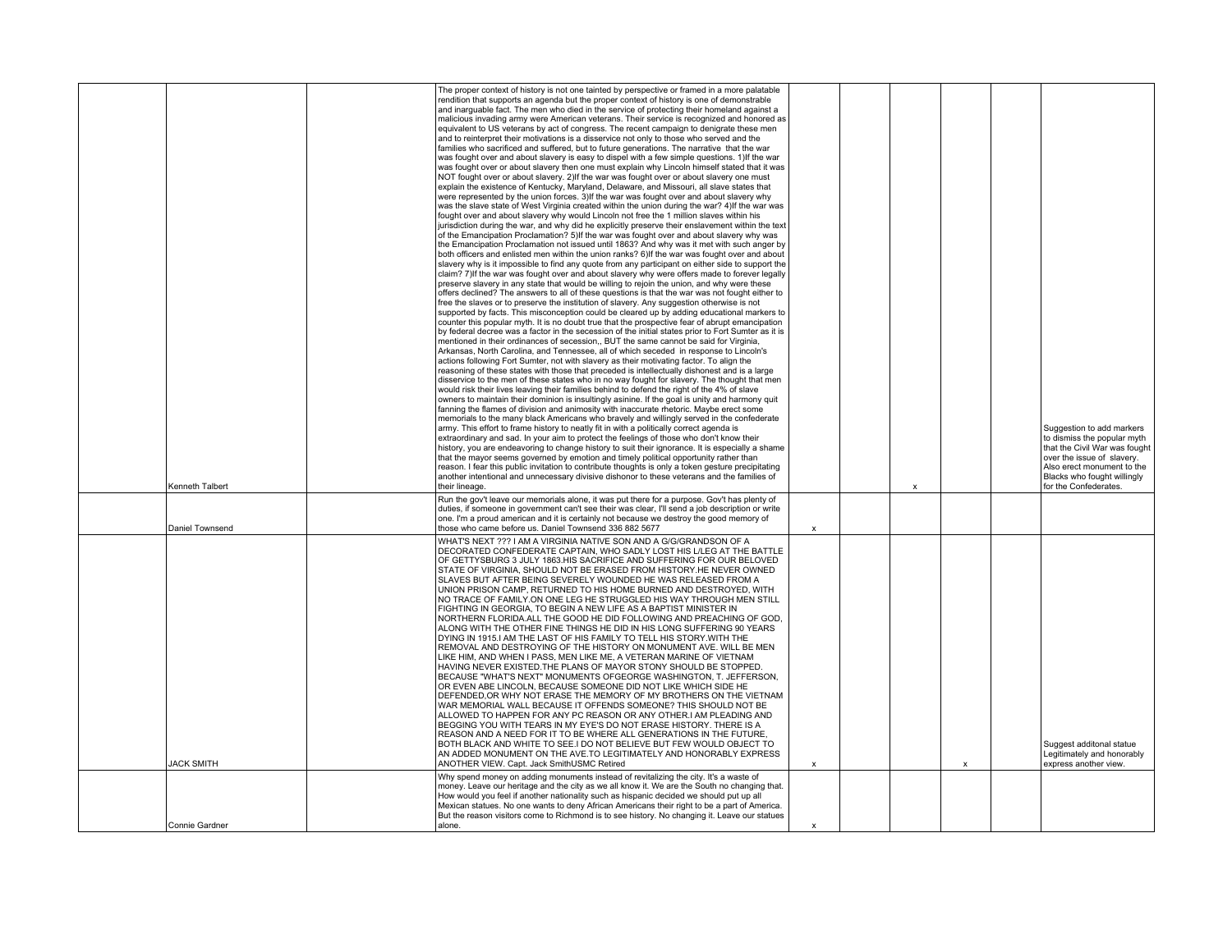| | | | | | | | | |
|---|---|---|---|---|---|---|---|---|
| Kenneth Talbert | | The proper context of history is not one tainted by perspective or framed in a more palatable rendition that supports an agenda but the proper context of history is one of demonstrable and inarguable fact. The men who died in the service of protecting their homeland against a malicious invading army were American veterans. Their service is recognized and honored as equivalent to US veterans by act of congress. The recent campaign to denigrate these men and to reinterpret their motivations is a disservice not only to those who served and the families who sacrificed and suffered, but to future generations. The narrative that the war was fought over and about slavery is easy to dispel with a few simple questions. 1)If the war was fought over or about slavery then one must explain why Lincoln himself stated that it was NOT fought over or about slavery. 2)If the war was fought over or about slavery one must explain the existence of Kentucky, Maryland, Delaware, and Missouri, all slave states that were represented by the union forces. 3)If the war was fought over and about slavery why was the slave state of West Virginia created within the union during the war? 4)If the war was fought over and about slavery why would Lincoln not free the 1 million slaves within his jurisdiction during the war, and why did he explicitly preserve their enslavement within the text of the Emancipation Proclamation? 5)If the war was fought over and about slavery why was the Emancipation Proclamation not issued until 1863? And why was it met with such anger by both officers and enlisted men within the union ranks? 6)If the war was fought over and about slavery why is it impossible to find any quote from any participant on either side to support the claim? 7)If the war was fought over and about slavery why were offers made to forever legally preserve slavery in any state that would be willing to rejoin the union, and why were these offers declined? The answers to all of these questions is that the war was not fought either to free the slaves or to preserve the institution of slavery. Any suggestion otherwise is not supported by facts. This misconception could be cleared up by adding educational markers to counter this popular myth. It is no doubt true that the prospective fear of abrupt emancipation by federal decree was a factor in the secession of the initial states prior to Fort Sumter as it is mentioned in their ordinances of secession,, BUT the same cannot be said for Virginia, Arkansas, North Carolina, and Tennessee, all of which seceded in response to Lincoln's actions following Fort Sumter, not with slavery as their motivating factor. To align the reasoning of these states with those that preceded is intellectually dishonest and is a large disservice to the men of these states who in no way fought for slavery. The thought that men would risk their lives leaving their families behind to defend the right of the 4% of slave owners to maintain their dominion is insultingly asinine. If the goal is unity and harmony quit fanning the flames of division and animosity with inaccurate rhetoric. Maybe erect some memorials to the many black Americans who bravely and willingly served in the confederate army. This effort to frame history to neatly fit in with a politically correct agenda is extraordinary and sad. In your aim to protect the feelings of those who don't know their history, you are endeavoring to change history to suit their ignorance. It is especially a shame that the mayor seems governed by emotion and timely political opportunity rather than reason. I fear this public invitation to contribute thoughts is only a token gesture precipitating another intentional and unnecessary divisive dishonor to these veterans and the families of their lineage. | | | x | | | Suggestion to add markers to dismiss the popular myth that the Civil War was fought over the issue of slavery. Also erect monument to the Blacks who fought willingly for the Confederates. |
| Daniel Townsend | | Run the gov't leave our memorials alone, it was put there for a purpose. Gov't has plenty of duties, if someone in government can't see their was clear, I'll send a job description or write one. I'm a proud american and it is certainly not because we destroy the good memory of those who came before us. Daniel Townsend 336 882 5677 | x | | | | | |
| JACK SMITH | | WHAT'S NEXT ??? I AM A VIRGINIA NATIVE SON AND A G/G/GRANDSON OF A DECORATED CONFEDERATE CAPTAIN, WHO SADLY LOST HIS L/LEG AT THE BATTLE OF GETTYSBURG 3 JULY 1863.HIS SACRIFICE AND SUFFERING FOR OUR BELOVED STATE OF VIRGINIA, SHOULD NOT BE ERASED FROM HISTORY.HE NEVER OWNED SLAVES BUT AFTER BEING SEVERELY WOUNDED HE WAS RELEASED FROM A UNION PRISON CAMP, RETURNED TO HIS HOME BURNED AND DESTROYED, WITH NO TRACE OF FAMILY.ON ONE LEG HE STRUGGLED HIS WAY THROUGH MEN STILL FIGHTING IN GEORGIA, TO BEGIN A NEW LIFE AS A BAPTIST MINISTER IN NORTHERN FLORIDA.ALL THE GOOD HE DID FOLLOWING AND PREACHING OF GOD, ALONG WITH THE OTHER FINE THINGS HE DID IN HIS LONG SUFFERING 90 YEARS DYING IN 1915.I AM THE LAST OF HIS FAMILY TO TELL HIS STORY.WITH THE REMOVAL AND DESTROYING OF THE HISTORY ON MONUMENT AVE. WILL BE MEN LIKE HIM, AND WHEN I PASS, MEN LIKE ME, A VETERAN MARINE OF VIETNAM HAVING NEVER EXISTED.THE PLANS OF MAYOR STONY SHOULD BE STOPPED. BECAUSE "WHAT'S NEXT" MONUMENTS OFGEORGE WASHINGTON, T. JEFFERSON, OR EVEN ABE LINCOLN, BECAUSE SOMEONE DID NOT LIKE WHICH SIDE HE DEFENDED,OR WHY NOT ERASE THE MEMORY OF MY BROTHERS ON THE VIETNAM WAR MEMORIAL WALL BECAUSE IT OFFENDS SOMEONE? THIS SHOULD NOT BE ALLOWED TO HAPPEN FOR ANY PC REASON OR ANY OTHER.I AM PLEADING AND BEGGING YOU WITH TEARS IN MY EYE'S DO NOT ERASE HISTORY. THERE IS A REASON AND A NEED FOR IT TO BE WHERE ALL GENERATIONS IN THE FUTURE, BOTH BLACK AND WHITE TO SEE.I DO NOT BELIEVE BUT FEW WOULD OBJECT TO AN ADDED MONUMENT ON THE AVE.TO LEGITIMATELY AND HONORABLY EXPRESS ANOTHER VIEW. Capt. Jack SmithUSMC Retired | x | | | x | | Suggest additonal statue Legitimately and honorably express another view. |
| Connie Gardner | | Why spend money on adding monuments instead of revitalizing the city. It's a waste of money. Leave our heritage and the city as we all know it. We are the South no changing that. How would you feel if another nationality such as hispanic decided we should put up all Mexican statues. No one wants to deny African Americans their right to be a part of America. But the reason visitors come to Richmond is to see history. No changing it. Leave our statues alone. | x | | | | | |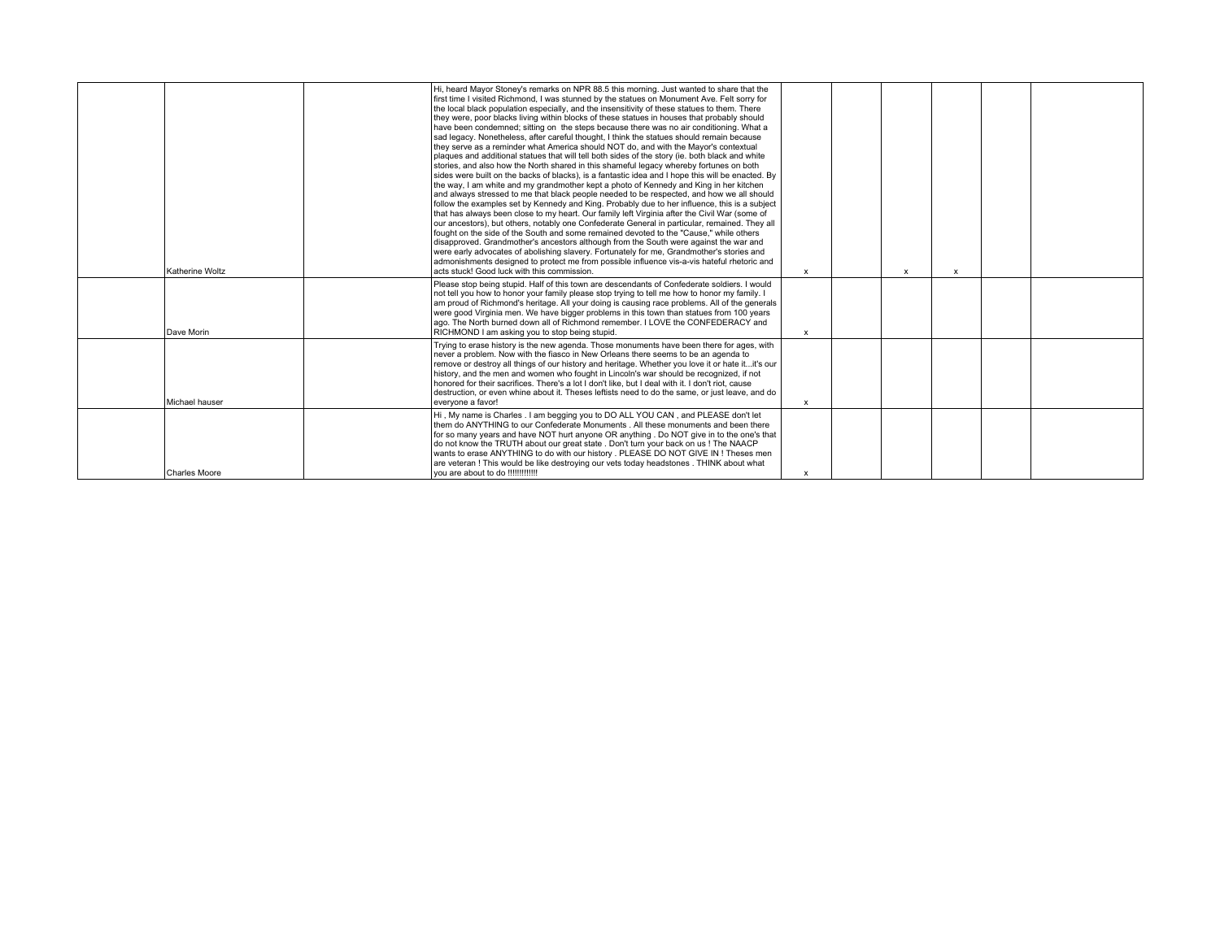|  |  |  |  |  |  |  |  |  |  |
|---|---|---|---|---|---|---|---|---|---|
|  | Katherine Woltz |  | Hi, heard Mayor Stoney's remarks on NPR 88.5 this morning. Just wanted to share that the first time I visited Richmond, I was stunned by the statues on Monument Ave. Felt sorry for the local black population especially, and the insensitivity of these statues to them. There they were, poor blacks living within blocks of these statues in houses that probably should have been condemned; sitting on the steps because there was no air conditioning. What a sad legacy. Nonetheless, after careful thought, I think the statues should remain because they serve as a reminder what America should NOT do, and with the Mayor's contextual plaques and additional statues that will tell both sides of the story (ie. both black and white stories, and also how the North shared in this shameful legacy whereby fortunes on both sides were built on the backs of blacks), is a fantastic idea and I hope this will be enacted. By the way, I am white and my grandmother kept a photo of Kennedy and King in her kitchen and always stressed to me that black people needed to be respected, and how we all should follow the examples set by Kennedy and King. Probably due to her influence, this is a subject that has always been close to my heart. Our family left Virginia after the Civil War (some of our ancestors), but others, notably one Confederate General in particular, remained. They all fought on the side of the South and some remained devoted to the "Cause," while others disapproved. Grandmother's ancestors although from the South were against the war and were early advocates of abolishing slavery. Fortunately for me, Grandmother's stories and admonishments designed to protect me from possible influence vis-a-vis hateful rhetoric and acts stuck! Good luck with this commission. | x |  | x | x |  |  |
|  | Dave Morin |  | Please stop being stupid. Half of this town are descendants of Confederate soldiers. I would not tell you how to honor your family please stop trying to tell me how to honor my family. I am proud of Richmond's heritage. All your doing is causing race problems. All of the generals were good Virginia men. We have bigger problems in this town than statues from 100 years ago. The North burned down all of Richmond remember. I LOVE the CONFEDERACY and RICHMOND I am asking you to stop being stupid. | x |  |  |  |  |  |
|  | Michael hauser |  | Trying to erase history is the new agenda. Those monuments have been there for ages, with never a problem. Now with the fiasco in New Orleans there seems to be an agenda to remove or destroy all things of our history and heritage. Whether you love it or hate it...it's our history, and the men and women who fought in Lincoln's war should be recognized, if not honored for their sacrifices. There's a lot I don't like, but I deal with it. I don't riot, cause destruction, or even whine about it. Theses leftists need to do the same, or just leave, and do everyone a favor! | x |  |  |  |  |  |
|  | Charles Moore |  | Hi , My name is Charles . I am begging you to DO ALL YOU CAN , and PLEASE don't let them do ANYTHING to our Confederate Monuments . All these monuments and been there for so many years and have NOT hurt anyone OR anything . Do NOT give in to the one's that do not know the TRUTH about our great state . Don't turn your back on us ! The NAACP wants to erase ANYTHING to do with our history . PLEASE DO NOT GIVE IN ! Theses men are veteran ! This would be like destroying our vets today headstones . THINK about what you are about to do !!!!!!!!!!!! | x |  |  |  |  |  |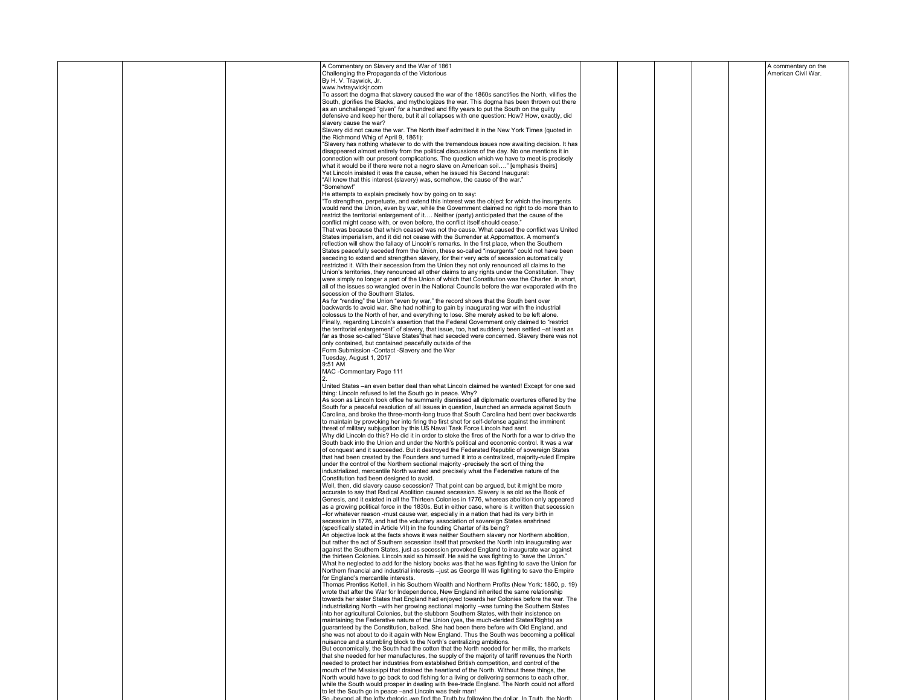A Commentary on Slavery and the War of 1861
Challenging the Propaganda of the Victorious
By H. V. Traywick, Jr.
www.hvtraywickjr.com

To assert the dogma that slavery caused the war of the 1860s sanctifies the North, vilifies the South, glorifies the Blacks, and mythologizes the war. This dogma has been thrown out there as an unchallenged "given" for a hundred and fifty years to put the South on the guilty defensive and keep her there, but it all collapses with one question: How? How, exactly, did slavery cause the war?

Slavery did not cause the war. The North itself admitted it in the New York Times (quoted in the Richmond Whig of April 9, 1861):

"Slavery has nothing whatever to do with the tremendous issues now awaiting decision. It has disappeared almost entirely from the political discussions of the day. No one mentions it in connection with our present complications. The question which we have to meet is precisely what it would be if there were not a negro slave on American soil…." [emphasis theirs]

Yet Lincoln insisted it was the cause, when he issued his Second Inaugural:

"All knew that this interest (slavery) was, somehow, the cause of the war."

"Somehow!"

He attempts to explain precisely how by going on to say:

"To strengthen, perpetuate, and extend this interest was the object for which the insurgents would rend the Union, even by war, while the Government claimed no right to do more than to restrict the territorial enlargement of it…. Neither (party) anticipated that the cause of the conflict might cease with, or even before, the conflict itself should cease."

That was because that which ceased was not the cause. What caused the conflict was United States imperialism, and it did not cease with the Surrender at Appomattox. A moment's reflection will show the fallacy of Lincoln's remarks. In the first place, when the Southern States peacefully seceded from the Union, these so-called "insurgents" could not have been seceding to extend and strengthen slavery, for their very acts of secession automatically restricted it. With their secession from the Union they not only renounced all claims to the Union's territories, they renounced all other claims to any rights under the Constitution. They were simply no longer a part of the Union of which that Constitution was the Charter. In short, all of the issues so wrangled over in the National Councils before the war evaporated with the secession of the Southern States.

As for "rending" the Union "even by war," the record shows that the South bent over backwards to avoid war. She had nothing to gain by inaugurating war with the industrial colossus to the North of her, and everything to lose. She merely asked to be left alone.

Finally, regarding Lincoln's assertion that the Federal Government only claimed to "restrict the territorial enlargement" of slavery, that issue, too, had suddenly been settled –at least as far as those so-called "Slave States"that had seceded were concerned. Slavery there was not only contained, but contained peacefully outside of the

Form Submission -Contact -Slavery and the War
Tuesday, August 1, 2017
9:51 AM
MAC -Commentary Page 111

2.

United States –an even better deal than what Lincoln claimed he wanted! Except for one sad thing: Lincoln refused to let the South go in peace. Why?

As soon as Lincoln took office he summarily dismissed all diplomatic overtures offered by the South for a peaceful resolution of all issues in question, launched an armada against South Carolina, and broke the three-month-long truce that South Carolina had bent over backwards to maintain by provoking her into firing the first shot for self-defense against the imminent threat of military subjugation by this US Naval Task Force Lincoln had sent.

Why did Lincoln do this? He did it in order to stoke the fires of the North for a war to drive the South back into the Union and under the North's political and economic control. It was a war of conquest and it succeeded. But it destroyed the Federated Republic of sovereign States that had been created by the Founders and turned it into a centralized, majority-ruled Empire under the control of the Northern sectional majority -precisely the sort of thing the industrialized, mercantile North wanted and precisely what the Federative nature of the Constitution had been designed to avoid.

Well, then, did slavery cause secession? That point can be argued, but it might be more accurate to say that Radical Abolition caused secession. Slavery is as old as the Book of Genesis, and it existed in all the Thirteen Colonies in 1776, whereas abolition only appeared as a growing political force in the 1830s. But in either case, where is it written that secession –for whatever reason -must cause war, especially in a nation that had its very birth in secession in 1776, and had the voluntary association of sovereign States enshrined (specifically stated in Article VII) in the founding Charter of its being?

An objective look at the facts shows it was neither Southern slavery nor Northern abolition, but rather the act of Southern secession itself that provoked the North into inaugurating war against the Southern States, just as secession provoked England to inaugurate war against the thirteen Colonies. Lincoln said so himself. He said he was fighting to "save the Union." What he neglected to add for the history books was that he was fighting to save the Union for Northern financial and industrial interests –just as George III was fighting to save the Empire for England's mercantile interests.

Thomas Prentiss Kettell, in his Southern Wealth and Northern Profits (New York: 1860, p. 19) wrote that after the War for Independence, New England inherited the same relationship towards her sister States that England had enjoyed towards her Colonies before the war. The industrializing North –with her growing sectional majority –was turning the Southern States into her agricultural Colonies, but the stubborn Southern States, with their insistence on maintaining the Federative nature of the Union (yes, the much-derided States'Rights) as guaranteed by the Constitution, balked. She had been there before with Old England, and she was not about to do it again with New England. Thus the South was becoming a political nuisance and a stumbling block to the North's centralizing ambitions.

But economically, the South had the cotton that the North needed for her mills, the markets that she needed for her manufactures, the supply of the majority of tariff revenues the North needed to protect her industries from established British competition, and control of the mouth of the Mississippi that drained the heartland of the North. Without these things, the North would have to go back to cod fishing for a living or delivering sermons to each other, while the South would prosper in dealing with free-trade England. The North could not afford to let the South go in peace –and Lincoln was their man!

So -beyond all the lofty rhetoric -we find the Truth by following the dollar. In Truth, the North

A commentary on the American Civil War.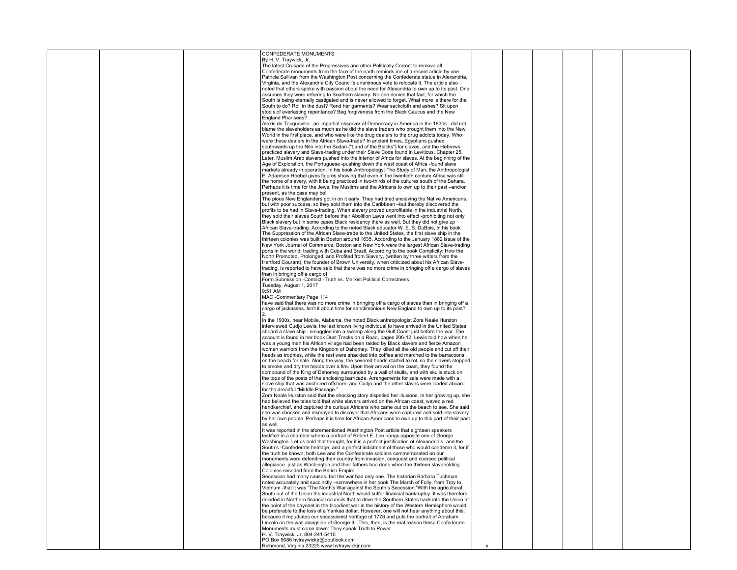CONFEDERATE MONUMENTS

By H. V. Traywick, Jr.

The latest Crusade of the Progressives and other Politically Correct to remove all Confederate monuments from the face of the earth reminds me of a recent article by one Patricia Sullivan from the Washington Post concerning the Confederate statue in Alexandria, Virginia, and the Alexandria City Council's unanimous vote to relocate it. The article also noted that others spoke with passion about the need for Alexandria to own up to its past. One assumes they were referring to Southern slavery. No one denies that fact, for which the South is being eternally castigated and is never allowed to forget. What more is there for the South to do? Roll in the dust? Rend her garments? Wear sackcloth and ashes? Sit upon stools of everlasting repentance? Beg forgiveness from the Black Caucus and the New England Pharisees?

Alexis de Tocqueville –an impartial observer of Democracy in America in the 1830s –did not blame the slaveholders as much as he did the slave traders who brought them into the New World in the first place, and who were like the drug dealers to the drug addicts today. Who were these dealers in the African Slave-trade? In ancient times, Egyptians pushed southwards up the Nile into the Sudan ("Land of the Blacks") for slaves, and the Hebrews practiced slavery and Slave-trading under their Slave Code found in Leviticus, Chapter 25. Later, Muslim Arab slavers pushed into the interior of Africa for slaves. At the beginning of the Age of Exploration, the Portuguese -pushing down the west coast of Africa -found slave markets already in operation. In his book Anthropology: The Study of Man, the Anthropologist E. Adamson Hoebel gives figures showing that even in the twentieth century Africa was still the home of slavery, with it being practiced in two-thirds of the cultures south of the Sahara. Perhaps it is time for the Jews, the Muslims and the Africans to own up to their past –and/or present, as the case may be!

The pious New Englanders got in on it early. They had tried enslaving the Native Americans, but with poor success, so they sold them into the Caribbean –but thereby discovered the profits to be had in Slave-trading. When slavery proved unprofitable in the industrial North, they sold their slaves South before their Abolition Laws went into effect -prohibiting not only Black slavery but in some cases Black residency there as well. But they did not give up African Slave-trading. According to the noted Black educator W. E. B. DuBois, in his book The Suppression of the African Slave-trade to the United States, the first slave ship in the thirteen colonies was built in Boston around 1635. According to the January 1862 issue of the New York Journal of Commerce, Boston and New York were the largest African Slave-trading ports in the world, trading with Cuba and Brazil. According to the book Complicity: How the North Promoted, Prolonged, and Profited from Slavery, (written by three writers from the Hartford Courant), the founder of Brown University, when criticized about his African Slave-trading, is reported to have said that there was no more crime in bringing off a cargo of slaves than in bringing off a cargo of

Form Submission -Contact -Truth vs. Marxist Political Correctness

Tuesday, August 1, 2017

9:51 AM

MAC -Commentary Page 114

have said that there was no more crime in bringing off a cargo of slaves than in bringing off a cargo of jackasses. Isn't it about time for sanctimonious New England to own up to its past?

2.

In the 1930s, near Mobile, Alabama, the noted Black anthropologist Zora Neale Hurston interviewed Cudjo Lewis, the last known living individual to have arrived in the United States aboard a slave ship –smuggled into a swamp along the Gulf Coast just before the war. The account is found in her book Dust Tracks on a Road, pages 206-12. Lewis told how when he was a young man his African village had been raided by Black slavers and fierce Amazon women warriors from the Kingdom of Dahomey. They killed all the old people and cut off their heads as trophies, while the rest were shackled into coffles and marched to the barracoons on the beach for sale. Along the way, the severed heads started to rot, so the slavers stopped to smoke and dry the heads over a fire. Upon their arrival on the coast, they found the compound of the King of Dahomey surrounded by a wall of skulls, and with skulls stuck on the tops of the posts of the enclosing barricade. Arrangements for sale were made with a slave ship that was anchored offshore, and Cudjo and the other slaves were loaded aboard for the dreadful "Middle Passage."

Zora Neale Hurston said that the shocking story dispelled her illusions. In her growing up, she had believed the tales told that white slavers arrived on the African coast, waved a red handkerchief, and captured the curious Africans who came out on the beach to see. She said she was shocked and dismayed to discover that Africans were captured and sold into slavery by her own people. Perhaps it is time for African-Americans to own up to this part of their past as well.

It was reported in the aforementioned Washington Post article that eighteen speakers testified in a chamber where a portrait of Robert E. Lee hangs opposite one of George Washington. Let us hold that thought, for it is a perfect justification of Alexandria's -and the South's -Confederate heritage, and a perfect indictment of those who would condemn it, for if the truth be known, both Lee and the Confederate soldiers commemorated on our monuments were defending their country from invasion, conquest and coerced political allegiance -just as Washington and their fathers had done when the thirteen slaveholding Colonies seceded from the British Empire.

Secession had many causes, but the war had only one. The historian Barbara Tuchman noted accurately and succinctly –somewhere in her book The March of Folly, from Troy to Vietnam -that it was "The North's War against the South's Secession."With the agricultural South out of the Union the industrial North would suffer financial bankruptcy. It was therefore decided in Northern financial councils that to drive the Southern States back into the Union at the point of the bayonet in the bloodiest war in the history of the Western Hemisphere would be preferable to the loss of a Yankee dollar. However, one will not hear anything about this, because it repudiates our secessionist heritage of 1776 and puts the portrait of Abraham Lincoln on the wall alongside of George III. This, then, is the real reason these Confederate Monuments must come down: They speak Truth to Power.

H. V. Traywick, Jr. 804-241-5415

PO Box 9086 hvtraywickjr@ooutlook.com

Richmond, Virginia 23225 www.hvtraywickjr.com

x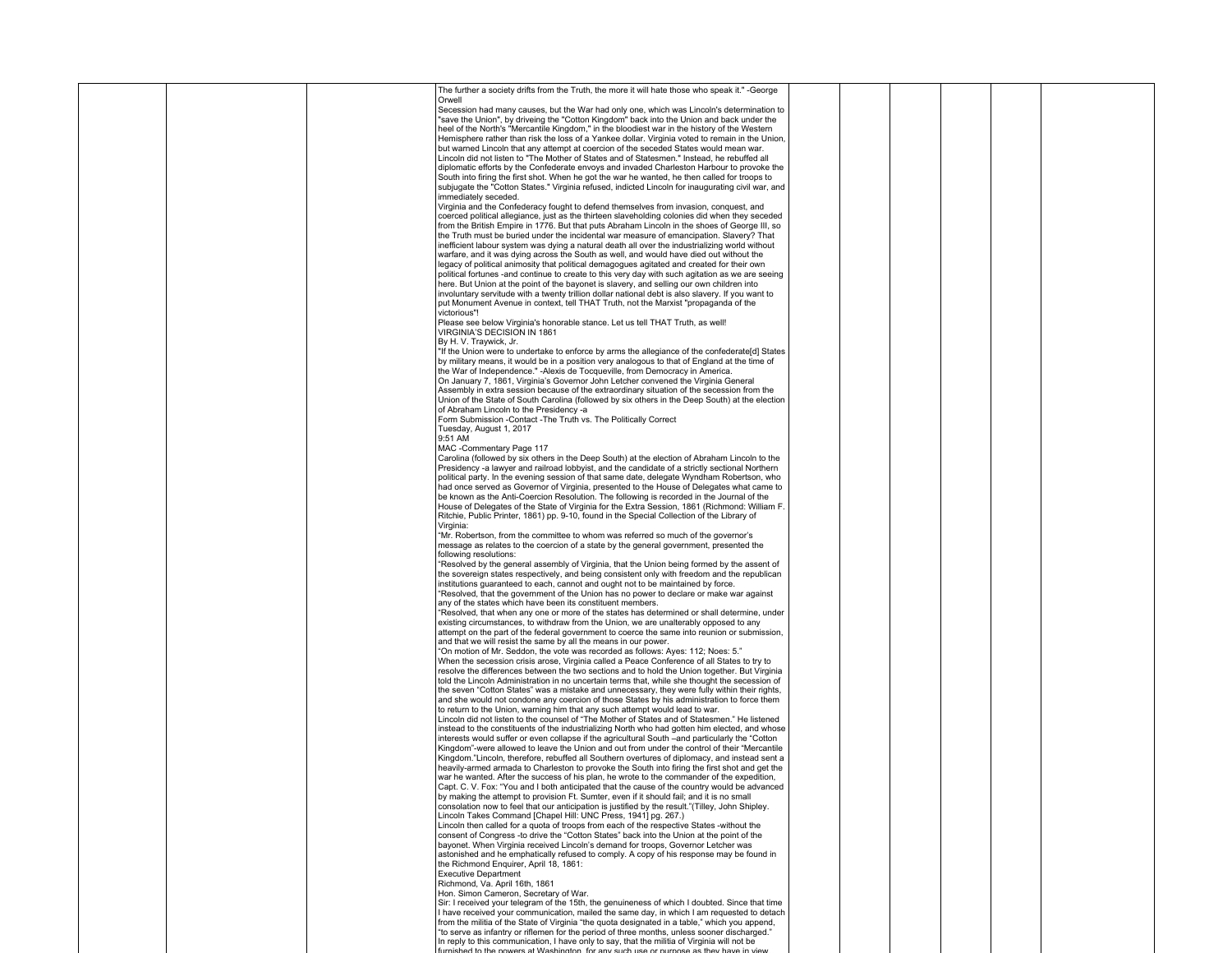The further a society drifts from the Truth, the more it will hate those who speak it." -George Orwell

Secession had many causes, but the War had only one, which was Lincoln's determination to "save the Union", by driveing the "Cotton Kingdom" back into the Union and back under the heel of the North's "Mercantile Kingdom," in the bloodiest war in the history of the Western Hemisphere rather than risk the loss of a Yankee dollar. Virginia voted to remain in the Union, but warned Lincoln that any attempt at coercion of the seceded States would mean war. Lincoln did not listen to "The Mother of States and of Statesmen." Instead, he rebuffed all diplomatic efforts by the Confederate envoys and invaded Charleston Harbour to provoke the South into firing the first shot. When he got the war he wanted, he then called for troops to subjugate the "Cotton States." Virginia refused, indicted Lincoln for inaugurating civil war, and immediately seceded.

Virginia and the Confederacy fought to defend themselves from invasion, conquest, and coerced political allegiance, just as the thirteen slaveholding colonies did when they seceded from the British Empire in 1776. But that puts Abraham Lincoln in the shoes of George III, so the Truth must be buried under the incidental war measure of emancipation. Slavery? That inefficient labour system was dying a natural death all over the industrializing world without warfare, and it was dying across the South as well, and would have died out without the legacy of political animosity that political demagogues agitated and created for their own political fortunes -and continue to create to this very day with such agitation as we are seeing here. But Union at the point of the bayonet is slavery, and selling our own children into involuntary servitude with a twenty trillion dollar national debt is also slavery. If you want to put Monument Avenue in context, tell THAT Truth, not the Marxist "propaganda of the victorious"!

Please see below Virginia's honorable stance. Let us tell THAT Truth, as well!

VIRGINIA'S DECISION IN 1861

By H. V. Traywick, Jr.

"If the Union were to undertake to enforce by arms the allegiance of the confederate[d] States by military means, it would be in a position very analogous to that of England at the time of the War of Independence." -Alexis de Tocqueville, from Democracy in America.

On January 7, 1861, Virginia's Governor John Letcher convened the Virginia General Assembly in extra session because of the extraordinary situation of the secession from the Union of the State of South Carolina (followed by six others in the Deep South) at the election of Abraham Lincoln to the Presidency -a

Form Submission -Contact -The Truth vs. The Politically Correct

Tuesday, August 1, 2017

9:51 AM

MAC -Commentary Page 117

Carolina (followed by six others in the Deep South) at the election of Abraham Lincoln to the Presidency -a lawyer and railroad lobbyist, and the candidate of a strictly sectional Northern political party. In the evening session of that same date, delegate Wyndham Robertson, who had once served as Governor of Virginia, presented to the House of Delegates what came to be known as the Anti-Coercion Resolution. The following is recorded in the Journal of the House of Delegates of the State of Virginia for the Extra Session, 1861 (Richmond: William F. Ritchie, Public Printer, 1861) pp. 9-10, found in the Special Collection of the Library of Virginia:

"Mr. Robertson, from the committee to whom was referred so much of the governor's message as relates to the coercion of a state by the general government, presented the following resolutions:

"Resolved by the general assembly of Virginia, that the Union being formed by the assent of the sovereign states respectively, and being consistent only with freedom and the republican institutions guaranteed to each, cannot and ought not to be maintained by force.

"Resolved, that the government of the Union has no power to declare or make war against any of the states which have been its constituent members.

"Resolved, that when any one or more of the states has determined or shall determine, under existing circumstances, to withdraw from the Union, we are unalterably opposed to any attempt on the part of the federal government to coerce the same into reunion or submission, and that we will resist the same by all the means in our power.

"On motion of Mr. Seddon, the vote was recorded as follows: Ayes: 112; Noes: 5."

When the secession crisis arose, Virginia called a Peace Conference of all States to try to resolve the differences between the two sections and to hold the Union together. But Virginia told the Lincoln Administration in no uncertain terms that, while she thought the secession of the seven "Cotton States" was a mistake and unnecessary, they were fully within their rights, and she would not condone any coercion of those States by his administration to force them to return to the Union, warning him that any such attempt would lead to war.

Lincoln did not listen to the counsel of "The Mother of States and of Statesmen." He listened instead to the constituents of the industrializing North who had gotten him elected, and whose interests would suffer or even collapse if the agricultural South –and particularly the "Cotton Kingdom"-were allowed to leave the Union and out from under the control of their "Mercantile Kingdom."Lincoln, therefore, rebuffed all Southern overtures of diplomacy, and instead sent a heavily-armed armada to Charleston to provoke the South into firing the first shot and get the war he wanted. After the success of his plan, he wrote to the commander of the expedition, Capt. C. V. Fox: "You and I both anticipated that the cause of the country would be advanced by making the attempt to provision Ft. Sumter, even if it should fail; and it is no small consolation now to feel that our anticipation is justified by the result."(Tilley, John Shipley. Lincoln Takes Command [Chapel Hill: UNC Press, 1941] pg. 267.)

Lincoln then called for a quota of troops from each of the respective States -without the consent of Congress -to drive the "Cotton States" back into the Union at the point of the bayonet. When Virginia received Lincoln's demand for troops, Governor Letcher was astonished and he emphatically refused to comply. A copy of his response may be found in the Richmond Enquirer, April 18, 1861:

Executive Department

Richmond, Va. April 16th, 1861

Hon. Simon Cameron, Secretary of War.

Sir: I received your telegram of the 15th, the genuineness of which I doubted. Since that time I have received your communication, mailed the same day, in which I am requested to detach from the militia of the State of Virginia "the quota designated in a table," which you append, "to serve as infantry or riflemen for the period of three months, unless sooner discharged."

In reply to this communication, I have only to say, that the militia of Virginia will not be furnished to the powers at Washington, for any such use or purpose as they have in view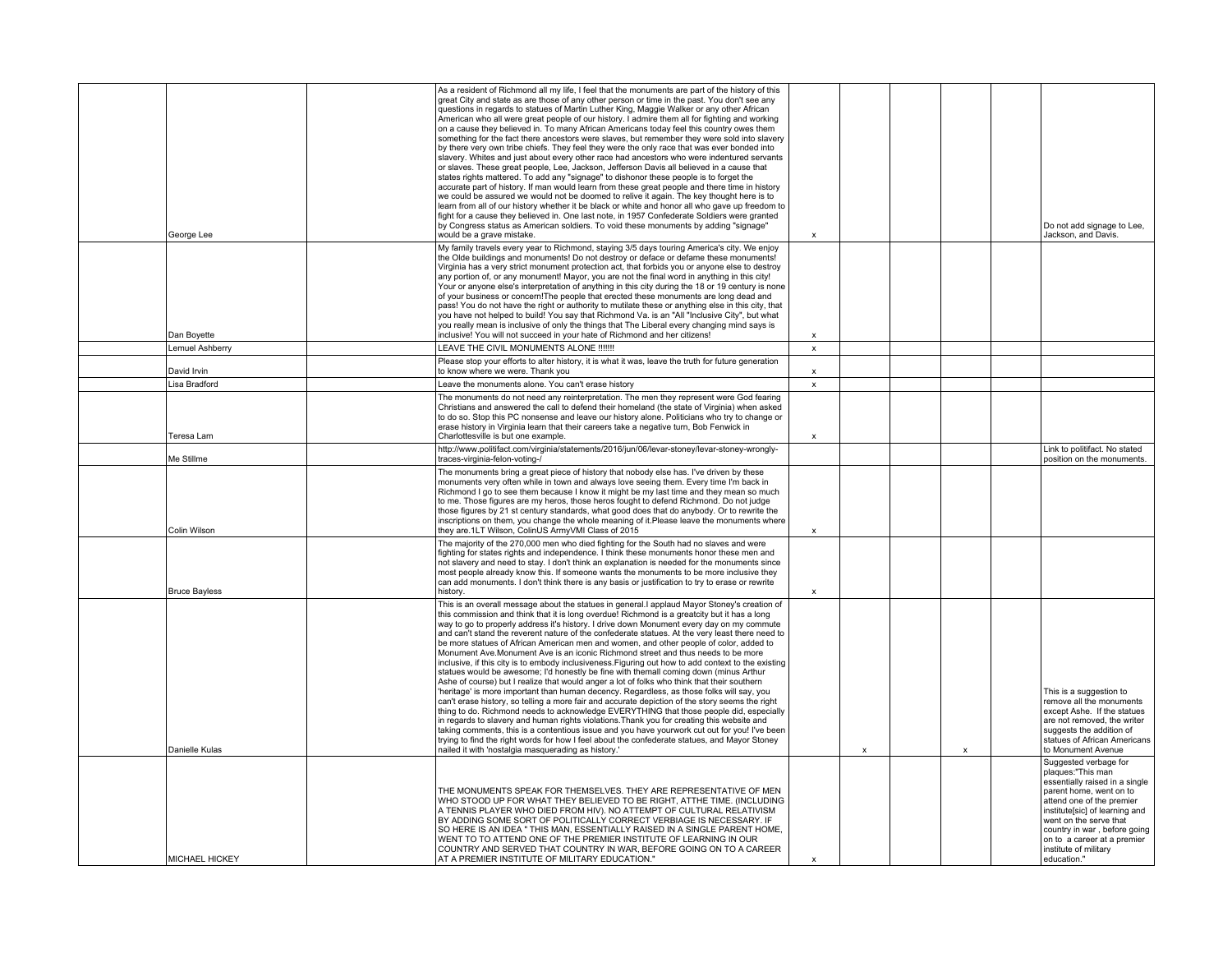| | | | | | | | | |
|---|---|---|---|---|---|---|---|---|
| | George Lee | | As a resident of Richmond all my life, I feel that the monuments are part of the history of this great City and state as are those of any other person or time in the past. You don't see any questions in regards to statues of Martin Luther King, Maggie Walker or any other African American who all were great people of our history. I admire them all for fighting and working on a cause they believed in. To many African Americans today feel this country owes them something for the fact there ancestors were slaves, but remember they were sold into slavery by there very own tribe chiefs. They feel they were the only race that was ever bonded into slavery. Whites and just about every other race had ancestors who were indentured servants or slaves. These great people, Lee, Jackson, Jefferson Davis all believed in a cause that states rights mattered. To add any "signage" to dishonor these people is to forget the accurate part of history. If man would learn from these great people and there time in history we could be assured we would not be doomed to relive it again. The key thought here is to learn from all of our history whether it be black or white and honor all who gave up freedom to fight for a cause they believed in. One last note, in 1957 Confederate Soldiers were granted by Congress status as American soldiers. To void these monuments by adding "signage" would be a grave mistake. | x | | | | | Do not add signage to Lee, Jackson, and Davis. |
| | Dan Boyette | | My family travels every year to Richmond, staying 3/5 days touring America's city. We enjoy the Olde buildings and monuments! Do not destroy or deface or defame these monuments! Virginia has a very strict monument protection act, that forbids you or anyone else to destroy any portion of, or any monument! Mayor, you are not the final word in anything in this city! Your or anyone else's interpretation of anything in this city during the 18 or 19 century is none of your business or concern!The people that erected these monuments are long dead and pass! You do not have the right or authority to mutilate these or anything else in this city, that you have not helped to build! You say that Richmond Va. is an "All "Inclusive City", but what you really mean is inclusive of only the things that The Liberal every changing mind says is inclusive! You will not succeed in your hate of Richmond and her citizens! | x | | | | | |
| | Lemuel Ashberry | | LEAVE THE CIVIL MONUMENTS ALONE !!!!!!! | x | | | | | |
| | David Irvin | | Please stop your efforts to alter history, it is what it was, leave the truth for future generation to know where we were. Thank you | x | | | | | |
| | Lisa Bradford | | Leave the monuments alone. You can't erase history | x | | | | | |
| | Teresa Lam | | The monuments do not need any reinterpretation. The men they represent were God fearing Christians and answered the call to defend their homeland (the state of Virginia) when asked to do so. Stop this PC nonsense and leave our history alone. Politicians who try to change or erase history in Virginia learn that their careers take a negative turn, Bob Fenwick in Charlottesville is but one example. | x | | | | | |
| | Me Stillme | | http://www.politifact.com/virginia/statements/2016/jun/06/levar-stoney/levar-stoney-wrongly-traces-virginia-felon-voting-/ | | | | | | Link to politifact. No stated position on the monuments. |
| | Colin Wilson | | The monuments bring a great piece of history that nobody else has. I've driven by these monuments very often while in town and always love seeing them. Every time I'm back in Richmond I go to see them because I know it might be my last time and they mean so much to me. Those figures are my heros, those heros fought to defend Richmond. Do not judge those figures by 21 st century standards, what good does that do anybody. Or to rewrite the inscriptions on them, you change the whole meaning of it.Please leave the monuments where they are.1LT Wilson, ColinUS ArmyVMI Class of 2015 | x | | | | | |
| | Bruce Bayless | | The majority of the 270,000 men who died fighting for the South had no slaves and were fighting for states rights and independence. I think these monuments honor these men and not slavery and need to stay. I don't think an explanation is needed for the monuments since most people already know this. If someone wants the monuments to be more inclusive they can add monuments. I don't think there is any basis or justification to try to erase or rewrite history. | x | | | | | |
| | Danielle Kulas | | This is an overall message about the statues in general.I applaud Mayor Stoney's creation of this commission and think that it is long overdue! Richmond is a greatcity but it has a long way to go to properly address it's history. I drive down Monument every day on my commute and can't stand the reverent nature of the confederate statues. At the very least there need to be more statues of African American men and women, and other people of color, added to Monument Ave.Monument Ave is an iconic Richmond street and thus needs to be more inclusive, if this city is to embody inclusiveness.Figuring out how to add context to the existing statues would be awesome; I'd honestly be fine with themall coming down (minus Arthur Ashe of course) but I realize that would anger a lot of folks who think that their southern 'heritage' is more important than human decency. Regardless, as those folks will say, you can't erase history, so telling a more fair and accurate depiction of the story seems the right thing to do. Richmond needs to acknowledge EVERYTHING that those people did, especially in regards to slavery and human rights violations.Thank you for creating this website and taking comments, this is a contentious issue and you have yourwork cut out for you! I've been trying to find the right words for how I feel about the confederate statues, and Mayor Stoney nailed it with 'nostalgia masquerading as history.' | | x | | x | | This is a suggestion to remove all the monuments except Ashe. If the statues are not removed, the writer suggests the addition of statues of African Americans to Monument Avenue |
| | MICHAEL HICKEY | | THE MONUMENTS SPEAK FOR THEMSELVES. THEY ARE REPRESENTATIVE OF MEN WHO STOOD UP FOR WHAT THEY BELIEVED TO BE RIGHT, ATTHE TIME. (INCLUDING A TENNIS PLAYER WHO DIED FROM HIV). NO ATTEMPT OF CULTURAL RELATIVISM BY ADDING SOME SORT OF POLITICALLY CORRECT VERBIAGE IS NECESSARY. IF SO HERE IS AN IDEA " THIS MAN, ESSENTIALLY RAISED IN A SINGLE PARENT HOME, WENT TO TO ATTEND ONE OF THE PREMIER INSTITUTE OF LEARNING IN OUR COUNTRY AND SERVED THAT COUNTRY IN WAR, BEFORE GOING ON TO A CAREER AT A PREMIER INSTITUTE OF MILITARY EDUCATION." | x | | | | | Suggested verbage for plaques:"This man essentially raised in a single parent home, went on to attend one of the premier institute[sic] of learning and went on the serve that country in war , before going on to a career at a premier institute of military education." |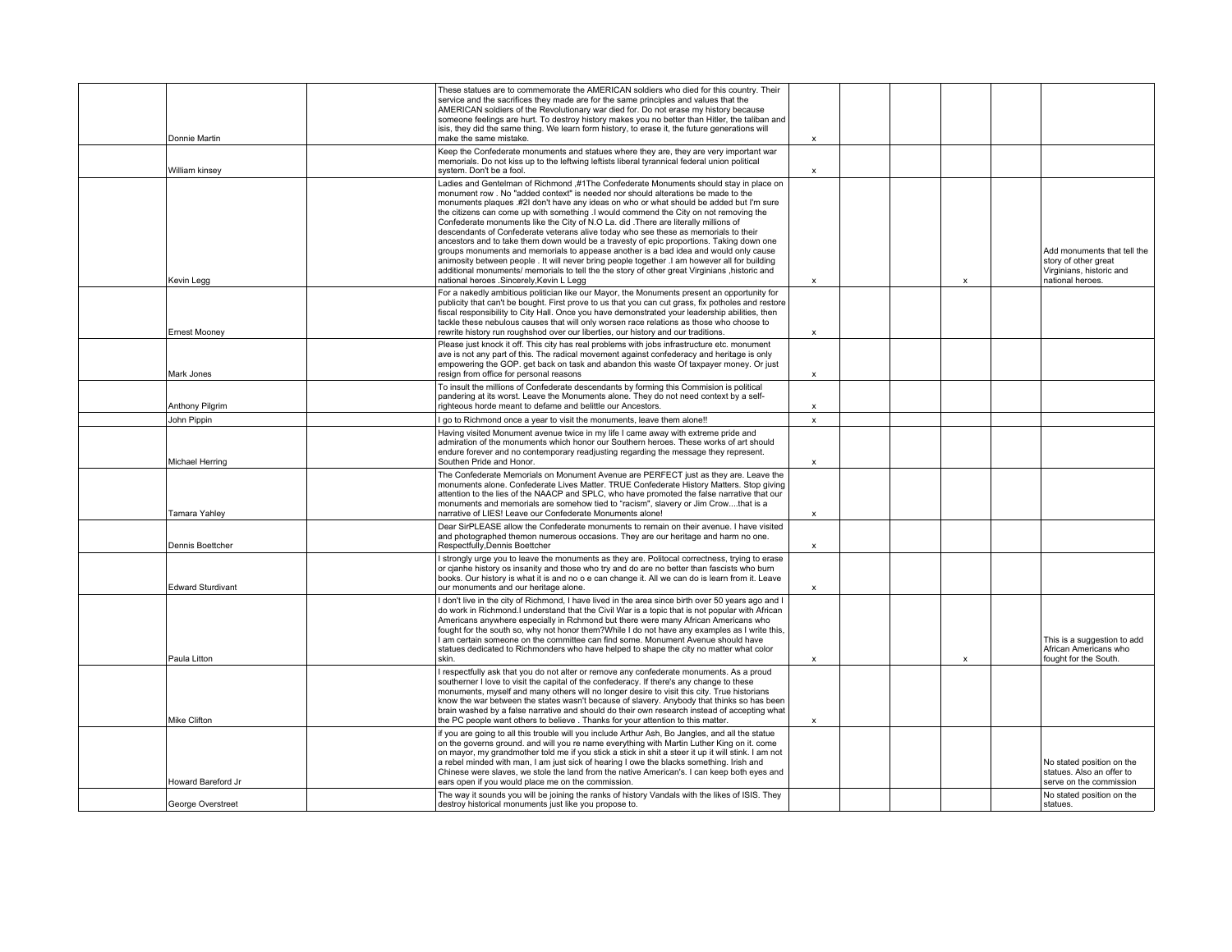| | | | | | | | | | |
|---|---|---|---|---|---|---|---|---|---|
| | Donnie Martin | | These statues are to commemorate the AMERICAN soldiers who died for this country. Their service and the sacrifices they made are for the same principles and values that the AMERICAN soldiers of the Revolutionary war died for. Do not erase my history because someone feelings are hurt. To destroy history makes you no better than Hitler, the taliban and isis, they did the same thing. We learn form history, to erase it, the future generations will make the same mistake. | x | | | | | |
| | William kinsey | | Keep the Confederate monuments and statues where they are, they are very important war memorials. Do not kiss up to the leftwing leftists liberal tyrannical federal union political system. Don't be a fool. | x | | | | | |
| | Kevin Legg | | Ladies and Gentelman of Richmond ,#1The Confederate Monuments should stay in place on monument row . No "added context" is needed nor should alterations be made to the monuments plaques .#2I don't have any ideas on who or what should be added but I'm sure the citizens can come up with something .I would commend the City on not removing the Confederate monuments like the City of N.O La. did .There are literally millions of descendants of Confederate veterans alive today who see these as memorials to their ancestors and to take them down would be a travesty of epic proportions. Taking down one groups monuments and memorials to appease another is a bad idea and would only cause animosity between people . It will never bring people together .I am however all for building additional monuments/ memorials to tell the the story of other great Virginians ,historic and national heroes .Sincerely,Kevin L Legg | x | | | x | | Add monuments that tell the story of other great Virginians, historic and national heroes. |
| | Ernest Mooney | | For a nakedly ambitious politician like our Mayor, the Monuments present an opportunity for publicity that can't be bought. First prove to us that you can cut grass, fix potholes and restore fiscal responsibility to City Hall. Once you have demonstrated your leadership abilities, then tackle these nebulous causes that will only worsen race relations as those who choose to rewrite history run roughshod over our liberties, our history and our traditions. | x | | | | | |
| | Mark Jones | | Please just knock it off. This city has real problems with jobs infrastructure etc. monument ave is not any part of this. The radical movement against confederacy and heritage is only empowering the GOP. get back on task and abandon this waste Of taxpayer money. Or just resign from office for personal reasons | x | | | | | |
| | Anthony Pilgrim | | To insult the millions of Confederate descendants by forming this Commision is political pandering at its worst. Leave the Monuments alone. They do not need context by a self-righteous horde meant to defame and belittle our Ancestors. | x | | | | | |
| | John Pippin | | I go to Richmond once a year to visit the monuments, leave them alone!! | x | | | | | |
| | Michael Herring | | Having visited Monument avenue twice in my life I came away with extreme pride and admiration of the monuments which honor our Southern heroes. These works of art should endure forever and no contemporary readjusting regarding the message they represent. Southen Pride and Honor. | x | | | | | |
| | Tamara Yahley | | The Confederate Memorials on Monument Avenue are PERFECT just as they are. Leave the monuments alone. Confederate Lives Matter. TRUE Confederate History Matters. Stop giving attention to the lies of the NAACP and SPLC, who have promoted the false narrative that our monuments and memorials are somehow tied to "racism", slavery or Jim Crow....that is a narrative of LIES! Leave our Confederate Monuments alone! | x | | | | | |
| | Dennis Boettcher | | Dear SirPLEASE allow the Confederate monuments to remain on their avenue. I have visited and photographed themon numerous occasions. They are our heritage and harm no one. Respectfully,Dennis Boettcher | x | | | | | |
| | Edward Sturdivant | | I strongly urge you to leave the monuments as they are. Politocal correctness, trying to erase or cjanhe history os insanity and those who try and do are no better than fascists who burn books. Our history is what it is and no o e can change it. All we can do is learn from it. Leave our monuments and our heritage alone. | x | | | | | |
| | Paula Litton | | I don't live in the city of Richmond, I have lived in the area since birth over 50 years ago and I do work in Richmond.I understand that the Civil War is a topic that is not popular with African Americans anywhere especially in Rchmond but there were many African Americans who fought for the south so, why not honor them?While I do not have any examples as I write this, I am certain someone on the committee can find some. Monument Avenue should have statues dedicated to Richmonders who have helped to shape the city no matter what color skin. | x | | | x | | This is a suggestion to add African Americans who fought for the South. |
| | Mike Clifton | | I respectfully ask that you do not alter or remove any confederate monuments. As a proud southerner I love to visit the capital of the confederacy. If there's any change to these monuments, myself and many others will no longer desire to visit this city. True historians know the war between the states wasn't because of slavery. Anybody that thinks so has been brain washed by a false narrative and should do their own research instead of accepting what the PC people want others to believe . Thanks for your attention to this matter. | x | | | | | |
| | Howard Bareford Jr | | if you are going to all this trouble will you include Arthur Ash, Bo Jangles, and all the statue on the governs ground. and will you re name everything with Martin Luther King on it. come on mayor, my grandmother told me if you stick a stick in shit a steer it up it will stink. I am not a rebel minded with man, I am just sick of hearing I owe the blacks something. Irish and Chinese were slaves, we stole the land from the native American's. I can keep both eyes and ears open if you would place me on the commission. | | | | | | No stated position on the statues. Also an offer to serve on the commission |
| | George Overstreet | | The way it sounds you will be joining the ranks of history Vandals with the likes of ISIS. They destroy historical monuments just like you propose to. | | | | | | No stated position on the statues. |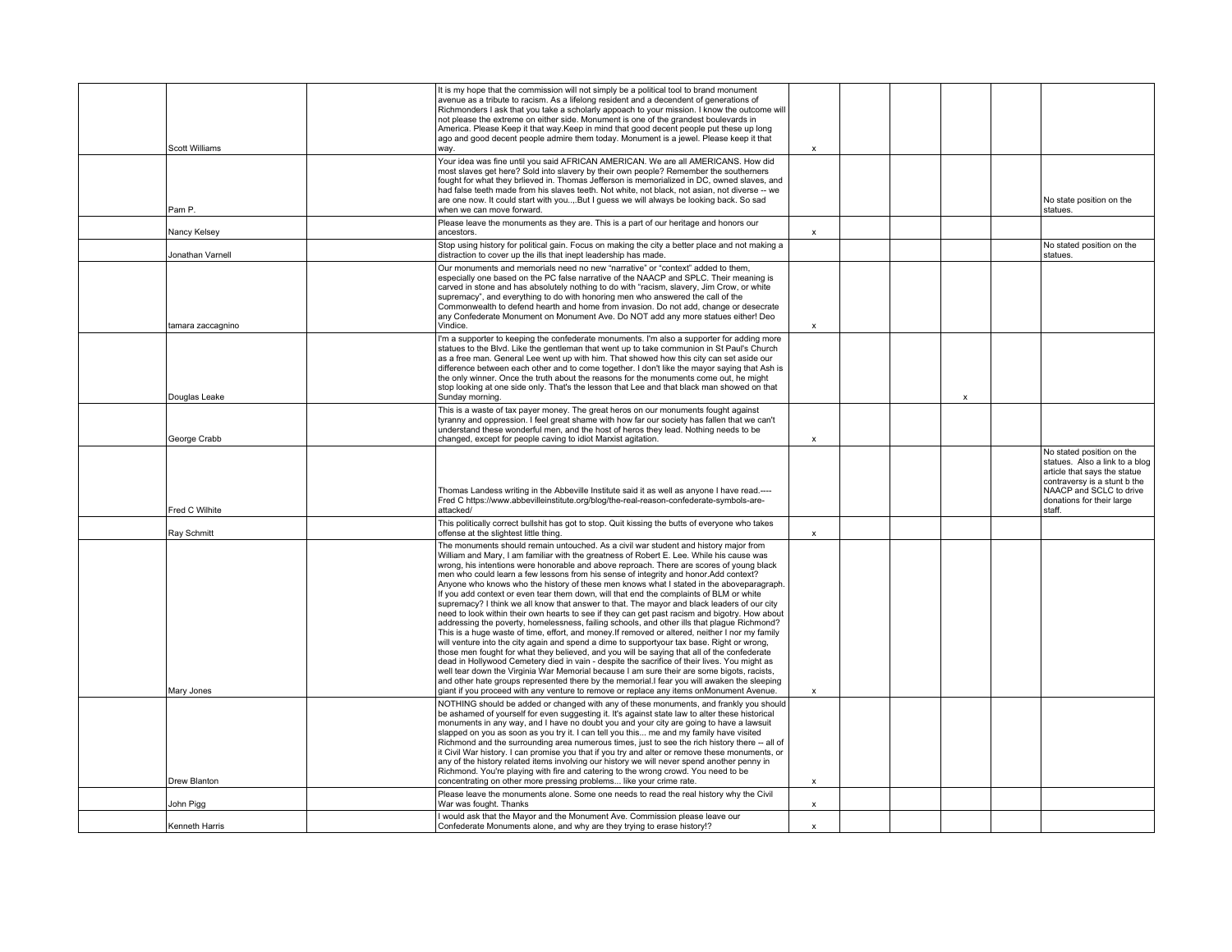| | | | | | | | | |
|---|---|---|---|---|---|---|---|---|
| Scott Williams | | It is my hope that the commission will not simply be a political tool to brand monument avenue as a tribute to racism. As a lifelong resident and a decendent of generations of Richmonders I ask that you take a scholarly appoach to your mission. I know the outcome will not please the extreme on either side. Monument is one of the grandest boulevards in America. Please Keep it that way.Keep in mind that good decent people put these up long ago and good decent people admire them today. Monument is a jewel. Please keep it that way. | x | | | | | |
| Pam P. | | Your idea was fine until you said AFRICAN AMERICAN. We are all AMERICANS. How did most slaves get here? Sold into slavery by their own people? Remember the southerners fought for what they brlieved in. Thomas Jefferson is memorialized in DC, owned slaves, and had false teeth made from his slaves teeth. Not white, not black, not asian, not diverse -- we are one now. It could start with you...,But I guess we will always be looking back. So sad when we can move forward. | | | | | | No state position on the statues. |
| Nancy Kelsey | | Please leave the monuments as they are. This is a part of our heritage and honors our ancestors. | x | | | | | |
| Jonathan Varnell | | Stop using history for political gain. Focus on making the city a better place and not making a distraction to cover up the ills that inept leadership has made. | | | | | | No stated position on the statues. |
| tamara zaccagnino | | Our monuments and memorials need no new "narrative" or "context" added to them, especially one based on the PC false narrative of the NAACP and SPLC. Their meaning is carved in stone and has absolutely nothing to do with "racism, slavery, Jim Crow, or white supremacy", and everything to do with honoring men who answered the call of the Commonwealth to defend hearth and home from invasion. Do not add, change or desecrate any Confederate Monument on Monument Ave. Do NOT add any more statues either! Deo Vindice. | x | | | | | |
| Douglas Leake | | I'm a supporter to keeping the confederate monuments. I'm also a supporter for adding more statues to the Blvd. Like the gentleman that went up to take communion in St Paul's Church as a free man. General Lee went up with him. That showed how this city can set aside our difference between each other and to come together. I don't like the mayor saying that Ash is the only winner. Once the truth about the reasons for the monuments come out, he might stop looking at one side only. That's the lesson that Lee and that black man showed on that Sunday morning. | | | | x | | |
| George Crabb | | This is a waste of tax payer money. The great heros on our monuments fought against tyranny and oppression. I feel great shame with how far our society has fallen that we can't understand these wonderful men, and the host of heros they lead. Nothing needs to be changed, except for people caving to idiot Marxist agitation. | x | | | | | |
| Fred C Wilhite | | Thomas Landess writing in the Abbeville Institute said it as well as anyone I have read.---- Fred C https://www.abbevilleinstitute.org/blog/the-real-reason-confederate-symbols-are-attacked/ | | | | | | No stated position on the statues. Also a link to a blog article that says the statue contraversy is a stunt b the NAACP and SCLC to drive donations for their large staff. |
| Ray Schmitt | | This politically correct bullshit has got to stop. Quit kissing the butts of everyone who takes offense at the slightest little thing. | x | | | | | |
| Mary Jones | | The monuments should remain untouched. As a civil war student and history major from William and Mary, I am familiar with the greatness of Robert E. Lee. While his cause was wrong, his intentions were honorable and above reproach. There are scores of young black men who could learn a few lessons from his sense of integrity and honor.Add context? Anyone who knows who the history of these men knows what I stated in the aboveparagraph. If you add context or even tear them down, will that end the complaints of BLM or white supremacy? I think we all know that answer to that. The mayor and black leaders of our city need to look within their own hearts to see if they can get past racism and bigotry. How about addressing the poverty, homelessness, failing schools, and other ills that plague Richmond? This is a huge waste of time, effort, and money.If removed or altered, neither I nor my family will venture into the city again and spend a dime to supportyour tax base. Right or wrong, those men fought for what they believed, and you will be saying that all of the confederate dead in Hollywood Cemetery died in vain - despite the sacrifice of their lives. You might as well tear down the Virginia War Memorial because I am sure their are some bigots, racists, and other hate groups represented there by the memorial.I fear you will awaken the sleeping giant if you proceed with any venture to remove or replace any items onMonument Avenue. | x | | | | | |
| Drew Blanton | | NOTHING should be added or changed with any of these monuments, and frankly you should be ashamed of yourself for even suggesting it. It's against state law to alter these historical monuments in any way, and I have no doubt you and your city are going to have a lawsuit slapped on you as soon as you try it. I can tell you this... me and my family have visited Richmond and the surrounding area numerous times, just to see the rich history there -- all of it Civil War history. I can promise you that if you try and alter or remove these monuments, or any of the history related items involving our history we will never spend another penny in Richmond. You're playing with fire and catering to the wrong crowd. You need to be concentrating on other more pressing problems... like your crime rate. | x | | | | | |
| John Pigg | | Please leave the monuments alone. Some one needs to read the real history why the Civil War was fought. Thanks | x | | | | | |
| Kenneth Harris | | I would ask that the Mayor and the Monument Ave. Commission please leave our Confederate Monuments alone, and why are they trying to erase history!? | x | | | | | |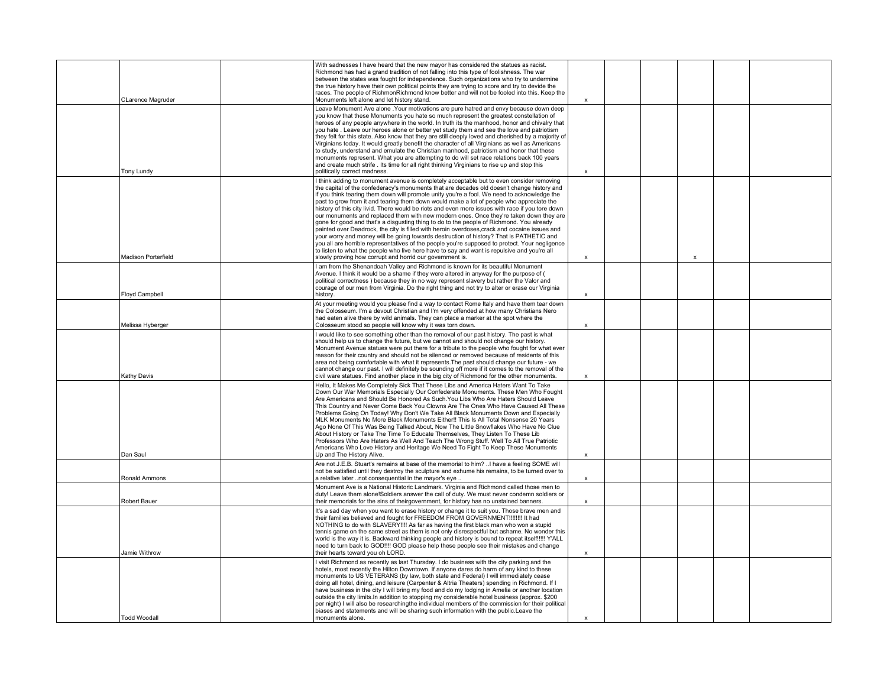| | | | | | | | | | |
|---|---|---|---|---|---|---|---|---|---|
| | CLarence Magruder | | With sadnesses I have heard that the new mayor has considered the statues as racist. Richmond has had a grand tradition of not falling into this type of foolishness. The war between the states was fought for independence. Such organizations who try to undermine the true history have their own political points they are trying to score and try to devide the races. The people of RichmonRichmond know better and will not be fooled into this. Keep the Monuments left alone and let history stand. | x | | | | | |
| | Tony Lundy | | Leave Monument Ave alone .Your motivations are pure hatred and envy because down deep you know that these Monuments you hate so much represent the greatest constellation of heroes of any people anywhere in the world. In truth its the manhood, honor and chivalry that you hate . Leave our heroes alone or better yet study them and see the love and patriotism they felt for this state. Also know that they are still deeply loved and cherished by a majority of Virginians today. It would greatly benefit the character of all Virginians as well as Americans to study, understand and emulate the Christian manhood, patriotism and honor that these monuments represent. What you are attempting to do will set race relations back 100 years and create much strife . Its time for all right thinking Virginians to rise up and stop this politically correct madness. | x | | | | | |
| | Madison Porterfield | | I think adding to monument avenue is completely acceptable but to even consider removing the capital of the confederacy's monuments that are decades old doesn't change history and if you think tearing them down will promote unity you're a fool. We need to acknowledge the past to grow from it and tearing them down would make a lot of people who appreciate the history of this city livid. There would be riots and even more issues with race if you tore down our monuments and replaced them with new modern ones. Once they're taken down they are gone for good and that's a disgusting thing to do to the people of Richmond. You already painted over Deadrock, the city is filled with heroin overdoses,crack and cocaine issues and your worry and money will be going towards destruction of history? That is PATHETIC and you all are horrible representatives of the people you're supposed to protect. Your negligence to listen to what the people who live here have to say and want is repulsive and you're all slowly proving how corrupt and horrid our government is. | x | | | x | | |
| | Floyd Campbell | | I am from the Shenandoah Valley and Richmond is known for its beautiful Monument Avenue. I think it would be a shame if they were altered in anyway for the purpose of ( political correctness ) because they in no way represent slavery but rather the Valor and courage of our men from Virginia. Do the right thing and not try to alter or erase our Virginia history. | x | | | | | |
| | Melissa Hyberger | | At your meeting would you please find a way to contact Rome Italy and have them tear down the Colosseum. I'm a devout Christian and I'm very offended at how many Christians Nero had eaten alive there by wild animals. They can place a marker at the spot where the Colosseum stood so people will know why it was torn down. | x | | | | | |
| | Kathy Davis | | I would like to see something other than the removal of our past history. The past is what should help us to change the future, but we cannot and should not change our history. Monument Avenue statues were put there for a tribute to the people who fought for what ever reason for their country and should not be silenced or removed because of residents of this area not being comfortable with what it represents.The past should change our future - we cannot change our past. I will definitely be sounding off more if it comes to the removal of the civil ware statues. Find another place in the big city of Richmond for the other monuments. | x | | | | | |
| | Dan Saul | | Hello, It Makes Me Completely Sick That These Libs and America Haters Want To Take Down Our War Memorials Especially Our Confederate Monuments. These Men Who Fought Are Americans and Should Be Honored As Such.You Libs Who Are Haters Should Leave This Country and Never Come Back You Clowns Are The Ones Who Have Caused All These Problems Going On Today! Why Don't We Take All Black Monuments Down and Especially MLK Monuments No More Black Monuments Either!! This Is All Total Nonsense 20 Years Ago None Of This Was Being Talked About, Now The Little Snowflakes Who Have No Clue About History or Take The Time To Educate Themselves, They Listen To These Lib Professors Who Are Haters As Well And Teach The Wrong Stuff. Well To All True Patriotic Americans Who Love History and Heritage We Need To Fight To Keep These Monuments Up and The History Alive. | x | | | | | |
| | Ronald Ammons | | Are not J.E.B. Stuart's remains at base of the memorial to him? ..I have a feeling SOME will not be satisfied until they destroy the sculpture and exhume his remains, to be turned over to a relative later ..not consequential in the mayor's eye .. | x | | | | | |
| | Robert Bauer | | Monument Ave is a National Historic Landmark. Virginia and Richmond called those men to duty! Leave them alone!Soldiers answer the call of duty. We must never condemn soldiers or their memorials for the sins of theirgovernment, for history has no unstained banners. | x | | | | | |
| | Jamie Withrow | | It's a sad day when you want to erase history or change it to suit you. Those brave men and their families believed and fought for FREEDOM FROM GOVERNMENT!!!!!!!! It had NOTHING to do with SLAVERY!!!! As far as having the first black man who won a stupid tennis game on the same street as them is not only disrespectful but ashame. No wonder this world is the way it is. Backward thinking people and history is bound to repeat itself!!!!! Y'ALL need to turn back to GOD!!!! GOD please help these people see their mistakes and change their hearts toward you oh LORD. | x | | | | | |
| | Todd Woodall | | I visit Richmond as recently as last Thursday. I do business with the city parking and the hotels, most recently the Hilton Downtown. If anyone dares do harm of any kind to these monuments to US VETERANS (by law, both state and Federal) I will immediately cease doing all hotel, dining, and leisure (Carpenter & Altria Theaters) spending in Richmond. If I have business in the city I will bring my food and do my lodging in Amelia or another location outside the city limits.In addition to stopping my considerable hotel business (approx. $200 per night) I will also be researchingthe individual members of the commission for their political biases and statements and will be sharing such information with the public.Leave the monuments alone. | x | | | | | |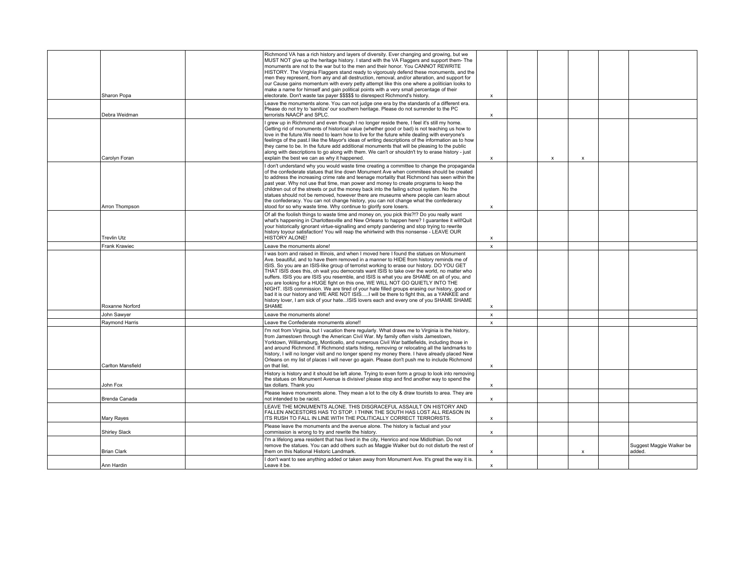| | | | | | | | | | |
|---|---|---|---|---|---|---|---|---|---|
| | Sharon Popa | | Richmond VA has a rich history and layers of diversity. Ever changing and growing, but we MUST NOT give up the heritage history. I stand with the VA Flaggers and support them- The monuments are not to the war but to the men and their honor. You CANNOT REWRITE HISTORY. The Virginia Flaggers stand ready to vigorously defend these monuments, and the men they represent, from any and all destruction, removal, and/or alteration, and support for our Cause gains momentum with every petty attempt like this one where a politician looks to make a name for himself and gain political points with a very small percentage of their electorate. Don't waste tax payer $$$$$ to disrespect Richmond's history. | x | | | | | |
| | Debra Weidman | | Leave the monuments alone. You can not judge one era by the standards of a different era. Please do not try to 'sanitize' our southern heritage. Please do not surrender to the PC terrorists NAACP and SPLC. | x | | | | | |
| | Carolyn Foran | | I grew up in Richmond and even though I no longer reside there, I feel it's still my home. Getting rid of monuments of historical value (whether good or bad) is not teaching us how to love in the future.We need to learn how to live for the future while dealing with everyone's feelings of the past.I like the Mayor's ideas of writing descriptions of the information as to how they came to be. In the future add additional monuments that will be pleasing to the public along with descriptions to go along with them. We can't or shouldn't try to erase history - just explain the best we can as why it happened. | x | | x | x | | |
| | Arron Thompson | | I don't understand why you would waste time creating a committee to change the propaganda of the confederate statues that line down Monument Ave when commitees should be created to address the increasing crime rate and teenage mortality that Richmond has seen within the past year. Why not use that time, man power and money to create programs to keep the children out of the streets or put the money back into the failing school system. No the statues should not be removed, however there are museums where people can learn about the confederacy. You can not change history, you can not change what the confederacy stood for so why waste time. Why continue to glorify sore losers. | x | | | | | |
| | Trevlin Utz | | Of all the foolish things to waste time and money on, you pick this?!? Do you really want what's happening in Charlottesville and New Orleans to happen here? I guarantee it will!Quit your historically ignorant virtue-signalling and empty pandering and stop trying to rewrite history toyour satisfaction! You will reap the whirlwind with this nonsense - LEAVE OUR HISTORY ALONE! | x | | | | | |
| | Frank Krawiec | | Leave the monuments alone! | x | | | | | |
| | Roxanne Norford | | I was born and raised in Illinois, and when I moved here I found the statues on Monument Ave. beautiful, and to have them removed in a manner to HIDE from history reminds me of ISIS. So you are an ISIS-like group of terrorist working to erase our history. DO YOU GET THAT ISIS does this, oh wait you democrats want ISIS to take over the world, no matter who suffers. ISIS you are ISIS you resemble, and ISIS is what you are SHAME on all of you, and you are looking for a HUGE fight on this one, WE WILL NOT GO QUIETLY INTO THE NIGHT. ISIS commission. We are tired of your hate filled groups erasing our history, good or bad it is our history and WE ARE NOT ISIS.....I will be there to fight this, as a YANKEE and history lover, I am sick of your hate...ISIS lovers each and every one of you SHAME SHAME SHAME | x | | | | | |
| | John Sawyer | | Leave the monuments alone! | x | | | | | |
| | Raymond Harris | | Leave the Confederate monuments alone!! | x | | | | | |
| | Carlton Mansfield | | I'm not from Virginia, but I vacation there regularly. What draws me to Virginia is the history, from Jamestown through the American Civil War. My family often visits Jamestown, Yorktown, Williamsburg, Monticello, and numerous Civil War battlefields, including those in and around Richmond. If Richmond starts hiding, removing or relocating all the landmarks to history, I will no longer visit and no longer spend my money there. I have already placed New Orleans on my list of places I will never go again. Please don't push me to include Richmond on that list. | x | | | | | |
| | John Fox | | History is history and it should be left alone. Trying to even form a group to look into removing the statues on Monument Avenue is divisive! please stop and find another way to spend the tax dollars. Thank you | x | | | | | |
| | Brenda Canada | | Please leave monuments alone. They mean a lot to the city & draw tourists to area. They are not intended to be racist. | x | | | | | |
| | Mary Rayes | | LEAVE THE MONUMENTS ALONE. THIS DISGRACEFUL ASSAULT ON HISTORY AND FALLEN ANCESTORS HAS TO STOP. I THINK THE SOUTH HAS LOST ALL REASON IN ITS RUSH TO FALL IN LINE WITH THE POLITICALLY CORRECT TERRORISTS. | x | | | | | |
| | Shirley Slack | | Please leave the monuments and the avenue alone. The history is factual and your commission is wrong to try and rewrite the history. | x | | | | | |
| | Brian Clark | | I'm a lifelong area resident that has lived in the city, Henrico and now Midlothian. Do not remove the statues. You can add others such as Maggie Walker but do not disturb the rest of them on this National Historic Landmark. | x | | | x | | Suggest Maggie Walker be added. |
| | Ann Hardin | | I don't want to see anything added or taken away from Monument Ave. It's great the way it is. Leave it be. | x | | | | | |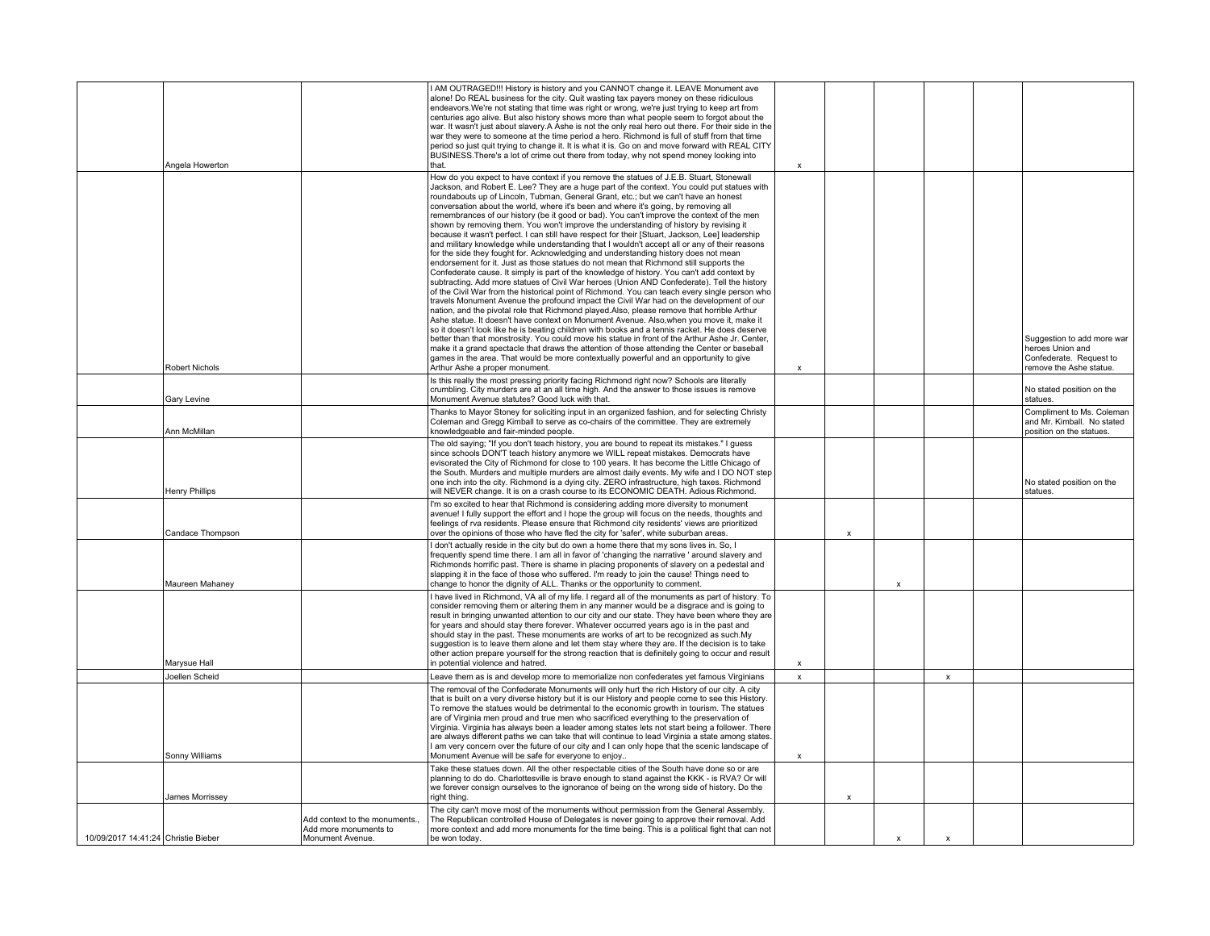| | | | | | | | | | |
|---|---|---|---|---|---|---|---|---|---|
| | Angela Howerton | | I AM OUTRAGED!!! History is history and you CANNOT change it. LEAVE Monument ave alone! Do REAL business for the city. Quit wasting tax payers money on these ridiculous endeavors.We're not stating that time was right or wrong, we're just trying to keep art from centuries ago alive. But also history shows more than what people seem to forgot about the war. It wasn't just about slavery.A Ashe is not the only real hero out there. For their side in the war they were to someone at the time period a hero. Richmond is full of stuff from that time period so just quit trying to change it. It is what it is. Go on and move forward with REAL CITY BUSINESS.There's a lot of crime out there from today, why not spend money looking into that. | x | | | | | |
| | Robert Nichols | | How do you expect to have context if you remove the statues of J.E.B. Stuart, Stonewall Jackson, and Robert E. Lee? They are a huge part of the context. You could put statues with roundabouts up of Lincoln, Tubman, General Grant, etc.; but we can't have an honest conversation about the world, where it's been and where it's going, by removing all remembrances of our history (be it good or bad). You can't improve the context of the men shown by removing them. You won't improve the understanding of history by revising it because it wasn't perfect. I can still have respect for their [Stuart, Jackson, Lee] leadership and military knowledge while understanding that I wouldn't accept all or any of their reasons for the side they fought for. Acknowledging and understanding history does not mean endorsement for it. Just as those statues do not mean that Richmond still supports the Confederate cause. It simply is part of the knowledge of history. You can't add context by subtracting. Add more statues of Civil War heroes (Union AND Confederate). Tell the history of the Civil War from the historical point of Richmond. You can teach every single person who travels Monument Avenue the profound impact the Civil War had on the development of our nation, and the pivotal role that Richmond played.Also, please remove that horrible Arthur Ashe statue. It doesn't have context on Monument Avenue. Also,when you move it, make it so it doesn't look like he is beating children with books and a tennis racket. He does deserve better than that monstrosity. You could move his statue in front of the Arthur Ashe Jr. Center, make it a grand spectacle that draws the attention of those attending the Center or baseball games in the area. That would be more contextually powerful and an opportunity to give Arthur Ashe a proper monument. | x | | | | | Suggestion to add more war heroes Union and Confederate. Request to remove the Ashe statue. |
| | Gary Levine | | Is this really the most pressing priority facing Richmond right now? Schools are literally crumbling. City murders are at an all time high. And the answer to those issues is remove Monument Avenue statutes? Good luck with that. | | | | | | No stated position on the statues. |
| | Ann McMillan | | Thanks to Mayor Stoney for soliciting input in an organized fashion, and for selecting Christy Coleman and Gregg Kimball to serve as co-chairs of the committee. They are extremely knowledgeable and fair-minded people. | | | | | | Compliment to Ms. Coleman and Mr. Kimball. No stated position on the statues. |
| | Henry Phillips | | The old saying; "If you don't teach history, you are bound to repeat its mistakes." I guess since schools DON'T teach history anymore we WILL repeat mistakes. Democrats have evisorated the City of Richmond for close to 100 years. It has become the Little Chicago of the South. Murders and multiple murders are almost daily events. My wife and I DO NOT step one inch into the city. Richmond is a dying city. ZERO infrastructure, high taxes. Richmond will NEVER change. It is on a crash course to its ECONOMIC DEATH. Adious Richmond. | | | | | | No stated position on the statues. |
| | Candace Thompson | | I'm so excited to hear that Richmond is considering adding more diversity to monument avenue! I fully support the effort and I hope the group will focus on the needs, thoughts and feelings of rva residents. Please ensure that Richmond city residents' views are prioritized over the opinions of those who have fled the city for 'safer', white suburban areas. | | x | | | | |
| | Maureen Mahaney | | I don't actually reside in the city but do own a home there that my sons lives in. So, I frequently spend time there. I am all in favor of 'changing the narrative ' around slavery and Richmonds horrific past. There is shame in placing proponents of slavery on a pedestal and slapping it in the face of those who suffered. I'm ready to join the cause! Things need to change to honor the dignity of ALL. Thanks or the opportunity to comment. | | | x | | | |
| | Marysue Hall | | I have lived in Richmond, VA all of my life. I regard all of the monuments as part of history. To consider removing them or altering them in any manner would be a disgrace and is going to result in bringing unwanted attention to our city and our state. They have been where they are for years and should stay there forever. Whatever occurred years ago is in the past and should stay in the past. These monuments are works of art to be recognized as such.My suggestion is to leave them alone and let them stay where they are. If the decision is to take other action prepare yourself for the strong reaction that is definitely going to occur and result in potential violence and hatred. | x | | | | | |
| | Joellen Scheid | | Leave them as is and develop more to memorialize non confederates yet famous Virginians | x | | | x | | |
| | Sonny Williams | | The removal of the Confederate Monuments will only hurt the rich History of our city. A city that is built on a very diverse history but it is our History and people come to see this History. To remove the statues would be detrimental to the economic growth in tourism. The statues are of Virginia men proud and true men who sacrificed everything to the preservation of Virginia. Virginia has always been a leader among states lets not start being a follower. There are always different paths we can take that will continue to lead Virginia a state among states. I am very concern over the future of our city and I can only hope that the scenic landscape of Monument Avenue will be safe for everyone to enjoy.. | x | | | | | |
| | James Morrissey | | Take these statues down. All the other respectable cities of the South have done so or are planning to do do. Charlottesville is brave enough to stand against the KKK - is RVA? Or will we forever consign ourselves to the ignorance of being on the wrong side of history. Do the right thing. | | x | | | | |
| 10/09/2017 14:41:24 | Christie Bieber | Add context to the monuments., Add more monuments to Monument Avenue. | The city can't move most of the monuments without permission from the General Assembly. The Republican controlled House of Delegates is never going to approve their removal. Add more context and add more monuments for the time being. This is a political fight that can not be won today. | | | x | x | | |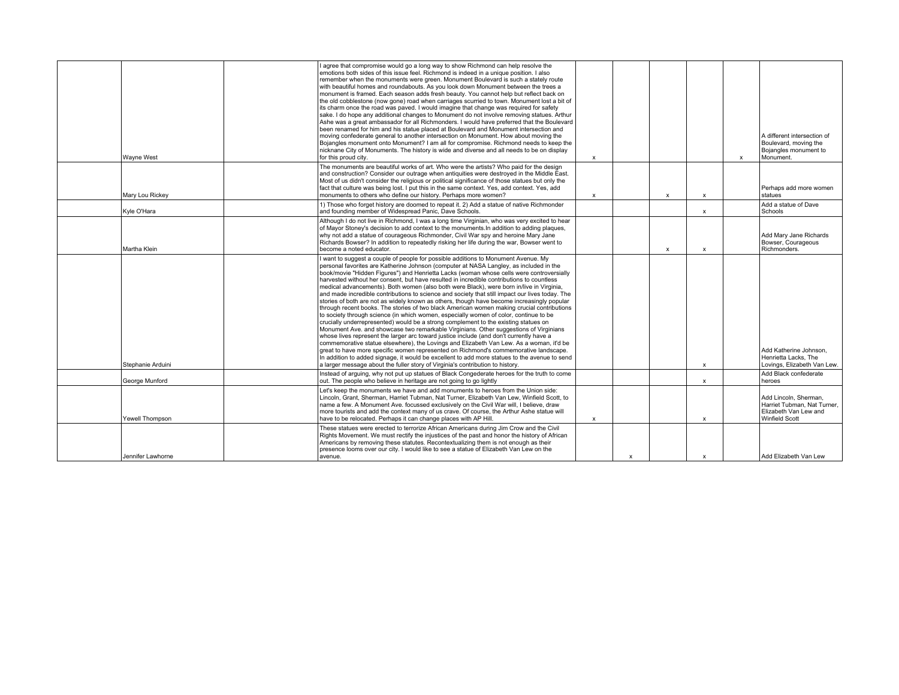| | | | | | | | | | |
|---|---|---|---|---|---|---|---|---|---|
| | Wayne West | | I agree that compromise would go a long way to show Richmond can help resolve the emotions both sides of this issue feel. Richmond is indeed in a unique position. I also remember when the monuments were green. Monument Boulevard is such a stately route with beautiful homes and roundabouts. As you look down Monument between the trees a monument is framed. Each season adds fresh beauty. You cannot help but reflect back on the old cobblestone (now gone) road when carriages scurried to town. Monument lost a bit of its charm once the road was paved. I would imagine that change was required for safety sake. I do hope any additional changes to Monument do not involve removing statues. Arthur Ashe was a great ambassador for all Richmonders. I would have preferred that the Boulevard been renamed for him and his statue placed at Boulevard and Monument intersection and moving confederate general to another intersection on Monument. How about moving the Bojangles monument onto Monument? I am all for compromise. Richmond needs to keep the nicknane City of Monuments. The history is wide and diverse and all needs to be on display for this proud city. | x | | | | x | A different intersection of Boulevard, moving the Bojangles monument to Monument. |
| | Mary Lou Rickey | | The monuments are beautiful works of art. Who were the artists? Who paid for the design and construction? Consider our outrage when antiquities were destroyed in the Middle East. Most of us didn't consider the religious or political significance of those statues but only the fact that culture was being lost. I put this in the same context. Yes, add context. Yes, add monuments to others who define our history. Perhaps more women? | x | | x | x | | Perhaps add more women statues |
| | Kyle O'Hara | | 1) Those who forget history are doomed to repeat it. 2) Add a statue of native Richmonder and founding member of Widespread Panic, Dave Schools. | | | | x | | Add a statue of Dave Schools |
| | Martha Klein | | Although I do not live in Richmond, I was a long time Virginian, who was very excited to hear of Mayor Stoney's decision to add context to the monuments.In addition to adding plaques, why not add a statue of courageous Richmonder, Civil War spy and heroine Mary Jane Richards Bowser? In addition to repeatedly risking her life during the war, Bowser went to become a noted educator. | | | x | x | | Add Mary Jane Richards Bowser, Courageous Richmonders. |
| | Stephanie Arduini | | I want to suggest a couple of people for possible additions to Monument Avenue. My personal favorites are Katherine Johnson (computer at NASA Langley, as included in the book/movie "Hidden Figures") and Henrietta Lacks (woman whose cells were controversially harvested without her consent, but have resulted in incredible contributions to countless medical advancements). Both women (also both were Black), were born in/live in Virginia, and made incredible contributions to science and society that still impact our lives today. The stories of both are not as widely known as others, though have become increasingly popular through recent books. The stories of two black American women making crucial contributions to society through science (in which women, especially women of color, continue to be crucially underrepresented) would be a strong complement to the existing statues on Monument Ave. and showcase two remarkable Virginians. Other suggestions of Virginians whose lives represent the larger arc toward justice include (and don't currently have a commemorative statue elsewhere), the Lovings and Elizabeth Van Lew. As a woman, it'd be great to have more specific women represented on Richmond's commemorative landscape. In addition to added signage, it would be excellent to add more statues to the avenue to send a larger message about the fuller story of Virginia's contribution to history. | | | | x | | Add Katherine Johnson, Henrietta Lacks, The Lovings, Elizabeth Van Lew. |
| | George Munford | | Instead of arguing, why not put up statues of Black Congederate heroes for the truth to come out. The people who believe in heritage are not going to go lightly | | | | x | | Add Black confederate heroes |
| | Yewell Thompson | | Let's keep the monuments we have and add monuments to heroes from the Union side: Lincoln, Grant, Sherman, Harriet Tubman, Nat Turner, Elizabeth Van Lew, Winfield Scott, to name a few. A Monument Ave. focussed exclusively on the Civil War will, I believe, draw more tourists and add the context many of us crave. Of course, the Arthur Ashe statue will have to be relocated. Perhaps it can change places with AP Hill. | x | | | x | | Add Lincoln, Sherman, Harriet Tubman, Nat Turner, Elizabeth Van Lew and Winfield Scott |
| | Jennifer Lawhorne | | These statues were erected to terrorize African Americans during Jim Crow and the Civil Rights Movement. We must rectify the injustices of the past and honor the history of African Americans by removing these statutes. Recontextualizing them is not enough as their presence looms over our city. I would like to see a statue of Elizabeth Van Lew on the avenue. | | x | | x | | Add Elizabeth Van Lew |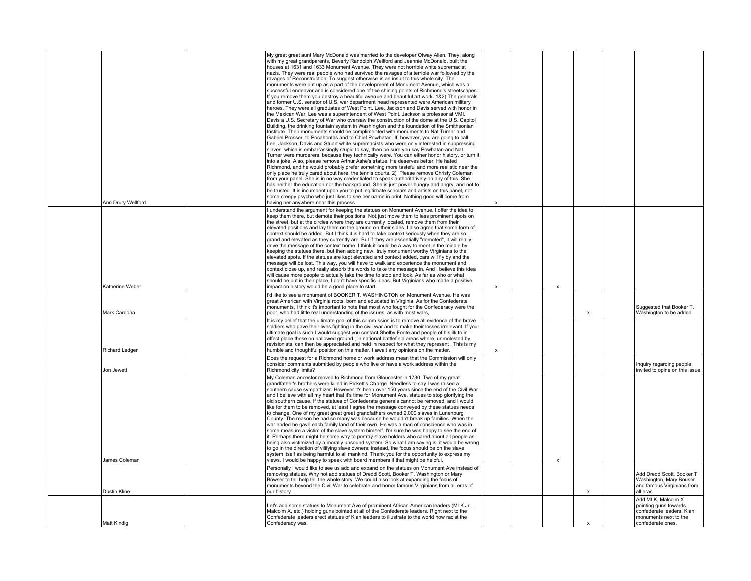| | | | | | | | | |
|---|---|---|---|---|---|---|---|---|
| Ann Drury Wellford | | My great great aunt Mary McDonald was married to the developer Otway Allen. They, along with my great grandparents, Beverly Randolph Wellford and Jeannie McDonald, built the houses at 1631 and 1633 Monument Avenue. They were not horrible white supremacist nazis. They were real people who had survived the ravages of a terrible war followed by the ravages of Reconstruction. To suggest otherwise is an insult to this whole city. The monuments were put up as a part of the development of Monument Avenue, which was a successful endeavor and is considered one of the shining points of Richmond's streetscapes. If you remove them you destroy a beautiful avenue and beautiful art work. 1&2) The generals and former U.S. senator of U.S. war department head represented were American military heroes. They were all graduates of West Point. Lee, Jackson and Davis served with honor in the Mexican War. Lee was a superintendent of West Point. Jackson a professor at VMI. Davis a U.S. Secretary of War who oversaw the construction of the dome at the U.S. Capitol Building, the drinking fountain system in Washington and the foundation of the Smithsonian Institute. Their monuments should be complimented with monuments to Nat Turner and Gabriel Prosser, to Pocahontas and to Chief Powhatan. If, however, you are going to call Lee, Jackson, Davis and Stuart white supremacists who were only interested in suppressing slaves, which is embarrassingly stupid to say, then be sure you say Powhatan and Nat Turner were murderers, because they technically were. You can either honor history, or turn it into a joke. Also, please remove Arthur Ashe's statue. He deserves better. He hated Richmond, and he would probably prefer something more tasteful and more realistic near the only place he truly cared about here, the tennis courts. 2) Please remove Christy Coleman from your panel. She is in no way credentialed to speak authoritatively on any of this. She has neither the education nor the background. She is just power hungry and angry, and not to be trusted. It is incumbent upon you to put legitimate scholars and artists on this panel, not some creepy psycho who just likes to see her name in print. Nothing good will come from having her anywhere near this process. | x | | | | | |
| Katherine Weber | | I understand the argument for keeping the statues on Monument Avenue. I offer the idea to keep them there, but demote their positions. Not just move them to less prominent spots on the street, but at the circles where they are currently located, remove them from their elevated positions and lay them on the ground on their sides. I also agree that some form of context should be added. But I think it is hard to take context seriously when they are so grand and elevated as they currently are. But if they are essentially "demoted", it will really drive the message of the context home. I think it could be a way to meet in the middle by keeping the statues there, but then adding new, truly monument worthy Virginians to the elevated spots. If the statues are kept elevated and context added, cars will fly by and the message will be lost. This way, you will have to walk and experience the monument and context close up, and really absorb the words to take the message in. And I believe this idea will cause more people to actually take the time to stop and look. As far as who or what should be put in their place, I don't have specific ideas. But Virginians who made a positive impact on history would be a good place to start. | x | | x | | | |
| Mark Cardona | | I'd like to see a monument of BOOKER T. WASHINGTON on Monument Avenue. He was great American with Virginia roots, born and educated in Virginia. As for the Confederate monuments, I think it's important to note that most who fought for the Confederacy were the poor, who had little real understanding of the issues, as with most wars, | | | | x | | Suggested that Booker T. Washington to be added. |
| Richard Ledger | | It is my belief that the ultimate goal of this commission is to remove all evidence of the brave soldiers who gave their lives fighting in the civil war and to make their losses irrelevant. If your ultimate goal is such I would suggest you contact Shelby Foote and people of his ilk to in effect place these on hallowed ground ; in national battlefield areas where, unmolested by revisionists, can then be appreciated and held in respect for what they represent . This is my humble and thoughtful position on this matter. I await any opinions on the matter. | x | | | | | |
| Jon Jewett | | Does the request for a Richmond home or work address mean that the Commission will only consider comments submitted by people who live or have a work address within the Richmond city limits? | | | | | | Inquiry regarding people invited to opine on this issue. |
| James Coleman | | My Coleman ancestor moved to Richmond from Gloucester in 1730. Two of my great grandfather's brothers were killed in Pickett's Charge. Needless to say I was raised a southern cause sympathizer. However it's been over 150 years since the end of the Civil War and I believe with all my heart that it's time for Monument Ave. statues to stop glorifying the old southern cause. If the statues of Confederate generals cannot be removed, and I would like for them to be removed, at least I agree the message conveyed by these statues needs to change. One of my great great great grandfathers owned 2,000 slaves in Lunenburg County. The reason he had so many was because he wouldn't break up families. When the war ended he gave each family land of their own. He was a man of conscience who was in some measure a victim of the slave system himself. I'm sure he was happy to see the end of it. Perhaps there might be some way to portray slave holders who cared about all people as being also victimized by a morally unsound system. So what I am saying is, it would be wrong to go in the direction of vilifying slave owners: instead, the focus should be on the slave system itself as being harmful to all mankind. Thank you for the opportunity to express my views. I would be happy to speak with board members if that might be helpful. | | | x | | | |
| Dustin Kline | | Personally I would like to see us add and expand on the statues on Monument Ave instead of removing statues. Why not add statues of Dredd Scott, Booker T. Washington or Mary Bowser to tell help tell the whole story. We could also look at expanding the focus of monuments beyond the Civil War to celebrate and honor famous Virginians from all eras of our history. | | | | x | | Add Dredd Scott, Booker T Washington, Mary Bouser and famous Virginians from all eras. |
| Matt Kindig | | Let's add some statues to Monument Ave of prominent African-American leaders (MLK Jr. , Malcolm X, etc.) holding guns pointed at all of the Confederate leaders. Right next to the Confederate leaders erect statues of Klan leaders to illustrate to the world how racist the Confederacy was. | | | | x | | Add MLK, Malcolm X pointing guns towards confederate leaders. Klan monuments next to the confederate ones. |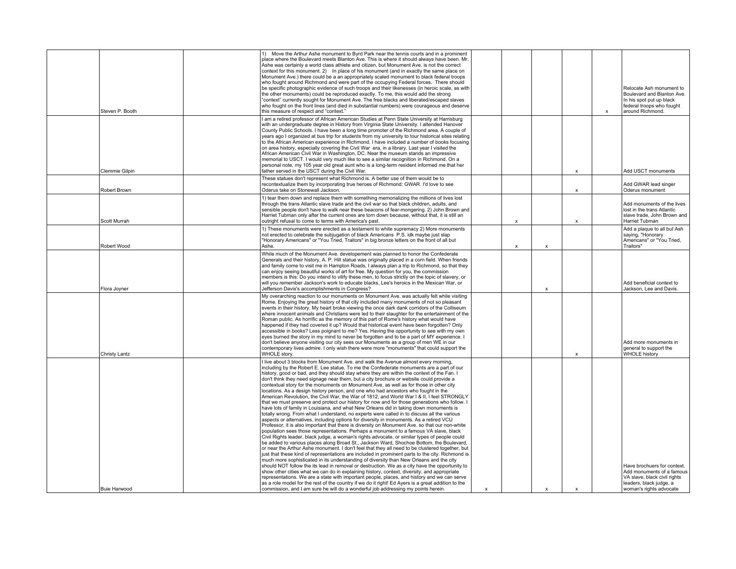| | | | | | | | | |
|---|---|---|---|---|---|---|---|---|
| Steven P. Booth | | 1) Move the Arthur Ashe monument to Byrd Park near the tennis courts and in a prominent place where the Boulevard meets Blanton Ave. This is where it should always have been. Mr. Ashe was certainly a world class athlete and citizen, but Monument Ave. is not the correct context for this monument. 2) In place of his monument (and in exactly the same place on Monument Ave.) there could be a an appropriately scaled monument to black federal troops who fought around Richmond and were part of the occupying Federal forces. There should be specific photographic evidence of such troops and their likenesses (in heroic scale, as with the other monuments) could be reproduced exactly. To me, this would add the strong "context" currently sought for Monument Ave. The free blacks and liberated/escaped slaves who fought on the front lines (and died in substantial numbers) were courageous and deserve this measure of respect and "context." | | | | | x | Relocate Ash monument to Boulevard and Blanton Ave. In his spot put up black federal troops who fought around Richmond. |
| Clemmie Gilpin | | I am a retired professor of African American Studies at Penn State University at Harrisburg with an undergraduate degree in History from Virginia State University. I attended Hanover County Public Schools. I have been a long time promoter of the Richmond area. A couple of years ago I organized at bus trip for students from my university to tour historical sites relating to the African American experience in Richmond. I have included a number of books focusing on area history, especially covering the Civil War era, in a library. Last year I visited the African American Civil War in Washington, DC. Near the museum stands an impressive memorial to USCT. I would very much like to see a similar recognition in Richmond. On a personal note, my 105 year old great aunt who is a long-term resident informed me that her father served in the USCT during the Civil War. | | | | x | | Add USCT monuments |
| Robert Brown | | These statues don't represent what Richmond is. A better use of them would be to recontextualize them by incorporating true heroes of Richmond: GWAR. I'd love to see Oderus take on Stonewall Jackson. | | | | x | | Add GWAR lead singer Oderus monument |
| Scott Murrah | | 1) tear them down and replace them with something memorializing the millions of lives lost through the trans Atlantic slave trade and the civil war so that black children, adults, and sensible people don't have to walk near these beacons of fear-mongering. 2) John Brown and Harriet Tubman only after the current ones are torn down because, without that, it is still an outright refusal to come to terms with America's past. | | x | | x | | Add monuments of the lives lost in the trans Atlantic slave trade, John Brown and Harriet Tubman |
| Robert Wood | | 1) These monuments were erected as a testament to white supremacy 2) More monuments not erected to celebrate the subjugation of black Americans P.S. idk maybe just slap "Honorary Americans" or "You Tried, Traitors" in big bronze letters on the front of all but Ashe. | | x | x | | | Add a plaque to all but Ash saying, "Honorary Americans" or "You Tried, Traitors" |
| Flora Joyner | | While much of the Monument Ave. developement was planned to honor the Confederate Generals and their history, A. P. Hill statue was originally placed in a corn field. When friends and family come to visit me in Hampton Roads, I always plan a trip to Richmond, so that they can enjoy seeing beautiful works of art for free. My question for you, the commission members is this: Do you intend to vilify these men, to focus strictly on the topic of slavery, or will you remember Jackson's work to educate blacks, Lee's heroics in the Mexican War, or Jefferson Davis's accomplishments in Congress? | | | x | | | Add beneficial context to Jackson, Lee and Davis. |
| Christy Lantz | | My overarching reaction to our monuments on Monument Ave. was actually felt while visiting Rome. Enjoying the great history of that city included many monuments of not so pleasant events in their history. My heart broke viewing the once dark dank corridors of the Colliseum where innocent animals and Christians were led to their slaughter for the entertainment of the Roman public. As horrific as the memory of this part of Rome's history what would have happened if they had covered it up? Would that historical event have been forgotten? Only accessible in books? Less poignant to me? Yes. Having the opportunity to see with my own eyes burned the story in my mind to never be forgotten and to be a part of MY experience. I don't believe anyone visiting our city sees our Monuments as a group of men WE in our contemporary lives admire. I only wish there were more "monuments" that could support the WHOLE story. | | | | x | | Add more monuments in general to support the WHOLE history |
| Buie Harwood | | I live about 3 blocks from Monument Ave. and walk the Avenue almost every morning, including by the Robert E. Lee statue. To me the Confederate monuments are a part of our history, good or bad, and they should stay where they are within the context of the Fan. I don't think they need signage near them, but a city brochure or website could provide a contextual story for the monuments on Monument Ave. as well as for those in other city locations. As a design history person, and one who had ancestors who fought in the American Revolution, the Civil War, the War of 1812, and World War I & II, I feel STRONGLY that we must preserve and protect our history for now and for those generations who follow. I have lots of family in Louisiana, and what New Orleans did in taking down monuments is totally wrong. From what I understand, no experts were called in to discuss all the various aspects or alternatives, including options for diversity in monuments. As a retired VCU Professor, it is also important that there is diversity on Monument Ave. so that our non-white population sees those representations. Perhaps a monument to a famous VA slave, black Civil Rights leader, black judge, a woman's rights advocate, or similar types of people could be added to various places along Broad St., Jackson Ward, Shochoe Bottom, the Boulevard, or near the Arthur Ashe monument. I don't feel that they all need to be clustered together, but just that these kind of representations are included in prominent parts to the city. Richmond is much more sophisticated in its understanding of diversity than New Orleans and the city should NOT follow the its lead in removal or destruction. We as a city have the opportunity to show other cities what we can do in explaining history, context, diversity, and appropriate representations. We are a state with important people, places, and history and we can serve as a role model for the rest of the country if we do it right! Ed Ayers is a great addition to the commission, and I am sure he will do a wonderful job addressing my points herein. | x | | x | x | | Have brochures for context. Add monuments of a famous VA slave, black civil rights leaders, black judge, a woman's rights advocate |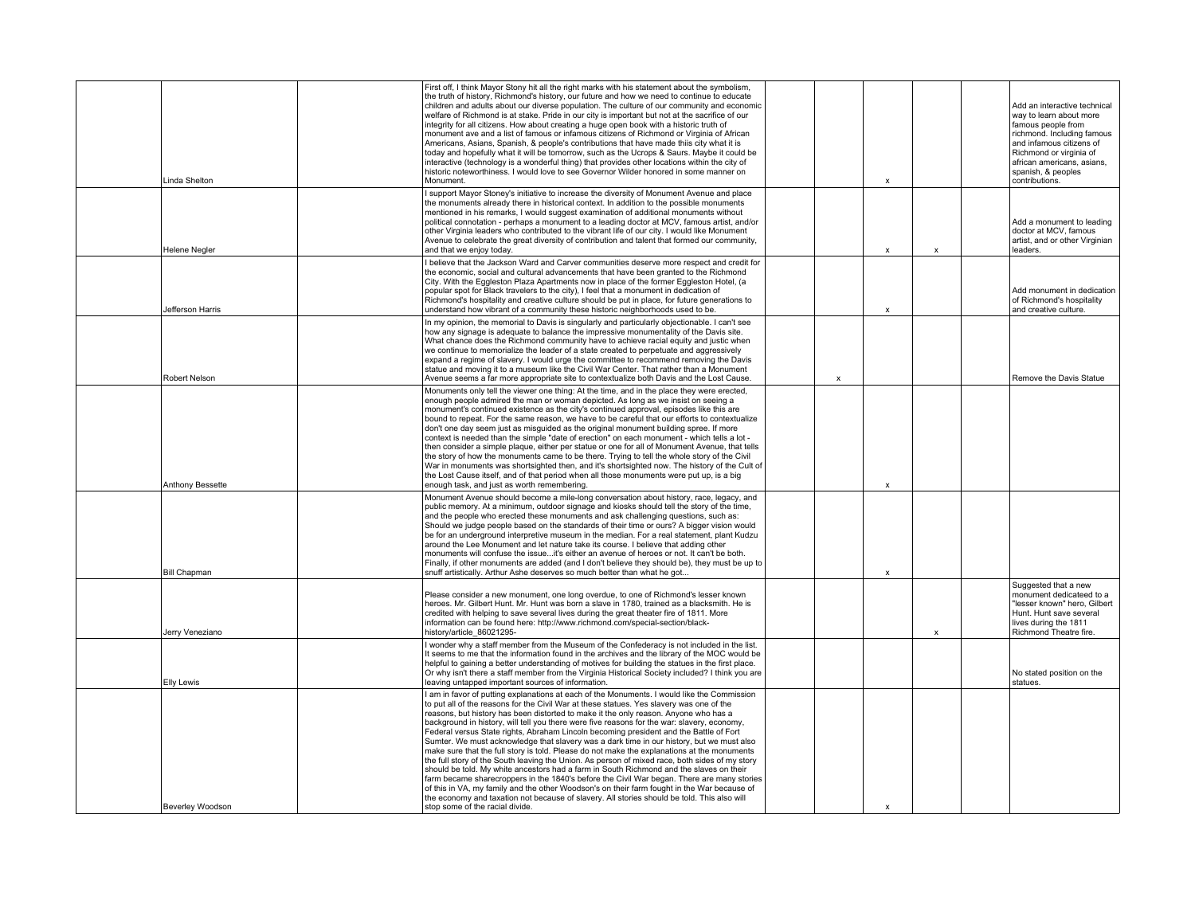| | | | | | | | | | |
|---|---|---|---|---|---|---|---|---|---|
| | Linda Shelton | | First off, I think Mayor Stony hit all the right marks with his statement about the symbolism, the truth of history, Richmond's history, our future and how we need to continue to educate children and adults about our diverse population. The culture of our community and economic welfare of Richmond is at stake. Pride in our city is important but not at the sacrifice of our integrity for all citizens. How about creating a huge open book with a historic truth of monument ave and a list of famous or infamous citizens of Richmond or Virginia of African Americans, Asians, Spanish, & people's contributions that have made thiis city what it is today and hopefully what it will be tomorrow, such as the Ucrops & Saurs. Maybe it could be interactive (technology is a wonderful thing) that provides other locations within the city of historic noteworthiness. I would love to see Governor Wilder honored in some manner on Monument. | | | x | | | Add an interactive technical way to learn about more famous people from richmond. Including famous and infamous citizens of Richmond or virginia of african americans, asians, spanish, & peoples contributions. |
| | Helene Negler | | I support Mayor Stoney's initiative to increase the diversity of Monument Avenue and place the monuments already there in historical context. In addition to the possible monuments mentioned in his remarks, I would suggest examination of additional monuments without political connotation - perhaps a monument to a leading doctor at MCV, famous artist, and/or other Virginia leaders who contributed to the vibrant life of our city. I would like Monument Avenue to celebrate the great diversity of contribution and talent that formed our community, and that we enjoy today. | | | x | x | | Add a monument to leading doctor at MCV, famous artist, and or other Virginian leaders. |
| | Jefferson Harris | | I believe that the Jackson Ward and Carver communities deserve more respect and credit for the economic, social and cultural advancements that have been granted to the Richmond City. With the Eggleston Plaza Apartments now in place of the former Eggleston Hotel, (a popular spot for Black travelers to the city), I feel that a monument in dedication of Richmond's hospitality and creative culture should be put in place, for future generations to understand how vibrant of a community these historic neighborhoods used to be. | | | x | | | Add monument in dedication of Richmond's hospitality and creative culture. |
| | Robert Nelson | | In my opinion, the memorial to Davis is singularly and particularly objectionable. I can't see how any signage is adequate to balance the impressive monumentality of the Davis site. What chance does the Richmond community have to achieve racial equity and justic when we continue to memorialize the leader of a state created to perpetuate and aggressively expand a regime of slavery. I would urge the committee to recommend removing the Davis statue and moving it to a museum like the Civil War Center. That rather than a Monument Avenue seems a far more appropriate site to contextualize both Davis and the Lost Cause. | | x | | | | Remove the Davis Statue |
| | Anthony Bessette | | Monuments only tell the viewer one thing: At the time, and in the place they were erected, enough people admired the man or woman depicted. As long as we insist on seeing a monument's continued existence as the city's continued approval, episodes like this are bound to repeat. For the same reason, we have to be careful that our efforts to contextualize don't one day seem just as misguided as the original monument building spree. If more context is needed than the simple "date of erection" on each monument - which tells a lot - then consider a simple plaque, either per statue or one for all of Monument Avenue, that tells the story of how the monuments came to be there. Trying to tell the whole story of the Civil War in monuments was shortsighted then, and it's shortsighted now. The history of the Cult of the Lost Cause itself, and of that period when all those monuments were put up, is a big enough task, and just as worth remembering. | | | x | | | |
| | Bill Chapman | | Monument Avenue should become a mile-long conversation about history, race, legacy, and public memory. At a minimum, outdoor signage and kiosks should tell the story of the time, and the people who erected these monuments and ask challenging questions, such as: Should we judge people based on the standards of their time or ours? A bigger vision would be for an underground interpretive museum in the median. For a real statement, plant Kudzu around the Lee Monument and let nature take its course. I believe that adding other monuments will confuse the issue...it's either an avenue of heroes or not. It can't be both. Finally, if other monuments are added (and I don't believe they should be), they must be up to snuff artistically. Arthur Ashe deserves so much better than what he got... | | | x | | | |
| | Jerry Veneziano | | Please consider a new monument, one long overdue, to one of Richmond's lesser known heroes. Mr. Gilbert Hunt. Mr. Hunt was born a slave in 1780, trained as a blacksmith. He is credited with helping to save several lives during the great theater fire of 1811. More information can be found here: http://www.richmond.com/special-section/black-history/article_86021295- | | | | x | | Suggested that a new monument dedicateed to a "lesser known" hero, Gilbert Hunt. Hunt save several lives during the 1811 Richmond Theatre fire. |
| | Elly Lewis | | I wonder why a staff member from the Museum of the Confederacy is not included in the list. It seems to me that the information found in the archives and the library of the MOC would be helpful to gaining a better understanding of motives for building the statues in the first place. Or why isn't there a staff member from the Virginia Historical Society included? I think you are leaving untapped important sources of information. | | | | | | No stated position on the statues. |
| | Beverley Woodson | | I am in favor of putting explanations at each of the Monuments. I would like the Commission to put all of the reasons for the Civil War at these statues. Yes slavery was one of the reasons, but history has been distorted to make it the only reason. Anyone who has a background in history, will tell you there were five reasons for the war: slavery, economy, Federal versus State rights, Abraham Lincoln becoming president and the Battle of Fort Sumter. We must acknowledge that slavery was a dark time in our history, but we must also make sure that the full story is told. Please do not make the explanations at the monuments the full story of the South leaving the Union. As person of mixed race, both sides of my story should be told. My white ancestors had a farm in South Richmond and the slaves on their farm became sharecroppers in the 1840's before the Civil War began. There are many stories of this in VA, my family and the other Woodson's on their farm fought in the War because of the economy and taxation not because of slavery. All stories should be told. This also will stop some of the racial divide. | | | x | | | |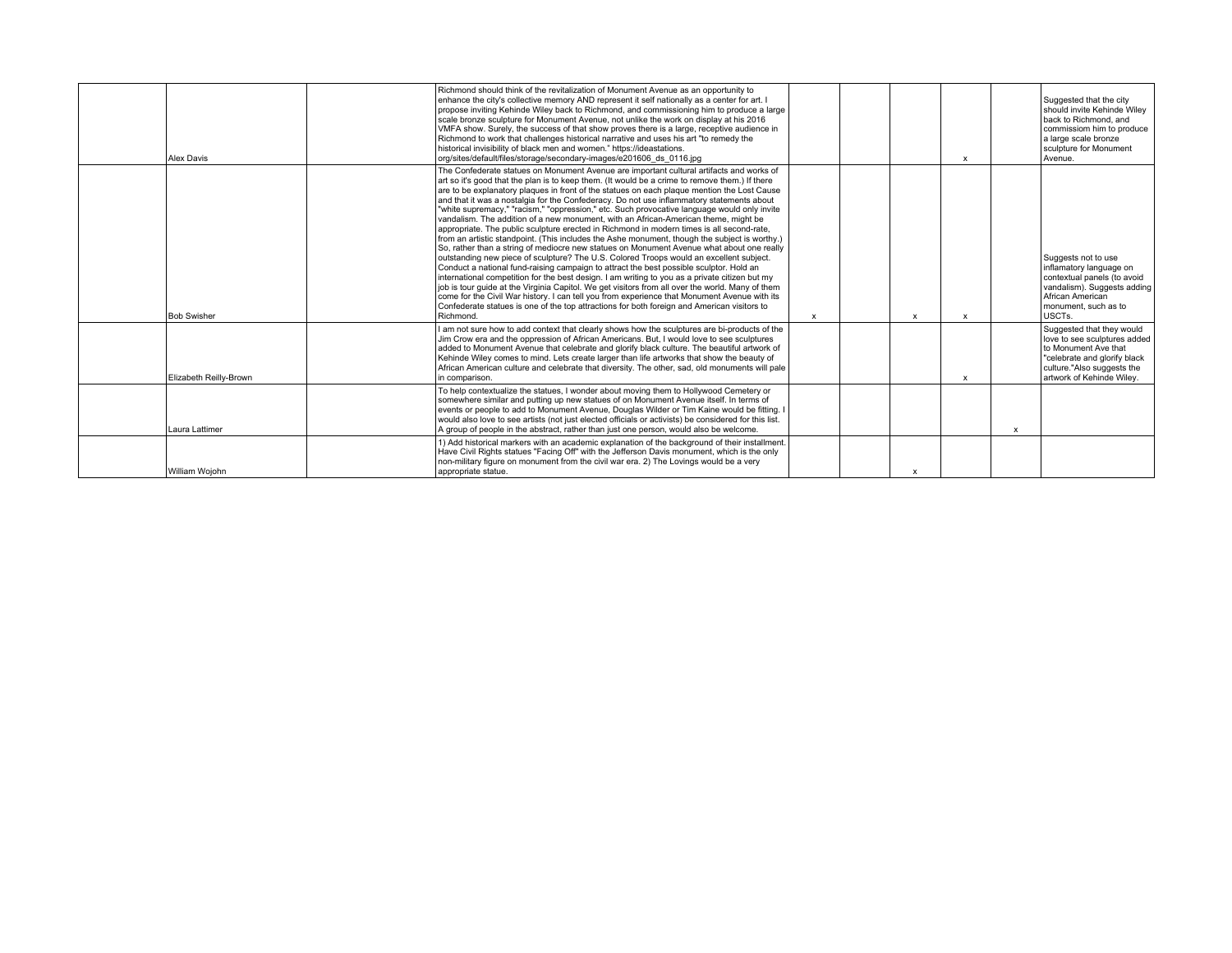| | | | | | | | | | |
|---|---|---|---|---|---|---|---|---|---|
| | Alex Davis | | Richmond should think of the revitalization of Monument Avenue as an opportunity to enhance the city's collective memory AND represent it self nationally as a center for art. I propose inviting Kehinde Wiley back to Richmond, and commissioning him to produce a large scale bronze sculpture for Monument Avenue, not unlike the work on display at his 2016 VMFA show. Surely, the success of that show proves there is a large, receptive audience in Richmond to work that challenges historical narrative and uses his art "to remedy the historical invisibility of black men and women." https://ideastations.org/sites/default/files/storage/secondary-images/e201606_ds_0116.jpg | | | | x | | Suggested that the city should invite Kehinde Wiley back to Richmond, and commissiom him to produce a large scale bronze sculpture for Monument Avenue. |
| | Bob Swisher | | The Confederate statues on Monument Avenue are important cultural artifacts and works of art so it's good that the plan is to keep them. (It would be a crime to remove them.) If there are to be explanatory plaques in front of the statues on each plaque mention the Lost Cause and that it was a nostalgia for the Confederacy. Do not use inflammatory statements about "white supremacy," "racism," "oppression," etc. Such provocative language would only invite vandalism. The addition of a new monument, with an African-American theme, might be appropriate. The public sculpture erected in Richmond in modern times is all second-rate, from an artistic standpoint. (This includes the Ashe monument, though the subject is worthy.) So, rather than a string of mediocre new statues on Monument Avenue what about one really outstanding new piece of sculpture? The U.S. Colored Troops would an excellent subject. Conduct a national fund-raising campaign to attract the best possible sculptor. Hold an international competition for the best design. I am writing to you as a private citizen but my job is tour guide at the Virginia Capitol. We get visitors from all over the world. Many of them come for the Civil War history. I can tell you from experience that Monument Avenue with its Confederate statues is one of the top attractions for both foreign and American visitors to Richmond. | x | | x | x | | Suggests not to use inflamatory language on contextual panels (to avoid vandalism). Suggests adding African American monument, such as to USCTs. |
| | Elizabeth Reilly-Brown | | I am not sure how to add context that clearly shows how the sculptures are bi-products of the Jim Crow era and the oppression of African Americans. But, I would love to see sculptures added to Monument Avenue that celebrate and glorify black culture. The beautiful artwork of Kehinde Wiley comes to mind. Lets create larger than life artworks that show the beauty of African American culture and celebrate that diversity. The other, sad, old monuments will pale in comparison. | | | | x | | Suggested that they would love to see sculptures added to Monument Ave that "celebrate and glorify black culture."Also suggests the artwork of Kehinde Wiley. |
| | Laura Lattimer | | To help contextualize the statues, I wonder about moving them to Hollywood Cemetery or somewhere similar and putting up new statues of on Monument Avenue itself. In terms of events or people to add to Monument Avenue, Douglas Wilder or Tim Kaine would be fitting. I would also love to see artists (not just elected officials or activists) be considered for this list. A group of people in the abstract, rather than just one person, would also be welcome. | | | | | x | |
| | William Wojohn | | 1) Add historical markers with an academic explanation of the background of their installment. Have Civil Rights statues "Facing Off" with the Jefferson Davis monument, which is the only non-military figure on monument from the civil war era. 2) The Lovings would be a very appropriate statue. | | | x | | | |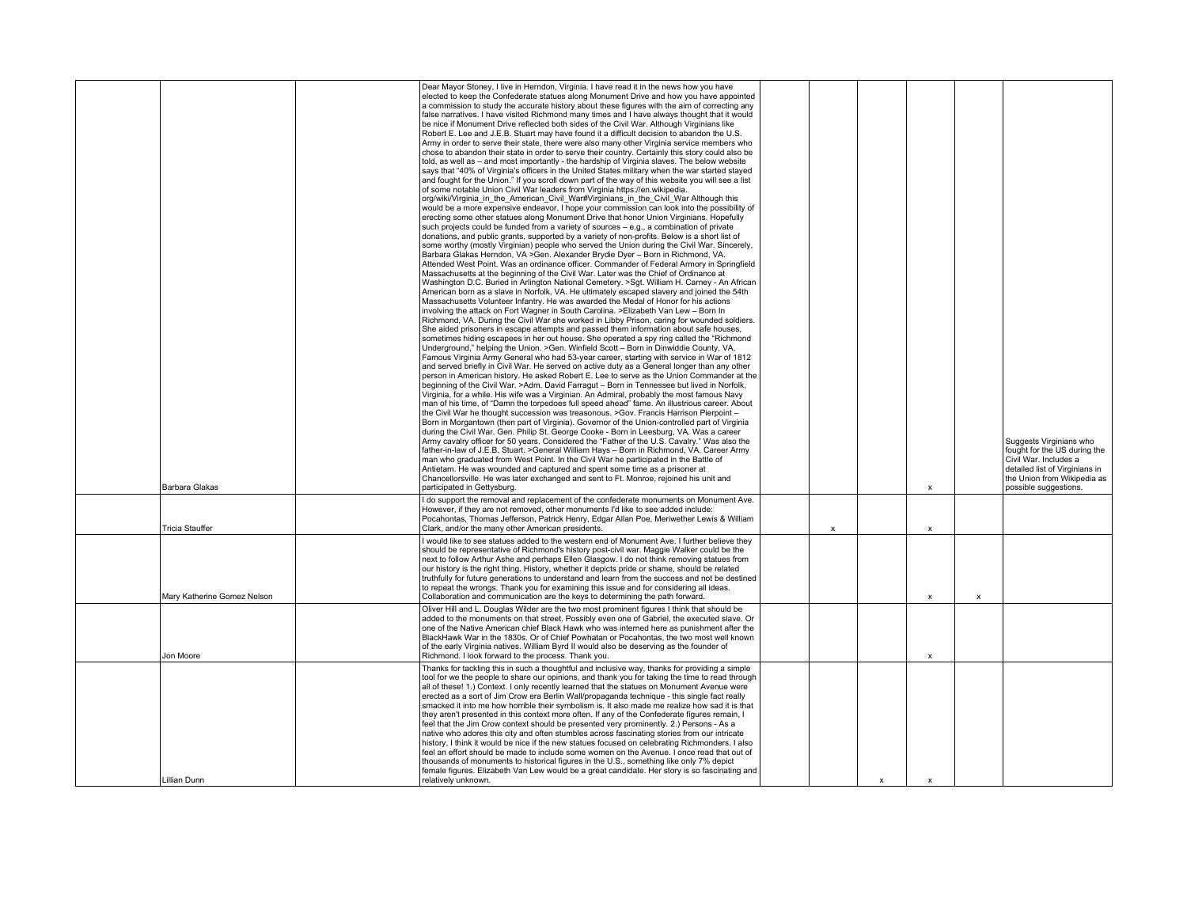| | | | | | | | | |
|---|---|---|---|---|---|---|---|---|
| Barbara Glakas | | Dear Mayor Stoney, I live in Herndon, Virginia. I have read it in the news how you have elected to keep the Confederate statues along Monument Drive and how you have appointed a commission to study the accurate history about these figures with the aim of correcting any false narratives. I have visited Richmond many times and I have always thought that it would be nice if Monument Drive reflected both sides of the Civil War. Although Virginians like Robert E. Lee and J.E.B. Stuart may have found it a difficult decision to abandon the U.S. Army in order to serve their state, there were also many other Virginia service members who chose to abandon their state in order to serve their country. Certainly this story could also be told, as well as – and most importantly - the hardship of Virginia slaves. The below website says that "40% of Virginia's officers in the United States military when the war started stayed and fought for the Union." If you scroll down part of the way of this website you will see a list of some notable Union Civil War leaders from Virginia https://en.wikipedia.org/wiki/Virginia_in_the_American_Civil_War#Virginians_in_the_Civil_War Although this would be a more expensive endeavor, I hope your commission can look into the possibility of erecting some other statues along Monument Drive that honor Union Virginians. Hopefully such projects could be funded from a variety of sources – e.g., a combination of private donations, and public grants, supported by a variety of non-profits. Below is a short list of some worthy (mostly Virginian) people who served the Union during the Civil War. Sincerely, Barbara Glakas Herndon, VA >Gen. Alexander Brydie Dyer – Born in Richmond, VA. Attended West Point. Was an ordinance officer. Commander of Federal Armory in Springfield Massachusetts at the beginning of the Civil War. Later was the Chief of Ordinance at Washington D.C. Buried in Arlington National Cemetery. >Sgt. William H. Carney - An African American born as a slave in Norfolk, VA. He ultimately escaped slavery and joined the 54th Massachusetts Volunteer Infantry. He was awarded the Medal of Honor for his actions involving the attack on Fort Wagner in South Carolina. >Elizabeth Van Lew – Born In Richmond, VA. During the Civil War she worked in Libby Prison, caring for wounded soldiers. She aided prisoners in escape attempts and passed them information about safe houses, sometimes hiding escapees in her out house. She operated a spy ring called the "Richmond Underground," helping the Union. >Gen. Winfield Scott – Born in Dinwiddie County, VA, Famous Virginia Army General who had 53-year career, starting with service in War of 1812 and served briefly in Civil War. He served on active duty as a General longer than any other person in American history. He asked Robert E. Lee to serve as the Union Commander at the beginning of the Civil War. >Adm. David Farragut – Born in Tennessee but lived in Norfolk, Virginia, for a while. His wife was a Virginian. An Admiral, probably the most famous Navy man of his time, of "Damn the torpedoes full speed ahead" fame. An illustrious career. About the Civil War he thought succession was treasonous. >Gov. Francis Harrison Pierpoint – Born in Morgantown (then part of Virginia). Governor of the Union-controlled part of Virginia during the Civil War. Gen. Philip St. George Cooke - Born in Leesburg, VA. Was a career Army cavalry officer for 50 years. Considered the "Father of the U.S. Cavalry." Was also the father-in-law of J.E.B. Stuart. >General William Hays – Born in Richmond, VA. Career Army man who graduated from West Point. In the Civil War he participated in the Battle of Antietam. He was wounded and captured and spent some time as a prisoner at Chancellorsville. He was later exchanged and sent to Ft. Monroe, rejoined his unit and participated in Gettysburg. | | | | x | | Suggests Virginians who fought for the US during the Civil War. Includes a detailed list of Virginians in the Union from Wikipedia as possible suggestions. |
| Tricia Stauffer | | I do support the removal and replacement of the confederate monuments on Monument Ave. However, if they are not removed, other monuments I'd like to see added include: Pocahontas, Thomas Jefferson, Patrick Henry, Edgar Allan Poe, Meriwether Lewis & William Clark, and/or the many other American presidents. | | x | | x | | |
| Mary Katherine Gomez Nelson | | I would like to see statues added to the western end of Monument Ave. I further believe they should be representative of Richmond's history post-civil war. Maggie Walker could be the next to follow Arthur Ashe and perhaps Ellen Glasgow. I do not think removing statues from our history is the right thing. History, whether it depicts pride or shame, should be related truthfully for future generations to understand and learn from the success and not be destined to repeat the wrongs. Thank you for examining this issue and for considering all ideas. Collaboration and communication are the keys to determining the path forward. | | | | x | x | |
| Jon Moore | | Oliver Hill and L. Douglas Wilder are the two most prominent figures I think that should be added to the monuments on that street. Possibly even one of Gabriel, the executed slave. Or one of the Native American chief Black Hawk who was interned here as punishment after the BlackHawk War in the 1830s. Or of Chief Powhatan or Pocahontas, the two most well known of the early Virginia natives. William Byrd II would also be deserving as the founder of Richmond. I look forward to the process. Thank you. | | | | x | | |
| Lillian Dunn | | Thanks for tackling this in such a thoughtful and inclusive way, thanks for providing a simple tool for we the people to share our opinions, and thank you for taking the time to read through all of these! 1.) Context. I only recently learned that the statues on Monument Avenue were erected as a sort of Jim Crow era Berlin Wall/propaganda technique - this single fact really smacked it into me how horrible their symbolism is. It also made me realize how sad it is that they aren't presented in this context more often. If any of the Confederate figures remain, I feel that the Jim Crow context should be presented very prominently. 2.) Persons - As a native who adores this city and often stumbles across fascinating stories from our intricate history, I think it would be nice if the new statues focused on celebrating Richmonders. I also feel an effort should be made to include some women on the Avenue. I once read that out of thousands of monuments to historical figures in the U.S., something like only 7% depict female figures. Elizabeth Van Lew would be a great candidate. Her story is so fascinating and relatively unknown. | | | x | x | | |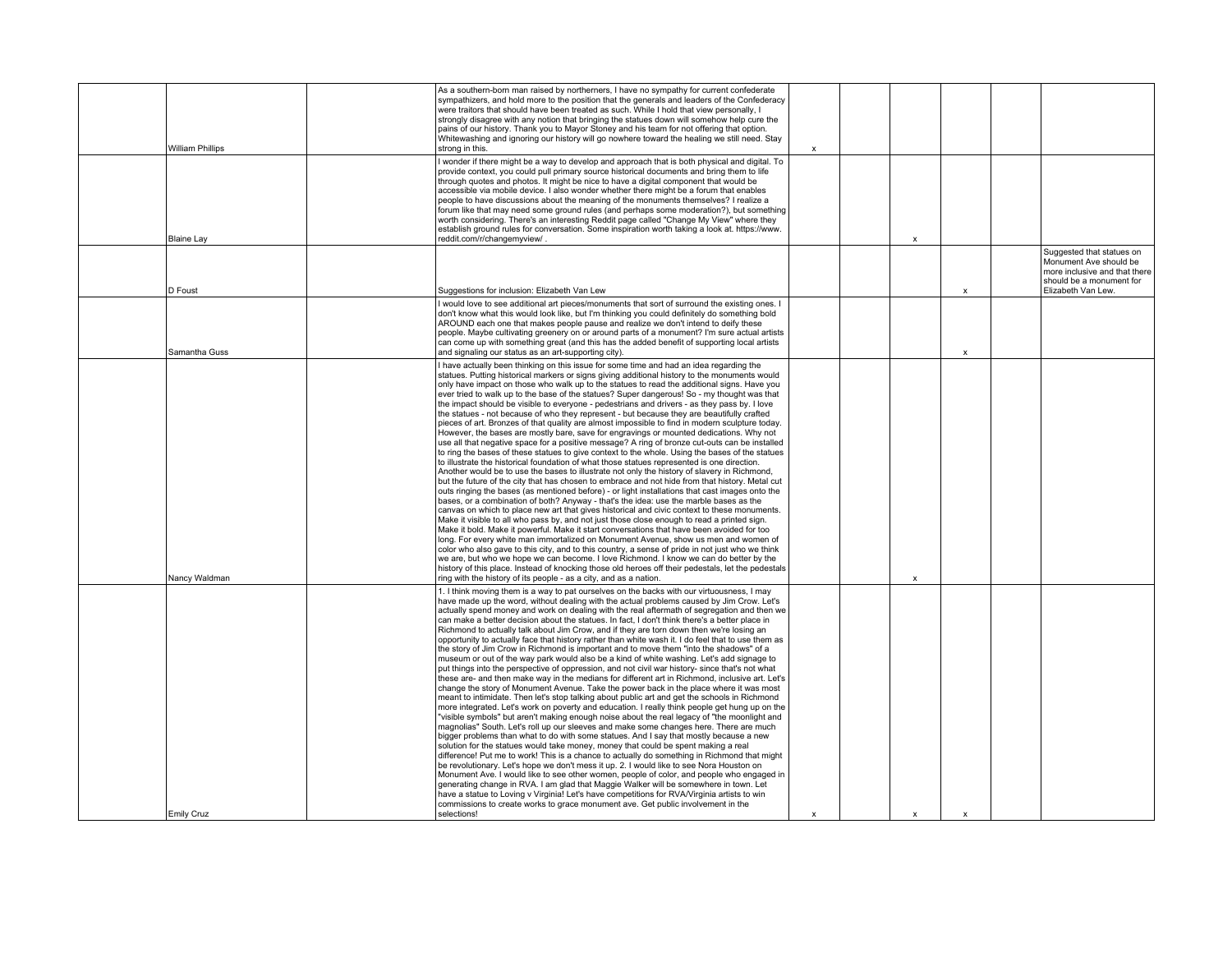| | | | | | | | | | |
|---|---|---|---|---|---|---|---|---|---|
| | William Phillips | | As a southern-born man raised by northerners, I have no sympathy for current confederate sympathizers, and hold more to the position that the generals and leaders of the Confederacy were traitors that should have been treated as such. While I hold that view personally, I strongly disagree with any notion that bringing the statues down will somehow help cure the pains of our history. Thank you to Mayor Stoney and his team for not offering that option. Whitewashing and ignoring our history will go nowhere toward the healing we still need. Stay strong in this. | x | | | | | |
| | Blaine Lay | | I wonder if there might be a way to develop and approach that is both physical and digital. To provide context, you could pull primary source historical documents and bring them to life through quotes and photos. It might be nice to have a digital component that would be accessible via mobile device. I also wonder whether there might be a forum that enables people to have discussions about the meaning of the monuments themselves? I realize a forum like that may need some ground rules (and perhaps some moderation?), but something worth considering. There's an interesting Reddit page called "Change My View" where they establish ground rules for conversation. Some inspiration worth taking a look at. https://www.reddit.com/r/changemyview/ . | | | x | | | |
| | D Foust | | Suggestions for inclusion: Elizabeth Van Lew | | | | x | | Suggested that statues on Monument Ave should be more inclusive and that there should be a monument for Elizabeth Van Lew. |
| | Samantha Guss | | I would love to see additional art pieces/monuments that sort of surround the existing ones. I don't know what this would look like, but I'm thinking you could definitely do something bold AROUND each one that makes people pause and realize we don't intend to deify these people. Maybe cultivating greenery on or around parts of a monument? I'm sure actual artists can come up with something great (and this has the added benefit of supporting local artists and signaling our status as an art-supporting city). | | | | x | | |
| | Nancy Waldman | | I have actually been thinking on this issue for some time and had an idea regarding the statues. Putting historical markers or signs giving additional history to the monuments would only have impact on those who walk up to the statues to read the additional signs. Have you ever tried to walk up to the base of the statues? Super dangerous! So - my thought was that the impact should be visible to everyone - pedestrians and drivers - as they pass by. I love the statues - not because of who they represent - but because they are beautifully crafted pieces of art. Bronzes of that quality are almost impossible to find in modern sculpture today. However, the bases are mostly bare, save for engravings or mounted dedications. Why not use all that negative space for a positive message? A ring of bronze cut-outs can be installed to ring the bases of these statues to give context to the whole. Using the bases of the statues to illustrate the historical foundation of what those statues represented is one direction. Another would be to use the bases to illustrate not only the history of slavery in Richmond, but the future of the city that has chosen to embrace and not hide from that history. Metal cut outs ringing the bases (as mentioned before) - or light installations that cast images onto the bases, or a combination of both? Anyway - that's the idea: use the marble bases as the canvas on which to place new art that gives historical and civic context to these monuments. Make it visible to all who pass by, and not just those close enough to read a printed sign. Make it bold. Make it powerful. Make it start conversations that have been avoided for too long. For every white man immortalized on Monument Avenue, show us men and women of color who also gave to this city, and to this country, a sense of pride in not just who we think we are, but who we hope we can become. I love Richmond. I know we can do better by the history of this place. Instead of knocking those old heroes off their pedestals, let the pedestals ring with the history of its people - as a city, and as a nation. | | | x | | | |
| | Emily Cruz | | 1. I think moving them is a way to pat ourselves on the backs with our virtuousness, I may have made up the word, without dealing with the actual problems caused by Jim Crow. Let's actually spend money and work on dealing with the real aftermath of segregation and then we can make a better decision about the statues. In fact, I don't think there's a better place in Richmond to actually talk about Jim Crow, and if they are torn down then we're losing an opportunity to actually face that history rather than white wash it. I do feel that to use them as the story of Jim Crow in Richmond is important and to move them "into the shadows" of a museum or out of the way park would also be a kind of white washing. Let's add signage to put things into the perspective of oppression, and not civil war history- since that's not what these are- and then make way in the medians for different art in Richmond, inclusive art. Let's change the story of Monument Avenue. Take the power back in the place where it was most meant to intimidate. Then let's stop talking about public art and get the schools in Richmond more integrated. Let's work on poverty and education. I really think people get hung up on the "visible symbols" but aren't making enough noise about the real legacy of "the moonlight and magnolias" South. Let's roll up our sleeves and make some changes here. There are much bigger problems than what to do with some statues. And I say that mostly because a new solution for the statues would take money, money that could be spent making a real difference! Put me to work! This is a chance to actually do something in Richmond that might be revolutionary. Let's hope we don't mess it up. 2. I would like to see Nora Houston on Monument Ave. I would like to see other women, people of color, and people who engaged in generating change in RVA. I am glad that Maggie Walker will be somewhere in town. Let have a statue to Loving v Virginia! Let's have competitions for RVA/Virginia artists to win commissions to create works to grace monument ave. Get public involvement in the selections! | x | | x | x | | |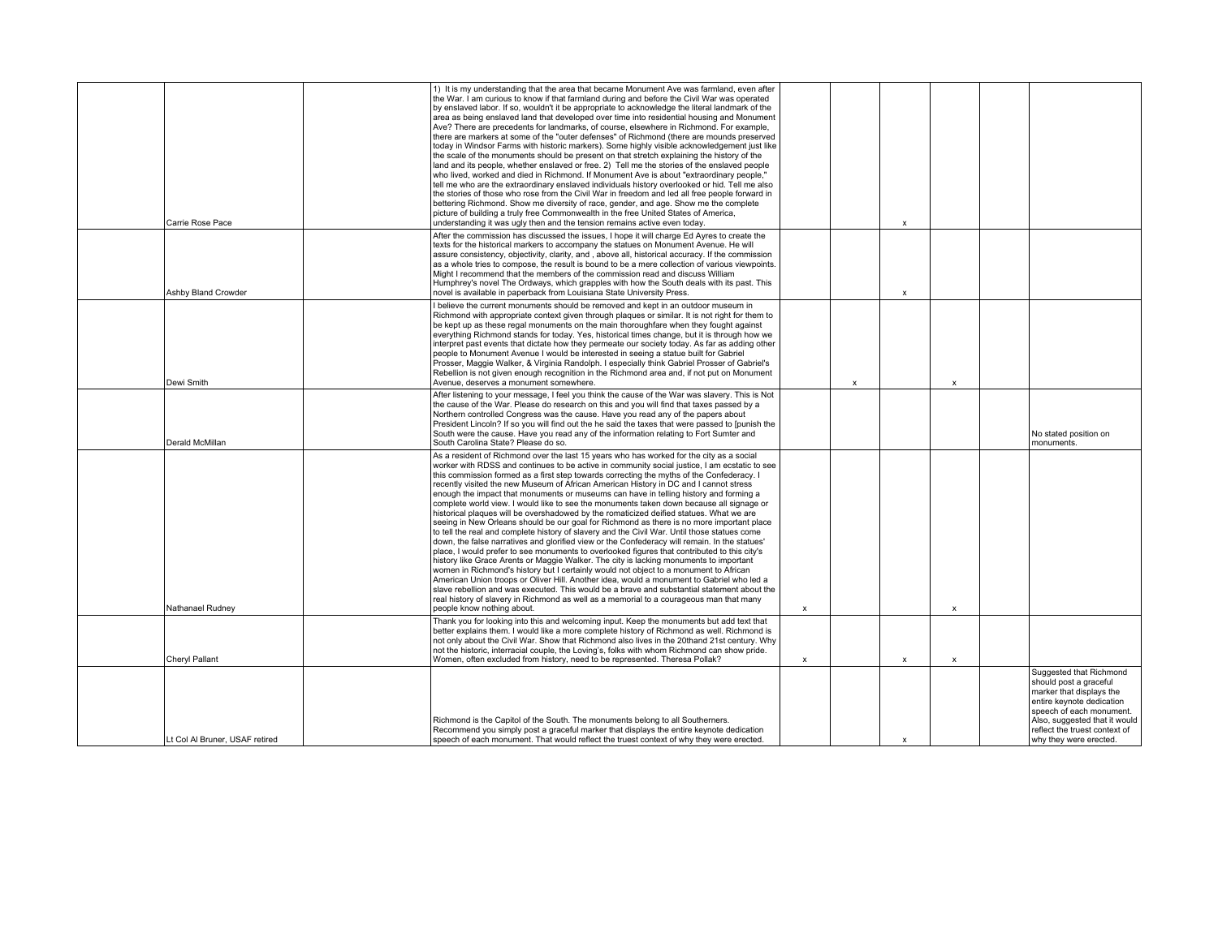| | | | | | | | | |
|---|---|---|---|---|---|---|---|---|
| Carrie Rose Pace | | 1) It is my understanding that the area that became Monument Ave was farmland, even after the War. I am curious to know if that farmland during and before the Civil War was operated by enslaved labor. If so, wouldn't it be appropriate to acknowledge the literal landmark of the area as being enslaved land that developed over time into residential housing and Monument Ave? There are precedents for landmarks, of course, elsewhere in Richmond. For example, there are markers at some of the "outer defenses" of Richmond (there are mounds preserved today in Windsor Farms with historic markers). Some highly visible acknowledgement just like the scale of the monuments should be present on that stretch explaining the history of the land and its people, whether enslaved or free. 2) Tell me the stories of the enslaved people who lived, worked and died in Richmond. If Monument Ave is about "extraordinary people," tell me who are the extraordinary enslaved individuals history overlooked or hid. Tell me also the stories of those who rose from the Civil War in freedom and led all free people forward in bettering Richmond. Show me diversity of race, gender, and age. Show me the complete picture of building a truly free Commonwealth in the free United States of America, understanding it was ugly then and the tension remains active even today. | | | x | | | |
| Ashby Bland Crowder | | After the commission has discussed the issues, I hope it will charge Ed Ayres to create the texts for the historical markers to accompany the statues on Monument Avenue. He will assure consistency, objectivity, clarity, and , above all, historical accuracy. If the commission as a whole tries to compose, the result is bound to be a mere collection of various viewpoints. Might I recommend that the members of the commission read and discuss William Humphrey's novel The Ordways, which grapples with how the South deals with its past. This novel is available in paperback from Louisiana State University Press. | | | x | | | |
| Dewi Smith | | I believe the current monuments should be removed and kept in an outdoor museum in Richmond with appropriate context given through plaques or similar. It is not right for them to be kept up as these regal monuments on the main thoroughfare when they fought against everything Richmond stands for today. Yes, historical times change, but it is through how we interpret past events that dictate how they permeate our society today. As far as adding other people to Monument Avenue I would be interested in seeing a statue built for Gabriel Prosser, Maggie Walker, & Virginia Randolph. I especially think Gabriel Prosser of Gabriel's Rebellion is not given enough recognition in the Richmond area and, if not put on Monument Avenue, deserves a monument somewhere. | | x | | x | | |
| Derald McMillan | | After listening to your message, I feel you think the cause of the War was slavery. This is Not the cause of the War. Please do research on this and you will find that taxes passed by a Northern controlled Congress was the cause. Have you read any of the papers about President Lincoln? If so you will find out the he said the taxes that were passed to [punish the South were the cause. Have you read any of the information relating to Fort Sumter and South Carolina State? Please do so. | | | | | | No stated position on monuments. |
| Nathanael Rudney | | As a resident of Richmond over the last 15 years who has worked for the city as a social worker with RDSS and continues to be active in community social justice, I am ecstatic to see this commission formed as a first step towards correcting the myths of the Confederacy. I recently visited the new Museum of African American History in DC and I cannot stress enough the impact that monuments or museums can have in telling history and forming a complete world view. I would like to see the monuments taken down because all signage or historical plaques will be overshadowed by the romaticized deified statues. What we are seeing in New Orleans should be our goal for Richmond as there is no more important place to tell the real and complete history of slavery and the Civil War. Until those statues come down, the false narratives and glorified view or the Confederacy will remain. In the statues' place, I would prefer to see monuments to overlooked figures that contributed to this city's history like Grace Arents or Maggie Walker. The city is lacking monuments to important women in Richmond's history but I certainly would not object to a monument to African American Union troops or Oliver Hill. Another idea, would a monument to Gabriel who led a slave rebellion and was executed. This would be a brave and substantial statement about the real history of slavery in Richmond as well as a memorial to a courageous man that many people know nothing about. | x | | | x | | |
| Cheryl Pallant | | Thank you for looking into this and welcoming input. Keep the monuments but add text that better explains them. I would like a more complete history of Richmond as well. Richmond is not only about the Civil War. Show that Richmond also lives in the 20thand 21st century. Why not the historic, interracial couple, the Loving's, folks with whom Richmond can show pride. Women, often excluded from history, need to be represented. Theresa Pollak? | x | | x | x | | |
| Lt Col Al Bruner, USAF retired | | Richmond is the Capitol of the South. The monuments belong to all Southerners. Recommend you simply post a graceful marker that displays the entire keynote dedication speech of each monument. That would reflect the truest context of why they were erected. | | | x | | | Suggested that Richmond should post a graceful marker that displays the entire keynote dedication speech of each monument. Also, suggested that it would reflect the truest context of why they were erected. |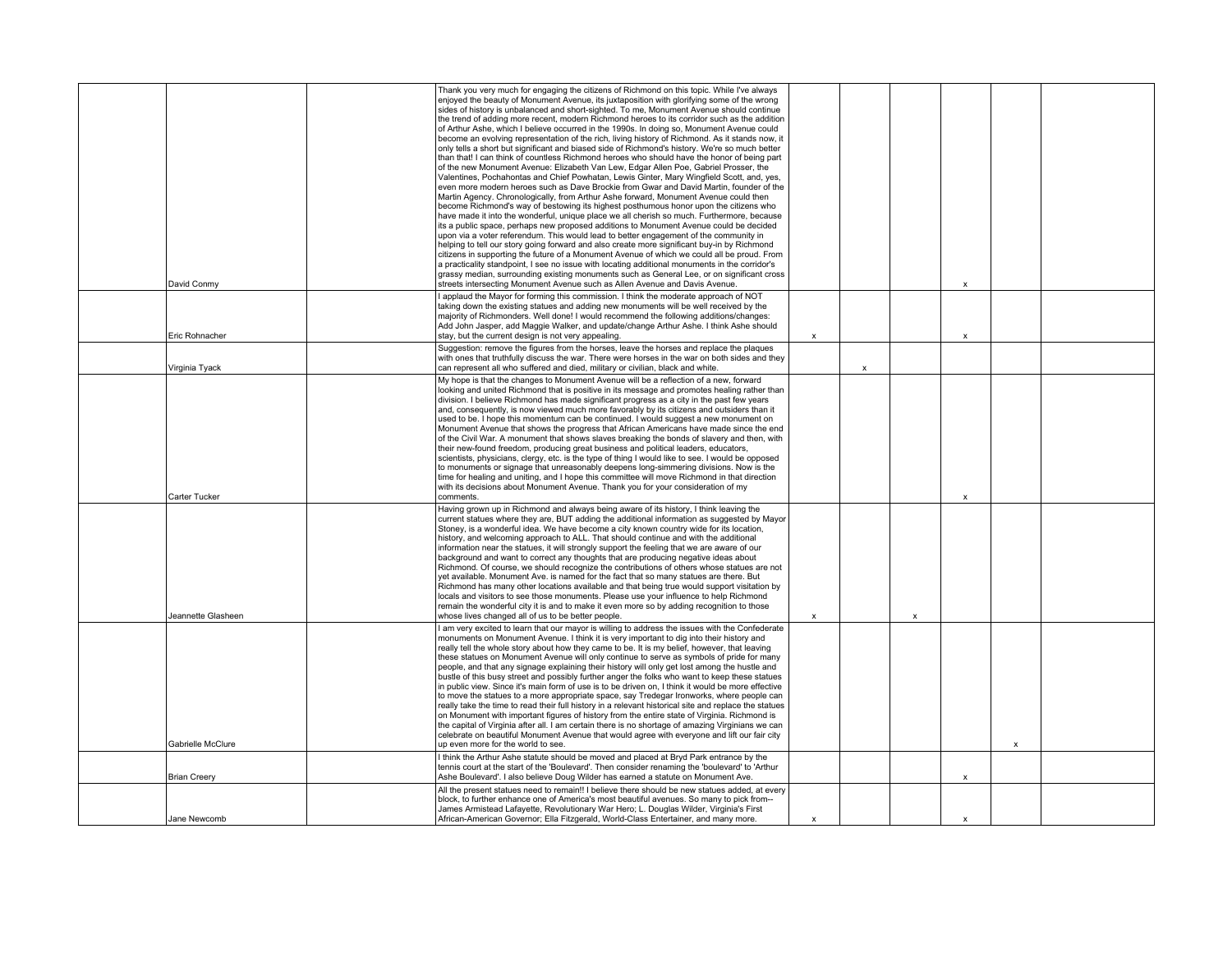| | | | | | | | | | |
|---|---|---|---|---|---|---|---|---|---|
| | David Conmy | | Thank you very much for engaging the citizens of Richmond on this topic. While I've always enjoyed the beauty of Monument Avenue, its juxtaposition with glorifying some of the wrong sides of history is unbalanced and short-sighted. To me, Monument Avenue should continue the trend of adding more recent, modern Richmond heroes to its corridor such as the addition of Arthur Ashe, which I believe occurred in the 1990s. In doing so, Monument Avenue could become an evolving representation of the rich, living history of Richmond. As it stands now, it only tells a short but significant and biased side of Richmond's history. We're so much better than that! I can think of countless Richmond heroes who should have the honor of being part of the new Monument Avenue: Elizabeth Van Lew, Edgar Allen Poe, Gabriel Prosser, the Valentines, Pochahontas and Chief Powhatan, Lewis Ginter, Mary Wingfield Scott, and, yes, even more modern heroes such as Dave Brockie from Gwar and David Martin, founder of the Martin Agency. Chronologically, from Arthur Ashe forward, Monument Avenue could then become Richmond's way of bestowing its highest posthumous honor upon the citizens who have made it into the wonderful, unique place we all cherish so much. Furthermore, because its a public space, perhaps new proposed additions to Monument Avenue could be decided upon via a voter referendum. This would lead to better engagement of the community in helping to tell our story going forward and also create more significant buy-in by Richmond citizens in supporting the future of a Monument Avenue of which we could all be proud. From a practicality standpoint, I see no issue with locating additional monuments in the corridor's grassy median, surrounding existing monuments such as General Lee, or on significant cross streets intersecting Monument Avenue such as Allen Avenue and Davis Avenue. | | | | x | | |
| | Eric Rohnacher | | I applaud the Mayor for forming this commission. I think the moderate approach of NOT taking down the existing statues and adding new monuments will be well received by the majority of Richmonders. Well done! I would recommend the following additions/changes: Add John Jasper, add Maggie Walker, and update/change Arthur Ashe. I think Ashe should stay, but the current design is not very appealing. | x | | | x | | |
| | Virginia Tyack | | Suggestion: remove the figures from the horses, leave the horses and replace the plaques with ones that truthfully discuss the war. There were horses in the war on both sides and they can represent all who suffered and died, military or civilian, black and white. | | x | | | | |
| | Carter Tucker | | My hope is that the changes to Monument Avenue will be a reflection of a new, forward looking and united Richmond that is positive in its message and promotes healing rather than division. I believe Richmond has made significant progress as a city in the past few years and, consequently, is now viewed much more favorably by its citizens and outsiders than it used to be. I hope this momentum can be continued. I would suggest a new monument on Monument Avenue that shows the progress that African Americans have made since the end of the Civil War. A monument that shows slaves breaking the bonds of slavery and then, with their new-found freedom, producing great business and political leaders, educators, scientists, physicians, clergy, etc. is the type of thing I would like to see. I would be opposed to monuments or signage that unreasonably deepens long-simmering divisions. Now is the time for healing and uniting, and I hope this committee will move Richmond in that direction with its decisions about Monument Avenue. Thank you for your consideration of my comments. | | | | x | | |
| | Jeannette Glasheen | | Having grown up in Richmond and always being aware of its history, I think leaving the current statues where they are, BUT adding the additional information as suggested by Mayor Stoney, is a wonderful idea. We have become a city known country wide for its location, history, and welcoming approach to ALL. That should continue and with the additional information near the statues, it will strongly support the feeling that we are aware of our background and want to correct any thoughts that are producing negative ideas about Richmond. Of course, we should recognize the contributions of others whose statues are not yet available. Monument Ave. is named for the fact that so many statues are there. But Richmond has many other locations available and that being true would support visitation by locals and visitors to see those monuments. Please use your influence to help Richmond remain the wonderful city it is and to make it even more so by adding recognition to those whose lives changed all of us to be better people. | x | | x | | | |
| | Gabrielle McClure | | I am very excited to learn that our mayor is willing to address the issues with the Confederate monuments on Monument Avenue. I think it is very important to dig into their history and really tell the whole story about how they came to be. It is my belief, however, that leaving these statues on Monument Avenue will only continue to serve as symbols of pride for many people, and that any signage explaining their history will only get lost among the hustle and bustle of this busy street and possibly further anger the folks who want to keep these statues in public view. Since it's main form of use is to be driven on, I think it would be more effective to move the statues to a more appropriate space, say Tredegar Ironworks, where people can really take the time to read their full history in a relevant historical site and replace the statues on Monument with important figures of history from the entire state of Virginia. Richmond is the capital of Virginia after all. I am certain there is no shortage of amazing Virginians we can celebrate on beautiful Monument Avenue that would agree with everyone and lift our fair city up even more for the world to see. | | | | | x | |
| | Brian Creery | | I think the Arthur Ashe statute should be moved and placed at Bryd Park entrance by the tennis court at the start of the 'Boulevard'. Then consider renaming the 'boulevard' to 'Arthur Ashe Boulevard'. I also believe Doug Wilder has earned a statute on Monument Ave. | | | | x | | |
| | Jane Newcomb | | All the present statues need to remain!! I believe there should be new statues added, at every block, to further enhance one of America's most beautiful avenues. So many to pick from-- James Armistead Lafayette, Revolutionary War Hero; L. Douglas Wilder, Virginia's First African-American Governor; Ella Fitzgerald, World-Class Entertainer, and many more. | x | | | x | | |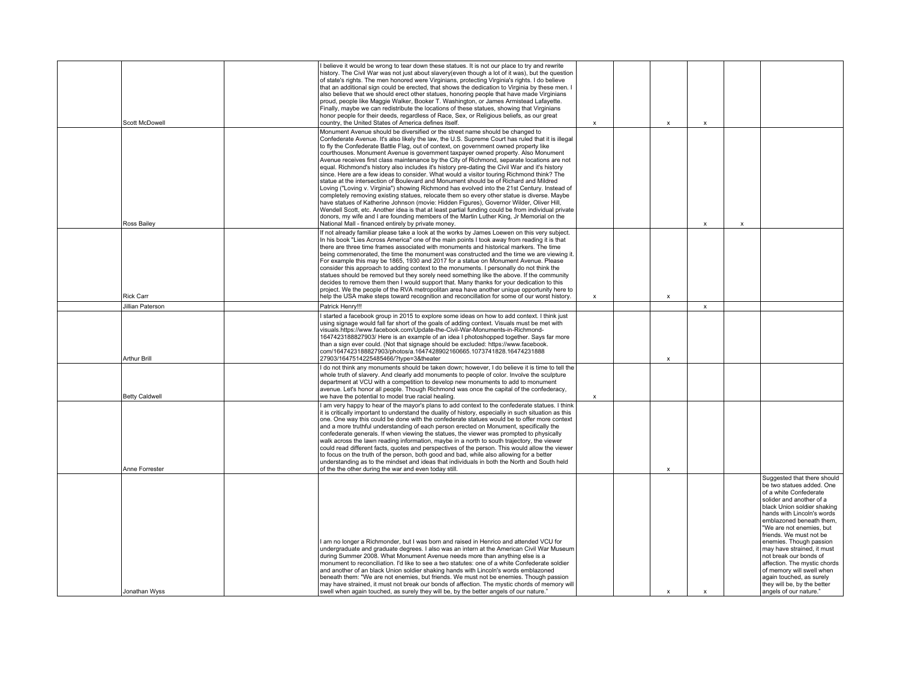| | | | | | | | | | |
|---|---|---|---|---|---|---|---|---|---|
| | Scott McDowell | | I believe it would be wrong to tear down these statues. It is not our place to try and rewrite history. The Civil War was not just about slavery(even though a lot of it was), but the question of state's rights. The men honored were Virginians, protecting Virginia's rights. I do believe that an additional sign could be erected, that shows the dedication to Virginia by these men. I also believe that we should erect other statues, honoring people that have made Virginians proud, people like Maggie Walker, Booker T. Washington, or James Armistead Lafayette. Finally, maybe we can redistribute the locations of these statues, showing that Virginians honor people for their deeds, regardless of Race, Sex, or Religious beliefs, as our great country, the United States of America defines itself. | x | | x | x | | |
| | Ross Bailey | | Monument Avenue should be diversified or the street name should be changed to Confederate Avenue. It's also likely the law, the U.S. Supreme Court has ruled that it is illegal to fly the Confederate Battle Flag, out of context, on government owned property like courthouses. Monument Avenue is government taxpayer owned property. Also Monument Avenue receives first class maintenance by the City of Richmond, separate locations are not equal. Richmond's history also includes it's history pre-dating the Civil War and it's history since. Here are a few ideas to consider. What would a visitor touring Richmond think? The statue at the intersection of Boulevard and Monument should be of Richard and Mildred Loving ("Loving v. Virginia") showing Richmond has evolved into the 21st Century. Instead of completely removing existing statues, relocate them so every other statue is diverse. Maybe have statues of Katherine Johnson (movie: Hidden Figures), Governor Wilder, Oliver Hill, Wendell Scott, etc. Another idea is that at least partial funding could be from individual private donors, my wife and I are founding members of the Martin Luther King, Jr Memorial on the National Mall - financed entirely by private money. | | | | x | x | |
| | Rick Carr | | If not already familiar please take a look at the works by James Loewen on this very subject. In his book "Lies Across America" one of the main points I took away from reading it is that there are three time frames associated with monuments and historical markers. The time being commemorated, the time the monument was constructed and the time we are viewing it. For example this may be 1865, 1930 and 2017 for a statue on Monument Avenue. Please consider this approach to adding context to the monuments. I personally do not think the statues should be removed but they sorely need something like the above. If the community decides to remove them then I would support that. Many thanks for your dedication to this project. We the people of the RVA metropolitan area have another unique opportunity here to help the USA make steps toward recognition and reconcillation for some of our worst history. | x | | x | | | |
| | Jillian Paterson | | Patrick Henry!!! | | | | x | | |
| | Arthur Brill | | I started a facebook group in 2015 to explore some ideas on how to add context. I think just using signage would fall far short of the goals of adding context. Visuals must be met with visuals.https://www.facebook.com/Update-the-Civil-War-Monuments-in-Richmond-1647423188827903/ Here is an example of an idea I photoshopped together. Says far more than a sign ever could. (Not that signage should be excluded: https://www.facebook.com/1647423188827903/photos/a.1647428902160665.1073741828.16474231888 27903/1647514225485466/?type=3&theater | | | x | | | |
| | Betty Caldwell | | I do not think any monuments should be taken down; however, I do believe it is time to tell the whole truth of slavery. And clearly add monuments to people of color. Involve the sculpture department at VCU with a competition to develop new monuments to add to monument avenue. Let's honor all people. Though Richmond was once the capital of the confederacy, we have the potential to model true racial healing. | x | | | | | |
| | Anne Forrester | | I am very happy to hear of the mayor's plans to add context to the confederate statues. I think it is critically important to understand the duality of history, especially in such situation as this one. One way this could be done with the confederate statues would be to offer more context and a more truthful understanding of each person erected on Monument, specifically the confederate generals. If when viewing the statues, the viewer was prompted to physically walk across the lawn reading information, maybe in a north to south trajectory, the viewer could read different facts, quotes and perspectives of the person. This would allow the viewer to focus on the truth of the person, both good and bad, while also allowing for a better understanding as to the mindset and ideas that individuals in both the North and South held of the the other during the war and even today still. | | | x | | | |
| | Jonathan Wyss | | I am no longer a Richmonder, but I was born and raised in Henrico and attended VCU for undergraduate and graduate degrees. I also was an intern at the American Civil War Museum during Summer 2008. What Monument Avenue needs more than anything else is a monument to reconciliation. I'd like to see a two statutes: one of a white Confederate soldier and another of an black Union soldier shaking hands with Lincoln's words emblazoned beneath them: "We are not enemies, but friends. We must not be enemies. Though passion may have strained, it must not break our bonds of affection. The mystic chords of memory will swell when again touched, as surely they will be, by the better angels of our nature." | | | x | x | | Suggested that there should be two statues added. One of a white Confederate solider and another of a black Union soldier shaking hands with Lincoln's words emblazoned beneath them, "We are not enemies, but friends. We must not be enemies. Though passion may have strained, it must not break our bonds of affection. The mystic chords of memory will swell when again touched, as surely they will be, by the better angels of our nature." |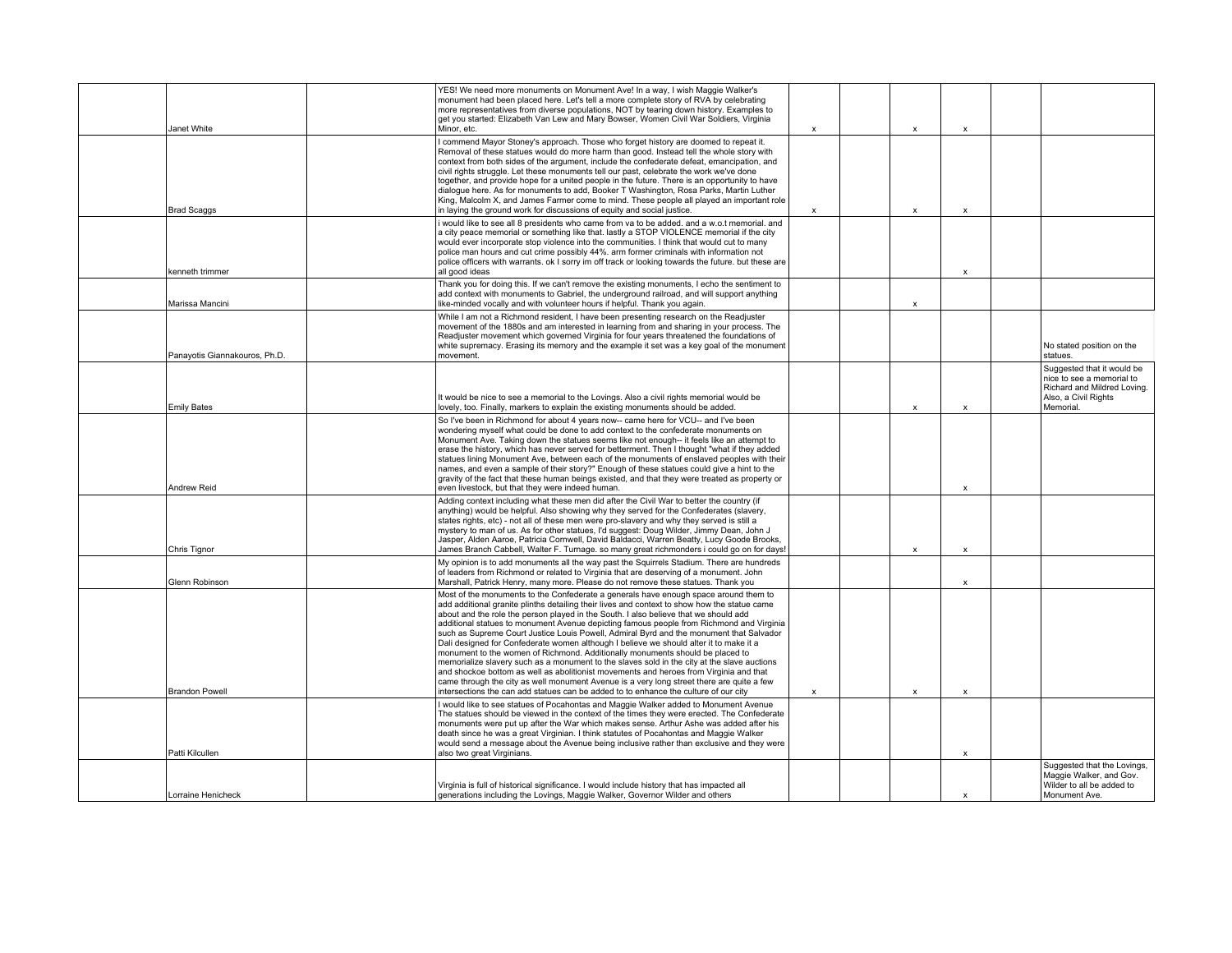| | | | | | | | | | |
|---|---|---|---|---|---|---|---|---|---|
| | Janet White | | YES! We need more monuments on Monument Ave! In a way, I wish Maggie Walker's monument had been placed here. Let's tell a more complete story of RVA by celebrating more representatives from diverse populations, NOT by tearing down history. Examples to get you started: Elizabeth Van Lew and Mary Bowser, Women Civil War Soldiers, Virginia Minor, etc. | x | | x | x | | |
| | Brad Scaggs | | I commend Mayor Stoney's approach. Those who forget history are doomed to repeat it. Removal of these statues would do more harm than good. Instead tell the whole story with context from both sides of the argument, include the confederate defeat, emancipation, and civil rights struggle. Let these monuments tell our past, celebrate the work we've done together, and provide hope for a united people in the future. There is an opportunity to have dialogue here. As for monuments to add, Booker T Washington, Rosa Parks, Martin Luther King, Malcolm X, and James Farmer come to mind. These people all played an important role in laying the ground work for discussions of equity and social justice. | x | | x | x | | |
| | kenneth trimmer | | i would like to see all 8 presidents who came from va to be added. and a w.o.t memorial. and a city peace memorial or something like that. lastly a STOP VIOLENCE memorial if the city would ever incorporate stop violence into the communities. I think that would cut to many police man hours and cut crime possibly 44%. arm former criminals with information not police officers with warrants. ok I sorry im off track or looking towards the future. but these are all good ideas | | | | x | | |
| | Marissa Mancini | | Thank you for doing this. If we can't remove the existing monuments, I echo the sentiment to add context with monuments to Gabriel, the underground railroad, and will support anything like-minded vocally and with volunteer hours if helpful. Thank you again. | | | x | | | |
| | Panayotis Giannakouros, Ph.D. | | While I am not a Richmond resident, I have been presenting research on the Readjuster movement of the 1880s and am interested in learning from and sharing in your process. The Readjuster movement which governed Virginia for four years threatened the foundations of white supremacy. Erasing its memory and the example it set was a key goal of the monument movement. | | | | | | No stated position on the statues. |
| | Emily Bates | | It would be nice to see a memorial to the Lovings. Also a civil rights memorial would be lovely, too. Finally, markers to explain the existing monuments should be added. | | | x | x | | Suggested that it would be nice to see a memorial to Richard and Mildred Loving. Also, a Civil Rights Memorial. |
| | Andrew Reid | | So I've been in Richmond for about 4 years now-- came here for VCU-- and I've been wondering myself what could be done to add context to the confederate monuments on Monument Ave. Taking down the statues seems like not enough-- it feels like an attempt to erase the history, which has never served for betterment. Then I thought "what if they added statues lining Monument Ave, between each of the monuments of enslaved peoples with their names, and even a sample of their story?" Enough of these statues could give a hint to the gravity of the fact that these human beings existed, and that they were treated as property or even livestock, but that they were indeed human. | | | | x | | |
| | Chris Tignor | | Adding context including what these men did after the Civil War to better the country (if anything) would be helpful. Also showing why they served for the Confederates (slavery, states rights, etc) - not all of these men were pro-slavery and why they served is still a mystery to man of us. As for other statues, I'd suggest: Doug Wilder, Jimmy Dean, John J Jasper, Alden Aaroe, Patricia Cornwell, David Baldacci, Warren Beatty, Lucy Goode Brooks, James Branch Cabbell, Walter F. Turnage. so many great richmonders i could go on for days! | | | x | x | | |
| | Glenn Robinson | | My opinion is to add monuments all the way past the Squirrels Stadium. There are hundreds of leaders from Richmond or related to Virginia that are deserving of a monument. John Marshall, Patrick Henry, many more. Please do not remove these statues. Thank you | | | | x | | |
| | Brandon Powell | | Most of the monuments to the Confederate a generals have enough space around them to add additional granite plinths detailing their lives and context to show how the statue came about and the role the person played in the South. I also believe that we should add additional statues to monument Avenue depicting famous people from Richmond and Virginia such as Supreme Court Justice Louis Powell, Admiral Byrd and the monument that Salvador Dali designed for Confederate women although I believe we should alter it to make it a monument to the women of Richmond. Additionally monuments should be placed to memorialize slavery such as a monument to the slaves sold in the city at the slave auctions and shockoe bottom as well as abolitionist movements and heroes from Virginia and that came through the city as well monument Avenue is a very long street there are quite a few intersections the can add statues can be added to to enhance the culture of our city | x | | x | x | | |
| | Patti Kilcullen | | I would like to see statues of Pocahontas and Maggie Walker added to Monument Avenue The statues should be viewed in the context of the times they were erected. The Confederate monuments were put up after the War which makes sense. Arthur Ashe was added after his death since he was a great Virginian. I think statues of Pocahontas and Maggie Walker would send a message about the Avenue being inclusive rather than exclusive and they were also two great Virginians. | | | | x | | |
| | Lorraine Henicheck | | Virginia is full of historical significance. I would include history that has impacted all generations including the Lovings, Maggie Walker, Governor Wilder and others | | | | x | | Suggested that the Lovings, Maggie Walker, and Gov. Wilder to all be added to Monument Ave. |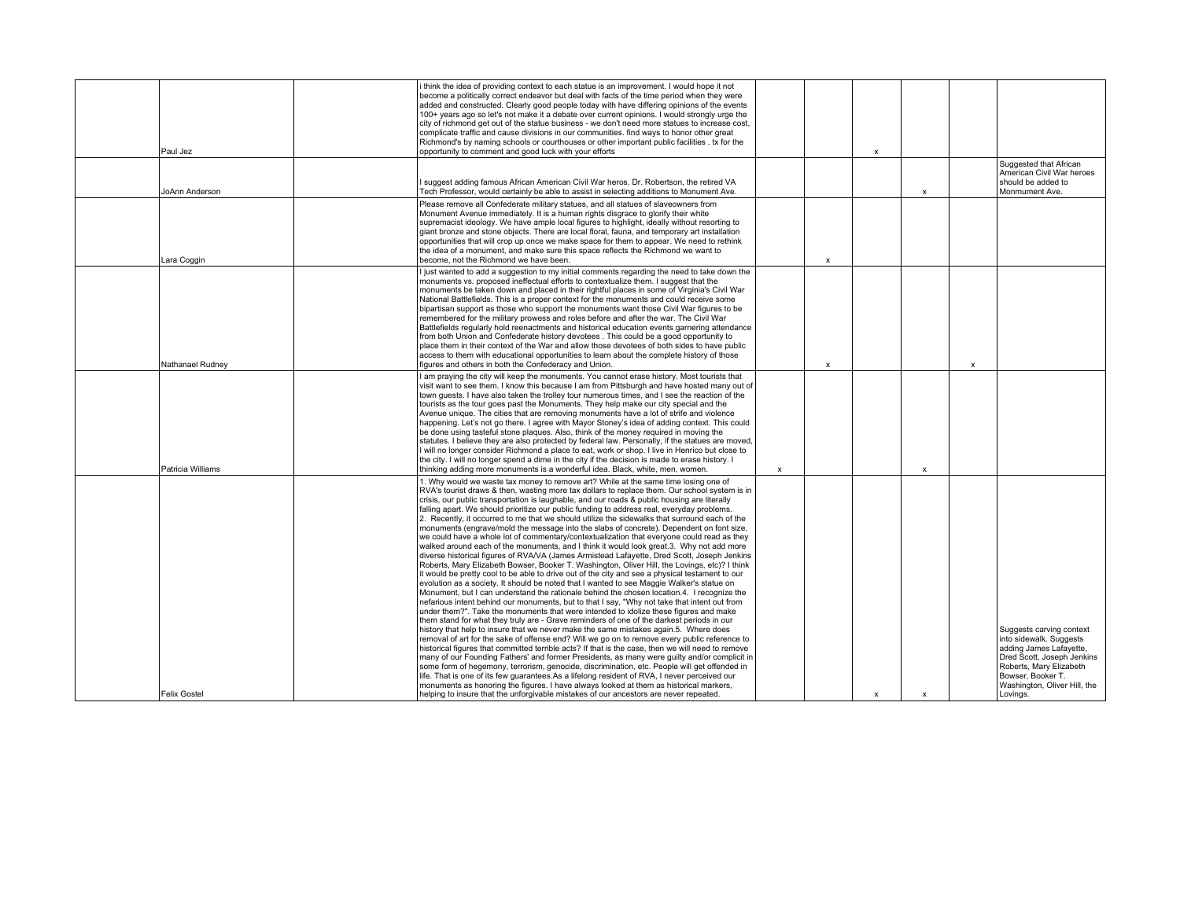| | | | | | | | | | |
|---|---|---|---|---|---|---|---|---|---|
| | Paul Jez | | i think the idea of providing context to each statue is an improvement. I would hope it not become a politically correct endeavor but deal with facts of the time period when they were added and constructed. Clearly good people today with have differing opinions of the events 100+ years ago so let's not make it a debate over current opinions. I would strongly urge the city of richmond get out of the statue business - we don't need more statues to increase cost, complicate traffic and cause divisions in our communities. find ways to honor other great Richmond's by naming schools or courthouses or other important public facilities . tx for the opportunity to comment and good luck with your efforts | | | x | | | |
| | JoAnn Anderson | | I suggest adding famous African American Civil War heros. Dr. Robertson, the retired VA Tech Professor, would certainly be able to assist in selecting additions to Monument Ave. | | | | x | | Suggested that African American Civil War heroes should be added to Monmument Ave. |
| | Lara Coggin | | Please remove all Confederate military statues, and all statues of slaveowners from Monument Avenue immediately. It is a human rights disgrace to glorify their white supremacist ideology. We have ample local figures to highlight, ideally without resorting to giant bronze and stone objects. There are local floral, fauna, and temporary art installation opportunities that will crop up once we make space for them to appear. We need to rethink the idea of a monument, and make sure this space reflects the Richmond we want to become, not the Richmond we have been. | | x | | | | |
| | Nathanael Rudney | | I just wanted to add a suggestion to my initial comments regarding the need to take down the monuments vs. proposed ineffectual efforts to contextualize them. I suggest that the monuments be taken down and placed in their rightful places in some of Virginia's Civil War National Battlefields. This is a proper context for the monuments and could receive some bipartisan support as those who support the monuments want those Civil War figures to be remembered for the military prowess and roles before and after the war. The Civil War Battlefields regularly hold reenactments and historical education events garnering attendance from both Union and Confederate history devotees . This could be a good opportunity to place them in their context of the War and allow those devotees of both sides to have public access to them with educational opportunities to learn about the complete history of those figures and others in both the Confederacy and Union. | | x | | | x | |
| | Patricia Williams | | I am praying the city will keep the monuments. You cannot erase history. Most tourists that visit want to see them. I know this because I am from Pittsburgh and have hosted many out of town guests. I have also taken the trolley tour numerous times, and I see the reaction of the tourists as the tour goes past the Monuments. They help make our city special and the Avenue unique. The cities that are removing monuments have a lot of strife and violence happening. Let's not go there. I agree with Mayor Stoney's idea of adding context. This could be done using tasteful stone plaques. Also, think of the money required in moving the statutes. I believe they are also protected by federal law. Personally, if the statues are moved, I will no longer consider Richmond a place to eat, work or shop. I live in Henrico but close to the city. I will no longer spend a dime in the city if the decision is made to erase history. I thinking adding more monuments is a wonderful idea. Black, white, men, women. | x | | | x | | |
| | Felix Gostel | | 1. Why would we waste tax money to remove art? While at the same time losing one of RVA's tourist draws & then, wasting more tax dollars to replace them. Our school system is in crisis, our public transportation is laughable, and our roads & public housing are literally falling apart. We should prioritize our public funding to address real, everyday problems. 2. Recently, it occurred to me that we should utilize the sidewalks that surround each of the monuments (engrave/mold the message into the slabs of concrete). Dependent on font size, we could have a whole lot of commentary/contextualization that everyone could read as they walked around each of the monuments, and I think it would look great.3. Why not add more diverse historical figures of RVA/VA (James Armistead Lafayette, Dred Scott, Joseph Jenkins Roberts, Mary Elizabeth Bowser, Booker T. Washington, Oliver Hill, the Lovings, etc)? I think it would be pretty cool to be able to drive out of the city and see a physical testament to our evolution as a society. It should be noted that I wanted to see Maggie Walker's statue on Monument, but I can understand the rationale behind the chosen location.4. I recognize the nefarious intent behind our monuments, but to that I say, "Why not take that intent out from under them?". Take the monuments that were intended to idolize these figures and make them stand for what they truly are - Grave reminders of one of the darkest periods in our history that help to insure that we never make the same mistakes again.5. Where does removal of art for the sake of offense end? Will we go on to remove every public reference to historical figures that committed terrible acts? If that is the case, then we will need to remove many of our Founding Fathers' and former Presidents, as many were guilty and/or complicit in some form of hegemony, terrorism, genocide, discrimination, etc. People will get offended in life. That is one of its few guarantees.As a lifelong resident of RVA, I never perceived our monuments as honoring the figures. I have always looked at them as historical markers, helping to insure that the unforgivable mistakes of our ancestors are never repeated. | | | x | x | | Suggests carving context into sidewalk. Suggests adding James Lafayette, Dred Scott, Joseph Jenkins Roberts, Mary Elizabeth Bowser, Booker T. Washington, Oliver Hill, the Lovings. |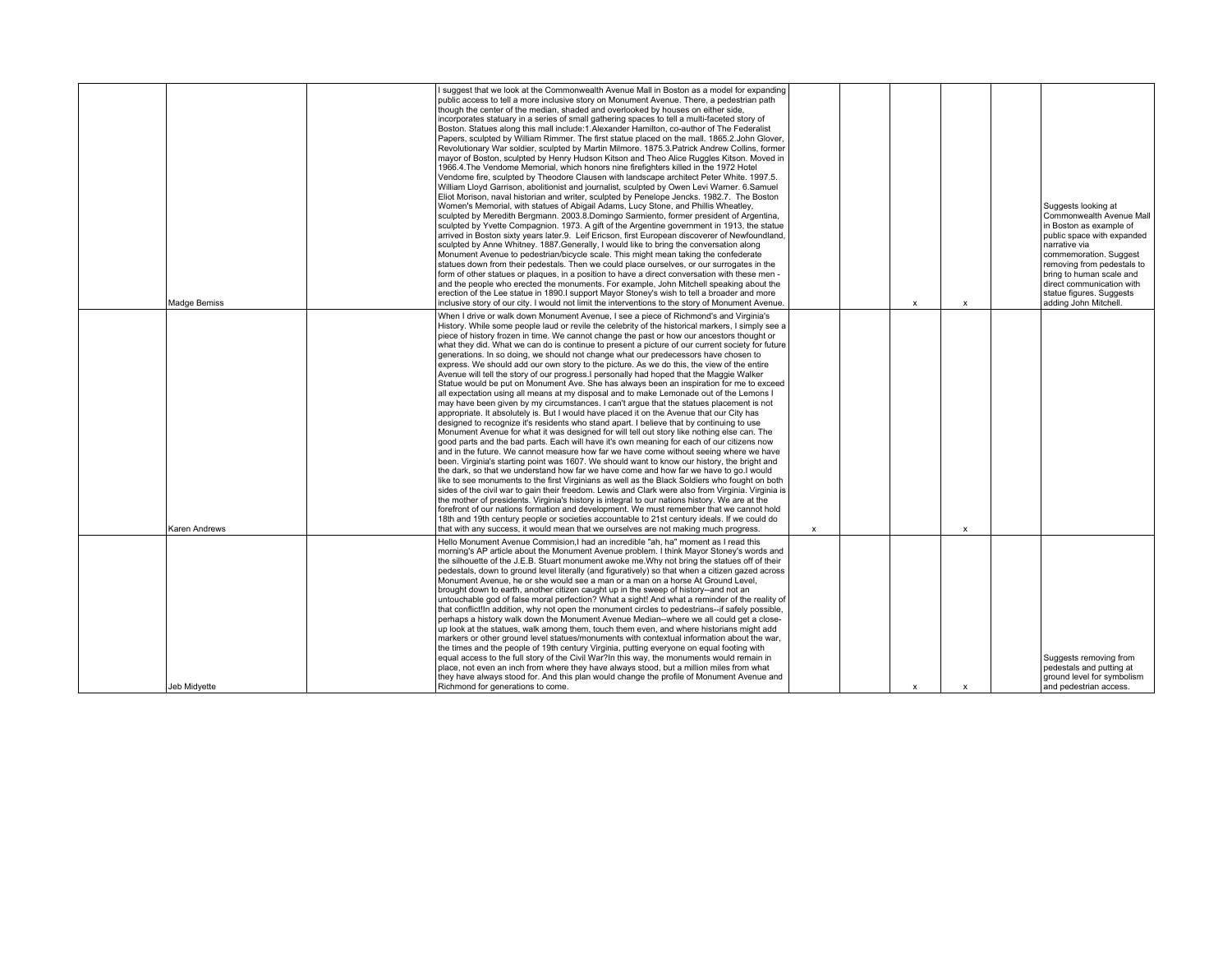| | | | | | | | | |
|---|---|---|---|---|---|---|---|---|
| Madge Bemiss | | I suggest that we look at the Commonwealth Avenue Mall in Boston as a model for expanding public access to tell a more inclusive story on Monument Avenue. There, a pedestrian path though the center of the median, shaded and overlooked by houses on either side, incorporates statuary in a series of small gathering spaces to tell a multi-faceted story of Boston. Statues along this mall include:1.Alexander Hamilton, co-author of The Federalist Papers, sculpted by William Rimmer. The first statue placed on the mall. 1865.2.John Glover, Revolutionary War soldier, sculpted by Martin Milmore. 1875.3.Patrick Andrew Collins, former mayor of Boston, sculpted by Henry Hudson Kitson and Theo Alice Ruggles Kitson. Moved in 1966.4.The Vendome Memorial, which honors nine firefighters killed in the 1972 Hotel Vendome fire, sculpted by Theodore Clausen with landscape architect Peter White. 1997.5. William Lloyd Garrison, abolitionist and journalist, sculpted by Owen Levi Warner. 6.Samuel Eliot Morison, naval historian and writer, sculpted by Penelope Jencks. 1982.7. The Boston Women's Memorial, with statues of Abigail Adams, Lucy Stone, and Phillis Wheatley, sculpted by Meredith Bergmann. 2003.8.Domingo Sarmiento, former president of Argentina, sculpted by Yvette Compagnion. 1973. A gift of the Argentine government in 1913, the statue arrived in Boston sixty years later.9. Leif Ericson, first European discoverer of Newfoundland, sculpted by Anne Whitney. 1887.Generally, I would like to bring the conversation along Monument Avenue to pedestrian/bicycle scale. This might mean taking the confederate statues down from their pedestals. Then we could place ourselves, or our surrogates in the form of other statues or plaques, in a position to have a direct conversation with these men - and the people who erected the monuments. For example, John Mitchell speaking about the erection of the Lee statue in 1890.I support Mayor Stoney's wish to tell a broader and more inclusive story of our city. I would not limit the interventions to the story of Monument Avenue. | | | x | x | | Suggests looking at Commonwealth Avenue Mall in Boston as example of public space with expanded narrative via commemoration. Suggest removing from pedestals to bring to human scale and direct communication with statue figures. Suggests adding John Mitchell. |
| Karen Andrews | | When I drive or walk down Monument Avenue, I see a piece of Richmond's and Virginia's History. While some people laud or revile the celebrity of the historical markers, I simply see a piece of history frozen in time. We cannot change the past or how our ancestors thought or what they did. What we can do is continue to present a picture of our current society for future generations. In so doing, we should not change what our predecessors have chosen to express. We should add our own story to the picture. As we do this, the view of the entire Avenue will tell the story of our progress.I personally had hoped that the Maggie Walker Statue would be put on Monument Ave. She has always been an inspiration for me to exceed all expectation using all means at my disposal and to make Lemonade out of the Lemons I may have been given by my circumstances. I can't argue that the statues placement is not appropriate. It absolutely is. But I would have placed it on the Avenue that our City has designed to recognize it's residents who stand apart. I believe that by continuing to use Monument Avenue for what it was designed for will tell out story like nothing else can. The good parts and the bad parts. Each will have it's own meaning for each of our citizens now and in the future. We cannot measure how far we have come without seeing where we have been. Virginia's starting point was 1607. We should want to know our history, the bright and the dark, so that we understand how far we have come and how far we have to go.I would like to see monuments to the first Virginians as well as the Black Soldiers who fought on both sides of the civil war to gain their freedom. Lewis and Clark were also from Virginia. Virginia is the mother of presidents. Virginia's history is integral to our nations history. We are at the forefront of our nations formation and development. We must remember that we cannot hold 18th and 19th century people or societies accountable to 21st century ideals. If we could do that with any success, it would mean that we ourselves are not making much progress. | x | | | x | | |
| Jeb Midyette | | Hello Monument Avenue Commision,I had an incredible "ah, ha" moment as I read this morning's AP article about the Monument Avenue problem. I think Mayor Stoney's words and the silhouette of the J.E.B. Stuart monument awoke me.Why not bring the statues off of their pedestals, down to ground level literally (and figuratively) so that when a citizen gazed across Monument Avenue, he or she would see a man or a man on a horse At Ground Level, brought down to earth, another citizen caught up in the sweep of history--and not an untouchable god of false moral perfection? What a sight! And what a reminder of the reality of that conflict!In addition, why not open the monument circles to pedestrians--if safely possible, perhaps a history walk down the Monument Avenue Median--where we all could get a close-up look at the statues, walk among them, touch them even, and where historians might add markers or other ground level statues/monuments with contextual information about the war, the times and the people of 19th century Virginia, putting everyone on equal footing with equal access to the full story of the Civil War?In this way, the monuments would remain in place, not even an inch from where they have always stood, but a million miles from what they have always stood for. And this plan would change the profile of Monument Avenue and Richmond for generations to come. | | | x | x | | Suggests removing from pedestals and putting at ground level for symbolism and pedestrian access. |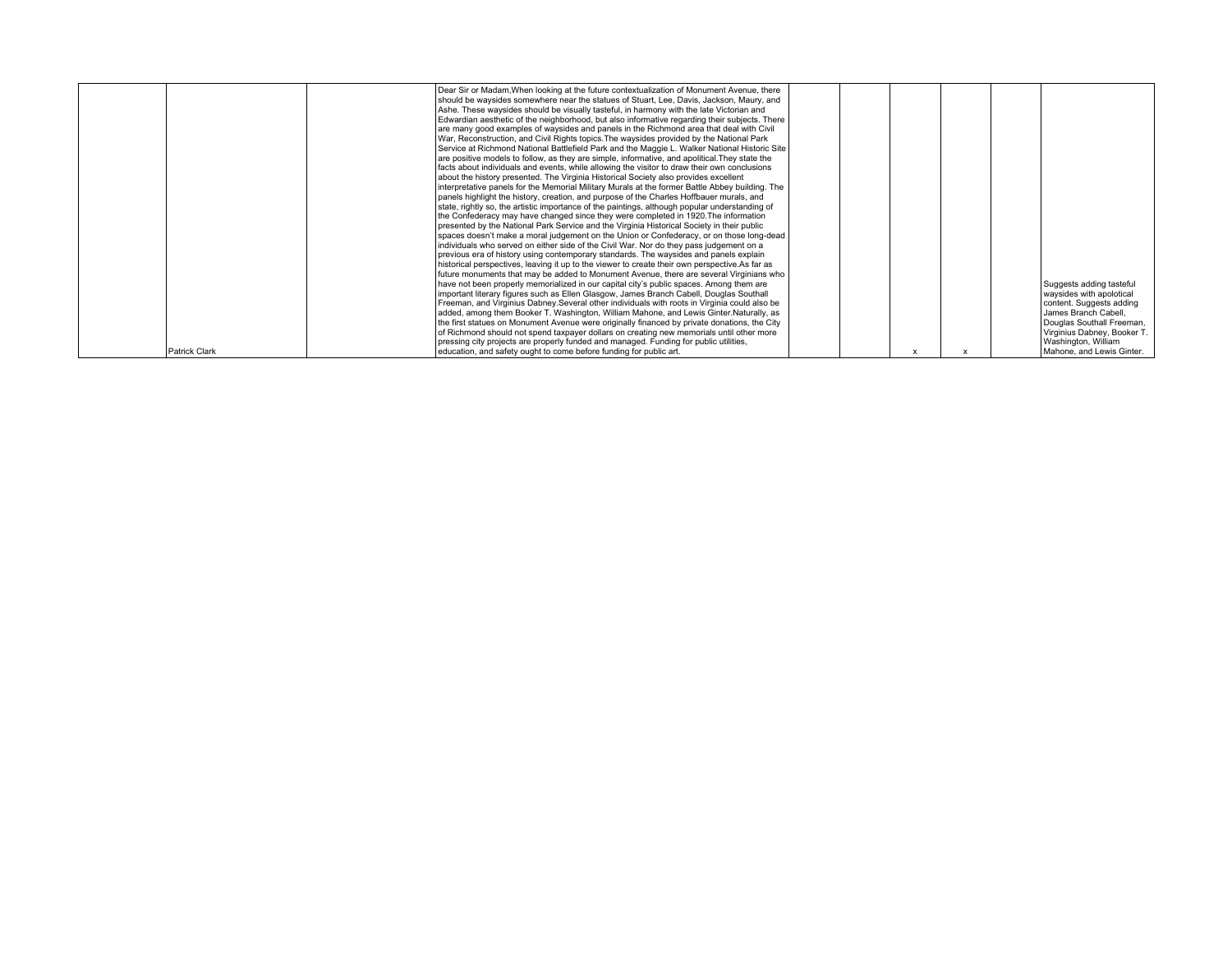| | | | | | | | | | |
|---|---|---|---|---|---|---|---|---|---|
| | Patrick Clark | | Dear Sir or Madam,When looking at the future contextualization of Monument Avenue, there should be waysides somewhere near the statues of Stuart, Lee, Davis, Jackson, Maury, and Ashe. These waysides should be visually tasteful, in harmony with the late Victorian and Edwardian aesthetic of the neighborhood, but also informative regarding their subjects. There are many good examples of waysides and panels in the Richmond area that deal with Civil War, Reconstruction, and Civil Rights topics.The waysides provided by the National Park Service at Richmond National Battlefield Park and the Maggie L. Walker National Historic Site are positive models to follow, as they are simple, informative, and apolitical.They state the facts about individuals and events, while allowing the visitor to draw their own conclusions about the history presented. The Virginia Historical Society also provides excellent interpretative panels for the Memorial Military Murals at the former Battle Abbey building. The panels highlight the history, creation, and purpose of the Charles Hoffbauer murals, and state, rightly so, the artistic importance of the paintings, although popular understanding of the Confederacy may have changed since they were completed in 1920.The information presented by the National Park Service and the Virginia Historical Society in their public spaces doesn't make a moral judgement on the Union or Confederacy, or on those long-dead individuals who served on either side of the Civil War. Nor do they pass judgement on a previous era of history using contemporary standards. The waysides and panels explain historical perspectives, leaving it up to the viewer to create their own perspective.As far as future monuments that may be added to Monument Avenue, there are several Virginians who have not been properly memorialized in our capital city's public spaces. Among them are important literary figures such as Ellen Glasgow, James Branch Cabell, Douglas Southall Freeman, and Virginius Dabney.Several other individuals with roots in Virginia could also be added, among them Booker T. Washington, William Mahone, and Lewis Ginter.Naturally, as the first statues on Monument Avenue were originally financed by private donations, the City of Richmond should not spend taxpayer dollars on creating new memorials until other more pressing city projects are properly funded and managed. Funding for public utilities, education, and safety ought to come before funding for public art. | | | x | x | | Suggests adding tasteful waysides with apolotical content. Suggests adding James Branch Cabell, Douglas Southall Freeman, Virginius Dabney, Booker T. Washington, William Mahone, and Lewis Ginter. |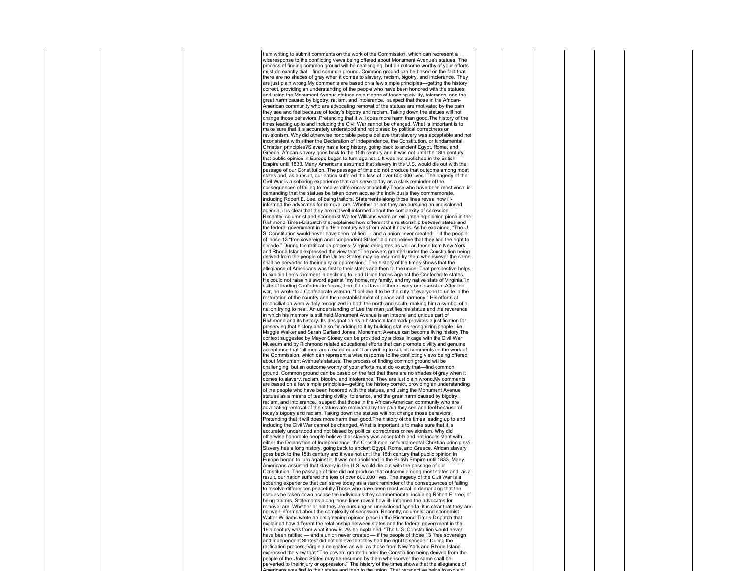| | | | | | | | | | |
|---|---|---|---|---|---|---|---|---|---|
| | | | I am writing to submit comments on the work of the Commission, which can represent a wiseresponse to the conflicting views being offered about Monument Avenue's statues. The process of finding common ground will be challenging, but an outcome worthy of your efforts must do exactly that—find common ground. Common ground can be based on the fact that there are no shades of gray when it comes to slavery, racism, bigotry, and intolerance. They are just plain wrong.My comments are based on a few simple principles—getting the history correct, providing an understanding of the people who have been honored with the statues, and using the Monument Avenue statues as a means of teaching civility, tolerance, and the great harm caused by bigotry, racism, and intolerance.I suspect that those in the African-American community who are advocating removal of the statues are motivated by the pain they see and feel because of today's bigotry and racism. Taking down the statues will not change those behaviors. Pretending that it will does more harm than good.The history of the times leading up to and including the Civil War cannot be changed. What is important is to make sure that it is accurately understood and not biased by political correctness or revisionism. Why did otherwise honorable people believe that slavery was acceptable and not inconsistent with either the Declaration of Independence, the Constitution, or fundamental Christian principles?Slavery has a long history, going back to ancient Egypt, Rome, and Greece. African slavery goes back to the 15th century and it was not until the 18th century that public opinion in Europe began to turn against it. It was not abolished in the British Empire until 1833. Many Americans assumed that slavery in the U.S. would die out with the passage of our Constitution. The passage of time did not produce that outcome among most states and, as a result, our nation suffered the loss of over 600,000 lives. The tragedy of the Civil War is a sobering experience that can serve today as a stark reminder of the consequences of failing to resolve differences peacefully.Those who have been most vocal in demanding that the statues be taken down accuse the individuals they commemorate, including Robert E. Lee, of being traitors. Statements along those lines reveal how ill-informed the advocates for removal are. Whether or not they are pursuing an undisclosed agenda, it is clear that they are not well-informed about the complexity of secession. Recently, columnist and economist Walter Williams wrote an enlightening opinion piece in the Richmond Times-Dispatch that explained how different the relationship between states and the federal government in the 19th century was from what it now is. As he explained, "The U. S. Constitution would never have been ratified — and a union never created — if the people of those 13 "free sovereign and Independent States" did not believe that they had the right to secede." During the ratification process, Virginia delegates as well as those from New York and Rhode Island expressed the view that ''The powers granted under the Constitution being derived from the people of the United States may be resumed by them whensoever the same shall be perverted to theirinjury or oppression.'' The history of the times shows that the allegiance of Americans was first to their states and then to the union. That perspective helps to explain Lee's comment in declining to lead Union forces against the Confederate states. He could not raise his sword against "my home, my family, and my native state of Virginia."In spite of leading Confederate forces, Lee did not favor either slavery or secession. After the war, he wrote to a Confederate veteran, "I believe it to be the duty of everyone to unite in the restoration of the country and the reestablishment of peace and harmony." His efforts at reconciliation were widely recognized in both the north and south, making him a symbol of a nation trying to heal. An understanding of Lee the man justifies his statue and the reverence in which his memory is still held.Monument Avenue is an integral and unique part of Richmond and its history. Its designation as a historical landmark provides a justification for preserving that history and also for adding to it by building statues recognizing people like Maggie Walker and Sarah Garland Jones. Monument Avenue can become living history.The context suggested by Mayor Stoney can be provided by a close linkage with the Civil War Museum and by Richmond related educational efforts that can promote civility and genuine acceptance that "all men are created equal."I am writing to submit comments on the work of the Commission, which can represent a wise response to the conflicting views being offered about Monument Avenue's statues. The process of finding common ground will be challenging, but an outcome worthy of your efforts must do exactly that—find common ground. Common ground can be based on the fact that there are no shades of gray when it comes to slavery, racism, bigotry, and intolerance. They are just plain wrong.My comments are based on a few simple principles—getting the history correct, providing an understanding of the people who have been honored with the statues, and using the Monument Avenue statues as a means of teaching civility, tolerance, and the great harm caused by bigotry, racism, and intolerance.I suspect that those in the African-American community who are advocating removal of the statues are motivated by the pain they see and feel because of today's bigotry and racism. Taking down the statues will not change those behaviors. Pretending that it will does more harm than good.The history of the times leading up to and including the Civil War cannot be changed. What is important is to make sure that it is accurately understood and not biased by political correctness or revisionism. Why did otherwise honorable people believe that slavery was acceptable and not inconsistent with either the Declaration of Independence, the Constitution, or fundamental Christian principles? Slavery has a long history, going back to ancient Egypt, Rome, and Greece. African slavery goes back to the 15th century and it was not until the 18th century that public opinion in Europe began to turn against it. It was not abolished in the British Empire until 1833. Many Americans assumed that slavery in the U.S. would die out with the passage of our Constitution. The passage of time did not produce that outcome among most states and, as a result, our nation suffered the loss of over 600,000 lives. The tragedy of the Civil War is a sobering experience that can serve today as a stark reminder of the consequences of failing to resolve differences peacefully.Those who have been most vocal in demanding that the statues be taken down accuse the individuals they commemorate, including Robert E. Lee, of being traitors. Statements along those lines reveal how ill- informed the advocates for removal are. Whether or not they are pursuing an undisclosed agenda, it is clear that they are not well-informed about the complexity of secession. Recently, columnist and economist Walter Williams wrote an enlightening opinion piece in the Richmond Times-Dispatch that explained how different the relationship between states and the federal government in the 19th century was from what itnow is. As he explained, "The U.S. Constitution would never have been ratified — and a union never created — if the people of those 13 "free sovereign and Independent States" did not believe that they had the right to secede." During the ratification process, Virginia delegates as well as those from New York and Rhode Island expressed the view that ''The powers granted under the Constitution being derived from the people of the United States may be resumed by them whensoever the same shall be perverted to theirinjury or oppression.'' The history of the times shows that the allegiance of Americans was first to their states and then to the union. That perspective helps to explain | | | | | | |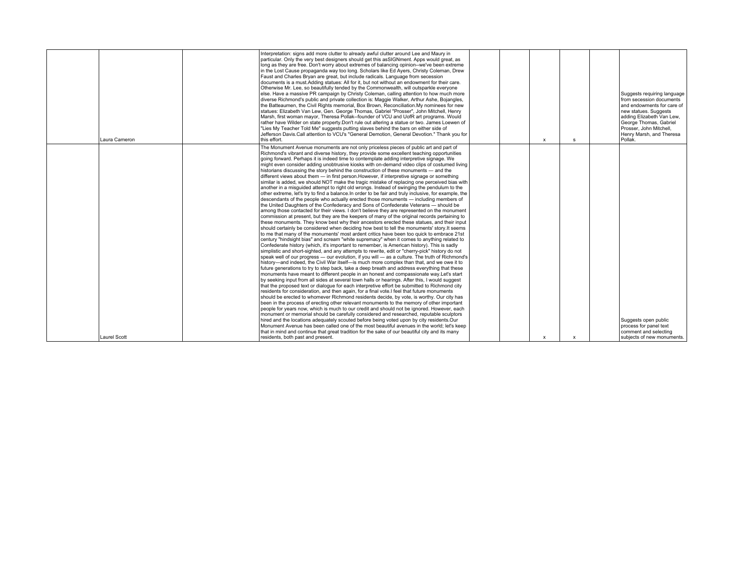| | | | | | | | | |
|---|---|---|---|---|---|---|---|---|
| Laura Cameron | | Interpretation: signs add more clutter to already awful clutter around Lee and Maury in particular. Only the very best designers should get this asSIGNment. Apps would great, as long as they are free. Don't worry about extremes of balancing opinion--we've been extreme in the Lost Cause propaganda way too long. Scholars like Ed Ayers, Christy Coleman, Drew Faust and Charles Bryan are great, but include radicals. Language from secession documents is a must.Adding statues: All for it, but not without an endowment for their care. Otherwise Mr. Lee, so beautifully tended by the Commonwealth, will outsparkle everyone else. Have a massive PR campaign by Christy Coleman, calling attention to how much more diverse Richmond's public and private collection is: Maggie Walker, Arthur Ashe, Bojangles, the Batteaumen, the Civil Rights memorial, Box Brown, Reconciliation.My nominees for new statues: Elizabeth Van Lew, Gen. George Thomas, Gabriel "Prosser", John Mitchell, Henry Marsh, first woman mayor, Theresa Pollak--founder of VCU and UofR art programs. Would rather have Wilder on state property.Don't rule out altering a statue or two. James Loewen of "Lies My Teacher Told Me" suggests putting slaves behind the bars on either side of Jefferson Davis.Call attention to VCU's "General Demotion, General Devotion." Thank you for this effort. | | | x | s | | Suggests requiring language from secession documents and endowments for care of new statues. Suggests adding Elizabeth Van Lew, George Thomas, Gabriel Prosser, John Mitchell, Henry Marsh, and Theresa Pollak. |
| Laurel Scott | | The Monument Avenue monuments are not only priceless pieces of public art and part of Richmond's vibrant and diverse history, they provide some excellent teaching opportunities going forward. Perhaps it is indeed time to contemplate adding interpretive signage. We might even consider adding unobtrusive kiosks with on-demand video clips of costumed living historians discussing the story behind the construction of these monuments — and the different views about them — in first person.However, if interpretive signage or something similar is added, we should NOT make the tragic mistake of replacing one perceived bias with another in a misguided attempt to right old wrongs. Instead of swinging the pendulum to the other extreme, let's try to find a balance.In order to be fair and truly inclusive, for example, the descendants of the people who actually erected those monuments — including members of the United Daughters of the Confederacy and Sons of Confederate Veterans — should be among those contacted for their views. I don't believe they are represented on the monument commission at present, but they are the keepers of many of the original records pertaining to these monuments. They know best why their ancestors erected these statues, and their input should certainly be considered when deciding how best to tell the monuments' story.It seems to me that many of the monuments' most ardent critics have been too quick to embrace 21st century "hindsight bias" and scream "white supremacy" when it comes to anything related to Confederate history (which, it's important to remember, is American history). This is sadly simplistic and short-sighted, and any attempts to rewrite, edit or "cherry-pick" history do not speak well of our progress — our evolution, if you will — as a culture. The truth of Richmond's history—and indeed, the Civil War itself—is much more complex than that, and we owe it to future generations to try to step back, take a deep breath and address everything that these monuments have meant to different people in an honest and compassionate way.Let's start by seeking input from all sides at several town halls or hearings. After this, I would suggest that the proposed text or dialogue for each interpretive effort be submitted to Richmond city residents for consideration, and then again, for a final vote.I feel that future monuments should be erected to whomever Richmond residents decide, by vote, is worthy. Our city has been in the process of erecting other relevant monuments to the memory of other important people for years now, which is much to our credit and should not be ignored. However, each monument or memorial should be carefully considered and researched, reputable sculptors hired and the locations adequately scouted before being voted upon by city residents.Our Monument Avenue has been called one of the most beautiful avenues in the world; let's keep that in mind and continue that great tradition for the sake of our beautiful city and its many residents, both past and present. | | | x | x | | Suggests open public process for panel text comment and selecting subjects of new monuments. |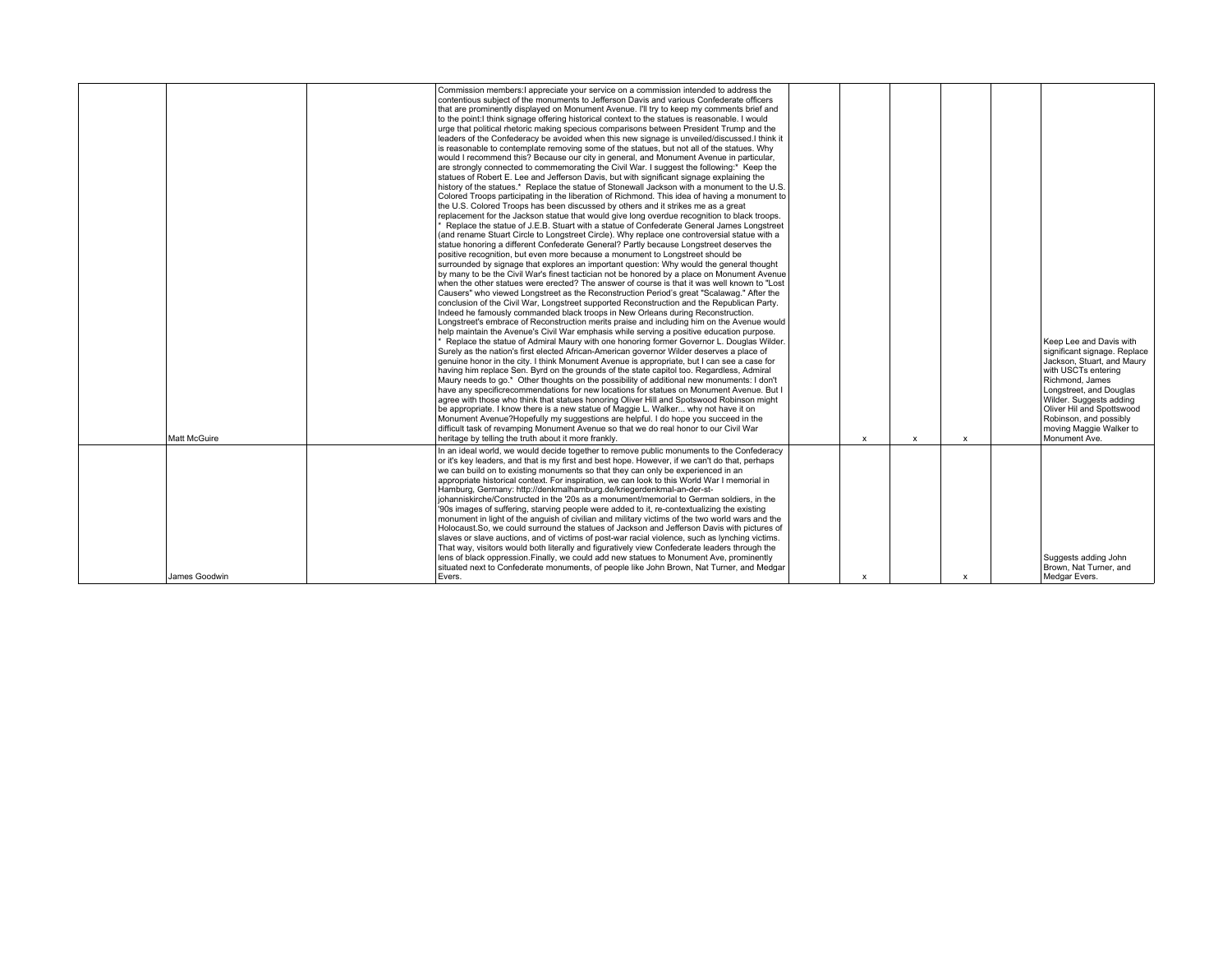| | | | | | | | | | |
|---|---|---|---|---|---|---|---|---|---|
| | Matt McGuire | | Commission members:I appreciate your service on a commission intended to address the contentious subject of the monuments to Jefferson Davis and various Confederate officers that are prominently displayed on Monument Avenue. I'll try to keep my comments brief and to the point:I think signage offering historical context to the statues is reasonable. I would urge that political rhetoric making specious comparisons between President Trump and the leaders of the Confederacy be avoided when this new signage is unveiled/discussed.I think it is reasonable to contemplate removing some of the statues, but not all of the statues. Why would I recommend this? Because our city in general, and Monument Avenue in particular, are strongly connected to commemorating the Civil War. I suggest the following:* Keep the statues of Robert E. Lee and Jefferson Davis, but with significant signage explaining the history of the statues.* Replace the statue of Stonewall Jackson with a monument to the U.S. Colored Troops participating in the liberation of Richmond. This idea of having a monument to the U.S. Colored Troops has been discussed by others and it strikes me as a great replacement for the Jackson statue that would give long overdue recognition to black troops. * Replace the statue of J.E.B. Stuart with a statue of Confederate General James Longstreet (and rename Stuart Circle to Longstreet Circle). Why replace one controversial statue with a statue honoring a different Confederate General? Partly because Longstreet deserves the positive recognition, but even more because a monument to Longstreet should be surrounded by signage that explores an important question: Why would the general thought by many to be the Civil War's finest tactician not be honored by a place on Monument Avenue when the other statues were erected? The answer of course is that it was well known to "Lost Causers" who viewed Longstreet as the Reconstruction Period's great "Scalawag." After the conclusion of the Civil War, Longstreet supported Reconstruction and the Republican Party. Indeed he famously commanded black troops in New Orleans during Reconstruction. Longstreet's embrace of Reconstruction merits praise and including him on the Avenue would help maintain the Avenue's Civil War emphasis while serving a positive education purpose. * Replace the statue of Admiral Maury with one honoring former Governor L. Douglas Wilder. Surely as the nation's first elected African-American governor Wilder deserves a place of genuine honor in the city. I think Monument Avenue is appropriate, but I can see a case for having him replace Sen. Byrd on the grounds of the state capitol too. Regardless, Admiral Maury needs to go.* Other thoughts on the possibility of additional new monuments: I don't have any specificrecommendations for new locations for statues on Monument Avenue. But I agree with those who think that statues honoring Oliver Hill and Spotswood Robinson might be appropriate. I know there is a new statue of Maggie L. Walker... why not have it on Monument Avenue?Hopefully my suggestions are helpful. I do hope you succeed in the difficult task of revamping Monument Avenue so that we do real honor to our Civil War heritage by telling the truth about it more frankly. | | x | x | x | | Keep Lee and Davis with significant signage. Replace Jackson, Stuart, and Maury with USCTs entering Richmond, James Longstreet, and Douglas Wilder. Suggests adding Oliver Hil and Spottswood Robinson, and possibly moving Maggie Walker to Monument Ave. |
| | James Goodwin | | In an ideal world, we would decide together to remove public monuments to the Confederacy or it's key leaders, and that is my first and best hope. However, if we can't do that, perhaps we can build on to existing monuments so that they can only be experienced in an appropriate historical context. For inspiration, we can look to this World War I memorial in Hamburg, Germany: http://denkmalhamburg.de/kriegerdenkmal-an-der-st-johanniskirche/Constructed in the '20s as a monument/memorial to German soldiers, in the '90s images of suffering, starving people were added to it, re-contextualizing the existing monument in light of the anguish of civilian and military victims of the two world wars and the Holocaust.So, we could surround the statues of Jackson and Jefferson Davis with pictures of slaves or slave auctions, and of victims of post-war racial violence, such as lynching victims. That way, visitors would both literally and figuratively view Confederate leaders through the lens of black oppression.Finally, we could add new statues to Monument Ave, prominently situated next to Confederate monuments, of people like John Brown, Nat Turner, and Medgar Evers. | | x | | x | | Suggests adding John Brown, Nat Turner, and Medgar Evers. |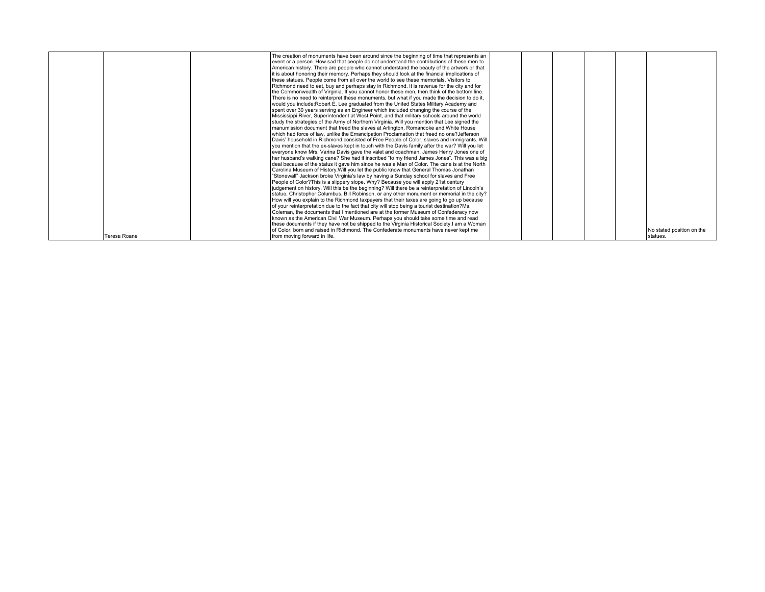| | | | | | | | | | |
|---|---|---|---|---|---|---|---|---|---|
| | Teresa Roane | | The creation of monuments have been around since the beginning of time that represents an event or a person. How sad that people do not understand the contributions of these men to American history. There are people who cannot understand the beauty of the artwork or that it is about honoring their memory. Perhaps they should look at the financial implications of these statues. People come from all over the world to see these memorials. Visitors to Richmond need to eat, buy and perhaps stay in Richmond. It is revenue for the city and for the Commonwealth of Virginia. If you cannot honor these men, then think of the bottom line. There is no need to reinterpret these monuments, but what if you made the decision to do it, would you include:Robert E. Lee graduated from the United States Military Academy and spent over 30 years serving as an Engineer which included changing the course of the Mississippi River, Superintendent at West Point, and that military schools around the world study the strategies of the Army of Northern Virginia. Will you mention that Lee signed the manumission document that freed the slaves at Arlington, Romancoke and White House which had force of law, unlike the Emancipation Proclamation that freed no one?Jefferson Davis' household in Richmond consisted of Free People of Color, slaves and immigrants. Will you mention that the ex-slaves kept in touch with the Davis family after the war? Will you let everyone know Mrs. Varina Davis gave the valet and coachman, James Henry Jones one of her husband's walking cane? She had it inscribed "to my friend James Jones". This was a big deal because of the status it gave him since he was a Man of Color. The cane is at the North Carolina Museum of History.Will you let the public know that General Thomas Jonathan "Stonewall" Jackson broke Virginia's law by having a Sunday school for slaves and Free People of Color?This is a slippery slope. Why? Because you will apply 21st century judgement on history. Will this be the beginning? Will there be a reinterpretation of Lincoln's statue, Christopher Columbus, Bill Robinson, or any other monument or memorial in the city? How will you explain to the Richmond taxpayers that their taxes are going to go up because of your reinterpretation due to the fact that city will stop being a tourist destination?Ms. Coleman, the documents that I mentioned are at the former Museum of Confederacy now known as the American Civil War Museum. Perhaps you should take some time and read these documents if they have not be shipped to the Virginia Historical Society.I am a Woman of Color, born and raised in Richmond. The Confederate monuments have never kept me from moving forward in life. | | | | | | No stated position on the statues. |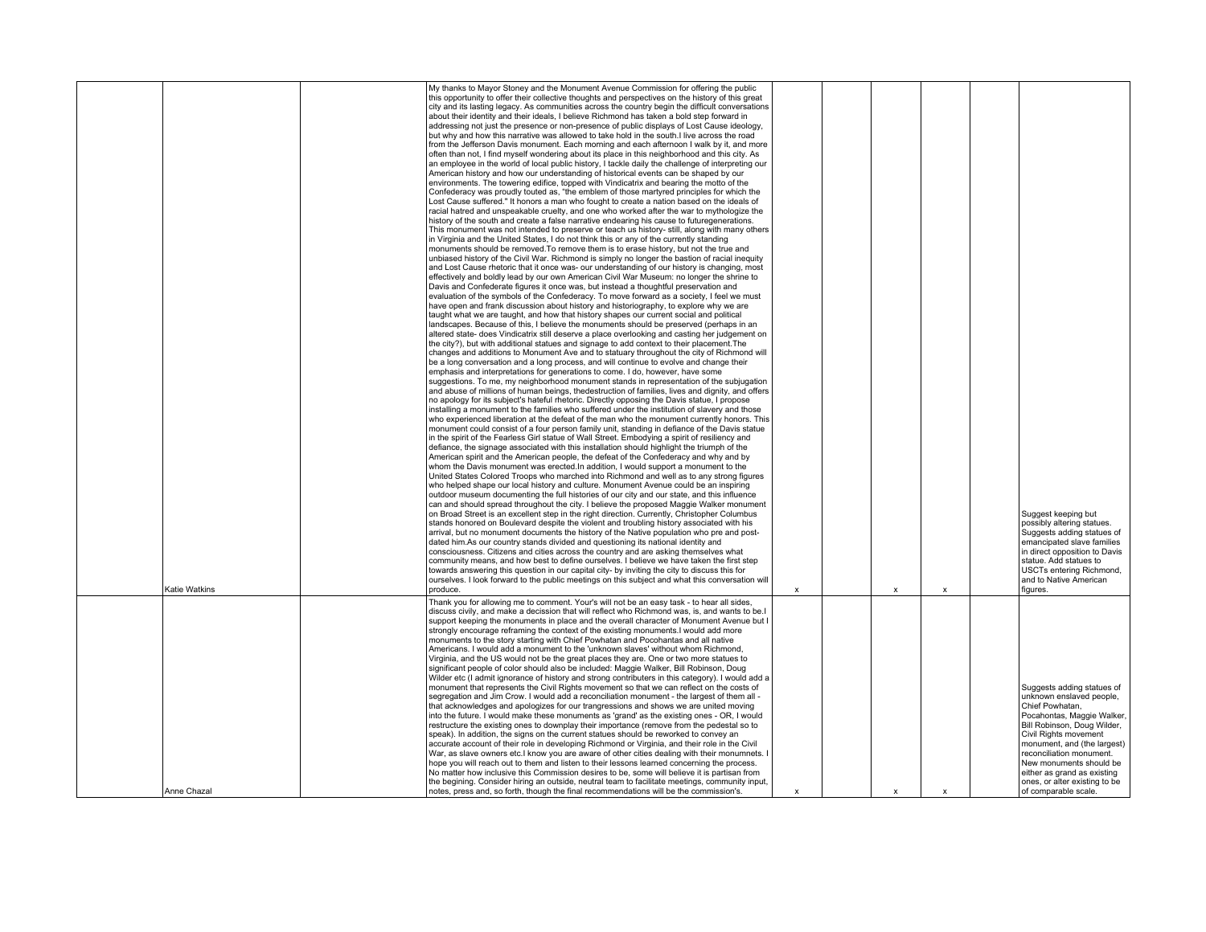| | | | | | | | | |
|---|---|---|---|---|---|---|---|---|
| Katie Watkins | | My thanks to Mayor Stoney and the Monument Avenue Commission for offering the public this opportunity to offer their collective thoughts and perspectives on the history of this great city and its lasting legacy. As communities across the country begin the difficult conversations about their identity and their ideals, I believe Richmond has taken a bold step forward in addressing not just the presence or non-presence of public displays of Lost Cause ideology, but why and how this narrative was allowed to take hold in the south.I live across the road from the Jefferson Davis monument. Each morning and each afternoon I walk by it, and more often than not, I find myself wondering about its place in this neighborhood and this city. As an employee in the world of local public history, I tackle daily the challenge of interpreting our American history and how our understanding of historical events can be shaped by our environments. The towering edifice, topped with Vindicatrix and bearing the motto of the Confederacy was proudly touted as, "the emblem of those martyred principles for which the Lost Cause suffered." It honors a man who fought to create a nation based on the ideals of racial hatred and unspeakable cruelty, and one who worked after the war to mythologize the history of the south and create a false narrative endearing his cause to futuregenerations. This monument was not intended to preserve or teach us history- still, along with many others in Virginia and the United States, I do not think this or any of the currently standing monuments should be removed.To remove them is to erase history, but not the true and unbiased history of the Civil War. Richmond is simply no longer the bastion of racial inequity and Lost Cause rhetoric that it once was- our understanding of our history is changing, most effectively and boldly lead by our own American Civil War Museum: no longer the shrine to Davis and Confederate figures it once was, but instead a thoughtful preservation and evaluation of the symbols of the Confederacy. To move forward as a society, I feel we must have open and frank discussion about history and historiography, to explore why we are taught what we are taught, and how that history shapes our current social and political landscapes. Because of this, I believe the monuments should be preserved (perhaps in an altered state- does Vindicatrix still deserve a place overlooking and casting her judgement on the city?), but with additional statues and signage to add context to their placement.The changes and additions to Monument Ave and to statuary throughout the city of Richmond will be a long conversation and a long process, and will continue to evolve and change their emphasis and interpretations for generations to come. I do, however, have some suggestions. To me, my neighborhood monument stands in representation of the subjugation and abuse of millions of human beings, thedestruction of families, lives and dignity, and offers no apology for its subject's hateful rhetoric. Directly opposing the Davis statue, I propose installing a monument to the families who suffered under the institution of slavery and those who experienced liberation at the defeat of the man who the monument currently honors. This monument could consist of a four person family unit, standing in defiance of the Davis statue in the spirit of the Fearless Girl statue of Wall Street. Embodying a spirit of resiliency and defiance, the signage associated with this installation should highlight the triumph of the American spirit and the American people, the defeat of the Confederacy and why and by whom the Davis monument was erected.In addition, I would support a monument to the United States Colored Troops who marched into Richmond and well as to any strong figures who helped shape our local history and culture. Monument Avenue could be an inspiring outdoor museum documenting the full histories of our city and our state, and this influence can and should spread throughout the city. I believe the proposed Maggie Walker monument on Broad Street is an excellent step in the right direction. Currently, Christopher Columbus stands honored on Boulevard despite the violent and troubling history associated with his arrival, but no monument documents the history of the Native population who pre and post-dated him.As our country stands divided and questioning its national identity and consciousness. Citizens and cities across the country and are asking themselves what community means, and how best to define ourselves. I believe we have taken the first step towards answering this question in our capital city- by inviting the city to discuss this for ourselves. I look forward to the public meetings on this subject and what this conversation will produce. | x | | x | x | | Suggest keeping but possibly altering statues. Suggests adding statues of emancipated slave families in direct opposition to Davis statue. Add statues to USCTs entering Richmond, and to Native American figures. |
| Anne Chazal | | Thank you for allowing me to comment. Your's will not be an easy task - to hear all sides, discuss civily, and make a decision that will reflect who Richmond was, is, and wants to be.I support keeping the monuments in place and the overall character of Monument Avenue but I strongly encourage reframing the context of the existing monuments.I would add more monuments to the story starting with Chief Powhatan and Pocohantas and all native Americans. I would add a monument to the 'unknown slaves' without whom Richmond, Virginia, and the US would not be the great places they are. One or two more statues to significant people of color should also be included: Maggie Walker, Bill Robinson, Doug Wilder etc (I admit ignorance of history and strong contributers in this category). I would add a monument that represents the Civil Rights movement so that we can reflect on the costs of segregation and Jim Crow. I would add a reconciliation monument - the largest of them all - that acknowledges and apologizes for our trangressions and shows we are united moving into the future. I would make these monuments as 'grand' as the existing ones - OR, I would restructure the existing ones to downplay their importance (remove from the pedestal so to speak). In addition, the signs on the current statues should be reworked to convey an accurate account of their role in developing Richmond or Virginia, and their role in the Civil War, as slave owners etc.I know you are aware of other cities dealing with their monumnets. I hope you will reach out to them and listen to their lessons learned concerning the process. No matter how inclusive this Commission desires to be, some will believe it is partisan from the begining. Consider hiring an outside, neutral team to facilitate meetings, community input, notes, press and, so forth, though the final recommendations will be the commission's. | x | | x | x | | Suggests adding statues of unknown enslaved people, Chief Powhatan, Pocahontas, Maggie Walker, Bill Robinson, Doug Wilder, Civil Rights movement monument, and (the largest) reconciliation monument. New monuments should be either as grand as existing ones, or alter existing to be of comparable scale. |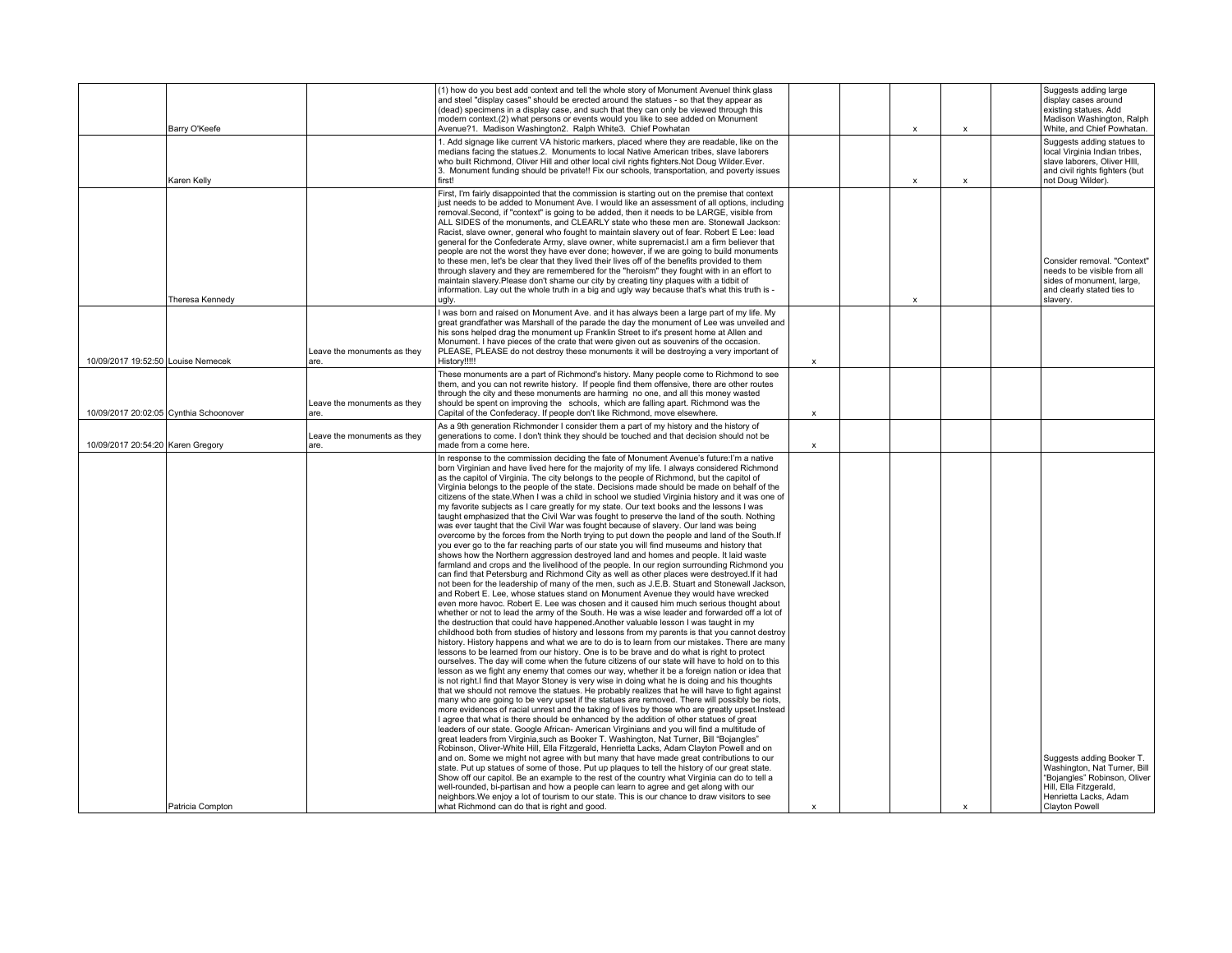| | | | | | | | | | |
|---|---|---|---|---|---|---|---|---|---|
| | Barry O'Keefe | | (1) how do you best add context and tell the whole story of Monument Avenuel think glass and steel "display cases" should be erected around the statues - so that they appear as (dead) specimens in a display case, and such that they can only be viewed through this modern context.(2) what persons or events would you like to see added on Monument Avenue?1. Madison Washington2. Ralph White3. Chief Powhatan | | | x | x | | Suggests adding large display cases around existing statues. Add Madison Washington, Ralph White, and Chief Powhatan. |
| | Karen Kelly | | 1. Add signage like current VA historic markers, placed where they are readable, like on the medians facing the statues.2. Monuments to local Native American tribes, slave laborers who built Richmond, Oliver Hill and other local civil rights fighters.Not Doug Wilder.Ever.<br>3. Monument funding should be private!! Fix our schools, transportation, and poverty issues first! | | | x | x | | Suggests adding statues to local Virginia Indian tribes, slave laborers, Oliver HIll, and civil rights fighters (but not Doug Wilder). |
| | Theresa Kennedy | | First, I'm fairly disappointed that the commission is starting out on the premise that context just needs to be added to Monument Ave. I would like an assessment of all options, including removal.Second, if "context" is going to be added, then it needs to be LARGE, visible from ALL SIDES of the monuments, and CLEARLY state who these men are. Stonewall Jackson: Racist, slave owner, general who fought to maintain slavery out of fear. Robert E Lee: lead general for the Confederate Army, slave owner, white supremacist.I am a firm believer that people are not the worst they have ever done; however, if we are going to build monuments to these men, let's be clear that they lived their lives off of the benefits provided to them through slavery and they are remembered for the "heroism" they fought with in an effort to maintain slavery.Please don't shame our city by creating tiny plaques with a tidbit of information. Lay out the whole truth in a big and ugly way because that's what this truth is - ugly. | | | x | | | Consider removal. "Context" needs to be visible from all sides of monument, large, and clearly stated ties to slavery. |
| 10/09/2017 19:52:50 | Louise Nemecek | Leave the monuments as they are. | I was born and raised on Monument Ave. and it has always been a large part of my life. My great grandfather was Marshall of the parade the day the monument of Lee was unveiled and his sons helped drag the monument up Franklin Street to it's present home at Allen and Monument. I have pieces of the crate that were given out as souvenirs of the occasion. PLEASE, PLEASE do not destroy these monuments it will be destroying a very important of History!!!!! | x | | | | | |
| 10/09/2017 20:02:05 | Cynthia Schoonover | Leave the monuments as they are. | These monuments are a part of Richmond's history. Many people come to Richmond to see them, and you can not rewrite history. If people find them offensive, there are other routes through the city and these monuments are harming no one, and all this money wasted should be spent on improving the schools, which are falling apart. Richmond was the Capital of the Confederacy. If people don't like Richmond, move elsewhere. | x | | | | | |
| 10/09/2017 20:54:20 | Karen Gregory | Leave the monuments as they are. | As a 9th generation Richmonder I consider them a part of my history and the history of generations to come. I don't think they should be touched and that decision should not be made from a come here. | x | | | | | |
| | Patricia Compton | | In response to the commission deciding the fate of Monument Avenue's future:I'm a native born Virginian and have lived here for the majority of my life. I always considered Richmond as the capitol of Virginia. The city belongs to the people of Richmond, but the capitol of Virginia belongs to the people of the state. Decisions made should be made on behalf of the citizens of the state.When I was a child in school we studied Virginia history and it was one of my favorite subjects as I care greatly for my state. Our text books and the lessons I was taught emphasized that the Civil War was fought to preserve the land of the south. Nothing was ever taught that the Civil War was fought because of slavery. Our land was being overcome by the forces from the North trying to put down the people and land of the South.If you ever go to the far reaching parts of our state you will find museums and history that shows how the Northern aggression destroyed land and homes and people. It laid waste farmland and crops and the livelihood of the people. In our region surrounding Richmond you can find that Petersburg and Richmond City as well as other places were destroyed.If it had not been for the leadership of many of the men, such as J.E.B. Stuart and Stonewall Jackson, and Robert E. Lee, whose statues stand on Monument Avenue they would have wrecked even more havoc. Robert E. Lee was chosen and it caused him much serious thought about whether or not to lead the army of the South. He was a wise leader and forwarded off a lot of the destruction that could have happened.Another valuable lesson I was taught in my childhood both from studies of history and lessons from my parents is that you cannot destroy history. History happens and what we are to do is to learn from our mistakes. There are many lessons to be learned from our history. One is to be brave and do what is right to protect ourselves. The day will come when the future citizens of our state will have to hold on to this lesson as we fight any enemy that comes our way, whether it be a foreign nation or idea that is not right.I find that Mayor Stoney is very wise in doing what he is doing and his thoughts that we should not remove the statues. He probably realizes that he will have to fight against many who are going to be very upset if the statues are removed. There will possibly be riots, more evidences of racial unrest and the taking of lives by those who are greatly upset.Instead I agree that what is there should be enhanced by the addition of other statues of great leaders of our state. Google African- American Virginians and you will find a multitude of great leaders from Virginia,such as Booker T. Washington, Nat Turner, Bill "Bojangles" Robinson, Oliver-White Hill, Ella Fitzgerald, Henrietta Lacks, Adam Clayton Powell and on and on. Some we might not agree with but many that have made great contributions to our state. Put up statues of some of those. Put up plaques to tell the history of our great state. Show off our capitol. Be an example to the rest of the country what Virginia can do to tell a well-rounded, bi-partisan and how a people can learn to agree and get along with our neighbors.We enjoy a lot of tourism to our state. This is our chance to draw visitors to see what Richmond can do that is right and good. | x | | | x | | Suggests adding Booker T. Washington, Nat Turner, Bill "Bojangles" Robinson, Oliver Hill, Ella Fitzgerald, Henrietta Lacks, Adam Clayton Powell |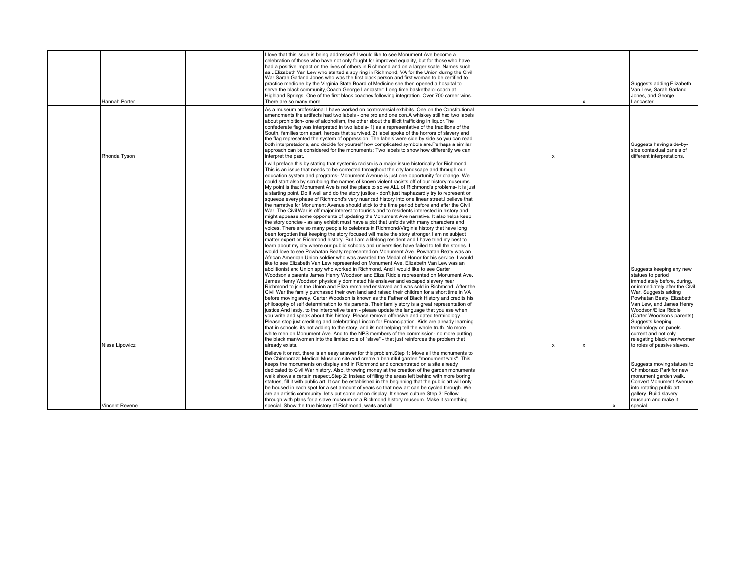| | | | | | | | | | |
|---|---|---|---|---|---|---|---|---|---|
| Hannah Porter | | | I love that this issue is being addressed! I would like to see Monument Ave become a celebration of those who have not only fought for improved equality, but for those who have had a positive impact on the lives of others in Richmond and on a larger scale. Names such as...Elizabeth Van Lew who started a spy ring in Richmond, VA for the Union during the Civil War.Sarah Garland Jones who was the first black person and first woman to be certified to practice medicine by the Virginia State Board of Medicine she then opened a hospital to serve the black community.Coach George Lancaster: Long time basketbalol coach at Highland Springs. One of the first black coaches following integration. Over 700 career wins. There are so many more. | | | | x | | Suggests adding Elizabeth Van Lew, Sarah Garland Jones, and George Lancaster. |
| Rhonda Tyson | | | As a museum professional I have worked on controversial exhibits. One on the Constitutional amendments the artifacts had two labels - one pro and one con.A whiskey still had two labels about prohibition- one of alcoholism, the other about the illicit trafficking in liquor.The confederate flag was interpreted in two labels- 1) as a representative of the traditions of the South, families torn apart, heroes that survived. 2) label spoke of the horrors of slavery and the flag represented the system of oppression. The labels were side by side so you can read both interpretations, and decide for yourself how complicated symbols are.Perhaps a similar approach can be considered for the monuments: Two labels to show how differently we can interpret the past. | | | x | | | Suggests having side-by-side contextual panels of different interpretations. |
| Nissa Lipowicz | | | I will preface this by stating that systemic racism is a major issue historically for Richmond. This is an issue that needs to be corrected throughout the city landscape and through our education system and programs- Monument Avenue is just one opportunity for change. We could start also by scrubbing the names of known violent racists off of our history museums. My point is that Monument Ave is not the place to solve ALL of Richmond's problems- it is just a starting point. Do it well and do the story justice - don't just haphazardly try to represent or squeeze every phase of Richmond's very nuanced history into one linear street.I believe that the narrative for Monument Avenue should stick to the time period before and after the Civil War. The Civil War is off major interest to tourists and to residents interested in history and might appease some opponents of updating the Monument Ave narrative. It also helps keep the story concise - as any exhibit must have a plot that unfolds with many characters and voices. There are so many people to celebrate in Richmond/Virginia history that have long been forgotten that keeping the story focused will make the story stronger.I am no subject matter expert on Richmond history. But I am a lifelong resident and I have tried my best to learn about my city where our public schools and universities have failed to tell the stories. I would love to see Powhatan Beaty represented on Monument Ave. Powhatan Beaty was an African American Union soldier who was awarded the Medal of Honor for his service. I would like to see Elizabeth Van Lew represented on Monument Ave. Elizabeth Van Lew was an abolitionist and Union spy who worked in Richmond. And I would like to see Carter Woodson's parents James Henry Woodson and Eliza Riddle represented on Monument Ave. James Henry Woodson physically dominated his enslaver and escaped slavery near Richmond to join the Union and Eliza remained enslaved and was sold in Richmond. After the Civil War the family purchased their own land and raised their children for a short time in VA before moving away. Carter Woodson is known as the Father of Black History and credits his philosophy of self determination to his parents. Their family story is a great representation of justice.And lastly, to the interpretive team - please update the language that you use when you write and speak about this history. Please remove offensive and dated terminology. Please stop just crediting and celebrating Lincoln for Emancipation. Kids are already learning that in schools, its not adding to the story, and its not helping tell the whole truth. No more white men on Monument Ave. And to the NPS members of the commission- no more putting the black man/woman into the limited role of "slave" - that just reinforces the problem that already exists. | | | x | x | | Suggests keeping any new statues to period immediately before, during, or immediately after the Civil War. Suggests adding Powhatan Beaty, Elizabeth Van Lew, and James Henry Woodson/Eliza Riddle (Carter Woodson's parents). Suggests keeping terminology on panels current and not only relegating black men/women to roles of passive slaves. |
| Vincent Revene | | | Believe it or not, there is an easy answer for this problem.Step 1: Move all the monuments to the Chimborazo Medical Museum site and create a beautiful garden "monument walk". This keeps the monuments on display and in Richmond and concentrated on a site already dedicated to Civil War history. Also, throwing money at the creation of the garden monuments walk shows a certain respect.Step 2: Instead of filling the areas left behind with more boring statues, fill it with public art. It can be established in the beginning that the public art will only be housed in each spot for a set amount of years so that new art can be cycled through. We are an artistic community, let's put some art on display. It shows culture.Step 3: Follow through with plans for a slave museum or a Richmond history museum. Make it something special. Show the true history of Richmond, warts and all. | | | | | x | Suggests moving statues to Chimborazo Park for new monument garden walk. Convert Monument Avenue into rotating public art gallery. Build slavery museum and make it special. |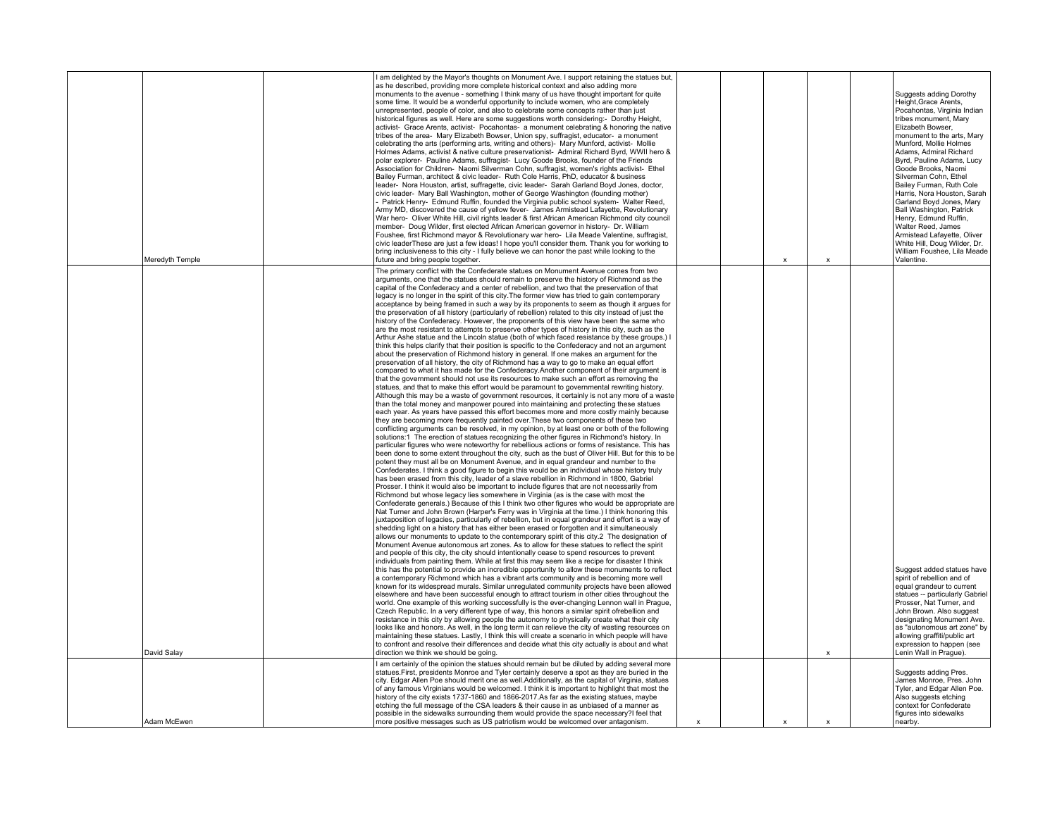| | | | | | | | | |
|---|---|---|---|---|---|---|---|---|
| Meredyth Temple | | I am delighted by the Mayor's thoughts on Monument Ave. I support retaining the statues but, as he described, providing more complete historical context and also adding more monuments to the avenue - something I think many of us have thought important for quite some time. It would be a wonderful opportunity to include women, who are completely unrepresented, people of color, and also to celebrate some concepts rather than just historical figures as well. Here are some suggestions worth considering:- Dorothy Height, activist- Grace Arents, activist- Pocahontas- a monument celebrating & honoring the native tribes of the area- Mary Elizabeth Bowser, Union spy, suffragist, educator- a monument celebrating the arts (performing arts, writing and others)- Mary Munford, activist- Mollie Holmes Adams, activist & native culture preservationist- Admiral Richard Byrd, WWII hero & polar explorer- Pauline Adams, suffragist- Lucy Goode Brooks, founder of the Friends Association for Children- Naomi Silverman Cohn, suffragist, women's rights activist- Ethel Bailey Furman, architect & civic leader- Ruth Cole Harris, PhD, educator & business leader- Nora Houston, artist, suffragette, civic leader- Sarah Garland Boyd Jones, doctor, civic leader- Mary Ball Washington, mother of George Washington (founding mother) - Patrick Henry- Edmund Ruffin, founded the Virginia public school system- Walter Reed, Army MD, discovered the cause of yellow fever- James Armistead Lafayette, Revolutionary War hero- Oliver White Hill, civil rights leader & first African American Richmond city council member- Doug Wilder, first elected African American governor in history- Dr. William Foushee, first Richmond mayor & Revolutionary war hero- Lila Meade Valentine, suffragist, civic leaderThese are just a few ideas! I hope you'll consider them. Thank you for working to bring inclusiveness to this city - I fully believe we can honor the past while looking to the future and bring people together. | | | x | x | | Suggests adding Dorothy Height,Grace Arents, Pocahontas, Virginia Indian tribes monument, Mary Elizabeth Bowser, monument to the arts, Mary Munford, Mollie Holmes Adams, Admiral Richard Byrd, Pauline Adams, Lucy Goode Brooks, Naomi Silverman Cohn, Ethel Bailey Furman, Ruth Cole Harris, Nora Houston, Sarah Garland Boyd Jones, Mary Ball Washington, Patrick Henry, Edmund Ruffin, Walter Reed, James Armistead Lafayette, Oliver White Hill, Doug Wilder, Dr. William Foushee, Lila Meade Valentine. |
| David Salay | | The primary conflict with the Confederate statues on Monument Avenue comes from two arguments, one that the statues should remain to preserve the history of Richmond as the capital of the Confederacy and a center of rebellion, and two that the preservation of that legacy is no longer in the spirit of this city.The former view has tried to gain contemporary acceptance by being framed in such a way by its proponents to seem as though it argues for the preservation of all history (particularly of rebellion) related to this city instead of just the history of the Confederacy. However, the proponents of this view have been the same who are the most resistant to attempts to preserve other types of history in this city, such as the Arthur Ashe statue and the Lincoln statue (both of which faced resistance by these groups.) I think this helps clarify that their position is specific to the Confederacy and not an argument about the preservation of Richmond history in general. If one makes an argument for the preservation of all history, the city of Richmond has a way to go to make an equal effort compared to what it has made for the Confederacy.Another component of their argument is that the government should not use its resources to make such an effort as removing the statues, and that to make this effort would be paramount to governmental rewriting history. Although this may be a waste of government resources, it certainly is not any more of a waste than the total money and manpower poured into maintaining and protecting these statues each year. As years have passed this effort becomes more and more costly mainly because they are becoming more frequently painted over.These two components of these two conflicting arguments can be resolved, in my opinion, by at least one or both of the following solutions:1 The erection of statues recognizing the other figures in Richmond's history. In particular figures who were noteworthy for rebellious actions or forms of resistance. This has been done to some extent throughout the city, such as the bust of Oliver Hill. But for this to be potent they must all be on Monument Avenue, and in equal grandeur and number to the Confederates. I think a good figure to begin this would be an individual whose history truly has been erased from this city, leader of a slave rebellion in Richmond in 1800, Gabriel Prosser. I think it would also be important to include figures that are not necessarily from Richmond but whose legacy lies somewhere in Virginia (as is the case with most the Confederate generals.) Because of this I think two other figures who would be appropriate are Nat Turner and John Brown (Harper's Ferry was in Virginia at the time.) I think honoring this juxtaposition of legacies, particularly of rebellion, but in equal grandeur and effort is a way of shedding light on a history that has either been erased or forgotten and it simultaneously allows our monuments to update to the contemporary spirit of this city.2 The designation of Monument Avenue autonomous art zones. As to allow for these statues to reflect the spirit and people of this city, the city should intentionally cease to spend resources to prevent individuals from painting them. While at first this may seem like a recipe for disaster I think this has the potential to provide an incredible opportunity to allow these monuments to reflect a contemporary Richmond which has a vibrant arts community and is becoming more well known for its widespread murals. Similar unregulated community projects have been allowed elsewhere and have been successful enough to attract tourism in other cities throughout the world. One example of this working successfully is the ever-changing Lennon wall in Prague, Czech Republic. In a very different way, this honors a similar spirit ofrebellion and resistance in this city by allowing people the autonomy to physically create what their city looks like and honors. As well, in the long term it can relieve the city of wasting resources on maintaining these statues. Lastly, I think this will create a scenario in which people will have to confront and resolve their differences and decide what this city actually is about and what direction we think we should be going. | | | | x | | Suggest added statues have spirit of rebellion and of equal grandeur to current statues -- particularly Gabriel Prosser, Nat Turner, and John Brown. Also suggest designating Monument Ave. as "autonomous art zone" by allowing graffiti/public art expression to happen (see Lenin Wall in Prague). |
| Adam McEwen | | I am certainly of the opinion the statues should remain but be diluted by adding several more statues.First, presidents Monroe and Tyler certainly deserve a spot as they are buried in the city. Edgar Allen Poe should merit one as well.Additionally, as the capital of Virginia, statues of any famous Virginians would be welcomed. I think it is important to highlight that most the history of the city exists 1737-1860 and 1866-2017.As far as the existing statues, maybe etching the full message of the CSA leaders & their cause in as unbiased of a manner as possible in the sidewalks surrounding them would provide the space necessary?I feel that more positive messages such as US patriotism would be welcomed over antagonism. | x | | x | x | | Suggests adding Pres. James Monroe, Pres. John Tyler, and Edgar Allen Poe. Also suggests etching context for Confederate figures into sidewalks nearby. |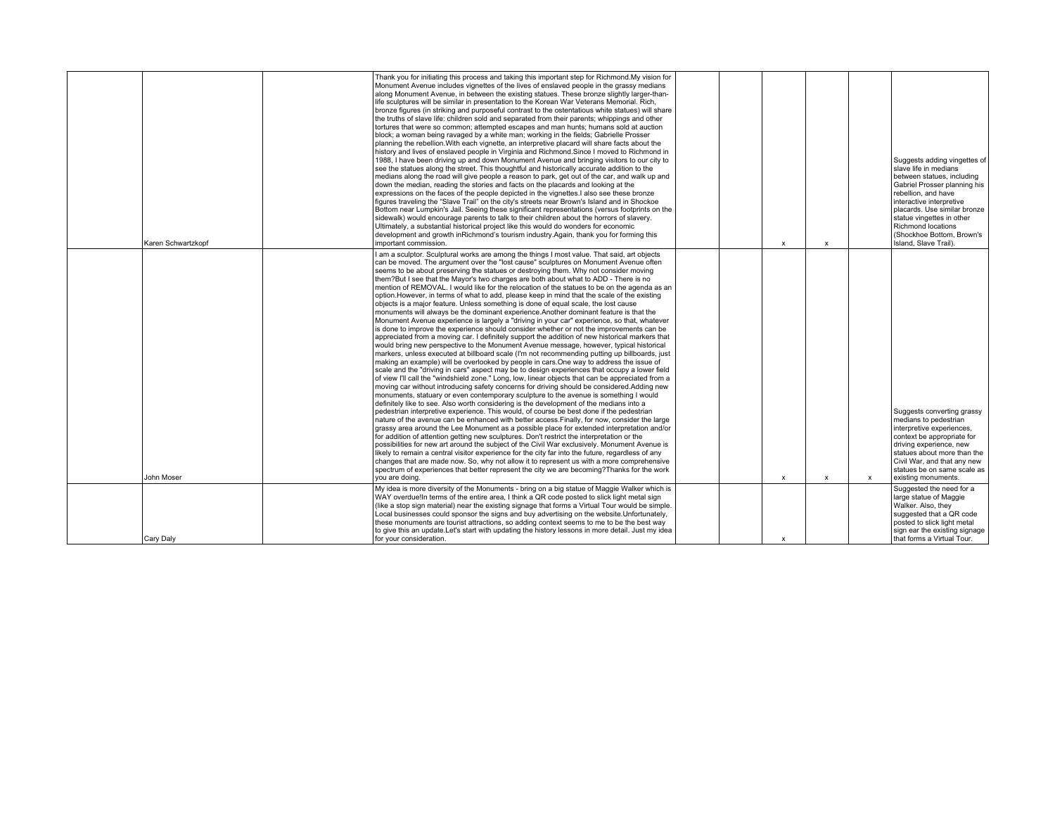| | | | | | | | | |
|---|---|---|---|---|---|---|---|---|
| Karen Schwartzkopf | | Thank you for initiating this process and taking this important step for Richmond.My vision for Monument Avenue includes vignettes of the lives of enslaved people in the grassy medians along Monument Avenue, in between the existing statues. These bronze slightly larger-than-life sculptures will be similar in presentation to the Korean War Veterans Memorial. Rich, bronze figures (in striking and purposeful contrast to the ostentatious white statues) will share the truths of slave life: children sold and separated from their parents; whippings and other tortures that were so common; attempted escapes and man hunts; humans sold at auction block; a woman being ravaged by a white man; working in the fields; Gabrielle Prosser planning the rebellion.With each vignette, an interpretive placard will share facts about the history and lives of enslaved people in Virginia and Richmond.Since I moved to Richmond in 1988, I have been driving up and down Monument Avenue and bringing visitors to our city to see the statues along the street. This thoughtful and historically accurate addition to the medians along the road will give people a reason to park, get out of the car, and walk up and down the median, reading the stories and facts on the placards and looking at the expressions on the faces of the people depicted in the vignettes.I also see these bronze figures traveling the "Slave Trail" on the city's streets near Brown's Island and in Shockoe Bottom near Lumpkin's Jail. Seeing these significant representations (versus footprints on the sidewalk) would encourage parents to talk to their children about the horrors of slavery. Ultimately, a substantial historical project like this would do wonders for economic development and growth inRichmond's tourism industry.Again, thank you for forming this important commission. | | | x | x | | Suggests adding vingettes of slave life in medians between statues, including Gabriel Prosser planning his rebellion, and have interactive interpretive placards. Use similar bronze statue vingettes in other Richmond locations (Shockhoe Bottom, Brown's Island, Slave Trail). |
| John Moser | | I am a sculptor. Sculptural works are among the things I most value. That said, art objects can be moved. The argument over the "lost cause" sculptures on Monument Avenue often seems to be about preserving the statues or destroying them. Why not consider moving them?But I see that the Mayor's two charges are both about what to ADD - There is no mention of REMOVAL. I would like for the relocation of the statues to be on the agenda as an option.However, in terms of what to add, please keep in mind that the scale of the existing objects is a major feature. Unless something is done of equal scale, the lost cause monuments will always be the dominant experience.Another dominant feature is that the Monument Avenue experience is largely a "driving in your car" experience, so that, whatever is done to improve the experience should consider whether or not the improvements can be appreciated from a moving car. I definitely support the addition of new historical markers that would bring new perspective to the Monument Avenue message, however, typical historical markers, unless executed at billboard scale (I'm not recommending putting up billboards, just making an example) will be overlooked by people in cars.One way to address the issue of scale and the "driving in cars" aspect may be to design experiences that occupy a lower field of view I'll call the "windshield zone." Long, low, linear objects that can be appreciated from a moving car without introducing safety concerns for driving should be considered.Adding new monuments, statuary or even contemporary sculpture to the avenue is something I would definitely like to see. Also worth considering is the development of the medians into a pedestrian interpretive experience. This would, of course be best done if the pedestrian nature of the avenue can be enhanced with better access.Finally, for now, consider the large grassy area around the Lee Monument as a possible place for extended interpretation and/or for addition of attention getting new sculptures. Don't restrict the interpretation or the possibilities for new art around the subject of the Civil War exclusively. Monument Avenue is likely to remain a central visitor experience for the city far into the future, regardless of any changes that are made now. So, why not allow it to represent us with a more comprehensive spectrum of experiences that better represent the city we are becoming?Thanks for the work you are doing. | | | x | x | x | Suggests converting grassy medians to pedestrian interpretive experiences, context be appropriate for driving experience, new statues about more than the Civil War, and that any new statues be on same scale as existing monuments. |
| Cary Daly | | My idea is more diversity of the Monuments - bring on a big statue of Maggie Walker which is WAY overdue!In terms of the entire area, I think a QR code posted to slick light metal sign (like a stop sign material) near the existing signage that forms a Virtual Tour would be simple. Local businesses could sponsor the signs and buy advertising on the website.Unfortunately, these monuments are tourist attractions, so adding context seems to me to be the best way to give this an update.Let's start with updating the history lessons in more detail. Just my idea for your consideration. | | | x | | | Suggested the need for a large statue of Maggie Walker. Also, they suggested that a QR code posted to slick light metal sign ear the existing signage that forms a Virtual Tour. |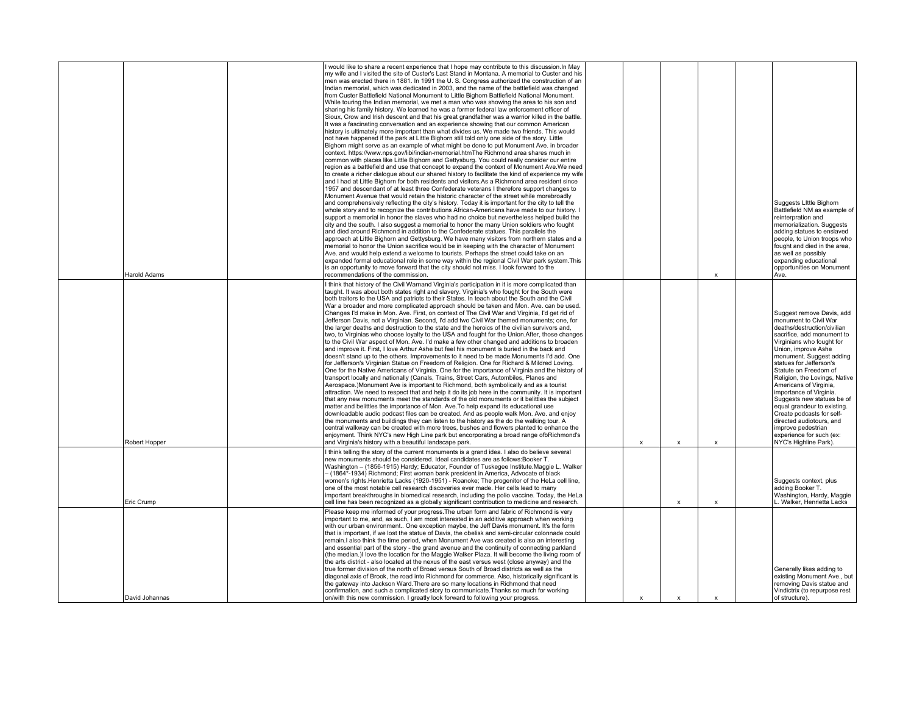| | | | | | | | | |
|---|---|---|---|---|---|---|---|---|
| Harold Adams | | I would like to share a recent experience that I hope may contribute to this discussion.In May my wife and I visited the site of Custer's Last Stand in Montana. A memorial to Custer and his men was erected there in 1881. In 1991 the U. S. Congress authorized the construction of an Indian memorial, which was dedicated in 2003, and the name of the battlefield was changed from Custer Battlefield National Monument to Little Bighorn Battlefield National Monument. While touring the Indian memorial, we met a man who was showing the area to his son and sharing his family history. We learned he was a former federal law enforcement officer of Sioux, Crow and Irish descent and that his great grandfather was a warrior killed in the battle. It was a fascinating conversation and an experience showing that our common American history is ultimately more important than what divides us. We made two friends. This would not have happened if the park at Little Bighorn still told only one side of the story. Little Bighorn might serve as an example of what might be done to put Monument Ave. in broader context. https://www.nps.gov/libi/indian-memorial.htmThe Richmond area shares much in common with places like Little Bighorn and Gettysburg. You could really consider our entire region as a battlefield and use that concept to expand the context of Monument Ave.We need to create a richer dialogue about our shared history to facilitate the kind of experience my wife and I had at Little Bighorn for both residents and visitors.As a Richmond area resident since 1957 and descendant of at least three Confederate veterans I therefore support changes to Monument Avenue that would retain the historic character of the street while morebroadly and comprehensively reflecting the city's history. Today it is important for the city to tell the whole story and to recognize the contributions African-Americans have made to our history. I support a memorial in honor the slaves who had no choice but nevertheless helped build the city and the south. I also suggest a memorial to honor the many Union soldiers who fought and died around Richmond in addition to the Confederate statues. This parallels the approach at Little Bighorn and Gettysburg. We have many visitors from northern states and a memorial to honor the Union sacrifice would be in keeping with the character of Monument Ave. and would help extend a welcome to tourists. Perhaps the street could take on an expanded formal educational role in some way within the regional Civil War park system.This is an opportunity to move forward that the city should not miss. I look forward to the recommendations of the commission. | | | | x | | Suggests LIttle Bighorn Battlefield NM as example of reinterpration and memorialization. Suggests adding statues to enslaved people, to Union troops who fought and died in the area, as well as possibly expanding educational opportunities on Monument Ave. |
| Robert Hopper | | I think that history of the Civil Warnand Virginia's participation in it is more complicated than taught. It was about both states right and slavery. Virginia's who fought for the South were both traitors to the USA and patriots to their States. In teach about the South and the Civil War a broader and more complicated approach should be taken and Mon. Ave. can be used. Changes I'd make in Mon. Ave. First, on context of The Civil War and Virginia, I'd get rid of Jefferson Davis, not a Virginian. Second, I'd add two Civil War themed monuments; one, for the larger deaths and destruction to the state and the heroics of the civilian survivors and, two, to Virginias who choose loyalty to the USA and fought for the Union.After, those changes to the Civil War aspect of Mon. Ave. I'd make a few other changed and additions to broaden and improve it. First, I love Arthur Ashe but feel his monument is buried in the back and doesn't stand up to the others. Improvements to it need to be made.Monuments I'd add. One for Jefferson's Virginian Statue on Freedom of Religion. One for Richard & Mildred Loving. One for the Native Americans of Virginia. One for the importance of Virginia and the history of transport locally and nationally (Canals, Trains, Street Cars, Autombiles, Planes and Aerospace.)Monument Ave is important to Richmond, both symbolically and as a tourist attraction. We need to respect that and help it do its job here in the community. It is important that any new monuments meet the standards of the old monuments or it belittles the subject matter and belittles the importance of Mon. Ave.To help expand its educational use downloadable audio podcast files can be created. And as people walk Mon. Ave. and enjoy the monuments and buildings they can listen to the history as the do the walking tour. A central walkway can be created with more trees, bushes and flowers planted to enhance the enjoyment. Think NYC's new High Line park but encorporating a broad range ofbRichmond's and Virginia's history with a beautiful landscape park. | | x | x | x | | Suggest remove Davis, add monument to Civil War deaths/destruction/civilian sacrifice, add monument to Virginians who fought for Union, improve Ashe monument. Suggest adding statues for Jefferson's Statute on Freedom of Religion, the Lovings, Native Americans of Virginia, importance of Virginia. Suggests new statues be of equal grandeur to existing. Create podcasts for self-directed audiotours, and improve pedestrian experience for such (ex: NYC's Highline Park). |
| Eric Crump | | I think telling the story of the current monuments is a grand idea. I also do believe several new monuments should be considered. Ideal candidates are as follows:Booker T. Washington – (1856-1915) Hardy; Educator, Founder of Tuskegee Institute.Maggie L. Walker – (1864*-1934) Richmond; First woman bank president in America, Advocate of black women's rights.Henrietta Lacks (1920-1951) - Roanoke; The progenitor of the HeLa cell line, one of the most notable cell research discoveries ever made. Her cells lead to many important breakthroughs in biomedical research, including the polio vaccine. Today, the HeLa cell line has been recognized as a globally significant contribution to medicine and research. | | | x | x | | Suggests context, plus adding Booker T. Washington, Hardy, Maggie L. Walker, Henrietta Lacks |
| David Johannas | | Please keep me informed of your progress.The urban form and fabric of Richmond is very important to me, and, as such, I am most interested in an additive approach when working with our urban environment.. One exception maybe, the Jeff Davis monument. It's the form that is important, if we lost the statue of Davis, the obelisk and semi-circular colonnade could remain.I also think the time period, when Monument Ave was created is also an interesting and essential part of the story - the grand avenue and the continuity of connecting parkland (the median.)I love the location for the Maggie Walker Plaza. It will become the living room of the arts district - also located at the nexus of the east versus west (close anyway) and the true former division of the north of Broad versus South of Broad districts as well as the diagonal axis of Brook, the road into Richmond for commerce. Also, historically significant is the gateway into Jackson Ward.There are so many locations in Richmond that need confirmation, and such a complicated story to communicate.Thanks so much for working on/with this new commission. I greatly look forward to following your progress. | | x | x | x | | Generally likes adding to existing Monument Ave., but removing Davis statue and Vindictrix (to repurpose rest of structure). |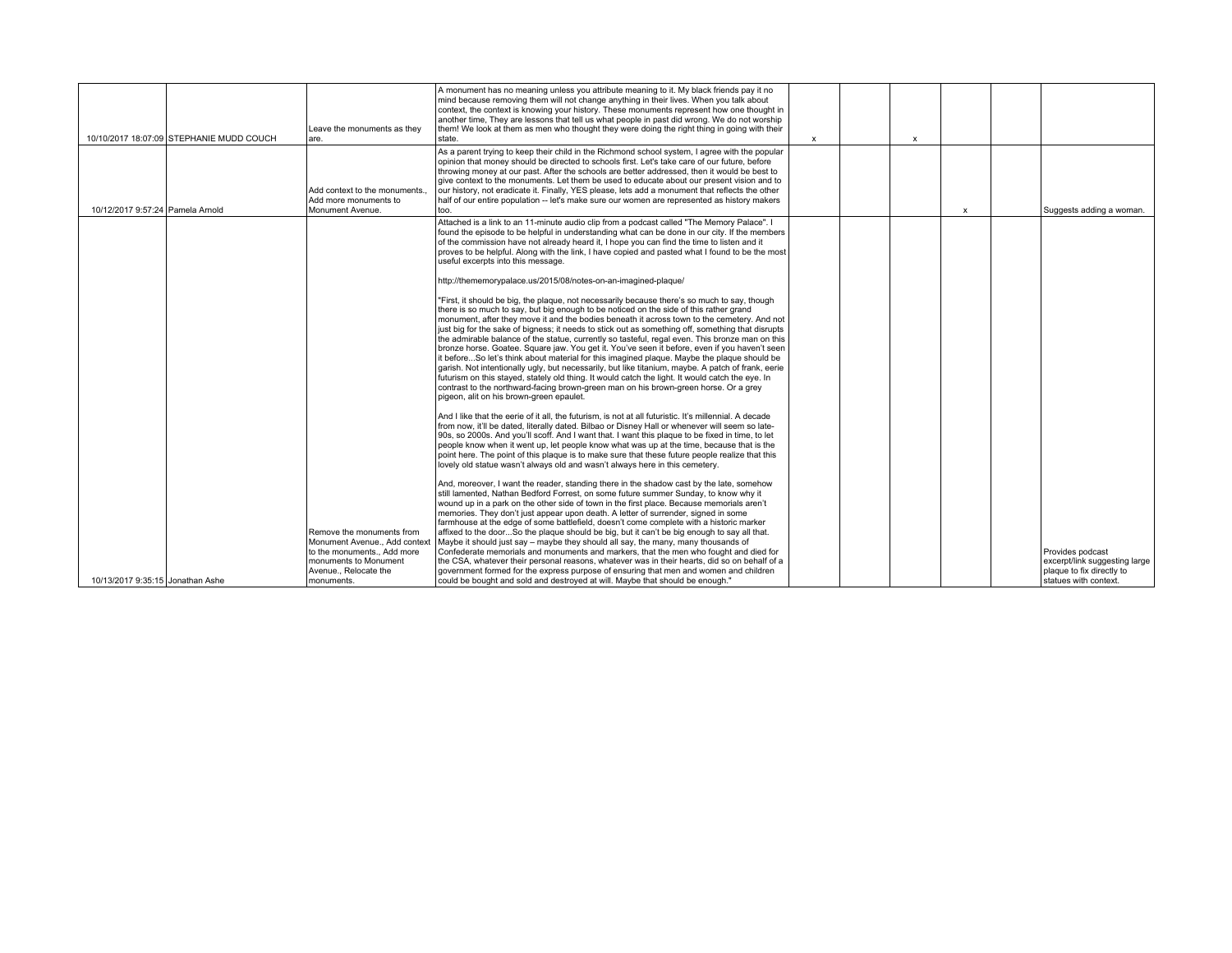| | | | | | | | | | |
|---|---|---|---|---|---|---|---|---|---|
| 10/10/2017 18:07:09 | STEPHANIE MUDD COUCH | Leave the monuments as they are. | A monument has no meaning unless you attribute meaning to it. My black friends pay it no mind because removing them will not change anything in their lives. When you talk about context, the context is knowing your history. These monuments represent how one thought in another time, They are lessons that tell us what people in past did wrong. We do not worship them! We look at them as men who thought they were doing the right thing in going with their state. | x | | x | | | |
| 10/12/2017 9:57:24 | Pamela Arnold | Add context to the monuments., Add more monuments to Monument Avenue. | As a parent trying to keep their child in the Richmond school system, I agree with the popular opinion that money should be directed to schools first. Let's take care of our future, before throwing money at our past. After the schools are better addressed, then it would be best to give context to the monuments. Let them be used to educate about our present vision and to our history, not eradicate it. Finally, YES please, lets add a monument that reflects the other half of our entire population -- let's make sure our women are represented as history makers too. | | | | x | | Suggests adding a woman. |
| 10/13/2017 9:35:15 | Jonathan Ashe | Remove the monuments from Monument Avenue., Add context to the monuments., Add more monuments to Monument Avenue., Relocate the monuments. | Attached is a link to an 11-minute audio clip from a podcast called "The Memory Palace". I found the episode to be helpful in understanding what can be done in our city. If the members of the commission have not already heard it, I hope you can find the time to listen and it proves to be helpful. Along with the link, I have copied and pasted what I found to be the most useful excerpts into this message.<br><br>http://thememorypalace.us/2015/08/notes-on-an-imagined-plaque/<br><br>"First, it should be big, the plaque, not necessarily because there's so much to say, though there is so much to say, but big enough to be noticed on the side of this rather grand monument, after they move it and the bodies beneath it across town to the cemetery. And not just big for the sake of bigness; it needs to stick out as something off, something that disrupts the admirable balance of the statue, currently so tasteful, regal even. This bronze man on this bronze horse. Goatee. Square jaw. You get it. You've seen it before, even if you haven't seen it before...So let's think about material for this imagined plaque. Maybe the plaque should be garish. Not intentionally ugly, but necessarily, but like titanium, maybe. A patch of frank, eerie futurism on this stayed, stately old thing. It would catch the light. It would catch the eye. In contrast to the northward-facing brown-green man on his brown-green horse. Or a grey pigeon, alit on his brown-green epaulet.<br><br>And I like that the eerie of it all, the futurism, is not at all futuristic. It's millennial. A decade from now, it'll be dated, literally dated. Bilbao or Disney Hall or whenever will seem so late-90s, so 2000s. And you'll scoff. And I want that. I want this plaque to be fixed in time, to let people know when it went up, let people know what was up at the time, because that is the point here. The point of this plaque is to make sure that these future people realize that this lovely old statue wasn't always old and wasn't always here in this cemetery.<br><br>And, moreover, I want the reader, standing there in the shadow cast by the late, somehow still lamented, Nathan Bedford Forrest, on some future summer Sunday, to know why it wound up in a park on the other side of town in the first place. Because memorials aren't memories. They don't just appear upon death. A letter of surrender, signed in some farmhouse at the edge of some battlefield, doesn't come complete with a historic marker affixed to the door...So the plaque should be big, but it can't be big enough to say all that. Maybe it should just say – maybe they should all say, the many, many thousands of Confederate memorials and monuments and markers, that the men who fought and died for the CSA, whatever their personal reasons, whatever was in their hearts, did so on behalf of a government formed for the express purpose of ensuring that men and women and children could be bought and sold and destroyed at will. Maybe that should be enough." | | | | | | Provides podcast excerpt/link suggesting large plaque to fix directly to statues with context. |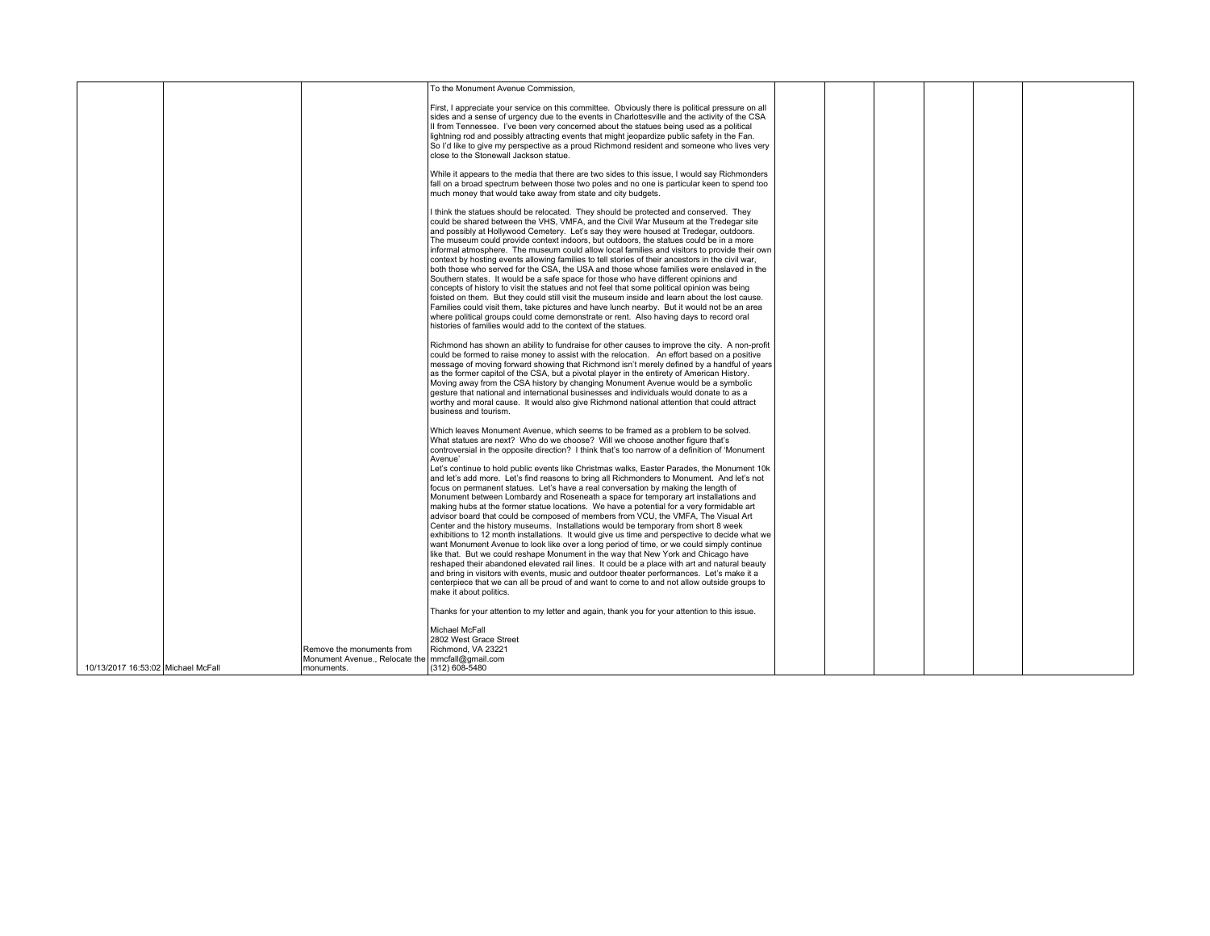| | | | | | | | | | |
|---|---|---|---|---|---|---|---|---|---|
| 10/13/2017 16:53:02 | Michael McFall | Remove the monuments from Monument Avenue., Relocate the monuments. | To the Monument Avenue Commission,<br><br>First, I appreciate your service on this committee. Obviously there is political pressure on all sides and a sense of urgency due to the events in Charlottesville and the activity of the CSA II from Tennessee. I've been very concerned about the statues being used as a political lightning rod and possibly attracting events that might jeopardize public safety in the Fan. So I'd like to give my perspective as a proud Richmond resident and someone who lives very close to the Stonewall Jackson statue.<br><br>While it appears to the media that there are two sides to this issue, I would say Richmonders fall on a broad spectrum between those two poles and no one is particular keen to spend too much money that would take away from state and city budgets.<br><br>I think the statues should be relocated. They should be protected and conserved. They could be shared between the VHS, VMFA, and the Civil War Museum at the Tredegar site and possibly at Hollywood Cemetery. Let's say they were housed at Tredegar, outdoors. The museum could provide context indoors, but outdoors, the statues could be in a more informal atmosphere. The museum could allow local families and visitors to provide their own context by hosting events allowing families to tell stories of their ancestors in the civil war, both those who served for the CSA, the USA and those whose families were enslaved in the Southern states. It would be a safe space for those who have different opinions and concepts of history to visit the statues and not feel that some political opinion was being foisted on them. But they could still visit the museum inside and learn about the lost cause. Families could visit them, take pictures and have lunch nearby. But it would not be an area where political groups could come demonstrate or rent. Also having days to record oral histories of families would add to the context of the statues.<br><br>Richmond has shown an ability to fundraise for other causes to improve the city. A non-profit could be formed to raise money to assist with the relocation. An effort based on a positive message of moving forward showing that Richmond isn't merely defined by a handful of years as the former capitol of the CSA, but a pivotal player in the entirety of American History. Moving away from the CSA history by changing Monument Avenue would be a symbolic gesture that national and international businesses and individuals would donate to as a worthy and moral cause. It would also give Richmond national attention that could attract business and tourism.<br><br>Which leaves Monument Avenue, which seems to be framed as a problem to be solved. What statues are next? Who do we choose? Will we choose another figure that's controversial in the opposite direction? I think that's too narrow of a definition of 'Monument Avenue'<br>Let's continue to hold public events like Christmas walks, Easter Parades, the Monument 10k and let's add more. Let's find reasons to bring all Richmonders to Monument. And let's not focus on permanent statues. Let's have a real conversation by making the length of Monument between Lombardy and Roseneath a space for temporary art installations and making hubs at the former statue locations. We have a potential for a very formidable art advisor board that could be composed of members from VCU, the VMFA, The Visual Art Center and the history museums. Installations would be temporary from short 8 week exhibitions to 12 month installations. It would give us time and perspective to decide what we want Monument Avenue to look like over a long period of time, or we could simply continue like that. But we could reshape Monument in the way that New York and Chicago have reshaped their abandoned elevated rail lines. It could be a place with art and natural beauty and bring in visitors with events, music and outdoor theater performances. Let's make it a centerpiece that we can all be proud of and want to come to and not allow outside groups to make it about politics.<br><br>Thanks for your attention to my letter and again, thank you for your attention to this issue.<br><br>Michael McFall<br>2802 West Grace Street<br>Richmond, VA 23221<br>mmcfall@gmail.com<br>(312) 608-5480 | | | | | | |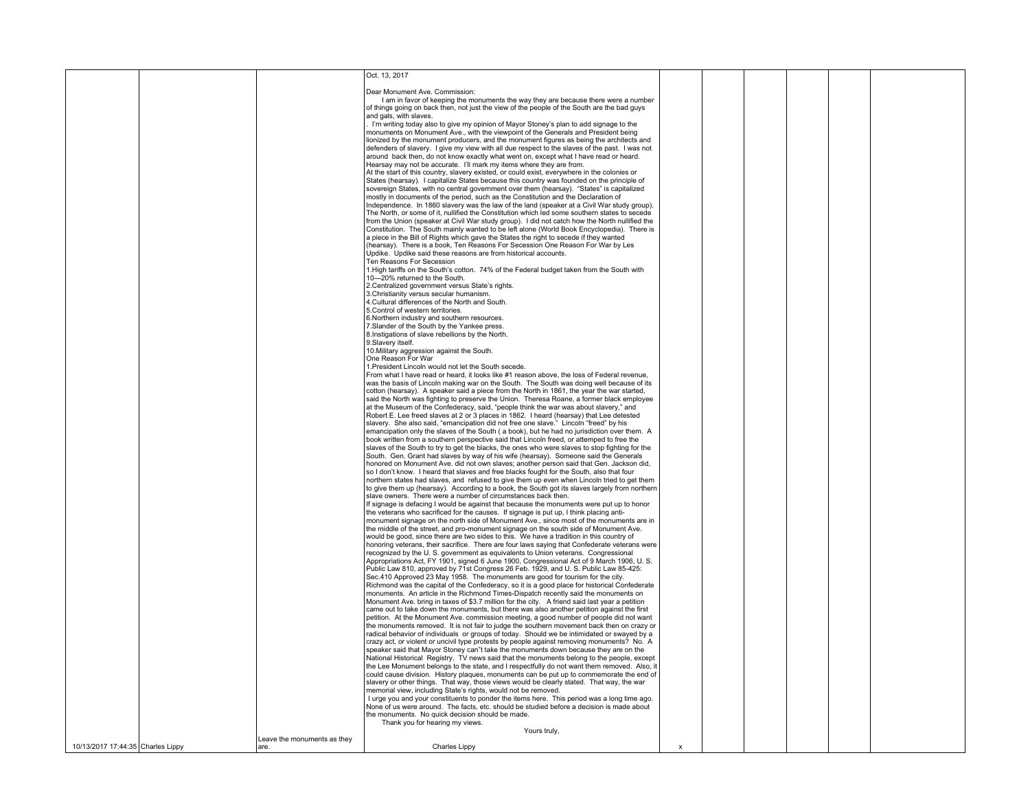| | | | | | | | | | |
|---|---|---|---|---|---|---|---|---|---|
| 10/13/2017 17:44:35 | Charles Lippy | Leave the monuments as they are. | Oct. 13, 2017<br><br>Dear Monument Ave. Commission:<br>I am in favor of keeping the monuments the way they are because there were a number of things going on back then, not just the view of the people of the South are the bad guys and gals, with slaves.<br>. I'm writing today also to give my opinion of Mayor Stoney's plan to add signage to the monuments on Monument Ave., with the viewpoint of the Generals and President being lionized by the monument producers, and the monument figures as being the architects and defenders of slavery. I give my view with all due respect to the slaves of the past. I was not around back then, do not know exactly what went on, except what I have read or heard. Hearsay may not be accurate. I'll mark my items where they are from.<br>At the start of this country, slavery existed, or could exist, everywhere in the colonies or States (hearsay). I capitalize States because this country was founded on the principle of sovereign States, with no central government over them (hearsay). "States" is capitalized mostly in documents of the period, such as the Constitution and the Declaration of Independence. In 1860 slavery was the law of the land (speaker at a Civil War study group). The North, or some of it, nullified the Constitution which led some southern states to secede from the Union (speaker at Civil War study group). I did not catch how the North nullified the Constitution. The South mainly wanted to be left alone (World Book Encyclopedia). There is a piece in the Bill of Rights which gave the States the right to secede if they wanted (hearsay). There is a book, Ten Reasons For Secession One Reason For War by Les Updike. Updike said these reasons are from historical accounts.<br>Ten Reasons For Secession<br>1.High tariffs on the South's cotton. 74% of the Federal budget taken from the South with 10—20% returned to the South.<br>2.Centralized government versus State's rights.<br>3.Christianity versus secular humanism.<br>4.Cultural differences of the North and South.<br>5.Control of western territories.<br>6.Northern industry and southern resources.<br>7.Slander of the South by the Yankee press.<br>8.Instigations of slave rebellions by the North.<br>9.Slavery itself.<br>10.Military aggression against the South.<br>One Reason For War<br>1.President Lincoln would not let the South secede.<br>From what I have read or heard, it looks like #1 reason above, the loss of Federal revenue, was the basis of Lincoln making war on the South. The South was doing well because of its cotton (hearsay). A speaker said a piece from the North in 1861, the year the war started, said the North was fighting to preserve the Union. Theresa Roane, a former black employee at the Museum of the Confederacy, said, "people think the war was about slavery," and Robert E. Lee freed slaves at 2 or 3 places in 1862. I heard (hearsay) that Lee detested slavery. She also said, "emancipation did not free one slave." Lincoln "freed" by his emancipation only the slaves of the South ( a book), but he had no jurisdiction over them. A book written from a southern perspective said that Lincoln freed, or attemped to free the slaves of the South to try to get the blacks, the ones who were slaves to stop fighting for the South. Gen. Grant had slaves by way of his wife (hearsay). Someone said the Generals honored on Monument Ave. did not own slaves; another person said that Gen. Jackson did, so I don't know. I heard that slaves and free blacks fought for the South, also that four northern states had slaves, and refused to give them up even when Lincoln tried to get them to give them up (hearsay). According to a book, the South got its slaves largely from northern slave owners. There were a number of circumstances back then.<br>If signage is defacing I would be against that because the monuments were put up to honor the veterans who sacrificed for the causes. If signage is put up, I think placing anti-monument signage on the north side of Monument Ave., since most of the monuments are in the middle of the street, and pro-monument signage on the south side of Monument Ave. would be good, since there are two sides to this. We have a tradition in this country of honoring veterans, their sacrifice. There are four laws saying that Confederate veterans were recognized by the U. S. government as equivalents to Union veterans. Congressional Appropriations Act, FY 1901, signed 6 June 1900, Congressional Act of 9 March 1906, U. S. Public Law 810, approved by 71st Congress 26 Feb. 1929, and U. S. Public Law 85-425: Sec.410 Approved 23 May 1958. The monuments are good for tourism for the city. Richmond was the capital of the Confederacy, so it is a good place for historical Confederate monuments. An article in the Richmond Times-Dispatch recently said the monuments on Monument Ave. bring in taxes of $3.7 million for the city. A friend said last year a petition came out to take down the monuments, but there was also another petition against the first petition. At the Monument Ave. commission meeting, a good number of people did not want the monuments removed. It is not fair to judge the southern movement back then on crazy or radical behavior of individuals or groups of today. Should we be intimidated or swayed by a crazy act, or violent or uncivil type protests by people against removing monuments? No. A speaker said that Mayor Stoney can"t take the monuments down because they are on the National Historical Registry. TV news said that the monuments belong to the people, except the Lee Monument belongs to the state, and I respectfully do not want them removed. Also, it could cause division. History plaques, monuments can be put up to commemorate the end of slavery or other things. That way, those views would be clearly stated. That way, the war memorial view, including State's rights, would not be removed.<br>I urge you and your constituents to ponder the items here. This period was a long time ago. None of us were around. The facts, etc. should be studied before a decision is made about the monuments. No quick decision should be made.<br>Thank you for hearing my views.<br>Yours truly,<br><br>Charles Lippy | x | | | | | |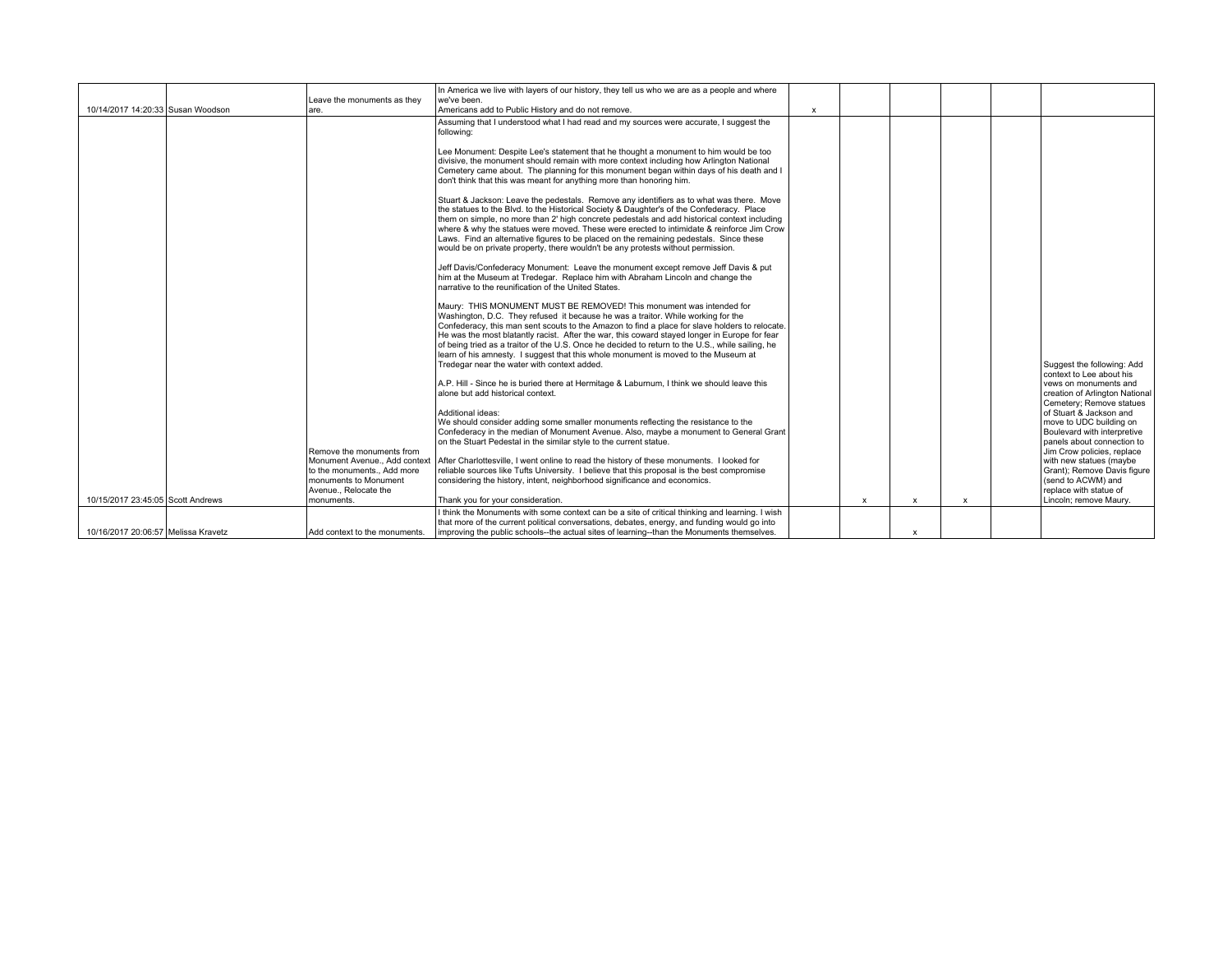| Timestamp | Name | Preference | Comments | | | | | | Summary |
|---|---|---|---|---|---|---|---|---|---|
| 10/14/2017 14:20:33 | Susan Woodson | Leave the monuments as they are. | In America we live with layers of our history, they tell us who we are as a people and where we've been.<br>Americans add to Public History and do not remove. | x | | | | | |
| 10/15/2017 23:45:05 | Scott Andrews | Remove the monuments from Monument Avenue., Add context to the monuments., Add more monuments to Monument Avenue., Relocate the monuments. | Assuming that I understood what I had read and my sources were accurate, I suggest the following:<br><br>Lee Monument: Despite Lee's statement that he thought a monument to him would be too divisive, the monument should remain with more context including how Arlington National Cemetery came about. The planning for this monument began within days of his death and I don't think that this was meant for anything more than honoring him.<br><br>Stuart & Jackson: Leave the pedestals. Remove any identifiers as to what was there. Move the statues to the Blvd. to the Historical Society & Daughter's of the Confederacy. Place them on simple, no more than 2' high concrete pedestals and add historical context including where & why the statues were moved. These were erected to intimidate & reinforce Jim Crow Laws. Find an alternative figures to be placed on the remaining pedestals. Since these would be on private property, there wouldn't be any protests without permission.<br><br>Jeff Davis/Confederacy Monument: Leave the monument except remove Jeff Davis & put him at the Museum at Tredegar. Replace him with Abraham Lincoln and change the narrative to the reunification of the United States.<br><br>Maury: THIS MONUMENT MUST BE REMOVED! This monument was intended for Washington, D.C. They refused it because he was a traitor. While working for the Confederacy, this man sent scouts to the Amazon to find a place for slave holders to relocate. He was the most blatantly racist. After the war, this coward stayed longer in Europe for fear of being tried as a traitor of the U.S. Once he decided to return to the U.S., while sailing, he learn of his amnesty. I suggest that this whole monument is moved to the Museum at Tredegar near the water with context added.<br><br>A.P. Hill - Since he is buried there at Hermitage & Laburnum, I think we should leave this alone but add historical context.<br><br>Additional ideas:<br>We should consider adding some smaller monuments reflecting the resistance to the Confederacy in the median of Monument Avenue. Also, maybe a monument to General Grant on the Stuart Pedestal in the similar style to the current statue.<br><br>After Charlottesville, I went online to read the history of these monuments. I looked for reliable sources like Tufts University. I believe that this proposal is the best compromise considering the history, intent, neighborhood significance and economics.<br><br>Thank you for your consideration. | | x | x | x | | Suggest the following: Add context to Lee about his vews on monuments and creation of Arlington National Cemetery; Remove statues of Stuart & Jackson and move to UDC building on Boulevard with interpretive panels about connection to Jim Crow policies, replace with new statues (maybe Grant); Remove Davis figure (send to ACWM) and replace with statue of Lincoln; remove Maury. |
| 10/16/2017 20:06:57 | Melissa Kravetz | Add context to the monuments. | I think the Monuments with some context can be a site of critical thinking and learning. I wish that more of the current political conversations, debates, energy, and funding would go into improving the public schools--the actual sites of learning--than the Monuments themselves. | | | x | | | |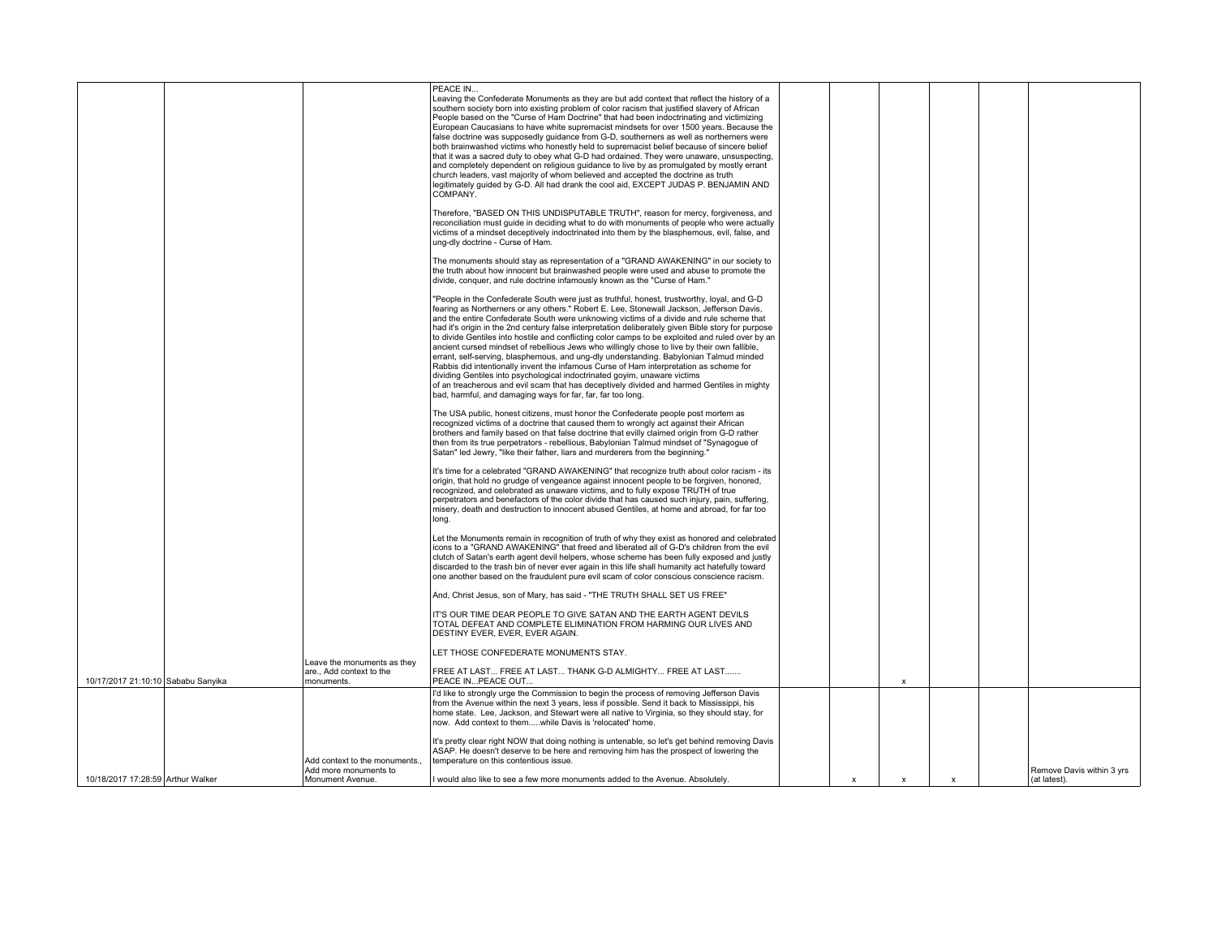| Timestamp | Name | | Summary | Comment | | | | | | |
|---|---|---|---|---|---|---|---|---|---|---|
| 10/17/2017 21:10:10 | Sababu Sanyika | | Leave the monuments as they are., Add context to the monuments. | PEACE IN...<br>Leaving the Confederate Monuments as they are but add context that reflect the history of a southern society born into existing problem of color racism that justified slavery of African People based on the "Curse of Ham Doctrine" that had been indoctrinating and victimizing European Caucasians to have white supremacist mindsets for over 1500 years. Because the false doctrine was supposedly guidance from G-D, southerners as well as northerners were both brainwashed victims who honestly held to supremacist belief because of sincere belief that it was a sacred duty to obey what G-D had ordained. They were unaware, unsuspecting, and completely dependent on religious guidance to live by as promulgated by mostly errant church leaders, vast majority of whom believed and accepted the doctrine as truth legitimately guided by G-D. All had drank the cool aid, EXCEPT JUDAS P. BENJAMIN AND COMPANY.<br><br>Therefore, "BASED ON THIS UNDISPUTABLE TRUTH", reason for mercy, forgiveness, and reconciliation must guide in deciding what to do with monuments of people who were actually victims of a mindset deceptively indoctrinated into them by the blasphemous, evil, false, and ung-dly doctrine - Curse of Ham.<br><br>The monuments should stay as representation of a "GRAND AWAKENING" in our society to the truth about how innocent but brainwashed people were used and abuse to promote the divide, conquer, and rule doctrine infamously known as the "Curse of Ham."<br><br>"People in the Confederate South were just as truthful, honest, trustworthy, loyal, and G-D fearing as Northerners or any others." Robert E. Lee, Stonewall Jackson, Jefferson Davis, and the entire Confederate South were unknowing victims of a divide and rule scheme that had it's origin in the 2nd century false interpretation deliberately given Bible story for purpose to divide Gentiles into hostile and conflicting color camps to be exploited and ruled over by an ancient cursed mindset of rebellious Jews who willingly chose to live by their own fallible, errant, self-serving, blasphemous, and ung-dly understanding. Babylonian Talmud minded Rabbis did intentionally invent the infamous Curse of Ham interpretation as scheme for dividing Gentiles into psychological indoctrinated goyim, unaware victims of an treacherous and evil scam that has deceptively divided and harmed Gentiles in mighty bad, harmful, and damaging ways for far, far, far too long.<br><br>The USA public, honest citizens, must honor the Confederate people post mortem as recognized victims of a doctrine that caused them to wrongly act against their African brothers and family based on that false doctrine that evilly claimed origin from G-D rather then from its true perpetrators - rebellious, Babylonian Talmud mindset of "Synagogue of Satan" led Jewry, "like their father, liars and murderers from the beginning."<br><br>It's time for a celebrated "GRAND AWAKENING" that recognize truth about color racism - its origin, that hold no grudge of vengeance against innocent people to be forgiven, honored, recognized, and celebrated as unaware victims, and to fully expose TRUTH of true perpetrators and benefactors of the color divide that has caused such injury, pain, suffering, misery, death and destruction to innocent abused Gentiles, at home and abroad, for far too long.<br><br>Let the Monuments remain in recognition of truth of why they exist as honored and celebrated icons to a "GRAND AWAKENING" that freed and liberated all of G-D's children from the evil clutch of Satan's earth agent devil helpers, whose scheme has been fully exposed and justly discarded to the trash bin of never ever again in this life shall humanity act hatefully toward one another based on the fraudulent pure evil scam of color conscious conscience racism.<br><br>And, Christ Jesus, son of Mary, has said - "THE TRUTH SHALL SET US FREE"<br><br>IT'S OUR TIME DEAR PEOPLE TO GIVE SATAN AND THE EARTH AGENT DEVILS TOTAL DEFEAT AND COMPLETE ELIMINATION FROM HARMING OUR LIVES AND DESTINY EVER, EVER, EVER AGAIN.<br><br>LET THOSE CONFEDERATE MONUMENTS STAY.<br><br>FREE AT LAST... FREE AT LAST... THANK G-D ALMIGHTY... FREE AT LAST.......<br>PEACE IN...PEACE OUT... | | | x | | | |
| 10/18/2017 17:28:59 | Arthur Walker | | Add context to the monuments., Add more monuments to Monument Avenue. | I'd like to strongly urge the Commission to begin the process of removing Jefferson Davis from the Avenue within the next 3 years, less if possible. Send it back to Mississippi, his home state. Lee, Jackson, and Stewart were all native to Virginia, so they should stay, for now. Add context to them.....while Davis is 'relocated' home.<br><br>It's pretty clear right NOW that doing nothing is untenable, so let's get behind removing Davis ASAP. He doesn't deserve to be here and removing him has the prospect of lowering the temperature on this contentious issue.<br><br>I would also like to see a few more monuments added to the Avenue. Absolutely. | | x | x | x | | Remove Davis within 3 yrs (at latest). |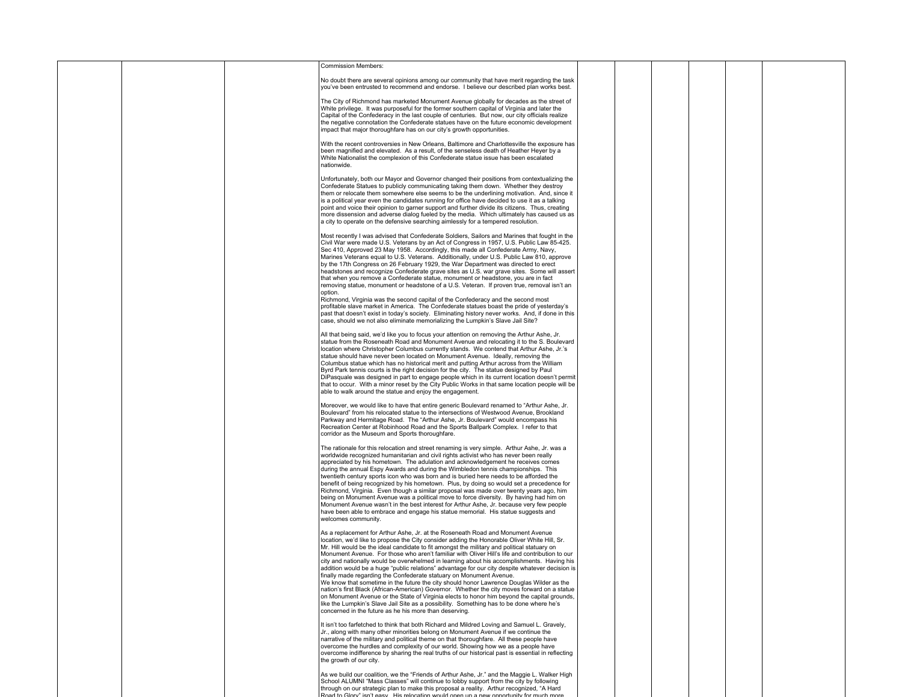Commission Members:

No doubt there are several opinions among our community that have merit regarding the task you've been entrusted to recommend and endorse. I believe our described plan works best.

The City of Richmond has marketed Monument Avenue globally for decades as the street of White privilege. It was purposeful for the former southern capital of Virginia and later the Capital of the Confederacy in the last couple of centuries. But now, our city officials realize the negative connotation the Confederate statues have on the future economic development impact that major thoroughfare has on our city's growth opportunities.

With the recent controversies in New Orleans, Baltimore and Charlottesville the exposure has been magnified and elevated. As a result, of the senseless death of Heather Heyer by a White Nationalist the complexion of this Confederate statue issue has been escalated nationwide.

Unfortunately, both our Mayor and Governor changed their positions from contextualizing the Confederate Statues to publicly communicating taking them down. Whether they destroy them or relocate them somewhere else seems to be the underlining motivation. And, since it is a political year even the candidates running for office have decided to use it as a talking point and voice their opinion to garner support and further divide its citizens. Thus, creating more dissension and adverse dialog fueled by the media. Which ultimately has caused us as a city to operate on the defensive searching aimlessly for a tempered resolution.

Most recently I was advised that Confederate Soldiers, Sailors and Marines that fought in the Civil War were made U.S. Veterans by an Act of Congress in 1957, U.S. Public Law 85-425. Sec 410, Approved 23 May 1958. Accordingly, this made all Confederate Army, Navy, Marines Veterans equal to U.S. Veterans. Additionally, under U.S. Public Law 810, approve by the 17th Congress on 26 February 1929, the War Department was directed to erect headstones and recognize Confederate grave sites as U.S. war grave sites. Some will assert that when you remove a Confederate statue, monument or headstone, you are in fact removing statue, monument or headstone of a U.S. Veteran. If proven true, removal isn't an option.

Richmond, Virginia was the second capital of the Confederacy and the second most profitable slave market in America. The Confederate statues boast the pride of yesterday's past that doesn't exist in today's society. Eliminating history never works. And, if done in this case, should we not also eliminate memorializing the Lumpkin's Slave Jail Site?

All that being said, we'd like you to focus your attention on removing the Arthur Ashe, Jr. statue from the Roseneath Road and Monument Avenue and relocating it to the S. Boulevard location where Christopher Columbus currently stands. We contend that Arthur Ashe, Jr.'s statue should have never been located on Monument Avenue. Ideally, removing the Columbus statue which has no historical merit and putting Arthur across from the William Byrd Park tennis courts is the right decision for the city. The statue designed by Paul DiPasquale was designed in part to engage people which in its current location doesn't permit that to occur. With a minor reset by the City Public Works in that same location people will be able to walk around the statue and enjoy the engagement.

Moreover, we would like to have that entire generic Boulevard renamed to "Arthur Ashe, Jr. Boulevard" from his relocated statue to the intersections of Westwood Avenue, Brookland Parkway and Hermitage Road. The "Arthur Ashe, Jr. Boulevard" would encompass his Recreation Center at Robinhood Road and the Sports Ballpark Complex. I refer to that corridor as the Museum and Sports thoroughfare.

The rationale for this relocation and street renaming is very simple. Arthur Ashe, Jr. was a worldwide recognized humanitarian and civil rights activist who has never been really appreciated by his hometown. The adulation and acknowledgement he receives comes during the annual Espy Awards and during the Wimbledon tennis championships. This twentieth century sports icon who was born and is buried here needs to be afforded the benefit of being recognized by his hometown. Plus, by doing so would set a precedence for Richmond, Virginia. Even though a similar proposal was made over twenty years ago, him being on Monument Avenue was a political move to force diversity. By having had him on Monument Avenue wasn't in the best interest for Arthur Ashe, Jr. because very few people have been able to embrace and engage his statue memorial. His statue suggests and welcomes community.

As a replacement for Arthur Ashe, Jr. at the Roseneath Road and Monument Avenue location, we'd like to propose the City consider adding the Honorable Oliver White Hill, Sr. Mr. Hill would be the ideal candidate to fit amongst the military and political statuary on Monument Avenue. For those who aren't familiar with Oliver Hill's life and contribution to our city and nationally would be overwhelmed in learning about his accomplishments. Having his addition would be a huge "public relations" advantage for our city despite whatever decision is finally made regarding the Confederate statuary on Monument Avenue.

We know that sometime in the future the city should honor Lawrence Douglas Wilder as the nation's first Black (African-American) Governor. Whether the city moves forward on a statue on Monument Avenue or the State of Virginia elects to honor him beyond the capital grounds, like the Lumpkin's Slave Jail Site as a possibility. Something has to be done where he's concerned in the future as he his more than deserving.

It isn't too farfetched to think that both Richard and Mildred Loving and Samuel L. Gravely, Jr., along with many other minorities belong on Monument Avenue if we continue the narrative of the military and political theme on that thoroughfare. All these people have overcome the hurdles and complexity of our world. Showing how we as a people have overcome indifference by sharing the real truths of our historical past is essential in reflecting the growth of our city.

As we build our coalition, we the "Friends of Arthur Ashe, Jr." and the Maggie L. Walker High School ALUMNI "Mass Classes" will continue to lobby support from the city by following through on our strategic plan to make this proposal a reality. Arthur recognized, "A Hard Road to Glory" isn't easy. His relocation would open up a new opportunity for much more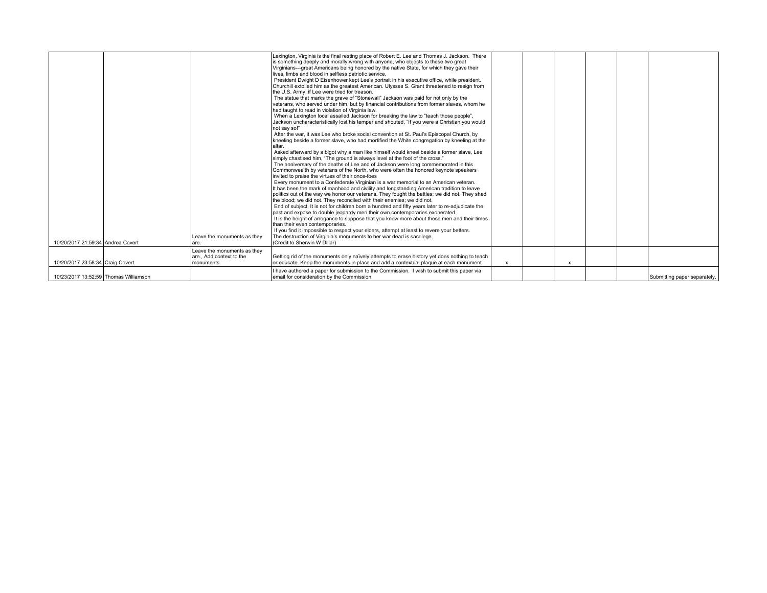| | | | | | | | | | |
|---|---|---|---|---|---|---|---|---|---|
| 10/20/2017 21:59:34 | Andrea Covert | Leave the monuments as they are. | Lexington, Virginia is the final resting place of Robert E. Lee and Thomas J. Jackson. There is something deeply and morally wrong with anyone, who objects to these two great Virginians---great Americans being honored by the native State, for which they gave their lives, limbs and blood in selfless patriotic service. President Dwight D Eisenhower kept Lee's portrait in his executive office, while president. Churchill extolled him as the greatest American. Ulysses S. Grant threatened to resign from the U.S. Army, if Lee were tried for treason. The statue that marks the grave of "Stonewall" Jackson was paid for not only by the veterans, who served under him, but by financial contributions from former slaves, whom he had taught to read in violation of Virginia law. When a Lexington local assailed Jackson for breaking the law to "teach those people", Jackson uncharacteristically lost his temper and shouted, "If you were a Christian you would not say so!" After the war, it was Lee who broke social convention at St. Paul's Episcopal Church, by kneeling beside a former slave, who had mortified the White congregation by kneeling at the altar. Asked afterward by a bigot why a man like himself would kneel beside a former slave, Lee simply chastised him, "The ground is always level at the foot of the cross." The anniversary of the deaths of Lee and of Jackson were long commemorated in this Commonwealth by veterans of the North, who were often the honored keynote speakers invited to praise the virtues of their once-foes Every monument to a Confederate Virginian is a war memorial to an American veteran. It has been the mark of manhood and civility and longstanding American tradition to leave politics out of the way we honor our veterans. They fought the battles; we did not. They shed the blood; we did not. They reconciled with their enemies; we did not. End of subject. It is not for children born a hundred and fifty years later to re-adjudicate the past and expose to double jeopardy men their own contemporaries exonerated. It is the height of arrogance to suppose that you know more about these men and their times than their even contemporaries. If you find it impossible to respect your elders, attempt at least to revere your betters. The destruction of Virginia's monuments to her war dead is sacrilege. (Credit to Sherwin W Dillar) | | | | | | |
| 10/20/2017 23:58:34 | Craig Covert | Leave the monuments as they are., Add context to the monuments. | Getting rid of the monuments only naïvely attempts to erase history yet does nothing to teach or educate. Keep the monuments in place and add a contextual plaque at each monument | x | | x | | | |
| 10/23/2017 13:52:59 | Thomas Williamson | | I have authored a paper for submission to the Commission. I wish to submit this paper via email for consideration by the Commission. | | | | | | Submitting paper separately. |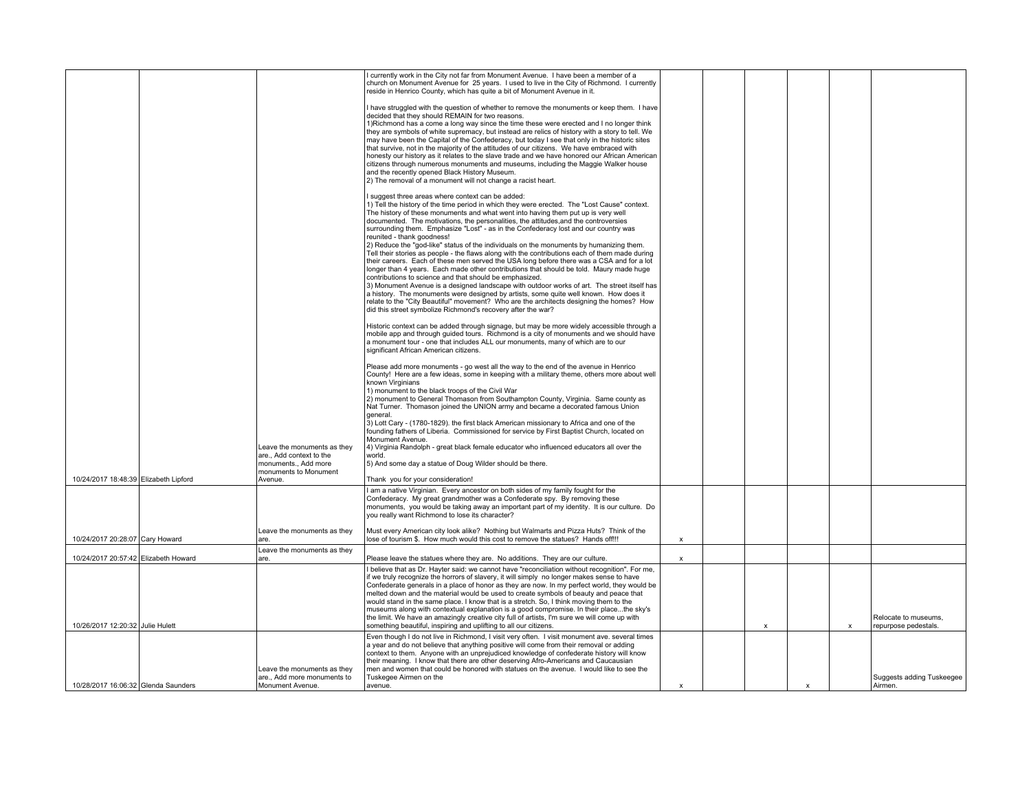| | | | | | | | | | |
|---|---|---|---|---|---|---|---|---|---|
| 10/24/2017 18:48:39 | Elizabeth Lipford | Leave the monuments as they are., Add context to the monuments., Add more monuments to Monument Avenue. | I currently work in the City not far from Monument Avenue. I have been a member of a church on Monument Avenue for 25 years. I used to live in the City of Richmond. I currently reside in Henrico County, which has quite a bit of Monument Avenue in it.<br><br>I have struggled with the question of whether to remove the monuments or keep them. I have decided that they should REMAIN for two reasons.<br>1)Richmond has a come a long way since the time these were erected and I no longer think they are symbols of white supremacy, but instead are relics of history with a story to tell. We may have been the Capital of the Confederacy, but today I see that only in the historic sites that survive, not in the majority of the attitudes of our citizens. We have embraced with honesty our history as it relates to the slave trade and we have honored our African American citizens through numerous monuments and museums, including the Maggie Walker house and the recently opened Black History Museum.<br>2) The removal of a monument will not change a racist heart.<br><br>I suggest three areas where context can be added:<br>1) Tell the history of the time period in which they were erected. The "Lost Cause" context. The history of these monuments and what went into having them put up is very well documented. The motivations, the personalities, the attitudes,and the controversies surrounding them. Emphasize "Lost" - as in the Confederacy lost and our country was reunited - thank goodness!<br>2) Reduce the "god-like" status of the individuals on the monuments by humanizing them. Tell their stories as people - the flaws along with the contributions each of them made during their careers. Each of these men served the USA long before there was a CSA and for a lot longer than 4 years. Each made other contributions that should be told. Maury made huge contributions to science and that should be emphasized.<br>3) Monument Avenue is a designed landscape with outdoor works of art. The street itself has a history. The monuments were designed by artists, some quite well known. How does it relate to the "City Beautiful" movement? Who are the architects designing the homes? How did this street symbolize Richmond's recovery after the war?<br><br>Historic context can be added through signage, but may be more widely accessible through a mobile app and through guided tours. Richmond is a city of monuments and we should have a monument tour - one that includes ALL our monuments, many of which are to our significant African American citizens.<br><br>Please add more monuments - go west all the way to the end of the avenue in Henrico County! Here are a few ideas, some in keeping with a military theme, others more about well known Virginians<br>1) monument to the black troops of the Civil War<br>2) monument to General Thomason from Southampton County, Virginia. Same county as Nat Turner. Thomason joined the UNION army and became a decorated famous Union general.<br>3) Lott Cary - (1780-1829). the first black American missionary to Africa and one of the founding fathers of Liberia. Commissioned for service by First Baptist Church, located on Monument Avenue.<br>4) Virginia Randolph - great black female educator who influenced educators all over the world.<br>5) And some day a statue of Doug Wilder should be there.<br><br>Thank you for your consideration! | | | | | | |
| 10/24/2017 20:28:07 | Cary Howard | Leave the monuments as they are. | I am a native Virginian. Every ancestor on both sides of my family fought for the Confederacy. My great grandmother was a Confederate spy. By removing these monuments, you would be taking away an important part of my identity. It is our culture. Do you really want Richmond to lose its character?<br><br>Must every American city look alike? Nothing but Walmarts and Pizza Huts? Think of the lose of tourism $. How much would this cost to remove the statues? Hands off!!! | x | | | | | |
| 10/24/2017 20:57:42 | Elizabeth Howard | Leave the monuments as they are. | Please leave the statues where they are. No additions. They are our culture. | x | | | | | |
| 10/26/2017 12:20:32 | Julie Hulett | | I believe that as Dr. Hayter said: we cannot have "reconciliation without recognition". For me, if we truly recognize the horrors of slavery, it will simply no longer makes sense to have Confederate generals in a place of honor as they are now. In my perfect world, they would be melted down and the material would be used to create symbols of beauty and peace that would stand in the same place. I know that is a stretch. So, I think moving them to the museums along with contextual explanation is a good compromise. In their place...the sky's the limit. We have an amazingly creative city full of artists, I'm sure we will come up with something beautiful, inspiring and uplifting to all our citizens. | | | x | | x | Relocate to museums, repurpose pedestals. |
| 10/28/2017 16:06:32 | Glenda Saunders | Leave the monuments as they are., Add more monuments to Monument Avenue. | Even though I do not live in Richmond, I visit very often. I visit monument ave. several times a year and do not believe that anything positive will come from their removal or adding context to them. Anyone with an unprejudiced knowledge of confederate history will know their meaning. I know that there are other deserving Afro-Americans and Caucausian men and women that could be honored with statues on the avenue. I would like to see the Tuskegee Airmen on the avenue. | x | | | x | | Suggests adding Tuskeegee Airmen. |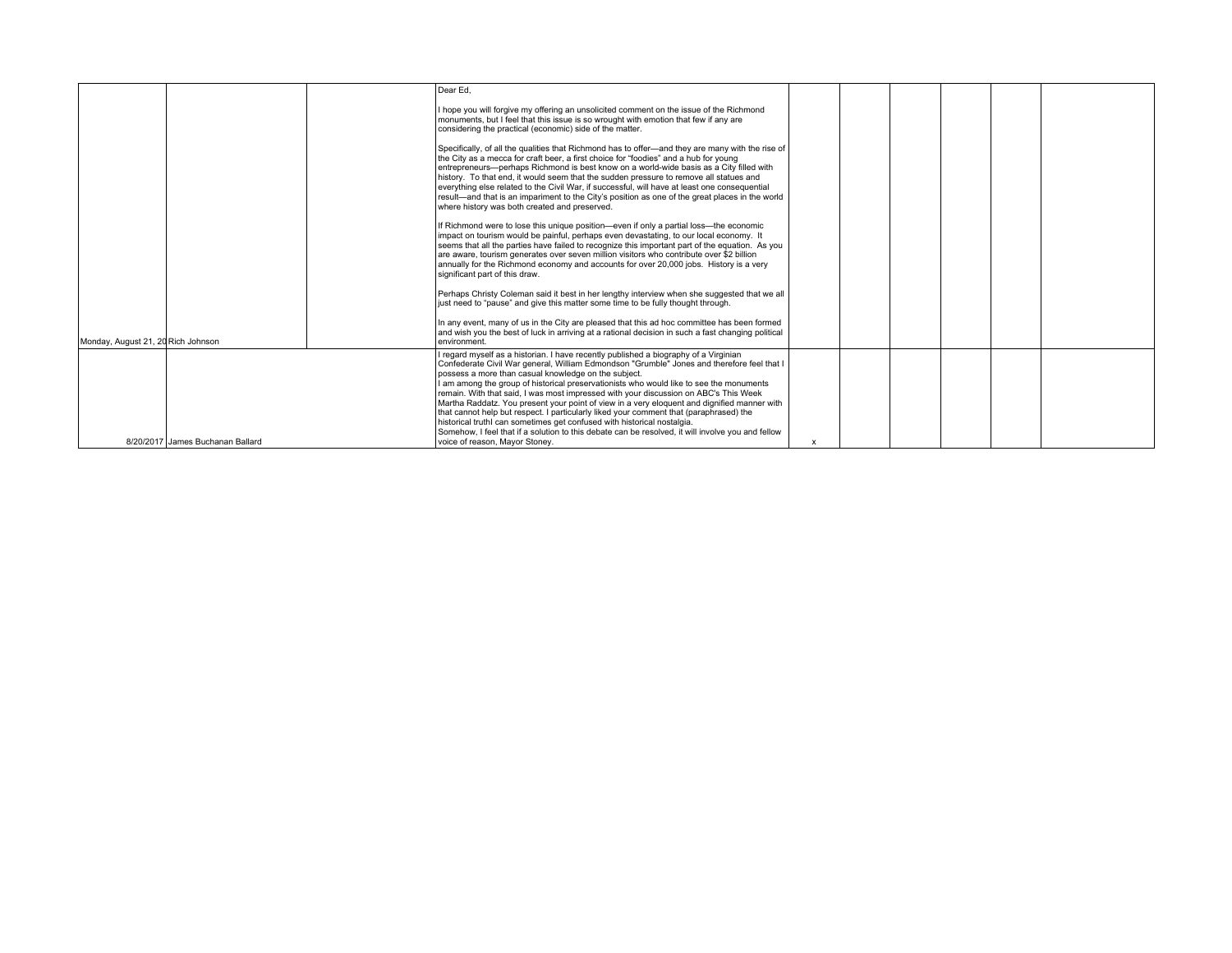| | | | | | | | | | |
|---|---|---|---|---|---|---|---|---|---|
| Monday, August 21, 20 | Rich Johnson | | Dear Ed,<br><br>I hope you will forgive my offering an unsolicited comment on the issue of the Richmond monuments, but I feel that this issue is so wrought with emotion that few if any are considering the practical (economic) side of the matter.<br><br>Specifically, of all the qualities that Richmond has to offer—and they are many with the rise of the City as a mecca for craft beer, a first choice for "foodies" and a hub for young entrepreneurs—perhaps Richmond is best know on a world-wide basis as a City filled with history. To that end, it would seem that the sudden pressure to remove all statues and everything else related to the Civil War, if successful, will have at least one consequential result—and that is an impariment to the City's position as one of the great places in the world where history was both created and preserved.<br><br>If Richmond were to lose this unique position—even if only a partial loss—the economic impact on tourism would be painful, perhaps even devastating, to our local economy. It seems that all the parties have failed to recognize this important part of the equation. As you are aware, tourism generates over seven million visitors who contribute over $2 billion annually for the Richmond economy and accounts for over 20,000 jobs. History is a very significant part of this draw.<br><br>Perhaps Christy Coleman said it best in her lengthy interview when she suggested that we all just need to "pause" and give this matter some time to be fully thought through.<br><br>In any event, many of us in the City are pleased that this ad hoc committee has been formed and wish you the best of luck in arriving at a rational decision in such a fast changing political environment. | | | | | | |
| 8/20/2017 | James Buchanan Ballard | | I regard myself as a historian. I have recently published a biography of a Virginian Confederate Civil War general, William Edmondson "Grumble" Jones and therefore feel that I possess a more than casual knowledge on the subject.<br>I am among the group of historical preservationists who would like to see the monuments remain. With that said, I was most impressed with your discussion on ABC's This Week Martha Raddatz. You present your point of view in a very eloquent and dignified manner with that cannot help but respect. I particularly liked your comment that (paraphrased) the historical truthI can sometimes get confused with historical nostalgia.<br>Somehow, I feel that if a solution to this debate can be resolved, it will involve you and fellow voice of reason, Mayor Stoney. | x | | | | | |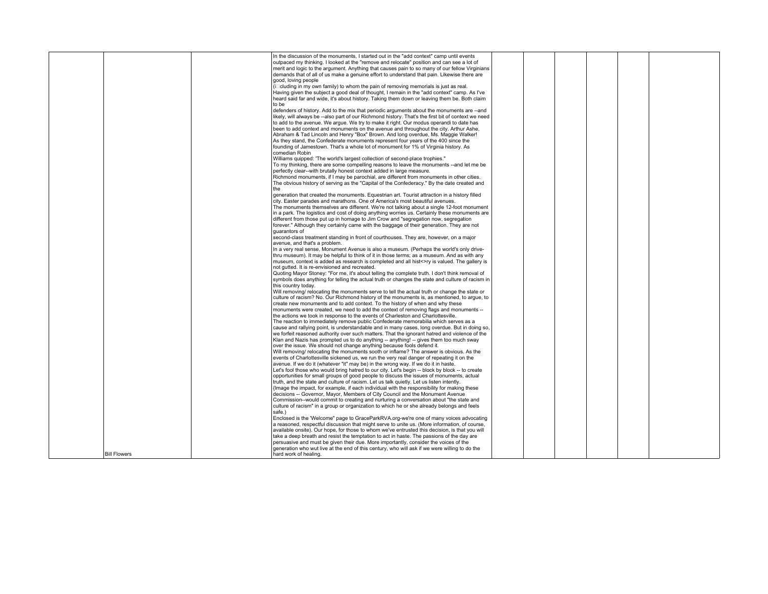| | | | | | | | | | |
|---|---|---|---|---|---|---|---|---|---|
| | Bill Flowers | | In the discussion of the monuments, I started out in the "add context" camp until events outpaced my thinking. I looked at the "remove and relocate" position and can see a lot of merit and logic to the argument. Anything that causes pain to so many of our fellow Virginians demands that of all of us make a genuine effort to understand that pain. Likewise there are good, loving people (i□cluding in my own family) to whom the pain of removing memorials is just as real. Having given the subject a good deal of thought, I remain in the "add context" camp. As I've heard said far and wide, it's about history. Taking them down or leaving them be. Both claim to be defenders of history. Add to the mix that periodic arguments about the monuments are --and likely, will always be --also part of our Richmond history. That's the first bit of context we need to add to the avenue. We argue. We try to make it right. Our modus operandi to date has been to add context and monuments on the avenue and throughout the city. Arthur Ashe, Abraham & Tad Lincoln and Henry "Box" Brown. And long overdue, Ms. Maggie Walker! As they stand, the Confederate monuments represent four years of the 400 since the founding of Jamestown. That's a whole lot of monument for 1% of Virginia history. As comedian Robin Williams quipped: 'The world's largest collection of second-place trophies." To my thinking, there are some compelling reasons to leave the monuments --and let me be perfectly clear--with brutally honest context added in large measure. Richmond monuments, if I may be parochial, are different from monuments in other cities. The obvious history of serving as the "Capital of the Confederacy." By the date created and the generation that created the monuments. Equestrian art. Tourist attraction in a history filled city. Easter parades and marathons. One of America's most beautiful avenues. The monuments themselves are different. We're not talking about a single 12-foot monument in a park. The logistics and cost of doing anything worries us. Certainly these monuments are different from those put up in homage to Jim Crow and "segregation now, segregation forever." Although they certainly came with the baggage of their generation. They are not guarantors of second-class treatment standing in front of courthouses. They are, however, on a major avenue, and that's a problem. In a very real sense, Monument Avenue is also a museum. (Perhaps the world's only drive-thru museum). It may be helpful to think of it in those terms; as a museum. And as with any museum, context is added as research is completed and all hist<>ry is valued. The gallery is not gutted. It is re-envisioned and recreated. Quoting Mayor Stoney: "For me, it's about telling the complete truth. I don't think removal of symbols does anything for telling the actual truth or changes the state and culture of racism in this country today. Will removing/ relocating the monuments serve to tell the actual truth or change the state or culture of racism? No. Our Richmond history of the monuments is, as mentioned, to argue, to create new monuments and to add context. To the history of when and why these monuments were created, we need to add the context of removing flags and monuments -- the actions we took in response to the events of Charleston and Charlottesville. The reaction to immediately remove public Confederate memorabilia which serves as a cause and rallying point, is understandable and in many cases, long overdue. But in doing so, we forfeit reasoned authority over such matters. That the ignorant hatred and violence of the Klan and Nazis has prompted us to do anything -- anything! -- gives them too much sway over the issue. We should not change anything because fools defend it. Will removing/ relocating the monuments sooth or inflame? The answer is obvious. As the events of Charlottesville sickened us, we run the very real danger of repeating it on the avenue. If we do it (whatever "it" may be) in the wrong way. If we do it in haste. Let's fool those who would bring hatred to our city. Let's begin -- block by block -- to create opportunities for small groups of good people to discuss the issues of monuments, actual truth, and the state and culture of racism. Let us talk quietly. Let us listen intently. (Image the impact, for example, if each individual with the responsibility for making these decisions -- Governor, Mayor, Members of City Council and the Monument Avenue Commission--would commit to creating and nurturing a conversation about "the state and culture of racism" in a group or organization to which he or she already belongs and feels safe.) Enclosed is the 'Welcome" page to GraceParkRVA.org-we're one of many voices advocating a reasoned, respectful discussion that might serve to unite us. (More information, of course, available onsite). Our hope, for those to whom we've entrusted this decision, is that you will take a deep breath and resist the temptation to act in haste. The passions of the day are persuasive and must be given their due. More importantly, consider the voices of the generation who wut live at the end of this century, who will ask if we were willing to do the hard work of healing. | | | | | | |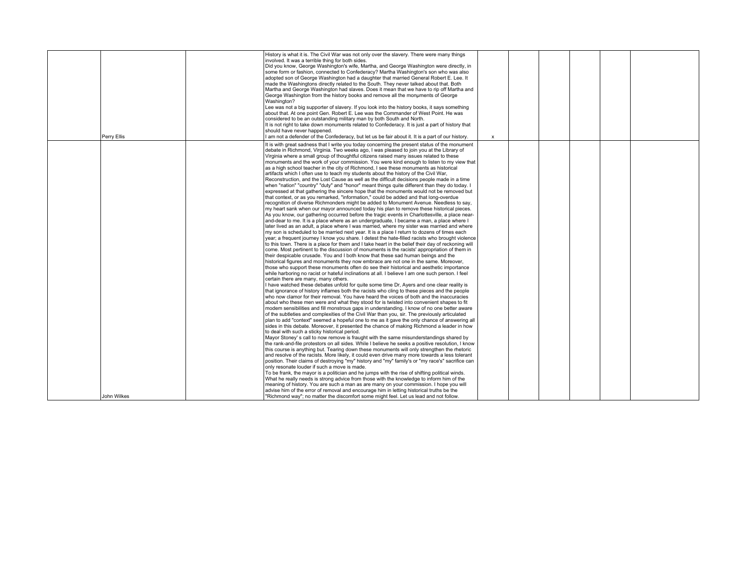| | | | | | | | | | |
|---|---|---|---|---|---|---|---|---|---|
| | Perry Ellis | | History is what it is. The Civil War was not only over the slavery. There were many things involved. It was a terrible thing for both sides.<br>Did you know, George Washington's wife, Martha, and George Washington were directly, in some form or fashion, connected to Confederacy? Martha Washington's son who was also adopted son of George Washington had a daughter that married General Robert E. Lee. It made the Washingtons directly related to the South. They never talked about that. Both Martha and George Washington had slaves. Does it mean that we have to rip off Martha and George Washington from the history books and remove all the monuments of George Washington?<br>Lee was not a big supporter of slavery. If you look into the history books, it says something about that. At one point Gen. Robert E. Lee was the Commander of West Point. He was considered to be an outstanding military man by both South and North.<br>It is not right to take down monuments related to Confederacy. It is just a part of history that should have never happened.<br>I am not a defender of the Confederacy, but let us be fair about it. It is a part of our history. | x | | | | | |
| | John Wilkes | | It is with great sadness that I write you today concerning the present status of the monument debate in Richmond, Virginia. Two weeks ago, I was pleased to join you at the Library of Virginia where a small group of thoughtful citizens raised many issues related to these monuments and the work of your commission. You were kind enough to listen to my view that as a high school teacher in the city of Richmond, I see these monuments as historical artifacts which I often use to teach my students about the history of the Civil War, Reconstruction, and the Lost Cause as well as the difficult decisions people made in a time when "nation" "country" "duty" and "honor" meant things quite different than they do today. I expressed at that gathering the sincere hope that the monuments would not be removed but that context, or as you remarked, "information," could be added and that long-overdue recognition of diverse Richmonders might be added to Monument Avenue. Needless to say, my heart sank when our mayor announced today his plan to remove these historical pieces. As you know, our gathering occurred before the tragic events in Charlottesville, a place near-and-dear to me. It is a place where as an undergraduate, I became a man, a place where I later lived as an adult, a place where I was married, where my sister was married and where my son is scheduled to be married next year. It is a place I return to dozens of times each year; a frequent journey I know you share. I detest the hate-filled racists who brought violence to this town. There is a place for them and I take heart in the belief their day of reckoning will come. Most pertinent to the discussion of monuments is the racists' appropriation of them in their despicable crusade. You and I both know that these sad human beings and the historical figures and monuments they now embrace are not one in the same. Moreover, those who support these monuments often do see their historical and aesthetic importance while harboring no racist or hateful inclinations at all. I believe I am one such person. I feel certain there are many, many others.<br>I have watched these debates unfold for quite some time Dr, Ayers and one clear reality is that ignorance of history inflames both the racists who cling to these pieces and the people who now clamor for their removal. You have heard the voices of both and the inaccuracies about who these men were and what they stood for is twisted into convenient shapes to fit modern sensibilities and fill monstrous gaps in understanding. I know of no one better aware of the subtleties and complexities of the Civil War than you, sir. The previously articulated plan to add "context" seemed a hopeful one to me as it gave the only chance of answering all sides in this debate. Moreover, it presented the chance of making Richmond a leader in how to deal with such a sticky historical period.<br>Mayor Stoney' s call to now remove is fraught with the same misunderstandings shared by the rank-and-file protestors on all sides. While I believe he seeks a positive resolution, I know this course is anything but. Tearing down these monuments will only strengthen the rhetoric and resolve of the racists. More likely, it could even drive many more towards a less tolerant position. Their claims of destroying "my" history and "my" family's or "my race's" sacrifice can only resonate louder if such a move is made.<br>To be frank, the mayor is a politician and he jumps with the rise of shifting political winds. What he really needs is strong advice from those with the knowledge to inform him of the meaning of history. You are such a man as are many on your commission. I hope you will advise him of the error of removal and encourage him in letting historical truths be the "Richmond way"; no matter the discomfort some might feel. Let us lead and not follow. | | | | | | |